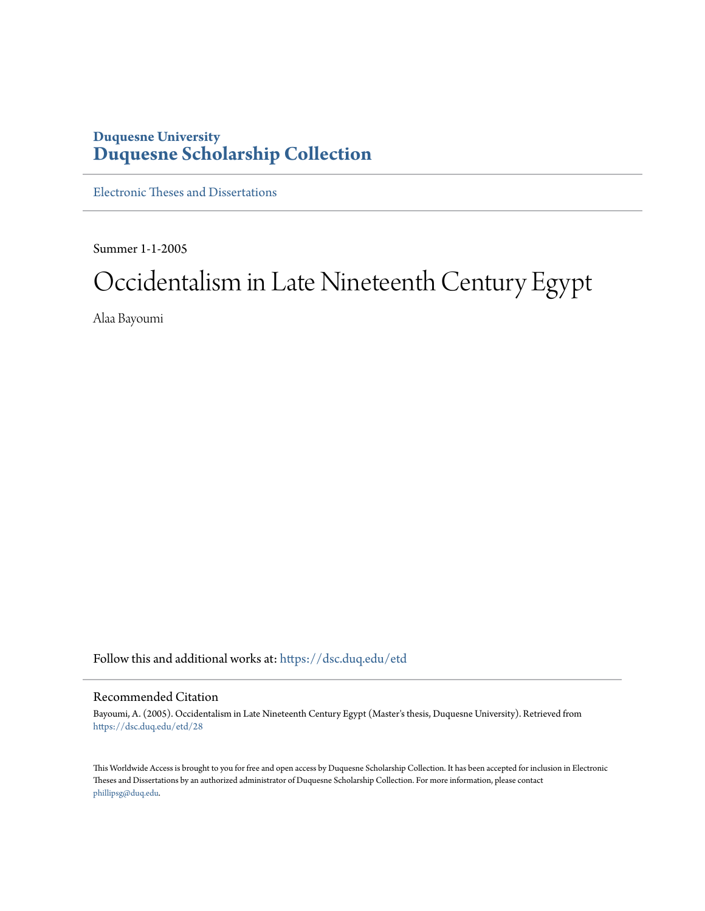**Duquesne University**
**Duquesne Scholarship Collection**

Electronic Theses and Dissertations

Summer 1-1-2005

# Occidentalism in Late Nineteenth Century Egypt

Alaa Bayoumi

Follow this and additional works at: https://dsc.duq.edu/etd

## Recommended Citation

Bayoumi, A. (2005). Occidentalism in Late Nineteenth Century Egypt (Master's thesis, Duquesne University). Retrieved from https://dsc.duq.edu/etd/28

This Worldwide Access is brought to you for free and open access by Duquesne Scholarship Collection. It has been accepted for inclusion in Electronic Theses and Dissertations by an authorized administrator of Duquesne Scholarship Collection. For more information, please contact phillipsg@duq.edu.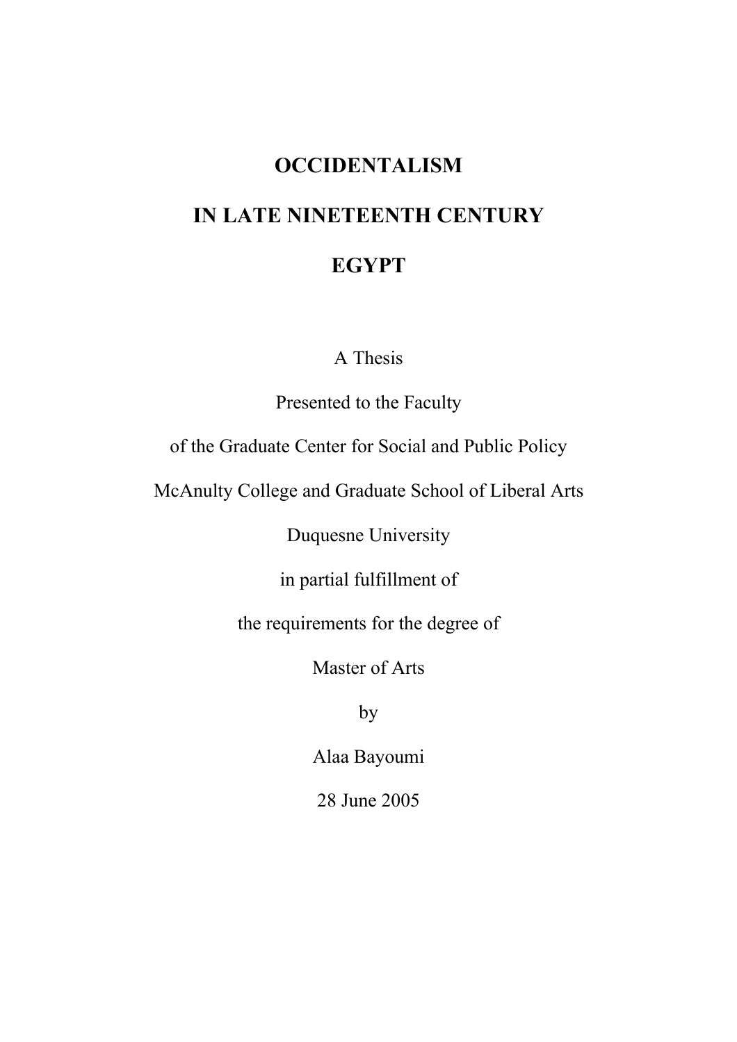# OCCIDENTALISM

# IN LATE NINETEENTH CENTURY

# EGYPT

A Thesis

Presented to the Faculty

of the Graduate Center for Social and Public Policy

McAnulty College and Graduate School of Liberal Arts

Duquesne University

in partial fulfillment of

the requirements for the degree of

Master of Arts

by

Alaa Bayoumi

28 June 2005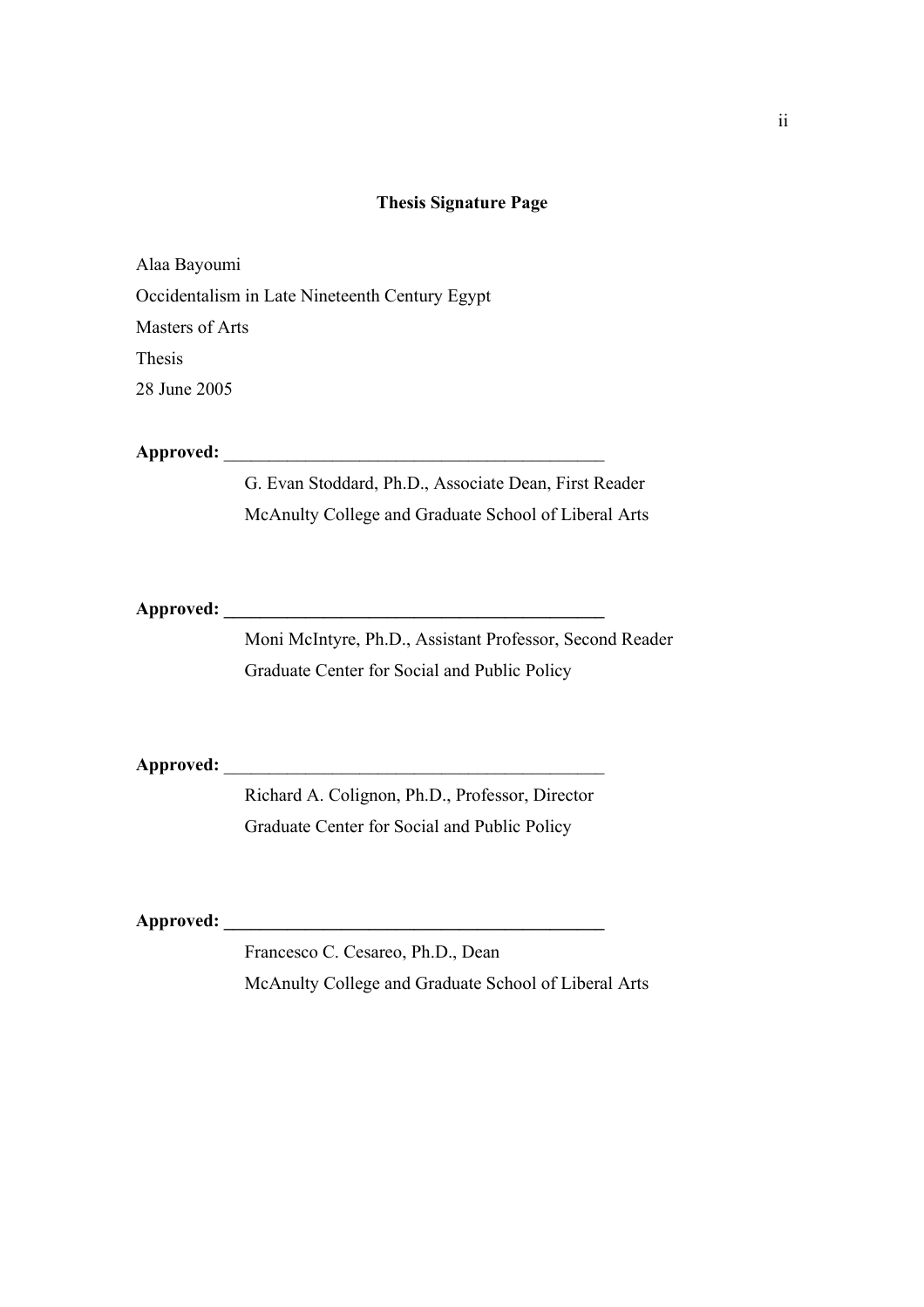**Thesis Signature Page**

Alaa Bayoumi

Occidentalism in Late Nineteenth Century Egypt

Masters of Arts

Thesis

28 June 2005

**Approved:** ___________________________________________

G. Evan Stoddard, Ph.D., Associate Dean, First Reader

McAnulty College and Graduate School of Liberal Arts

**Approved:** ___________________________________________

Moni McIntyre, Ph.D., Assistant Professor, Second Reader

Graduate Center for Social and Public Policy

**Approved:** ___________________________________________

Richard A. Colignon, Ph.D., Professor, Director

Graduate Center for Social and Public Policy

**Approved:** ___________________________________________

Francesco C. Cesareo, Ph.D., Dean

McAnulty College and Graduate School of Liberal Arts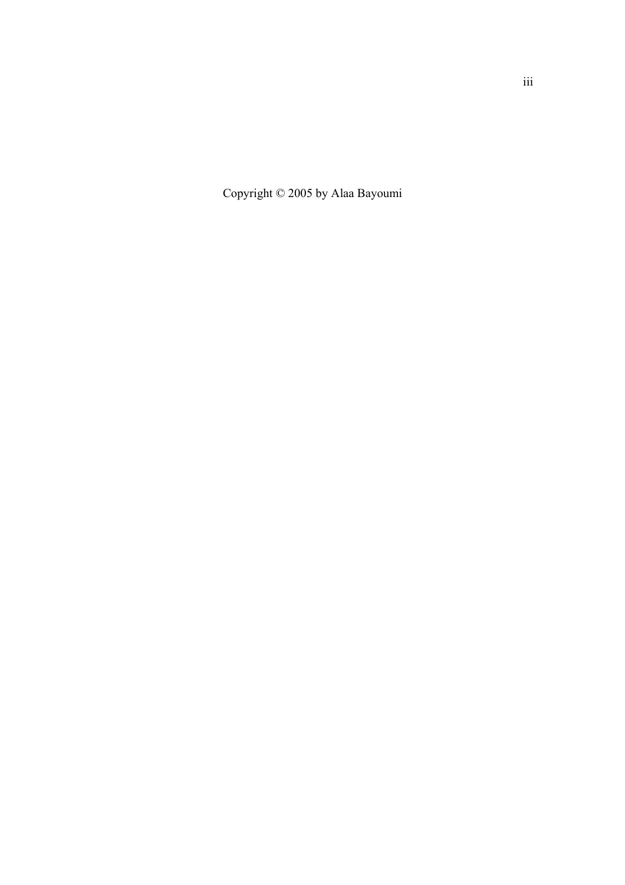Copyright © 2005 by Alaa Bayoumi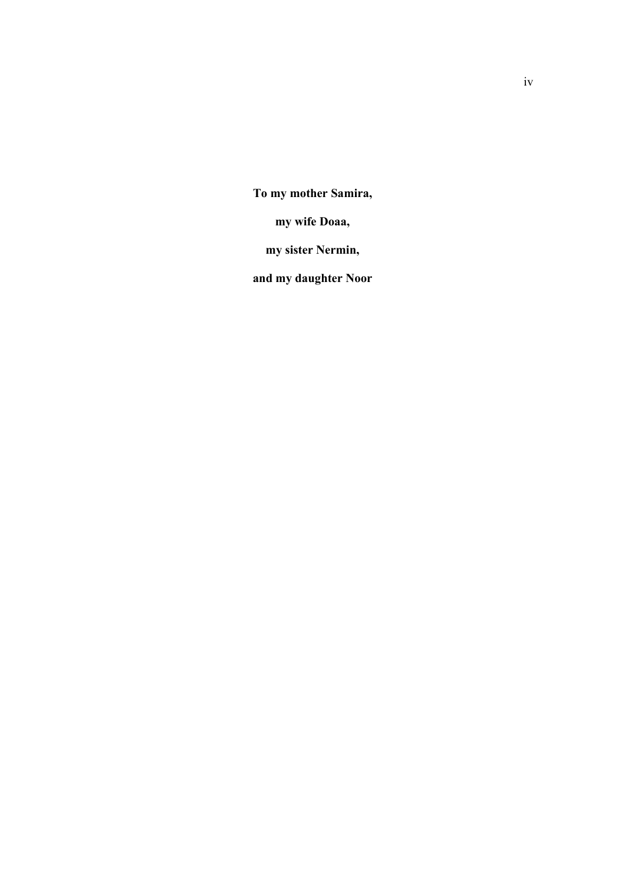**To my mother Samira,**

**my wife Doaa,**

**my sister Nermin,**

**and my daughter Noor**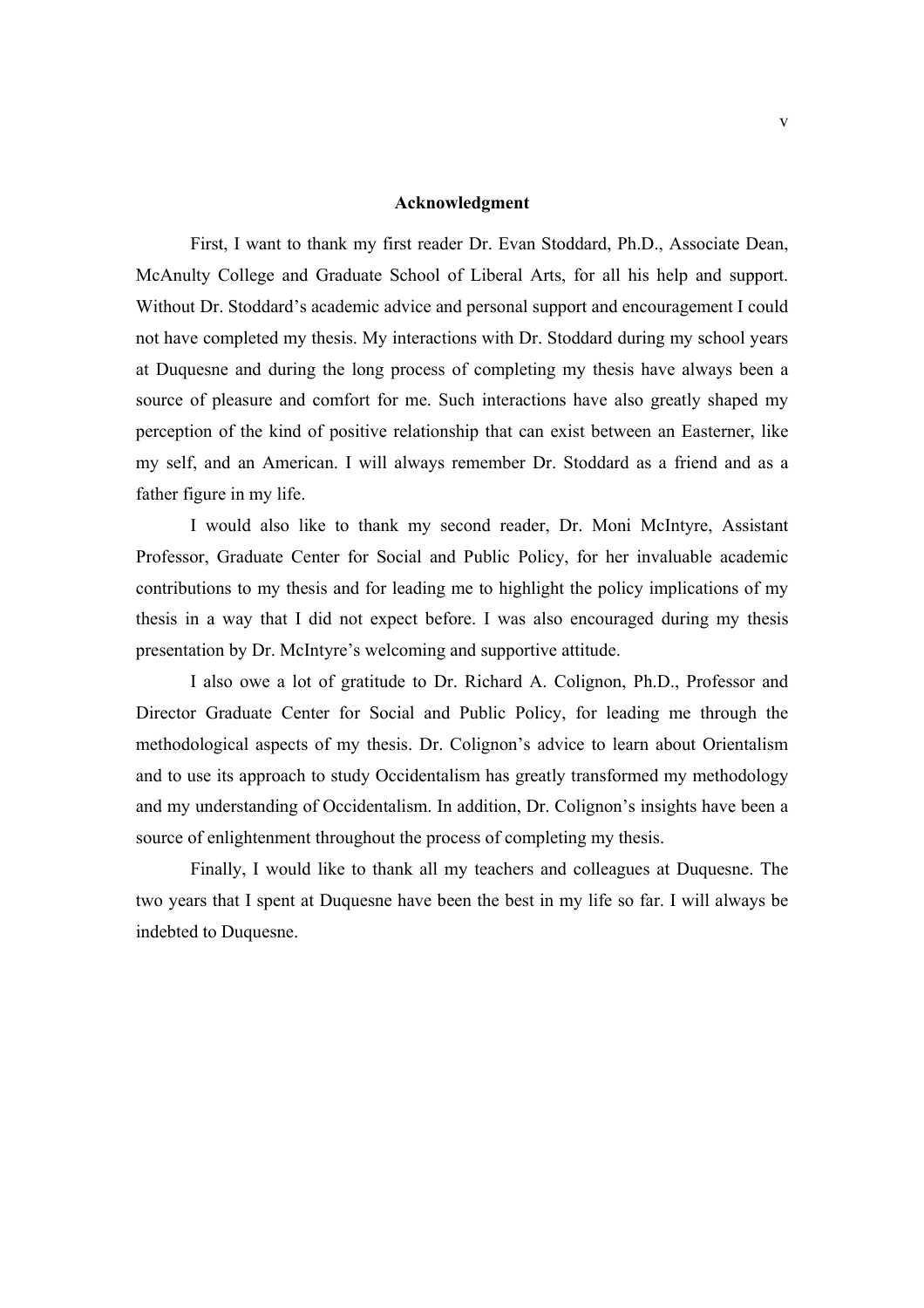## Acknowledgment

First, I want to thank my first reader Dr. Evan Stoddard, Ph.D., Associate Dean, McAnulty College and Graduate School of Liberal Arts, for all his help and support. Without Dr. Stoddard's academic advice and personal support and encouragement I could not have completed my thesis. My interactions with Dr. Stoddard during my school years at Duquesne and during the long process of completing my thesis have always been a source of pleasure and comfort for me. Such interactions have also greatly shaped my perception of the kind of positive relationship that can exist between an Easterner, like my self, and an American. I will always remember Dr. Stoddard as a friend and as a father figure in my life.

I would also like to thank my second reader, Dr. Moni McIntyre, Assistant Professor, Graduate Center for Social and Public Policy, for her invaluable academic contributions to my thesis and for leading me to highlight the policy implications of my thesis in a way that I did not expect before. I was also encouraged during my thesis presentation by Dr. McIntyre's welcoming and supportive attitude.

I also owe a lot of gratitude to Dr. Richard A. Colignon, Ph.D., Professor and Director Graduate Center for Social and Public Policy, for leading me through the methodological aspects of my thesis. Dr. Colignon's advice to learn about Orientalism and to use its approach to study Occidentalism has greatly transformed my methodology and my understanding of Occidentalism. In addition, Dr. Colignon's insights have been a source of enlightenment throughout the process of completing my thesis.

Finally, I would like to thank all my teachers and colleagues at Duquesne. The two years that I spent at Duquesne have been the best in my life so far. I will always be indebted to Duquesne.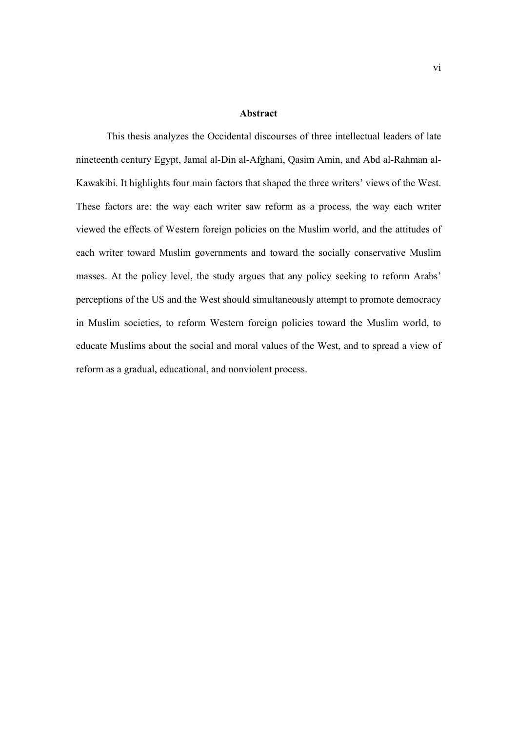# Abstract

This thesis analyzes the Occidental discourses of three intellectual leaders of late nineteenth century Egypt, Jamal al-Din al-Afghani, Qasim Amin, and Abd al-Rahman al-Kawakibi. It highlights four main factors that shaped the three writers' views of the West. These factors are: the way each writer saw reform as a process, the way each writer viewed the effects of Western foreign policies on the Muslim world, and the attitudes of each writer toward Muslim governments and toward the socially conservative Muslim masses. At the policy level, the study argues that any policy seeking to reform Arabs' perceptions of the US and the West should simultaneously attempt to promote democracy in Muslim societies, to reform Western foreign policies toward the Muslim world, to educate Muslims about the social and moral values of the West, and to spread a view of reform as a gradual, educational, and nonviolent process.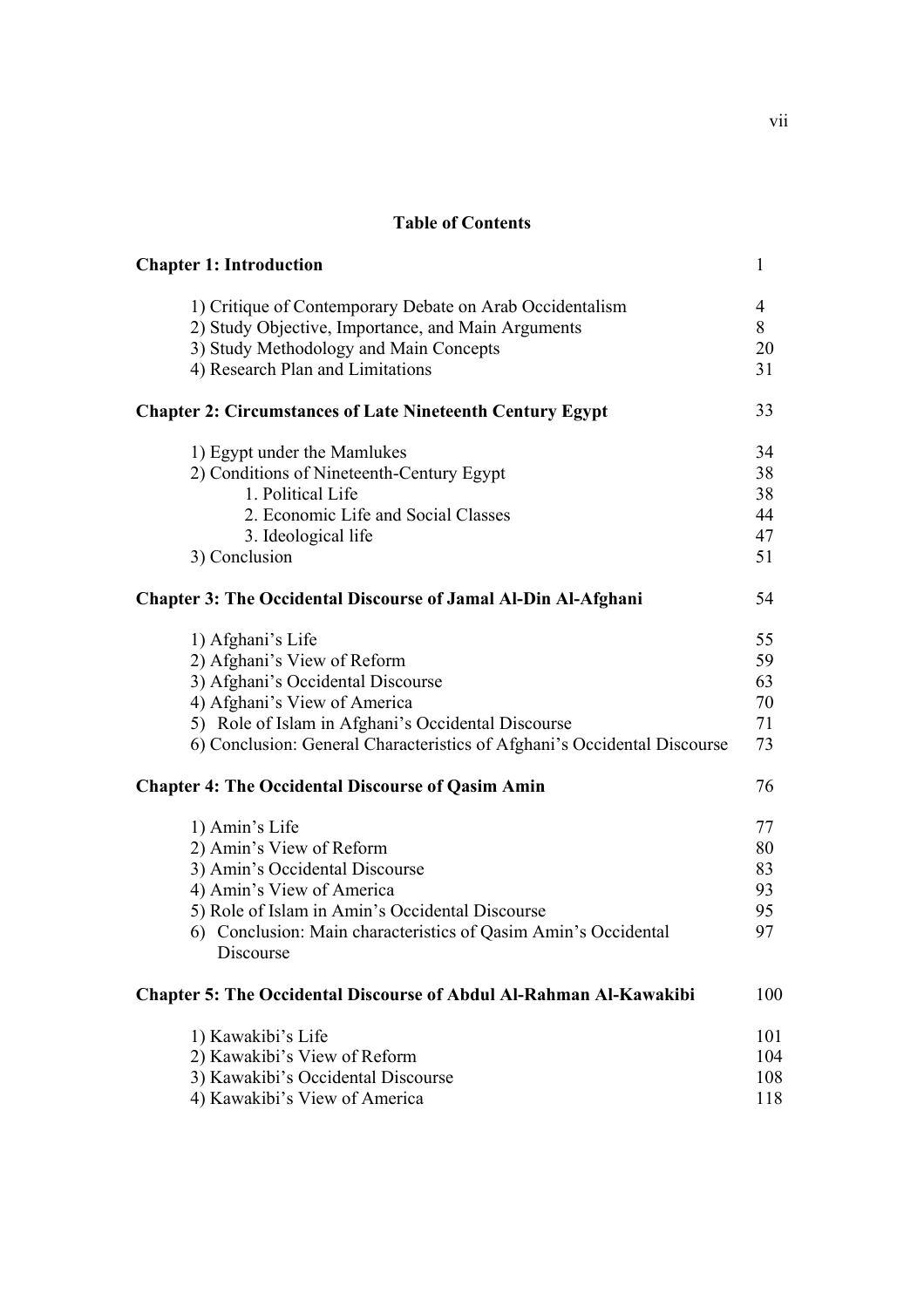## Table of Contents

| | |
|---|---|
| **Chapter 1: Introduction** | 1 |
| 1) Critique of Contemporary Debate on Arab Occidentalism | 4 |
| 2) Study Objective, Importance, and Main Arguments | 8 |
| 3) Study Methodology and Main Concepts | 20 |
| 4) Research Plan and Limitations | 31 |
| **Chapter 2: Circumstances of Late Nineteenth Century Egypt** | 33 |
| 1) Egypt under the Mamlukes | 34 |
| 2) Conditions of Nineteenth-Century Egypt | 38 |
| 1. Political Life | 38 |
| 2. Economic Life and Social Classes | 44 |
| 3. Ideological life | 47 |
| 3) Conclusion | 51 |
| **Chapter 3: The Occidental Discourse of Jamal Al-Din Al-Afghani** | 54 |
| 1) Afghani's Life | 55 |
| 2) Afghani's View of Reform | 59 |
| 3) Afghani's Occidental Discourse | 63 |
| 4) Afghani's View of America | 70 |
| 5) Role of Islam in Afghani's Occidental Discourse | 71 |
| 6) Conclusion: General Characteristics of Afghani's Occidental Discourse | 73 |
| **Chapter 4: The Occidental Discourse of Qasim Amin** | 76 |
| 1) Amin's Life | 77 |
| 2) Amin's View of Reform | 80 |
| 3) Amin's Occidental Discourse | 83 |
| 4) Amin's View of America | 93 |
| 5) Role of Islam in Amin's Occidental Discourse | 95 |
| 6) Conclusion: Main characteristics of Qasim Amin's Occidental Discourse | 97 |
| **Chapter 5: The Occidental Discourse of Abdul Al-Rahman Al-Kawakibi** | 100 |
| 1) Kawakibi's Life | 101 |
| 2) Kawakibi's View of Reform | 104 |
| 3) Kawakibi's Occidental Discourse | 108 |
| 4) Kawakibi's View of America | 118 |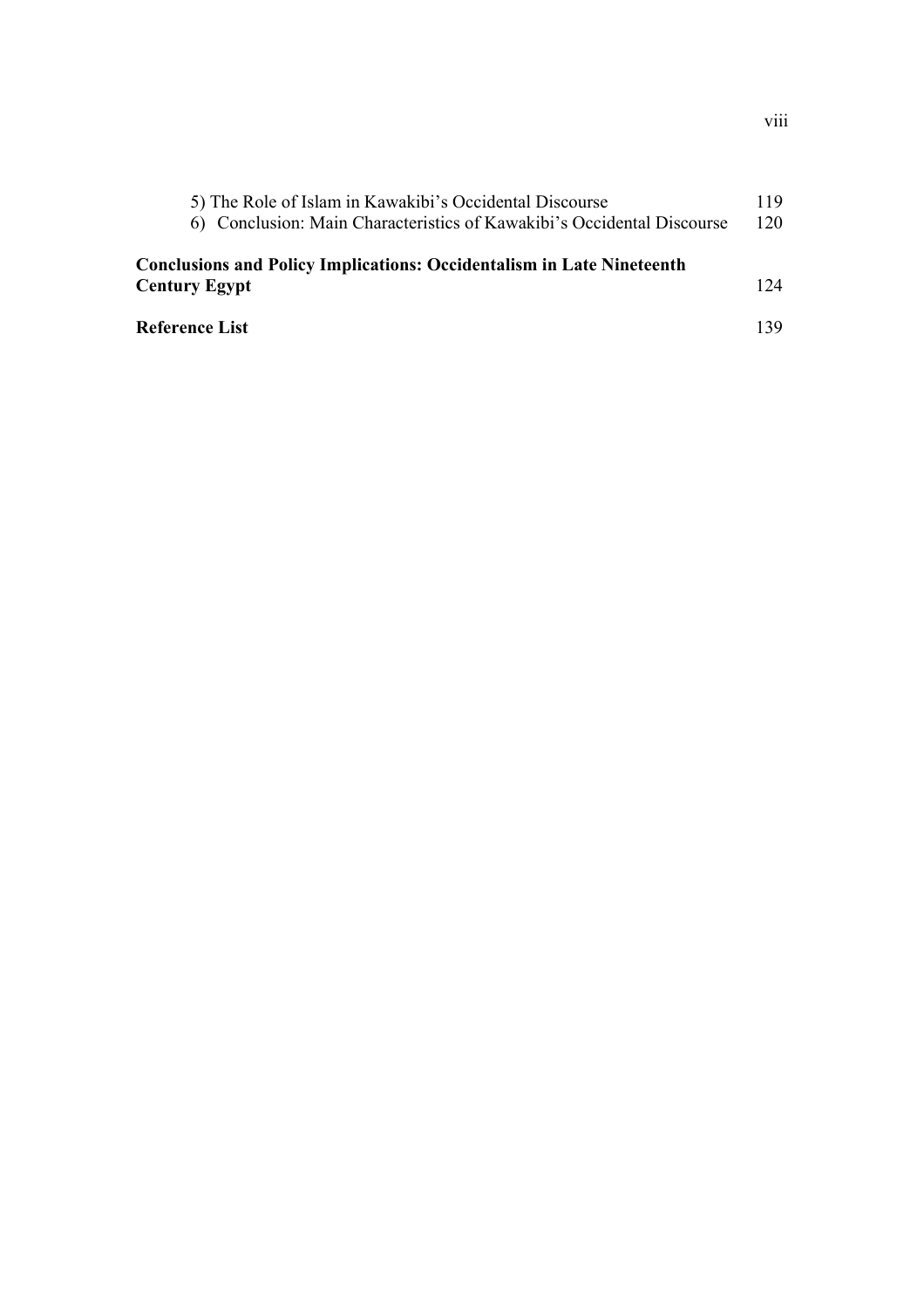5) The Role of Islam in Kawakibi's Occidental Discourse 119

6) Conclusion: Main Characteristics of Kawakibi's Occidental Discourse 120

**Conclusions and Policy Implications: Occidentalism in Late Nineteenth Century Egypt** 124

**Reference List** 139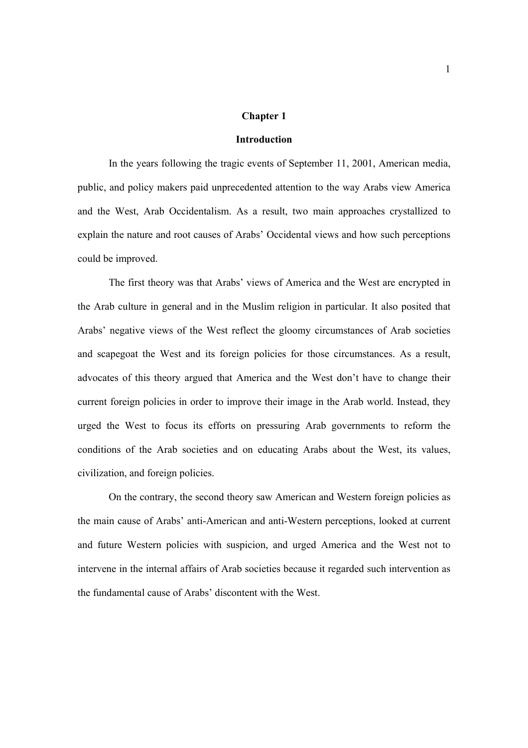# Chapter 1

## Introduction

In the years following the tragic events of September 11, 2001, American media, public, and policy makers paid unprecedented attention to the way Arabs view America and the West, Arab Occidentalism. As a result, two main approaches crystallized to explain the nature and root causes of Arabs' Occidental views and how such perceptions could be improved.

The first theory was that Arabs' views of America and the West are encrypted in the Arab culture in general and in the Muslim religion in particular. It also posited that Arabs' negative views of the West reflect the gloomy circumstances of Arab societies and scapegoat the West and its foreign policies for those circumstances. As a result, advocates of this theory argued that America and the West don't have to change their current foreign policies in order to improve their image in the Arab world. Instead, they urged the West to focus its efforts on pressuring Arab governments to reform the conditions of the Arab societies and on educating Arabs about the West, its values, civilization, and foreign policies.

On the contrary, the second theory saw American and Western foreign policies as the main cause of Arabs' anti-American and anti-Western perceptions, looked at current and future Western policies with suspicion, and urged America and the West not to intervene in the internal affairs of Arab societies because it regarded such intervention as the fundamental cause of Arabs' discontent with the West.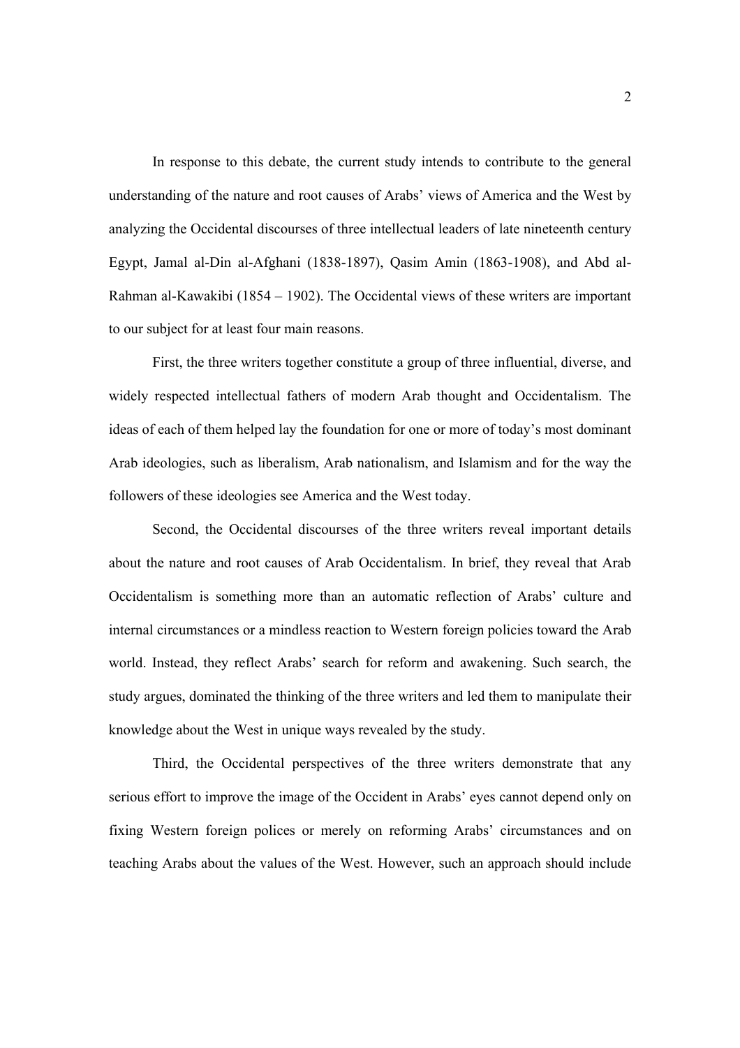In response to this debate, the current study intends to contribute to the general understanding of the nature and root causes of Arabs' views of America and the West by analyzing the Occidental discourses of three intellectual leaders of late nineteenth century Egypt, Jamal al-Din al-Afghani (1838-1897), Qasim Amin (1863-1908), and Abd al-Rahman al-Kawakibi (1854 – 1902). The Occidental views of these writers are important to our subject for at least four main reasons.

First, the three writers together constitute a group of three influential, diverse, and widely respected intellectual fathers of modern Arab thought and Occidentalism. The ideas of each of them helped lay the foundation for one or more of today's most dominant Arab ideologies, such as liberalism, Arab nationalism, and Islamism and for the way the followers of these ideologies see America and the West today.

Second, the Occidental discourses of the three writers reveal important details about the nature and root causes of Arab Occidentalism. In brief, they reveal that Arab Occidentalism is something more than an automatic reflection of Arabs' culture and internal circumstances or a mindless reaction to Western foreign policies toward the Arab world. Instead, they reflect Arabs' search for reform and awakening. Such search, the study argues, dominated the thinking of the three writers and led them to manipulate their knowledge about the West in unique ways revealed by the study.

Third, the Occidental perspectives of the three writers demonstrate that any serious effort to improve the image of the Occident in Arabs' eyes cannot depend only on fixing Western foreign polices or merely on reforming Arabs' circumstances and on teaching Arabs about the values of the West. However, such an approach should include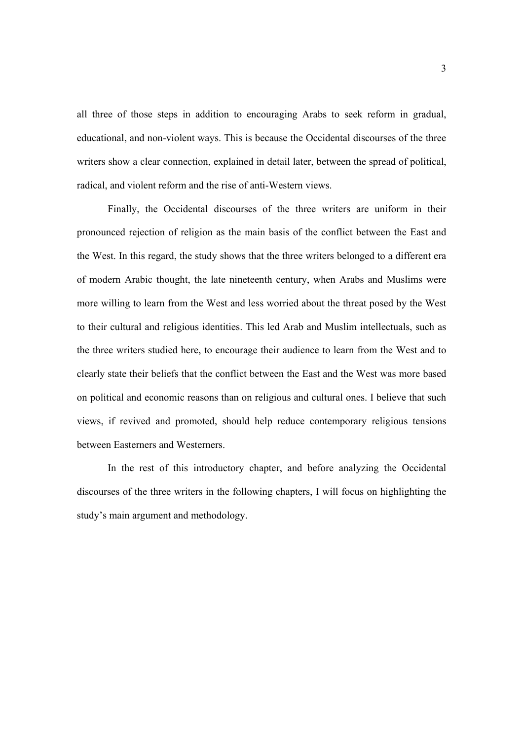all three of those steps in addition to encouraging Arabs to seek reform in gradual, educational, and non-violent ways. This is because the Occidental discourses of the three writers show a clear connection, explained in detail later, between the spread of political, radical, and violent reform and the rise of anti-Western views.

Finally, the Occidental discourses of the three writers are uniform in their pronounced rejection of religion as the main basis of the conflict between the East and the West. In this regard, the study shows that the three writers belonged to a different era of modern Arabic thought, the late nineteenth century, when Arabs and Muslims were more willing to learn from the West and less worried about the threat posed by the West to their cultural and religious identities. This led Arab and Muslim intellectuals, such as the three writers studied here, to encourage their audience to learn from the West and to clearly state their beliefs that the conflict between the East and the West was more based on political and economic reasons than on religious and cultural ones. I believe that such views, if revived and promoted, should help reduce contemporary religious tensions between Easterners and Westerners.

In the rest of this introductory chapter, and before analyzing the Occidental discourses of the three writers in the following chapters, I will focus on highlighting the study's main argument and methodology.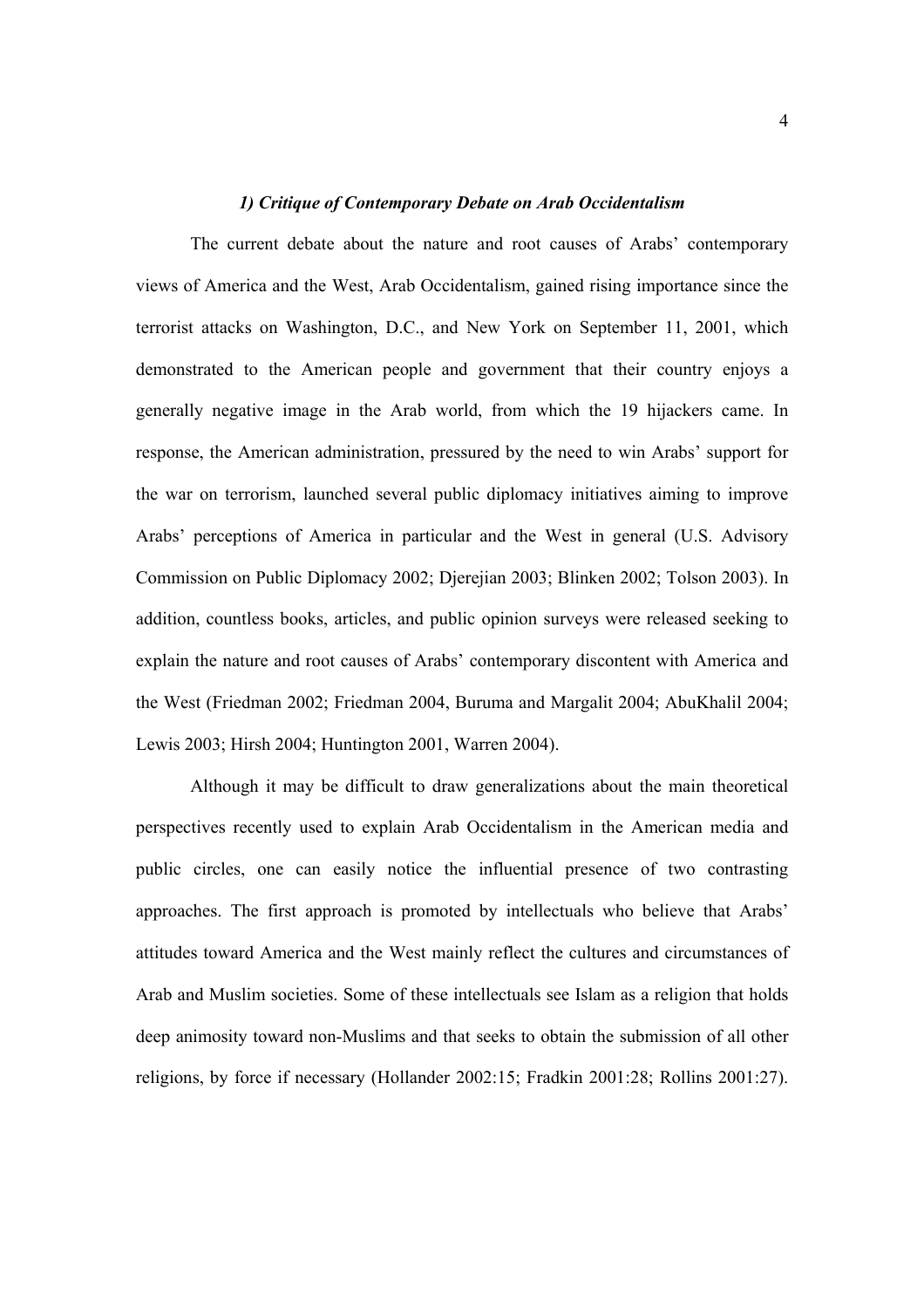### *1) Critique of Contemporary Debate on Arab Occidentalism*

The current debate about the nature and root causes of Arabs' contemporary views of America and the West, Arab Occidentalism, gained rising importance since the terrorist attacks on Washington, D.C., and New York on September 11, 2001, which demonstrated to the American people and government that their country enjoys a generally negative image in the Arab world, from which the 19 hijackers came. In response, the American administration, pressured by the need to win Arabs' support for the war on terrorism, launched several public diplomacy initiatives aiming to improve Arabs' perceptions of America in particular and the West in general (U.S. Advisory Commission on Public Diplomacy 2002; Djerejian 2003; Blinken 2002; Tolson 2003). In addition, countless books, articles, and public opinion surveys were released seeking to explain the nature and root causes of Arabs' contemporary discontent with America and the West (Friedman 2002; Friedman 2004, Buruma and Margalit 2004; AbuKhalil 2004; Lewis 2003; Hirsh 2004; Huntington 2001, Warren 2004).

Although it may be difficult to draw generalizations about the main theoretical perspectives recently used to explain Arab Occidentalism in the American media and public circles, one can easily notice the influential presence of two contrasting approaches. The first approach is promoted by intellectuals who believe that Arabs' attitudes toward America and the West mainly reflect the cultures and circumstances of Arab and Muslim societies. Some of these intellectuals see Islam as a religion that holds deep animosity toward non-Muslims and that seeks to obtain the submission of all other religions, by force if necessary (Hollander 2002:15; Fradkin 2001:28; Rollins 2001:27).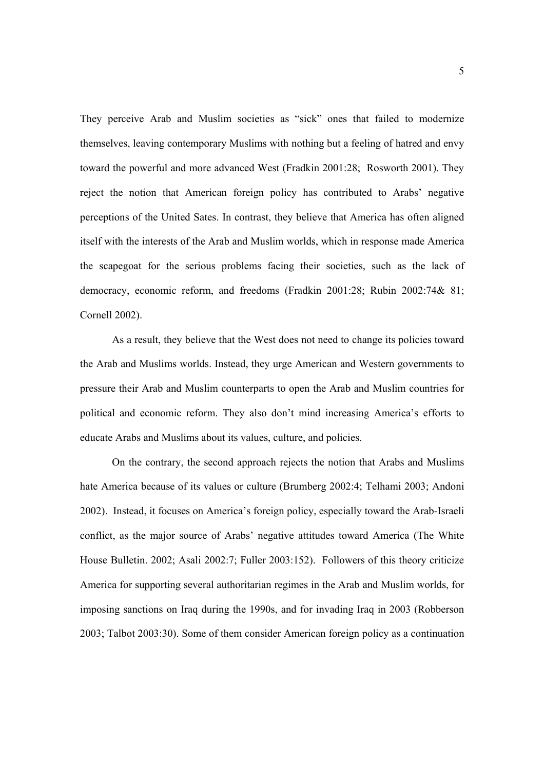They perceive Arab and Muslim societies as "sick" ones that failed to modernize themselves, leaving contemporary Muslims with nothing but a feeling of hatred and envy toward the powerful and more advanced West (Fradkin 2001:28; Rosworth 2001). They reject the notion that American foreign policy has contributed to Arabs' negative perceptions of the United Sates. In contrast, they believe that America has often aligned itself with the interests of the Arab and Muslim worlds, which in response made America the scapegoat for the serious problems facing their societies, such as the lack of democracy, economic reform, and freedoms (Fradkin 2001:28; Rubin 2002:74& 81; Cornell 2002).

As a result, they believe that the West does not need to change its policies toward the Arab and Muslims worlds. Instead, they urge American and Western governments to pressure their Arab and Muslim counterparts to open the Arab and Muslim countries for political and economic reform. They also don't mind increasing America's efforts to educate Arabs and Muslims about its values, culture, and policies.

On the contrary, the second approach rejects the notion that Arabs and Muslims hate America because of its values or culture (Brumberg 2002:4; Telhami 2003; Andoni 2002). Instead, it focuses on America's foreign policy, especially toward the Arab-Israeli conflict, as the major source of Arabs' negative attitudes toward America (The White House Bulletin. 2002; Asali 2002:7; Fuller 2003:152). Followers of this theory criticize America for supporting several authoritarian regimes in the Arab and Muslim worlds, for imposing sanctions on Iraq during the 1990s, and for invading Iraq in 2003 (Robberson 2003; Talbot 2003:30). Some of them consider American foreign policy as a continuation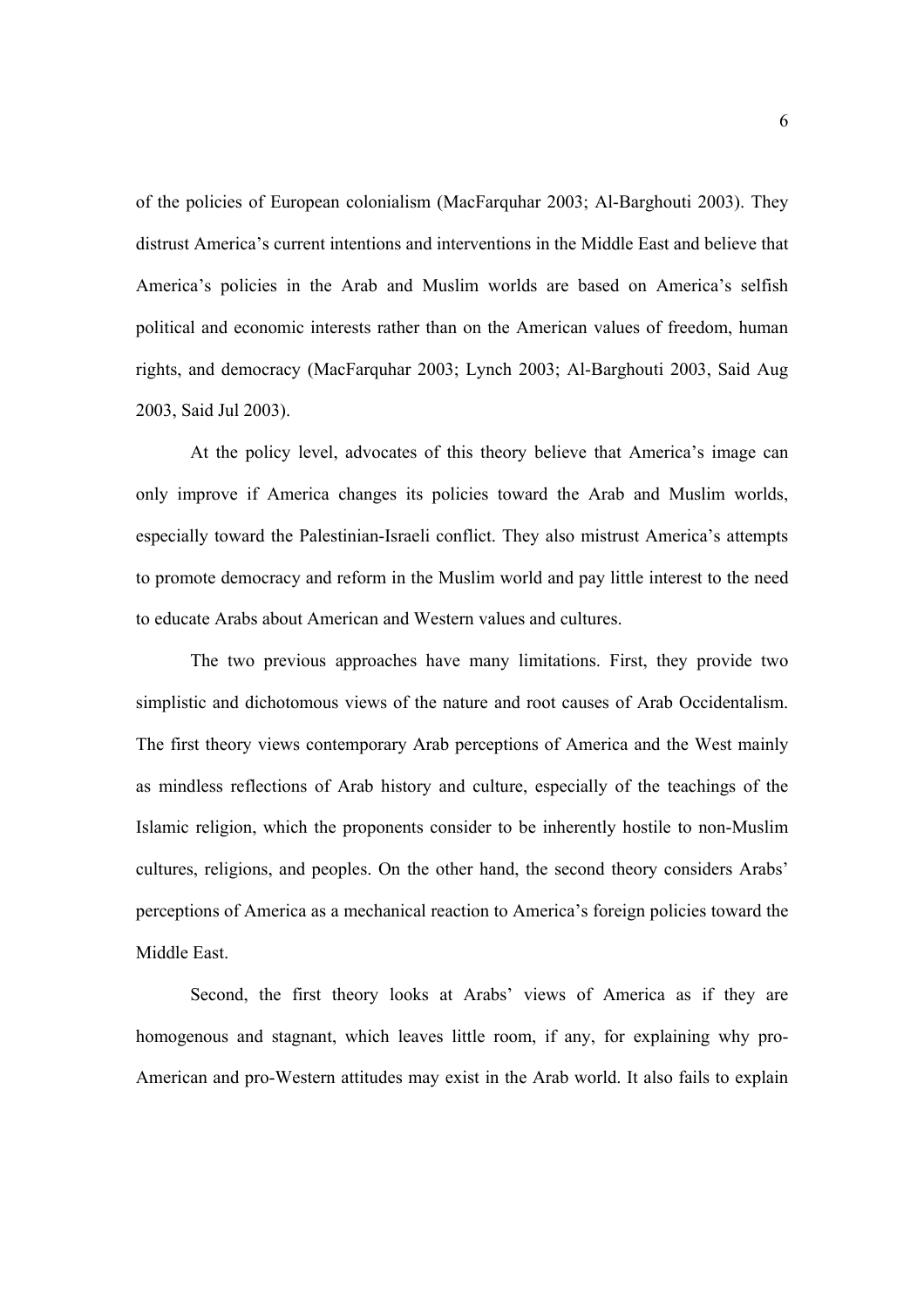of the policies of European colonialism (MacFarquhar 2003; Al-Barghouti 2003). They distrust America's current intentions and interventions in the Middle East and believe that America's policies in the Arab and Muslim worlds are based on America's selfish political and economic interests rather than on the American values of freedom, human rights, and democracy (MacFarquhar 2003; Lynch 2003; Al-Barghouti 2003, Said Aug 2003, Said Jul 2003).

At the policy level, advocates of this theory believe that America's image can only improve if America changes its policies toward the Arab and Muslim worlds, especially toward the Palestinian-Israeli conflict. They also mistrust America's attempts to promote democracy and reform in the Muslim world and pay little interest to the need to educate Arabs about American and Western values and cultures.

The two previous approaches have many limitations. First, they provide two simplistic and dichotomous views of the nature and root causes of Arab Occidentalism. The first theory views contemporary Arab perceptions of America and the West mainly as mindless reflections of Arab history and culture, especially of the teachings of the Islamic religion, which the proponents consider to be inherently hostile to non-Muslim cultures, religions, and peoples. On the other hand, the second theory considers Arabs' perceptions of America as a mechanical reaction to America's foreign policies toward the Middle East.

Second, the first theory looks at Arabs' views of America as if they are homogenous and stagnant, which leaves little room, if any, for explaining why pro-American and pro-Western attitudes may exist in the Arab world. It also fails to explain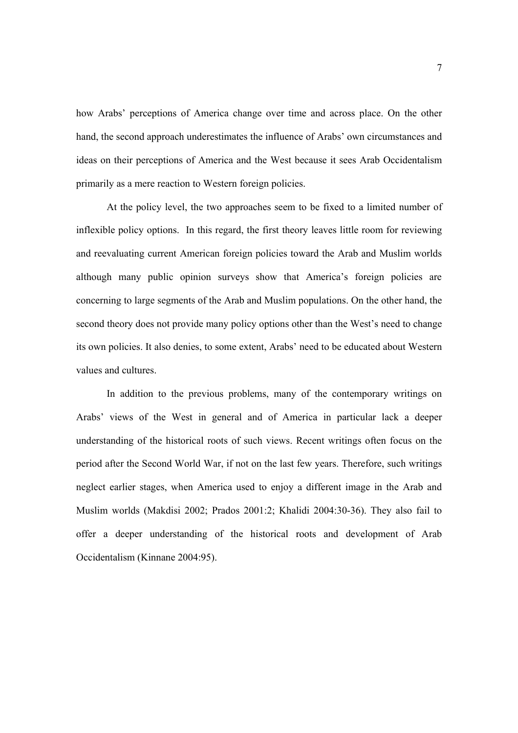how Arabs' perceptions of America change over time and across place. On the other hand, the second approach underestimates the influence of Arabs' own circumstances and ideas on their perceptions of America and the West because it sees Arab Occidentalism primarily as a mere reaction to Western foreign policies.

At the policy level, the two approaches seem to be fixed to a limited number of inflexible policy options. In this regard, the first theory leaves little room for reviewing and reevaluating current American foreign policies toward the Arab and Muslim worlds although many public opinion surveys show that America's foreign policies are concerning to large segments of the Arab and Muslim populations. On the other hand, the second theory does not provide many policy options other than the West's need to change its own policies. It also denies, to some extent, Arabs' need to be educated about Western values and cultures.

In addition to the previous problems, many of the contemporary writings on Arabs' views of the West in general and of America in particular lack a deeper understanding of the historical roots of such views. Recent writings often focus on the period after the Second World War, if not on the last few years. Therefore, such writings neglect earlier stages, when America used to enjoy a different image in the Arab and Muslim worlds (Makdisi 2002; Prados 2001:2; Khalidi 2004:30-36). They also fail to offer a deeper understanding of the historical roots and development of Arab Occidentalism (Kinnane 2004:95).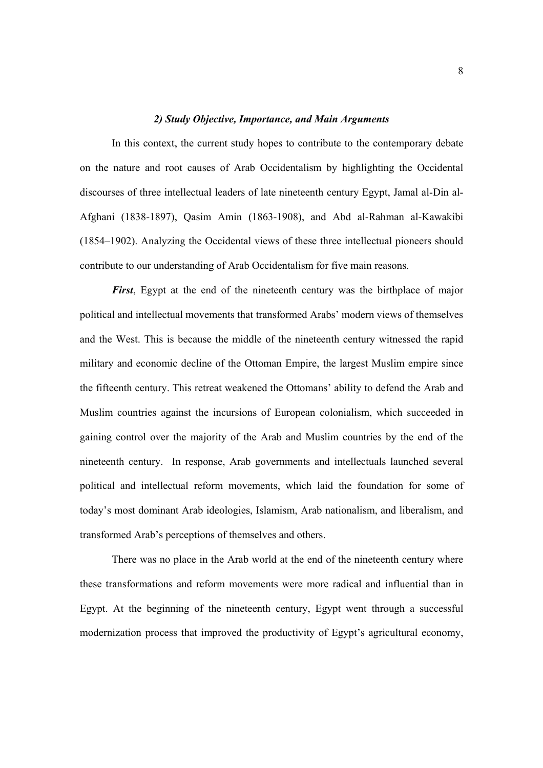### *2) Study Objective, Importance, and Main Arguments*

In this context, the current study hopes to contribute to the contemporary debate on the nature and root causes of Arab Occidentalism by highlighting the Occidental discourses of three intellectual leaders of late nineteenth century Egypt, Jamal al-Din al-Afghani (1838-1897), Qasim Amin (1863-1908), and Abd al-Rahman al-Kawakibi (1854–1902). Analyzing the Occidental views of these three intellectual pioneers should contribute to our understanding of Arab Occidentalism for five main reasons.

***First***, Egypt at the end of the nineteenth century was the birthplace of major political and intellectual movements that transformed Arabs' modern views of themselves and the West. This is because the middle of the nineteenth century witnessed the rapid military and economic decline of the Ottoman Empire, the largest Muslim empire since the fifteenth century. This retreat weakened the Ottomans' ability to defend the Arab and Muslim countries against the incursions of European colonialism, which succeeded in gaining control over the majority of the Arab and Muslim countries by the end of the nineteenth century. In response, Arab governments and intellectuals launched several political and intellectual reform movements, which laid the foundation for some of today's most dominant Arab ideologies, Islamism, Arab nationalism, and liberalism, and transformed Arab's perceptions of themselves and others.

There was no place in the Arab world at the end of the nineteenth century where these transformations and reform movements were more radical and influential than in Egypt. At the beginning of the nineteenth century, Egypt went through a successful modernization process that improved the productivity of Egypt's agricultural economy,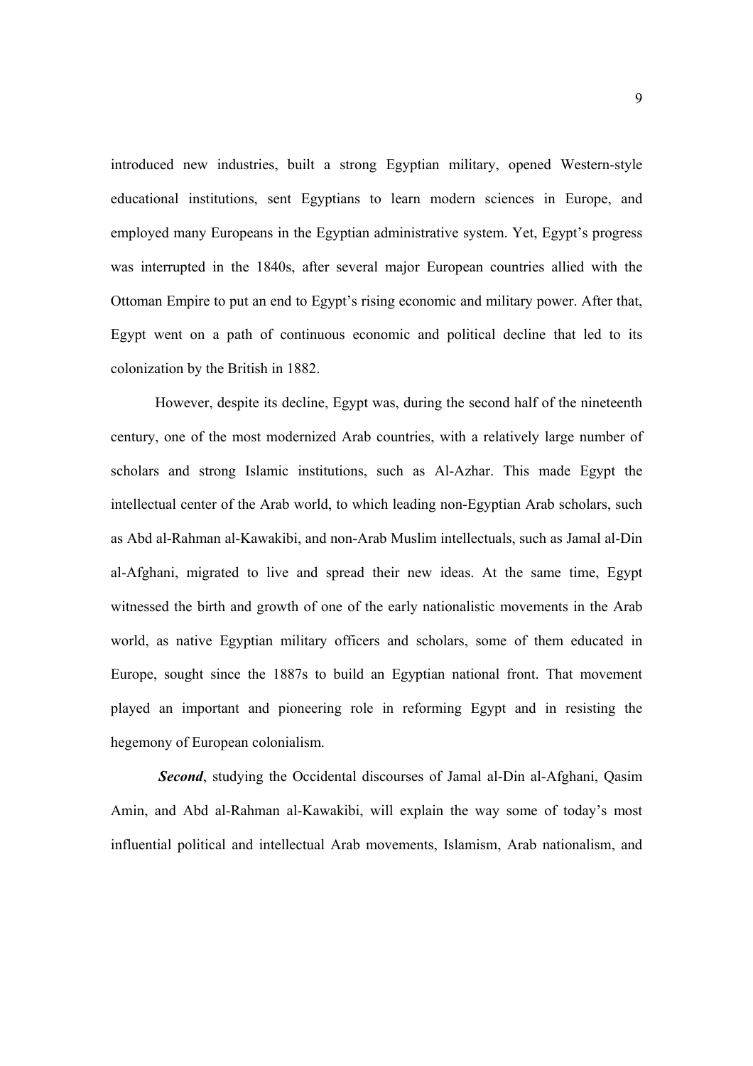introduced new industries, built a strong Egyptian military, opened Western-style educational institutions, sent Egyptians to learn modern sciences in Europe, and employed many Europeans in the Egyptian administrative system. Yet, Egypt's progress was interrupted in the 1840s, after several major European countries allied with the Ottoman Empire to put an end to Egypt's rising economic and military power. After that, Egypt went on a path of continuous economic and political decline that led to its colonization by the British in 1882.

However, despite its decline, Egypt was, during the second half of the nineteenth century, one of the most modernized Arab countries, with a relatively large number of scholars and strong Islamic institutions, such as Al-Azhar. This made Egypt the intellectual center of the Arab world, to which leading non-Egyptian Arab scholars, such as Abd al-Rahman al-Kawakibi, and non-Arab Muslim intellectuals, such as Jamal al-Din al-Afghani, migrated to live and spread their new ideas. At the same time, Egypt witnessed the birth and growth of one of the early nationalistic movements in the Arab world, as native Egyptian military officers and scholars, some of them educated in Europe, sought since the 1887s to build an Egyptian national front. That movement played an important and pioneering role in reforming Egypt and in resisting the hegemony of European colonialism.

***Second***, studying the Occidental discourses of Jamal al-Din al-Afghani, Qasim Amin, and Abd al-Rahman al-Kawakibi, will explain the way some of today's most influential political and intellectual Arab movements, Islamism, Arab nationalism, and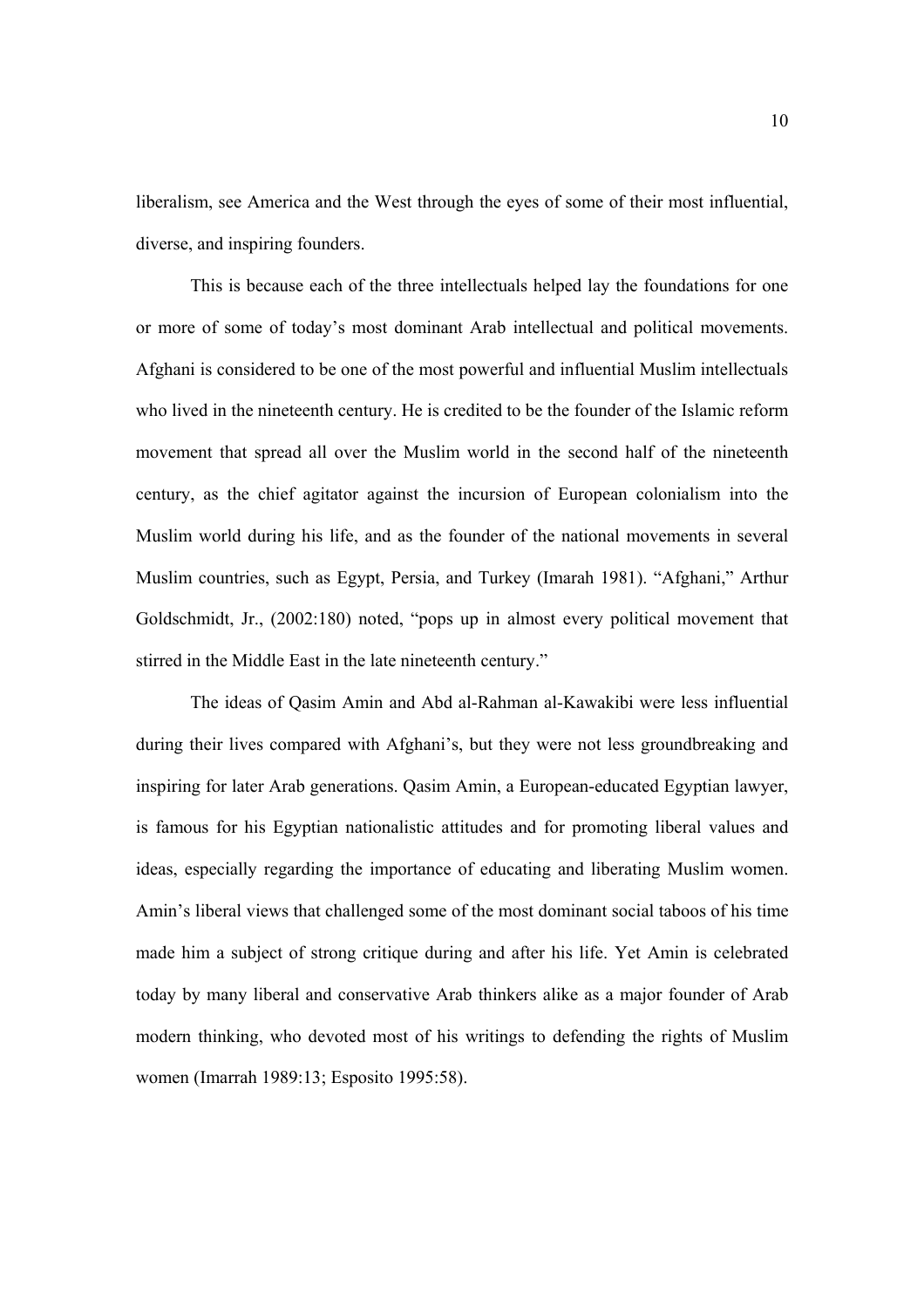liberalism, see America and the West through the eyes of some of their most influential, diverse, and inspiring founders.

This is because each of the three intellectuals helped lay the foundations for one or more of some of today's most dominant Arab intellectual and political movements. Afghani is considered to be one of the most powerful and influential Muslim intellectuals who lived in the nineteenth century. He is credited to be the founder of the Islamic reform movement that spread all over the Muslim world in the second half of the nineteenth century, as the chief agitator against the incursion of European colonialism into the Muslim world during his life, and as the founder of the national movements in several Muslim countries, such as Egypt, Persia, and Turkey (Imarah 1981). "Afghani," Arthur Goldschmidt, Jr., (2002:180) noted, "pops up in almost every political movement that stirred in the Middle East in the late nineteenth century."

The ideas of Qasim Amin and Abd al-Rahman al-Kawakibi were less influential during their lives compared with Afghani's, but they were not less groundbreaking and inspiring for later Arab generations. Qasim Amin, a European-educated Egyptian lawyer, is famous for his Egyptian nationalistic attitudes and for promoting liberal values and ideas, especially regarding the importance of educating and liberating Muslim women. Amin's liberal views that challenged some of the most dominant social taboos of his time made him a subject of strong critique during and after his life. Yet Amin is celebrated today by many liberal and conservative Arab thinkers alike as a major founder of Arab modern thinking, who devoted most of his writings to defending the rights of Muslim women (Imarrah 1989:13; Esposito 1995:58).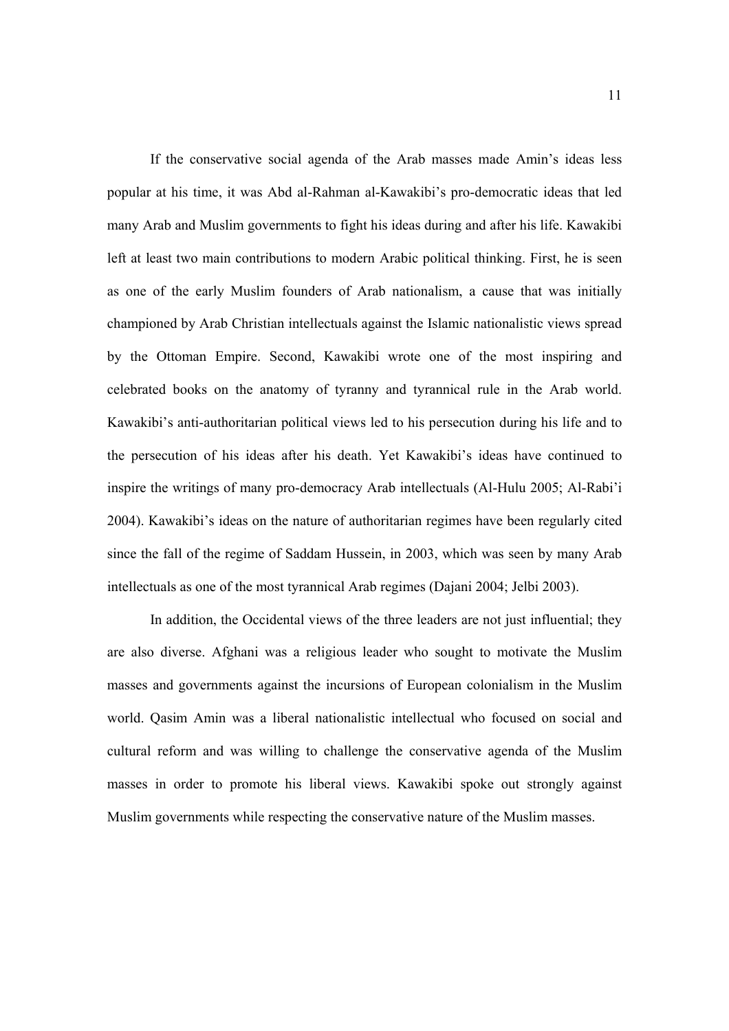If the conservative social agenda of the Arab masses made Amin's ideas less popular at his time, it was Abd al-Rahman al-Kawakibi's pro-democratic ideas that led many Arab and Muslim governments to fight his ideas during and after his life. Kawakibi left at least two main contributions to modern Arabic political thinking. First, he is seen as one of the early Muslim founders of Arab nationalism, a cause that was initially championed by Arab Christian intellectuals against the Islamic nationalistic views spread by the Ottoman Empire. Second, Kawakibi wrote one of the most inspiring and celebrated books on the anatomy of tyranny and tyrannical rule in the Arab world. Kawakibi's anti-authoritarian political views led to his persecution during his life and to the persecution of his ideas after his death. Yet Kawakibi's ideas have continued to inspire the writings of many pro-democracy Arab intellectuals (Al-Hulu 2005; Al-Rabi'i 2004). Kawakibi's ideas on the nature of authoritarian regimes have been regularly cited since the fall of the regime of Saddam Hussein, in 2003, which was seen by many Arab intellectuals as one of the most tyrannical Arab regimes (Dajani 2004; Jelbi 2003).

In addition, the Occidental views of the three leaders are not just influential; they are also diverse. Afghani was a religious leader who sought to motivate the Muslim masses and governments against the incursions of European colonialism in the Muslim world. Qasim Amin was a liberal nationalistic intellectual who focused on social and cultural reform and was willing to challenge the conservative agenda of the Muslim masses in order to promote his liberal views. Kawakibi spoke out strongly against Muslim governments while respecting the conservative nature of the Muslim masses.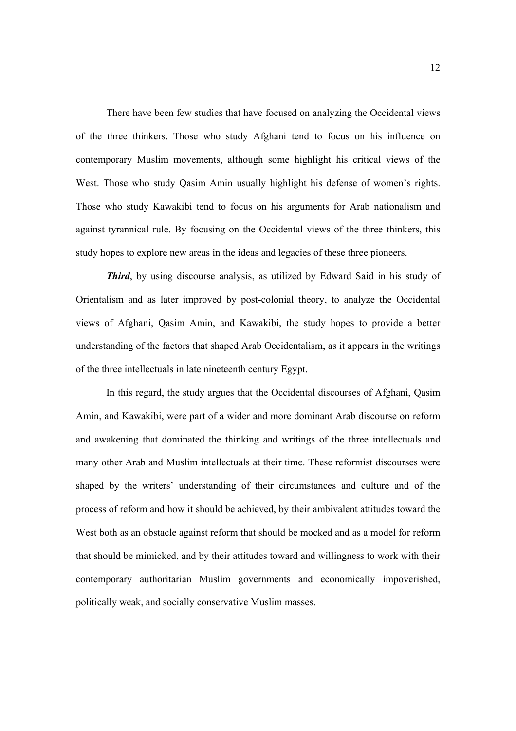There have been few studies that have focused on analyzing the Occidental views of the three thinkers. Those who study Afghani tend to focus on his influence on contemporary Muslim movements, although some highlight his critical views of the West. Those who study Qasim Amin usually highlight his defense of women's rights. Those who study Kawakibi tend to focus on his arguments for Arab nationalism and against tyrannical rule. By focusing on the Occidental views of the three thinkers, this study hopes to explore new areas in the ideas and legacies of these three pioneers.

***Third***, by using discourse analysis, as utilized by Edward Said in his study of Orientalism and as later improved by post-colonial theory, to analyze the Occidental views of Afghani, Qasim Amin, and Kawakibi, the study hopes to provide a better understanding of the factors that shaped Arab Occidentalism, as it appears in the writings of the three intellectuals in late nineteenth century Egypt.

In this regard, the study argues that the Occidental discourses of Afghani, Qasim Amin, and Kawakibi, were part of a wider and more dominant Arab discourse on reform and awakening that dominated the thinking and writings of the three intellectuals and many other Arab and Muslim intellectuals at their time. These reformist discourses were shaped by the writers' understanding of their circumstances and culture and of the process of reform and how it should be achieved, by their ambivalent attitudes toward the West both as an obstacle against reform that should be mocked and as a model for reform that should be mimicked, and by their attitudes toward and willingness to work with their contemporary authoritarian Muslim governments and economically impoverished, politically weak, and socially conservative Muslim masses.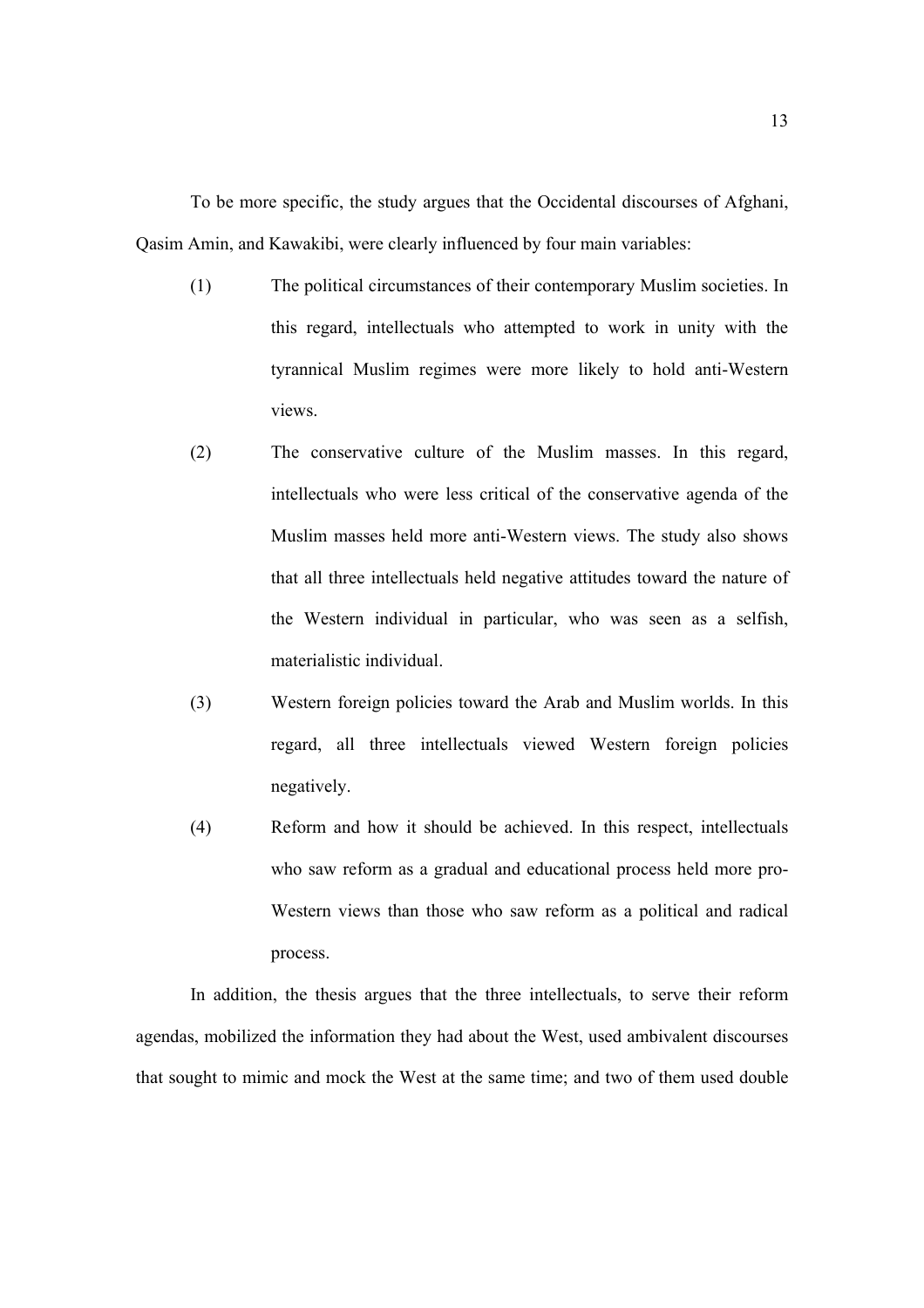To be more specific, the study argues that the Occidental discourses of Afghani, Qasim Amin, and Kawakibi, were clearly influenced by four main variables:

(1) The political circumstances of their contemporary Muslim societies. In this regard, intellectuals who attempted to work in unity with the tyrannical Muslim regimes were more likely to hold anti-Western views.

(2) The conservative culture of the Muslim masses. In this regard, intellectuals who were less critical of the conservative agenda of the Muslim masses held more anti-Western views. The study also shows that all three intellectuals held negative attitudes toward the nature of the Western individual in particular, who was seen as a selfish, materialistic individual.

(3) Western foreign policies toward the Arab and Muslim worlds. In this regard, all three intellectuals viewed Western foreign policies negatively.

(4) Reform and how it should be achieved. In this respect, intellectuals who saw reform as a gradual and educational process held more pro-Western views than those who saw reform as a political and radical process.

In addition, the thesis argues that the three intellectuals, to serve their reform agendas, mobilized the information they had about the West, used ambivalent discourses that sought to mimic and mock the West at the same time; and two of them used double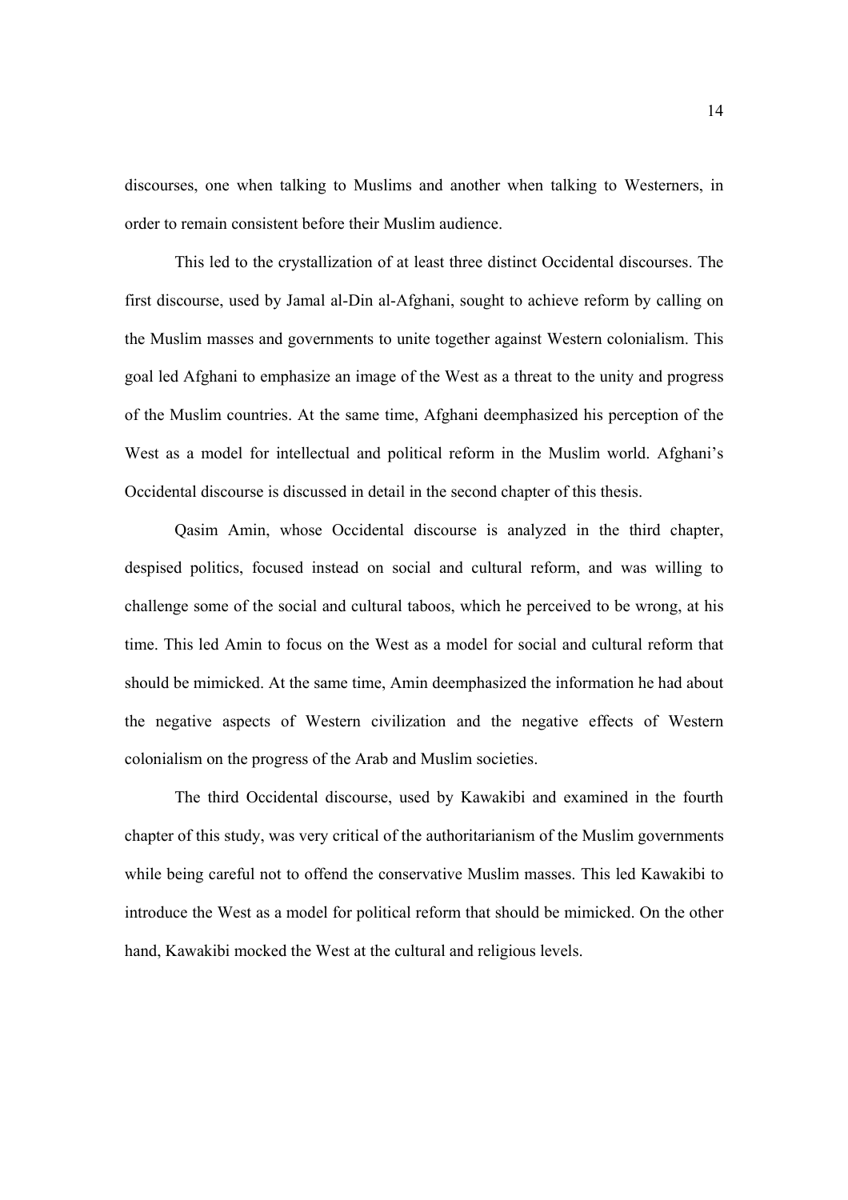discourses, one when talking to Muslims and another when talking to Westerners, in order to remain consistent before their Muslim audience.

This led to the crystallization of at least three distinct Occidental discourses. The first discourse, used by Jamal al-Din al-Afghani, sought to achieve reform by calling on the Muslim masses and governments to unite together against Western colonialism. This goal led Afghani to emphasize an image of the West as a threat to the unity and progress of the Muslim countries. At the same time, Afghani deemphasized his perception of the West as a model for intellectual and political reform in the Muslim world. Afghani's Occidental discourse is discussed in detail in the second chapter of this thesis.

Qasim Amin, whose Occidental discourse is analyzed in the third chapter, despised politics, focused instead on social and cultural reform, and was willing to challenge some of the social and cultural taboos, which he perceived to be wrong, at his time. This led Amin to focus on the West as a model for social and cultural reform that should be mimicked. At the same time, Amin deemphasized the information he had about the negative aspects of Western civilization and the negative effects of Western colonialism on the progress of the Arab and Muslim societies.

The third Occidental discourse, used by Kawakibi and examined in the fourth chapter of this study, was very critical of the authoritarianism of the Muslim governments while being careful not to offend the conservative Muslim masses. This led Kawakibi to introduce the West as a model for political reform that should be mimicked. On the other hand, Kawakibi mocked the West at the cultural and religious levels.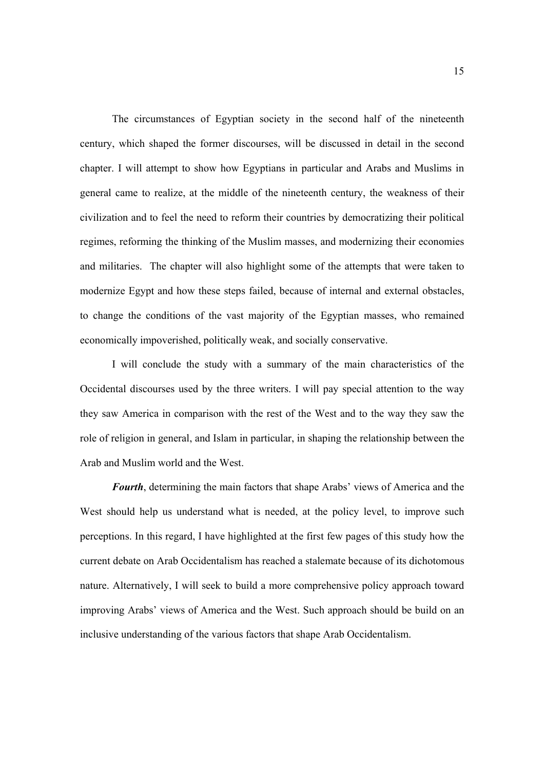The circumstances of Egyptian society in the second half of the nineteenth century, which shaped the former discourses, will be discussed in detail in the second chapter. I will attempt to show how Egyptians in particular and Arabs and Muslims in general came to realize, at the middle of the nineteenth century, the weakness of their civilization and to feel the need to reform their countries by democratizing their political regimes, reforming the thinking of the Muslim masses, and modernizing their economies and militaries. The chapter will also highlight some of the attempts that were taken to modernize Egypt and how these steps failed, because of internal and external obstacles, to change the conditions of the vast majority of the Egyptian masses, who remained economically impoverished, politically weak, and socially conservative.

I will conclude the study with a summary of the main characteristics of the Occidental discourses used by the three writers. I will pay special attention to the way they saw America in comparison with the rest of the West and to the way they saw the role of religion in general, and Islam in particular, in shaping the relationship between the Arab and Muslim world and the West.

***Fourth***, determining the main factors that shape Arabs' views of America and the West should help us understand what is needed, at the policy level, to improve such perceptions. In this regard, I have highlighted at the first few pages of this study how the current debate on Arab Occidentalism has reached a stalemate because of its dichotomous nature. Alternatively, I will seek to build a more comprehensive policy approach toward improving Arabs' views of America and the West. Such approach should be build on an inclusive understanding of the various factors that shape Arab Occidentalism.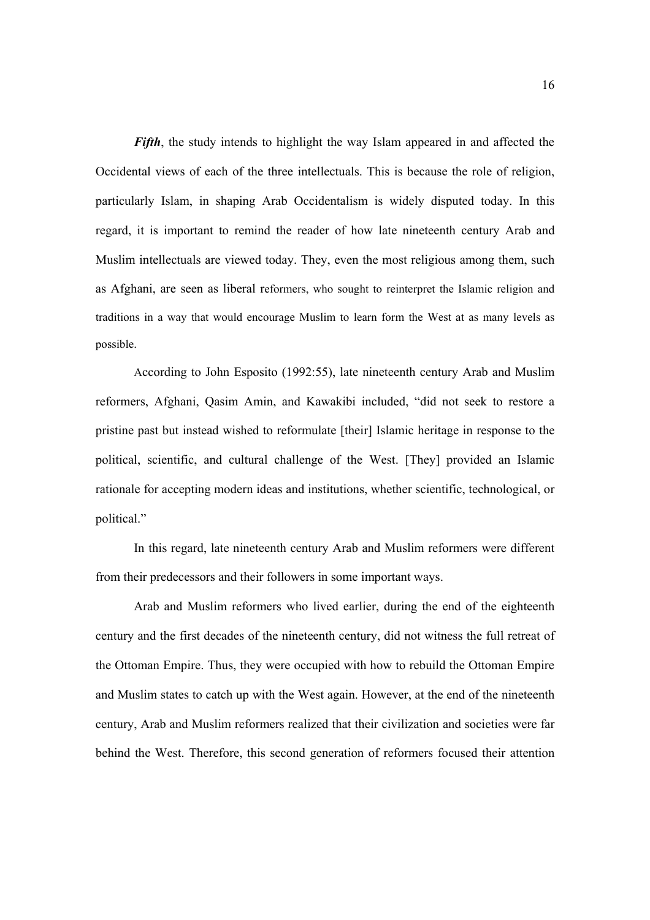***Fifth***, the study intends to highlight the way Islam appeared in and affected the Occidental views of each of the three intellectuals. This is because the role of religion, particularly Islam, in shaping Arab Occidentalism is widely disputed today. In this regard, it is important to remind the reader of how late nineteenth century Arab and Muslim intellectuals are viewed today. They, even the most religious among them, such as Afghani, are seen as liberal reformers, who sought to reinterpret the Islamic religion and traditions in a way that would encourage Muslim to learn form the West at as many levels as possible.

According to John Esposito (1992:55), late nineteenth century Arab and Muslim reformers, Afghani, Qasim Amin, and Kawakibi included, "did not seek to restore a pristine past but instead wished to reformulate [their] Islamic heritage in response to the political, scientific, and cultural challenge of the West. [They] provided an Islamic rationale for accepting modern ideas and institutions, whether scientific, technological, or political."

In this regard, late nineteenth century Arab and Muslim reformers were different from their predecessors and their followers in some important ways.

Arab and Muslim reformers who lived earlier, during the end of the eighteenth century and the first decades of the nineteenth century, did not witness the full retreat of the Ottoman Empire. Thus, they were occupied with how to rebuild the Ottoman Empire and Muslim states to catch up with the West again. However, at the end of the nineteenth century, Arab and Muslim reformers realized that their civilization and societies were far behind the West. Therefore, this second generation of reformers focused their attention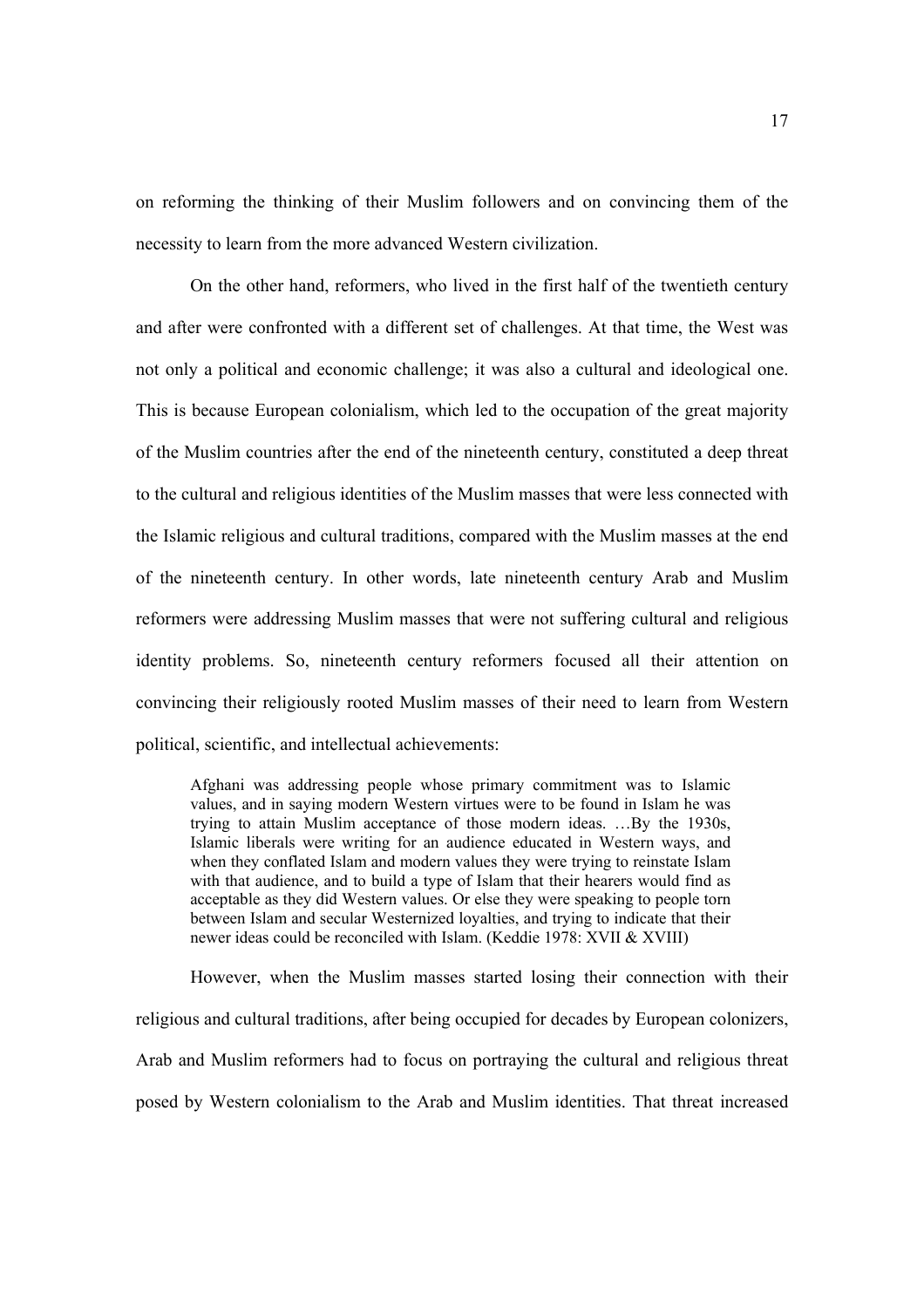on reforming the thinking of their Muslim followers and on convincing them of the necessity to learn from the more advanced Western civilization.

On the other hand, reformers, who lived in the first half of the twentieth century and after were confronted with a different set of challenges. At that time, the West was not only a political and economic challenge; it was also a cultural and ideological one. This is because European colonialism, which led to the occupation of the great majority of the Muslim countries after the end of the nineteenth century, constituted a deep threat to the cultural and religious identities of the Muslim masses that were less connected with the Islamic religious and cultural traditions, compared with the Muslim masses at the end of the nineteenth century. In other words, late nineteenth century Arab and Muslim reformers were addressing Muslim masses that were not suffering cultural and religious identity problems. So, nineteenth century reformers focused all their attention on convincing their religiously rooted Muslim masses of their need to learn from Western political, scientific, and intellectual achievements:

> Afghani was addressing people whose primary commitment was to Islamic values, and in saying modern Western virtues were to be found in Islam he was trying to attain Muslim acceptance of those modern ideas. …By the 1930s, Islamic liberals were writing for an audience educated in Western ways, and when they conflated Islam and modern values they were trying to reinstate Islam with that audience, and to build a type of Islam that their hearers would find as acceptable as they did Western values. Or else they were speaking to people torn between Islam and secular Westernized loyalties, and trying to indicate that their newer ideas could be reconciled with Islam. (Keddie 1978: XVII & XVIII)

However, when the Muslim masses started losing their connection with their religious and cultural traditions, after being occupied for decades by European colonizers, Arab and Muslim reformers had to focus on portraying the cultural and religious threat posed by Western colonialism to the Arab and Muslim identities. That threat increased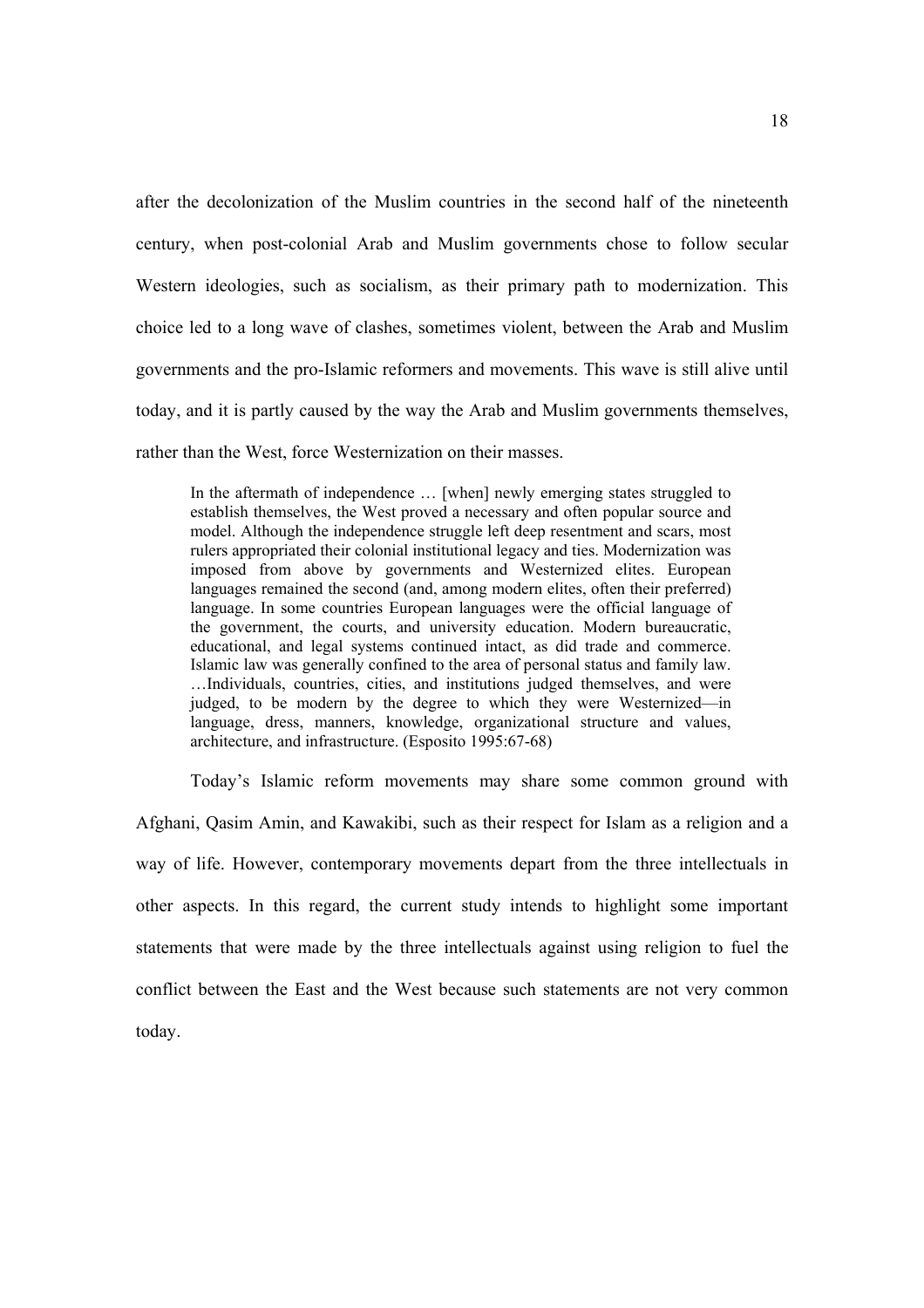after the decolonization of the Muslim countries in the second half of the nineteenth century, when post-colonial Arab and Muslim governments chose to follow secular Western ideologies, such as socialism, as their primary path to modernization. This choice led to a long wave of clashes, sometimes violent, between the Arab and Muslim governments and the pro-Islamic reformers and movements. This wave is still alive until today, and it is partly caused by the way the Arab and Muslim governments themselves, rather than the West, force Westernization on their masses.

> In the aftermath of independence … [when] newly emerging states struggled to establish themselves, the West proved a necessary and often popular source and model. Although the independence struggle left deep resentment and scars, most rulers appropriated their colonial institutional legacy and ties. Modernization was imposed from above by governments and Westernized elites. European languages remained the second (and, among modern elites, often their preferred) language. In some countries European languages were the official language of the government, the courts, and university education. Modern bureaucratic, educational, and legal systems continued intact, as did trade and commerce. Islamic law was generally confined to the area of personal status and family law. …Individuals, countries, cities, and institutions judged themselves, and were judged, to be modern by the degree to which they were Westernized—in language, dress, manners, knowledge, organizational structure and values, architecture, and infrastructure. (Esposito 1995:67-68)

Today's Islamic reform movements may share some common ground with Afghani, Qasim Amin, and Kawakibi, such as their respect for Islam as a religion and a way of life. However, contemporary movements depart from the three intellectuals in other aspects. In this regard, the current study intends to highlight some important statements that were made by the three intellectuals against using religion to fuel the conflict between the East and the West because such statements are not very common today.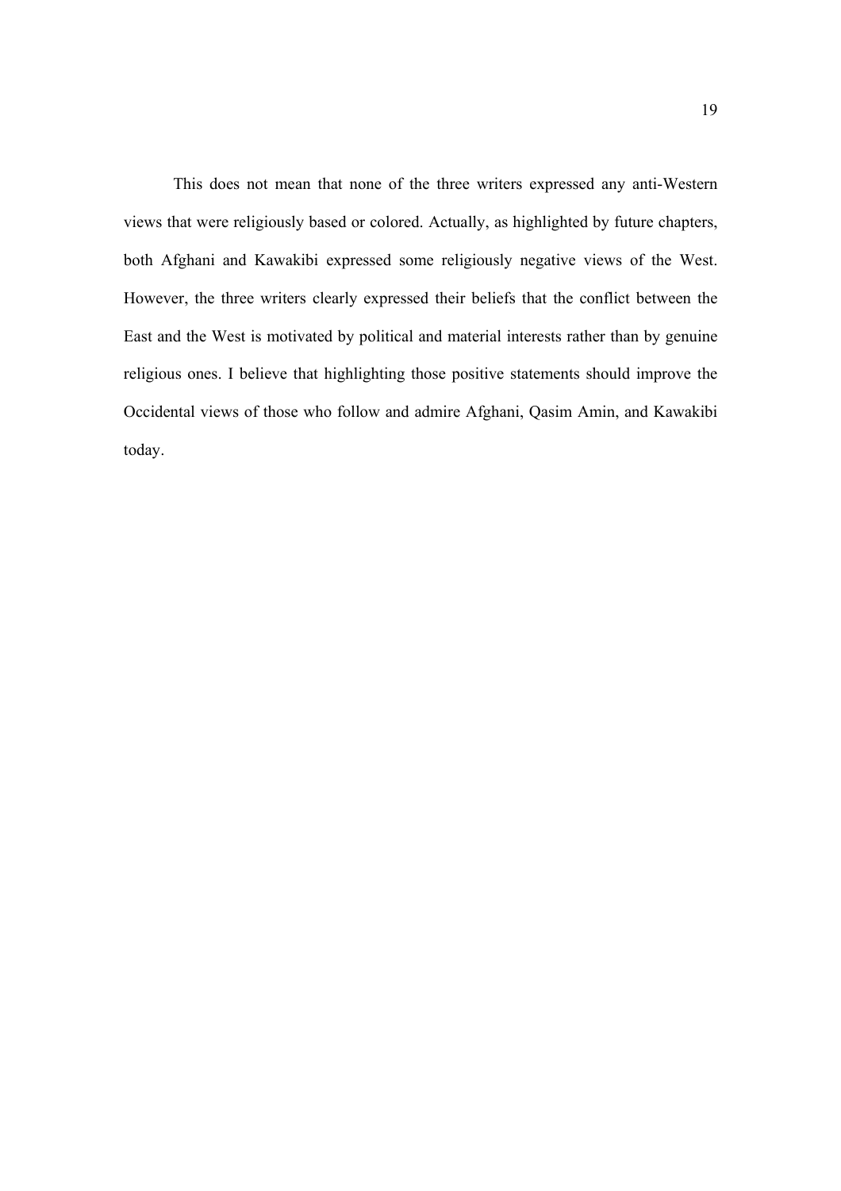This does not mean that none of the three writers expressed any anti-Western views that were religiously based or colored. Actually, as highlighted by future chapters, both Afghani and Kawakibi expressed some religiously negative views of the West. However, the three writers clearly expressed their beliefs that the conflict between the East and the West is motivated by political and material interests rather than by genuine religious ones. I believe that highlighting those positive statements should improve the Occidental views of those who follow and admire Afghani, Qasim Amin, and Kawakibi today.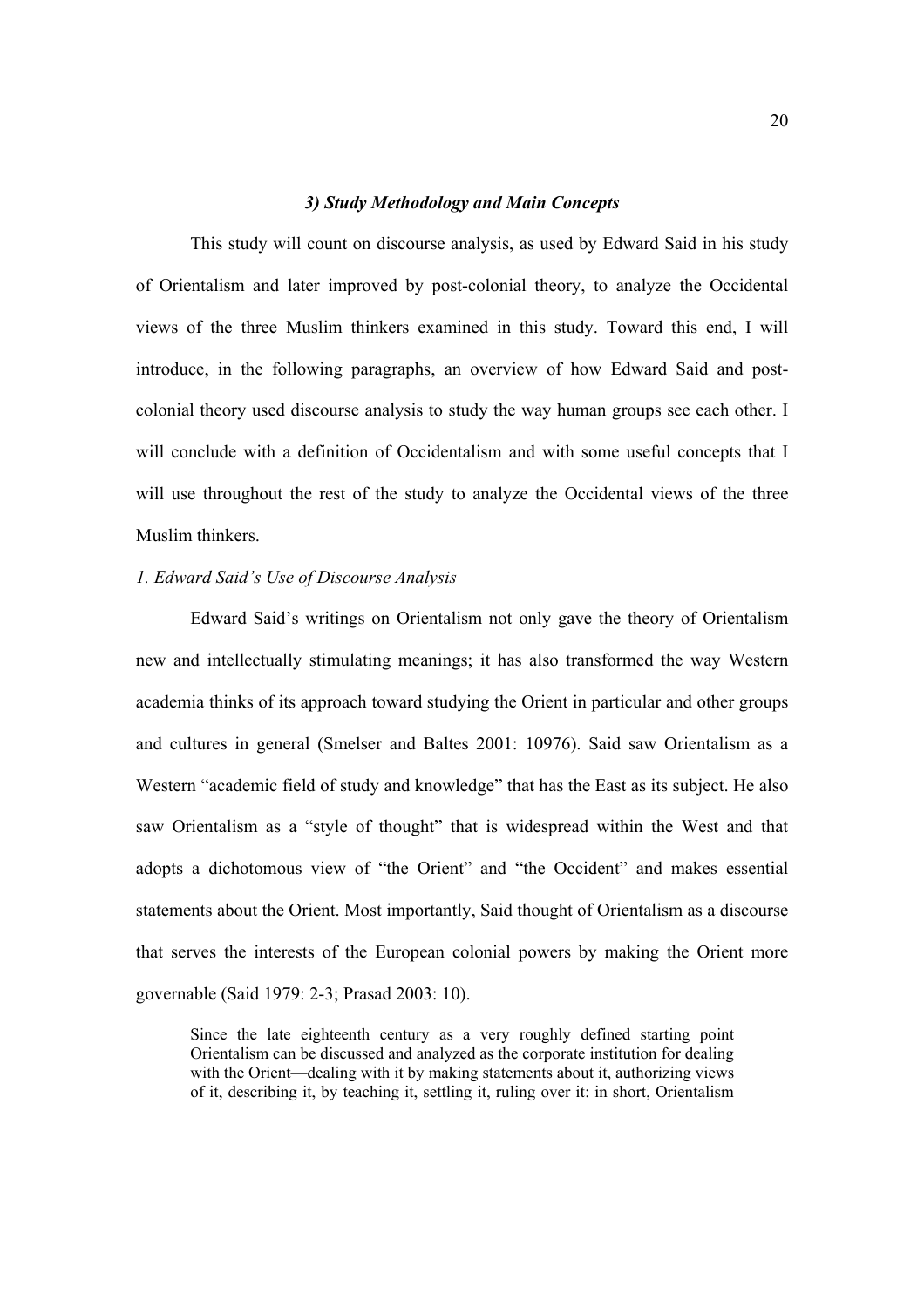### *3) Study Methodology and Main Concepts*

This study will count on discourse analysis, as used by Edward Said in his study of Orientalism and later improved by post-colonial theory, to analyze the Occidental views of the three Muslim thinkers examined in this study. Toward this end, I will introduce, in the following paragraphs, an overview of how Edward Said and post-colonial theory used discourse analysis to study the way human groups see each other. I will conclude with a definition of Occidentalism and with some useful concepts that I will use throughout the rest of the study to analyze the Occidental views of the three Muslim thinkers.

*1. Edward Said's Use of Discourse Analysis*

Edward Said's writings on Orientalism not only gave the theory of Orientalism new and intellectually stimulating meanings; it has also transformed the way Western academia thinks of its approach toward studying the Orient in particular and other groups and cultures in general (Smelser and Baltes 2001: 10976). Said saw Orientalism as a Western "academic field of study and knowledge" that has the East as its subject. He also saw Orientalism as a "style of thought" that is widespread within the West and that adopts a dichotomous view of "the Orient" and "the Occident" and makes essential statements about the Orient. Most importantly, Said thought of Orientalism as a discourse that serves the interests of the European colonial powers by making the Orient more governable (Said 1979: 2-3; Prasad 2003: 10).

> Since the late eighteenth century as a very roughly defined starting point Orientalism can be discussed and analyzed as the corporate institution for dealing with the Orient—dealing with it by making statements about it, authorizing views of it, describing it, by teaching it, settling it, ruling over it: in short, Orientalism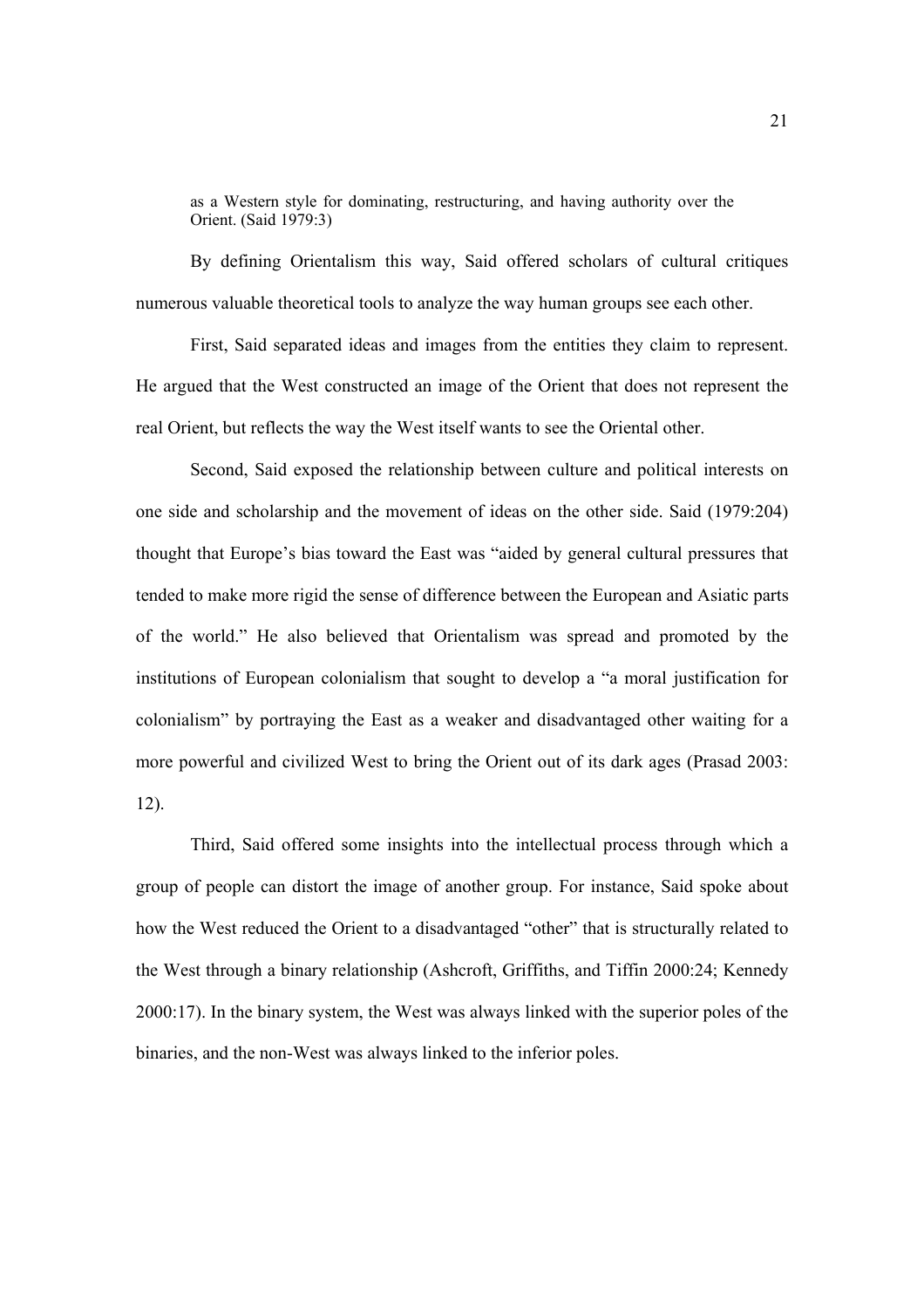> as a Western style for dominating, restructuring, and having authority over the Orient. (Said 1979:3)

By defining Orientalism this way, Said offered scholars of cultural critiques numerous valuable theoretical tools to analyze the way human groups see each other.

First, Said separated ideas and images from the entities they claim to represent. He argued that the West constructed an image of the Orient that does not represent the real Orient, but reflects the way the West itself wants to see the Oriental other.

Second, Said exposed the relationship between culture and political interests on one side and scholarship and the movement of ideas on the other side. Said (1979:204) thought that Europe's bias toward the East was "aided by general cultural pressures that tended to make more rigid the sense of difference between the European and Asiatic parts of the world." He also believed that Orientalism was spread and promoted by the institutions of European colonialism that sought to develop a "a moral justification for colonialism" by portraying the East as a weaker and disadvantaged other waiting for a more powerful and civilized West to bring the Orient out of its dark ages (Prasad 2003: 12).

Third, Said offered some insights into the intellectual process through which a group of people can distort the image of another group. For instance, Said spoke about how the West reduced the Orient to a disadvantaged "other" that is structurally related to the West through a binary relationship (Ashcroft, Griffiths, and Tiffin 2000:24; Kennedy 2000:17). In the binary system, the West was always linked with the superior poles of the binaries, and the non-West was always linked to the inferior poles.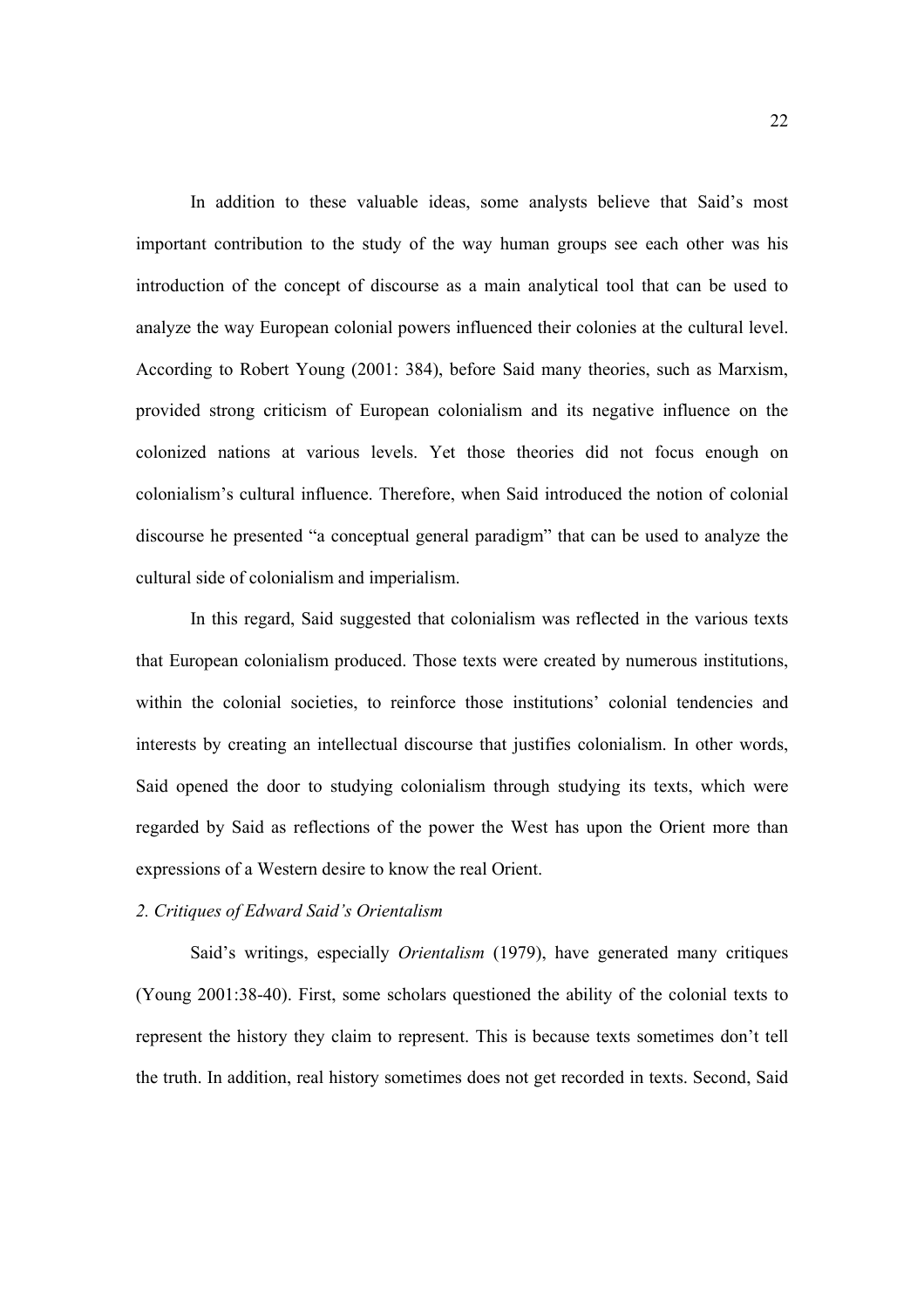In addition to these valuable ideas, some analysts believe that Said's most important contribution to the study of the way human groups see each other was his introduction of the concept of discourse as a main analytical tool that can be used to analyze the way European colonial powers influenced their colonies at the cultural level. According to Robert Young (2001: 384), before Said many theories, such as Marxism, provided strong criticism of European colonialism and its negative influence on the colonized nations at various levels. Yet those theories did not focus enough on colonialism's cultural influence. Therefore, when Said introduced the notion of colonial discourse he presented "a conceptual general paradigm" that can be used to analyze the cultural side of colonialism and imperialism.

In this regard, Said suggested that colonialism was reflected in the various texts that European colonialism produced. Those texts were created by numerous institutions, within the colonial societies, to reinforce those institutions' colonial tendencies and interests by creating an intellectual discourse that justifies colonialism. In other words, Said opened the door to studying colonialism through studying its texts, which were regarded by Said as reflections of the power the West has upon the Orient more than expressions of a Western desire to know the real Orient.

*2. Critiques of Edward Said's Orientalism*

Said's writings, especially *Orientalism* (1979), have generated many critiques (Young 2001:38-40). First, some scholars questioned the ability of the colonial texts to represent the history they claim to represent. This is because texts sometimes don't tell the truth. In addition, real history sometimes does not get recorded in texts. Second, Said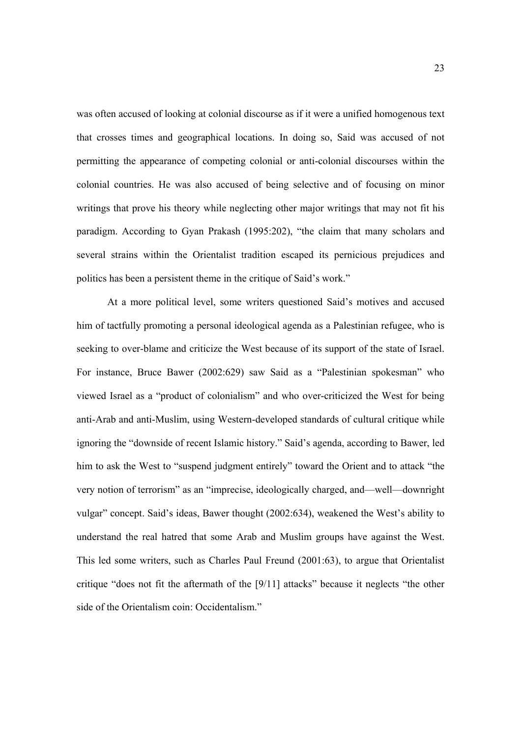was often accused of looking at colonial discourse as if it were a unified homogenous text that crosses times and geographical locations. In doing so, Said was accused of not permitting the appearance of competing colonial or anti-colonial discourses within the colonial countries. He was also accused of being selective and of focusing on minor writings that prove his theory while neglecting other major writings that may not fit his paradigm. According to Gyan Prakash (1995:202), "the claim that many scholars and several strains within the Orientalist tradition escaped its pernicious prejudices and politics has been a persistent theme in the critique of Said's work."

At a more political level, some writers questioned Said's motives and accused him of tactfully promoting a personal ideological agenda as a Palestinian refugee, who is seeking to over-blame and criticize the West because of its support of the state of Israel. For instance, Bruce Bawer (2002:629) saw Said as a "Palestinian spokesman" who viewed Israel as a "product of colonialism" and who over-criticized the West for being anti-Arab and anti-Muslim, using Western-developed standards of cultural critique while ignoring the "downside of recent Islamic history." Said's agenda, according to Bawer, led him to ask the West to "suspend judgment entirely" toward the Orient and to attack "the very notion of terrorism" as an "imprecise, ideologically charged, and—well—downright vulgar" concept. Said's ideas, Bawer thought (2002:634), weakened the West's ability to understand the real hatred that some Arab and Muslim groups have against the West. This led some writers, such as Charles Paul Freund (2001:63), to argue that Orientalist critique "does not fit the aftermath of the [9/11] attacks" because it neglects "the other side of the Orientalism coin: Occidentalism."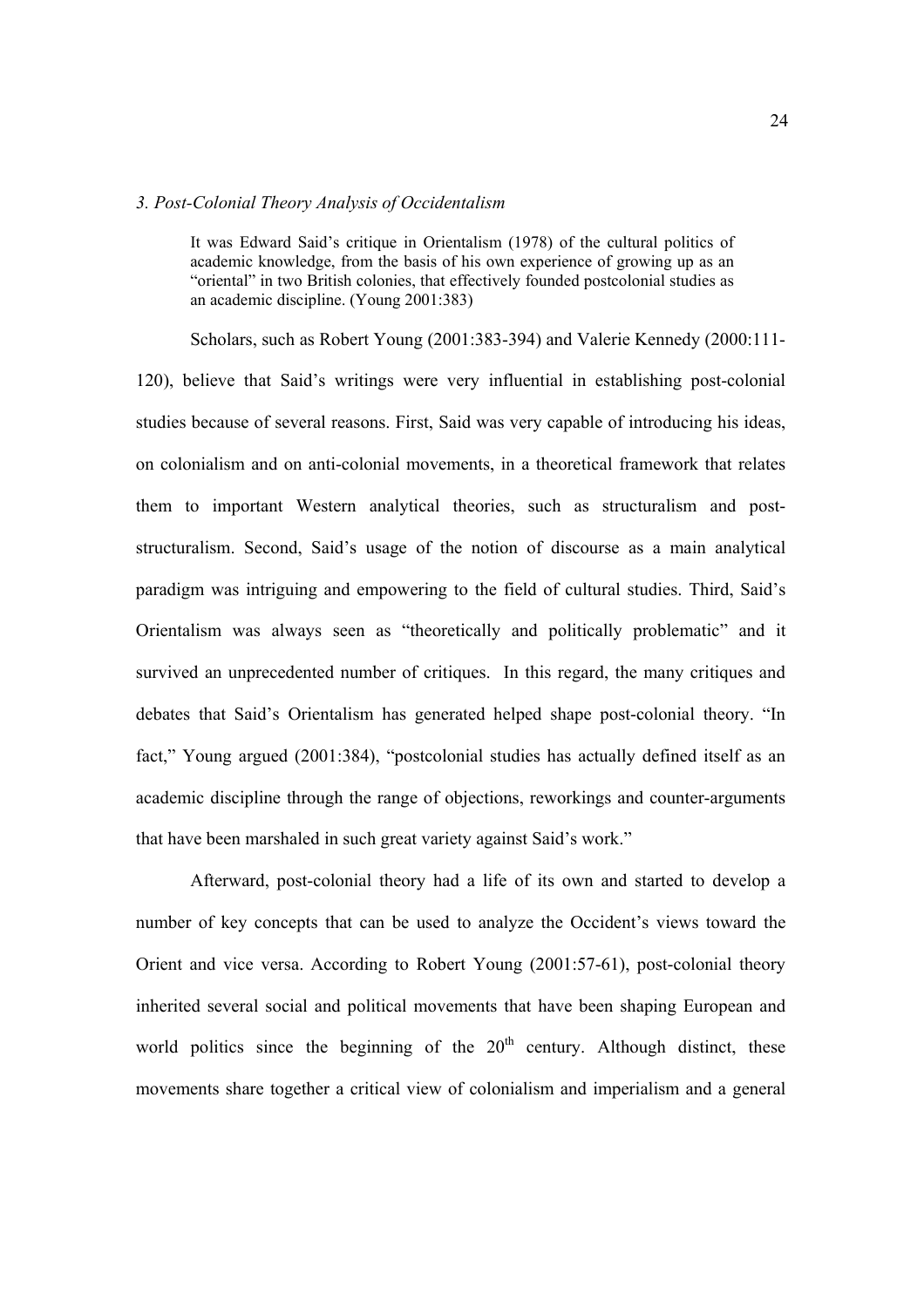### *3. Post-Colonial Theory Analysis of Occidentalism*

> It was Edward Said's critique in Orientalism (1978) of the cultural politics of academic knowledge, from the basis of his own experience of growing up as an "oriental" in two British colonies, that effectively founded postcolonial studies as an academic discipline. (Young 2001:383)

Scholars, such as Robert Young (2001:383-394) and Valerie Kennedy (2000:111-120), believe that Said's writings were very influential in establishing post-colonial studies because of several reasons. First, Said was very capable of introducing his ideas, on colonialism and on anti-colonial movements, in a theoretical framework that relates them to important Western analytical theories, such as structuralism and post-structuralism. Second, Said's usage of the notion of discourse as a main analytical paradigm was intriguing and empowering to the field of cultural studies. Third, Said's Orientalism was always seen as "theoretically and politically problematic" and it survived an unprecedented number of critiques. In this regard, the many critiques and debates that Said's Orientalism has generated helped shape post-colonial theory. "In fact," Young argued (2001:384), "postcolonial studies has actually defined itself as an academic discipline through the range of objections, reworkings and counter-arguments that have been marshaled in such great variety against Said's work."

Afterward, post-colonial theory had a life of its own and started to develop a number of key concepts that can be used to analyze the Occident's views toward the Orient and vice versa. According to Robert Young (2001:57-61), post-colonial theory inherited several social and political movements that have been shaping European and world politics since the beginning of the 20th century. Although distinct, these movements share together a critical view of colonialism and imperialism and a general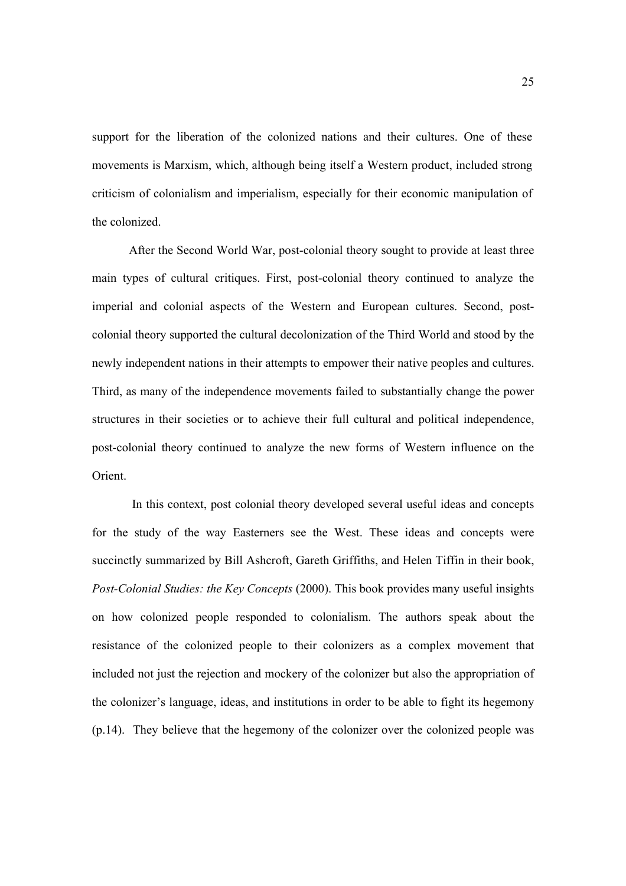support for the liberation of the colonized nations and their cultures. One of these movements is Marxism, which, although being itself a Western product, included strong criticism of colonialism and imperialism, especially for their economic manipulation of the colonized.

After the Second World War, post-colonial theory sought to provide at least three main types of cultural critiques. First, post-colonial theory continued to analyze the imperial and colonial aspects of the Western and European cultures. Second, post-colonial theory supported the cultural decolonization of the Third World and stood by the newly independent nations in their attempts to empower their native peoples and cultures. Third, as many of the independence movements failed to substantially change the power structures in their societies or to achieve their full cultural and political independence, post-colonial theory continued to analyze the new forms of Western influence on the Orient.

In this context, post colonial theory developed several useful ideas and concepts for the study of the way Easterners see the West. These ideas and concepts were succinctly summarized by Bill Ashcroft, Gareth Griffiths, and Helen Tiffin in their book, *Post-Colonial Studies: the Key Concepts* (2000). This book provides many useful insights on how colonized people responded to colonialism. The authors speak about the resistance of the colonized people to their colonizers as a complex movement that included not just the rejection and mockery of the colonizer but also the appropriation of the colonizer's language, ideas, and institutions in order to be able to fight its hegemony (p.14). They believe that the hegemony of the colonizer over the colonized people was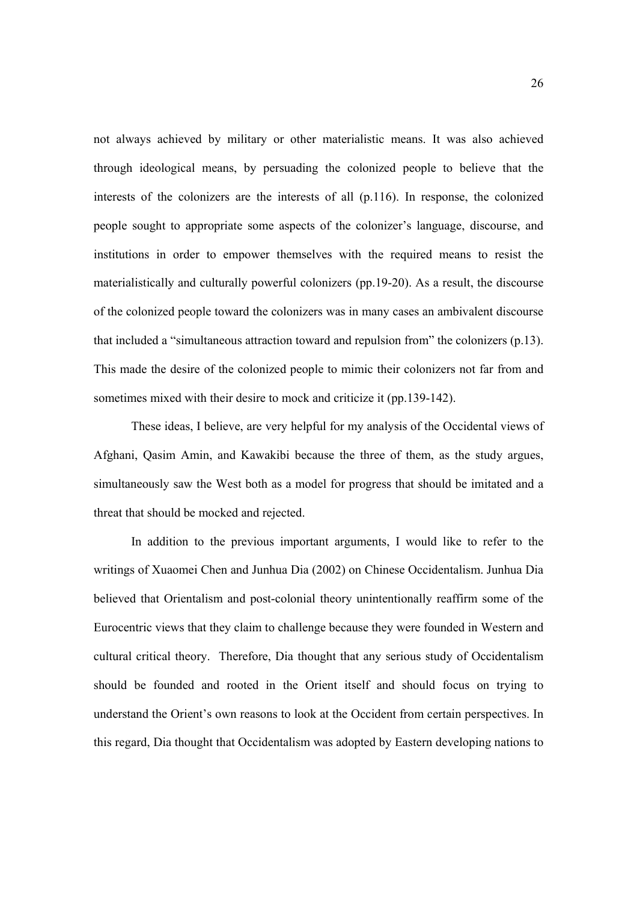not always achieved by military or other materialistic means. It was also achieved through ideological means, by persuading the colonized people to believe that the interests of the colonizers are the interests of all (p.116). In response, the colonized people sought to appropriate some aspects of the colonizer's language, discourse, and institutions in order to empower themselves with the required means to resist the materialistically and culturally powerful colonizers (pp.19-20). As a result, the discourse of the colonized people toward the colonizers was in many cases an ambivalent discourse that included a "simultaneous attraction toward and repulsion from" the colonizers (p.13). This made the desire of the colonized people to mimic their colonizers not far from and sometimes mixed with their desire to mock and criticize it (pp.139-142).

These ideas, I believe, are very helpful for my analysis of the Occidental views of Afghani, Qasim Amin, and Kawakibi because the three of them, as the study argues, simultaneously saw the West both as a model for progress that should be imitated and a threat that should be mocked and rejected.

In addition to the previous important arguments, I would like to refer to the writings of Xuaomei Chen and Junhua Dia (2002) on Chinese Occidentalism. Junhua Dia believed that Orientalism and post-colonial theory unintentionally reaffirm some of the Eurocentric views that they claim to challenge because they were founded in Western and cultural critical theory. Therefore, Dia thought that any serious study of Occidentalism should be founded and rooted in the Orient itself and should focus on trying to understand the Orient's own reasons to look at the Occident from certain perspectives. In this regard, Dia thought that Occidentalism was adopted by Eastern developing nations to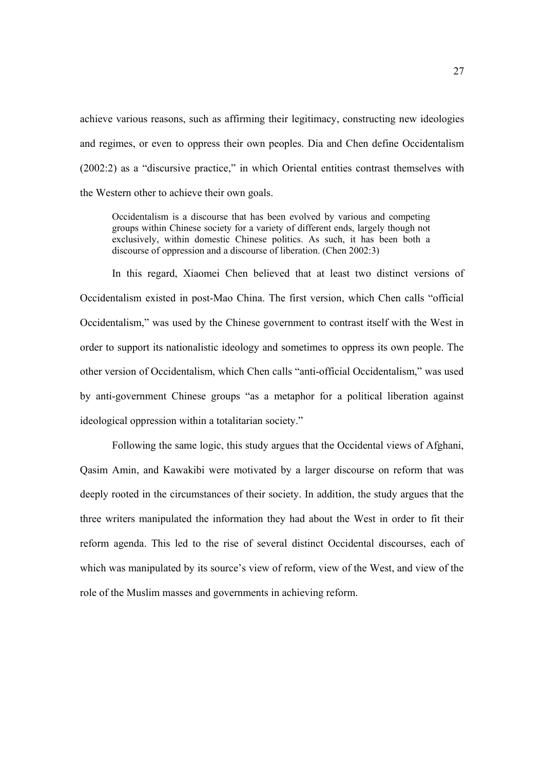achieve various reasons, such as affirming their legitimacy, constructing new ideologies and regimes, or even to oppress their own peoples. Dia and Chen define Occidentalism (2002:2) as a "discursive practice," in which Oriental entities contrast themselves with the Western other to achieve their own goals.

> Occidentalism is a discourse that has been evolved by various and competing groups within Chinese society for a variety of different ends, largely though not exclusively, within domestic Chinese politics. As such, it has been both a discourse of oppression and a discourse of liberation. (Chen 2002:3)

In this regard, Xiaomei Chen believed that at least two distinct versions of Occidentalism existed in post-Mao China. The first version, which Chen calls "official Occidentalism," was used by the Chinese government to contrast itself with the West in order to support its nationalistic ideology and sometimes to oppress its own people. The other version of Occidentalism, which Chen calls "anti-official Occidentalism," was used by anti-government Chinese groups "as a metaphor for a political liberation against ideological oppression within a totalitarian society."

Following the same logic, this study argues that the Occidental views of Afghani, Qasim Amin, and Kawakibi were motivated by a larger discourse on reform that was deeply rooted in the circumstances of their society. In addition, the study argues that the three writers manipulated the information they had about the West in order to fit their reform agenda. This led to the rise of several distinct Occidental discourses, each of which was manipulated by its source's view of reform, view of the West, and view of the role of the Muslim masses and governments in achieving reform.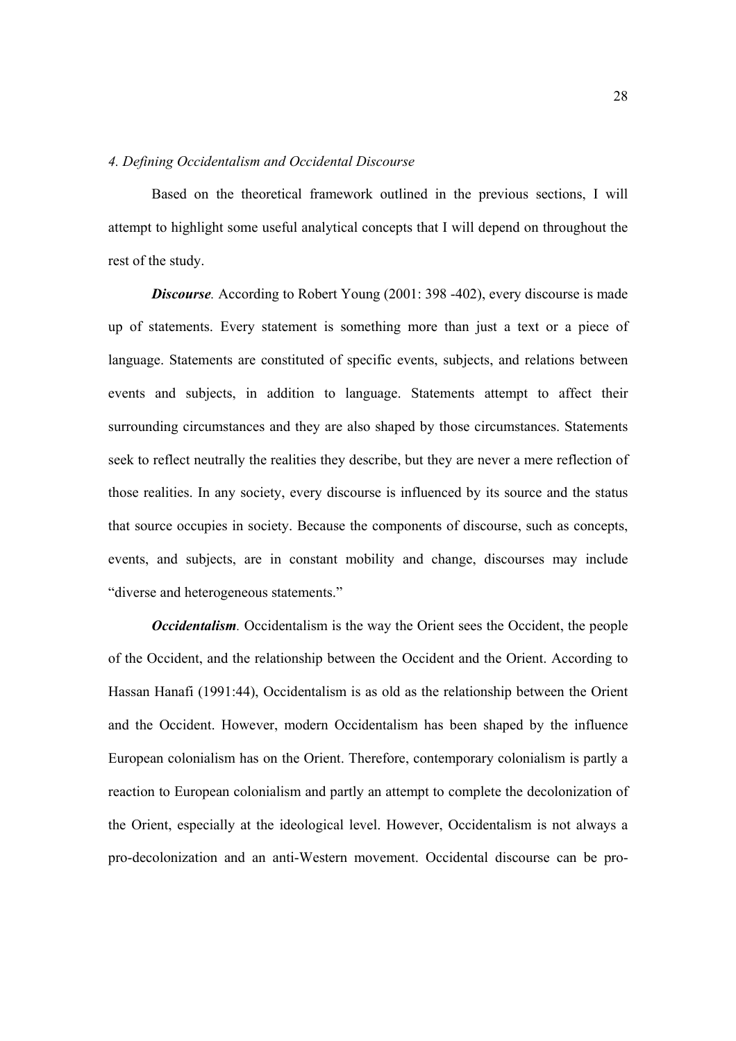*4. Defining Occidentalism and Occidental Discourse*

Based on the theoretical framework outlined in the previous sections, I will attempt to highlight some useful analytical concepts that I will depend on throughout the rest of the study.

***Discourse***. According to Robert Young (2001: 398 -402), every discourse is made up of statements. Every statement is something more than just a text or a piece of language. Statements are constituted of specific events, subjects, and relations between events and subjects, in addition to language. Statements attempt to affect their surrounding circumstances and they are also shaped by those circumstances. Statements seek to reflect neutrally the realities they describe, but they are never a mere reflection of those realities. In any society, every discourse is influenced by its source and the status that source occupies in society. Because the components of discourse, such as concepts, events, and subjects, are in constant mobility and change, discourses may include "diverse and heterogeneous statements."

***Occidentalism***. Occidentalism is the way the Orient sees the Occident, the people of the Occident, and the relationship between the Occident and the Orient. According to Hassan Hanafi (1991:44), Occidentalism is as old as the relationship between the Orient and the Occident. However, modern Occidentalism has been shaped by the influence European colonialism has on the Orient. Therefore, contemporary colonialism is partly a reaction to European colonialism and partly an attempt to complete the decolonization of the Orient, especially at the ideological level. However, Occidentalism is not always a pro-decolonization and an anti-Western movement. Occidental discourse can be pro-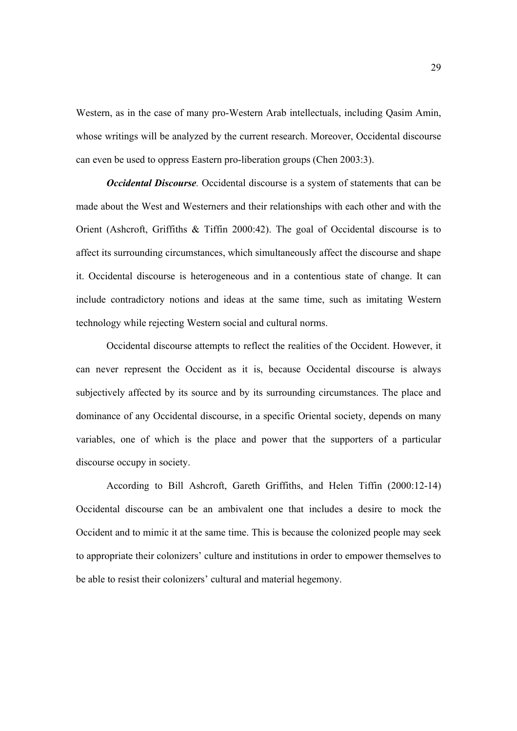Western, as in the case of many pro-Western Arab intellectuals, including Qasim Amin, whose writings will be analyzed by the current research. Moreover, Occidental discourse can even be used to oppress Eastern pro-liberation groups (Chen 2003:3).

***Occidental Discourse.*** Occidental discourse is a system of statements that can be made about the West and Westerners and their relationships with each other and with the Orient (Ashcroft, Griffiths & Tiffin 2000:42). The goal of Occidental discourse is to affect its surrounding circumstances, which simultaneously affect the discourse and shape it. Occidental discourse is heterogeneous and in a contentious state of change. It can include contradictory notions and ideas at the same time, such as imitating Western technology while rejecting Western social and cultural norms.

Occidental discourse attempts to reflect the realities of the Occident. However, it can never represent the Occident as it is, because Occidental discourse is always subjectively affected by its source and by its surrounding circumstances. The place and dominance of any Occidental discourse, in a specific Oriental society, depends on many variables, one of which is the place and power that the supporters of a particular discourse occupy in society.

According to Bill Ashcroft, Gareth Griffiths, and Helen Tiffin (2000:12-14) Occidental discourse can be an ambivalent one that includes a desire to mock the Occident and to mimic it at the same time. This is because the colonized people may seek to appropriate their colonizers' culture and institutions in order to empower themselves to be able to resist their colonizers' cultural and material hegemony.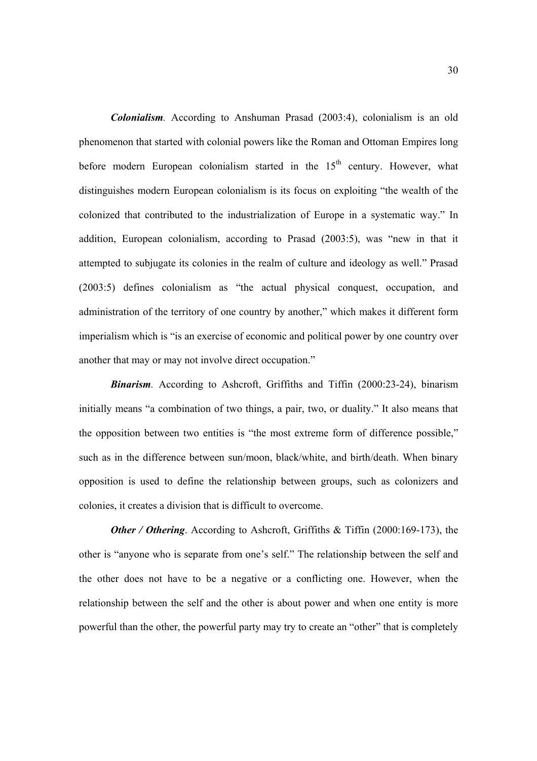***Colonialism*.** According to Anshuman Prasad (2003:4), colonialism is an old phenomenon that started with colonial powers like the Roman and Ottoman Empires long before modern European colonialism started in the $15^{th}$ century. However, what distinguishes modern European colonialism is its focus on exploiting "the wealth of the colonized that contributed to the industrialization of Europe in a systematic way." In addition, European colonialism, according to Prasad (2003:5), was "new in that it attempted to subjugate its colonies in the realm of culture and ideology as well." Prasad (2003:5) defines colonialism as "the actual physical conquest, occupation, and administration of the territory of one country by another," which makes it different form imperialism which is "is an exercise of economic and political power by one country over another that may or may not involve direct occupation."

***Binarism*.** According to Ashcroft, Griffiths and Tiffin (2000:23-24), binarism initially means "a combination of two things, a pair, two, or duality." It also means that the opposition between two entities is "the most extreme form of difference possible," such as in the difference between sun/moon, black/white, and birth/death. When binary opposition is used to define the relationship between groups, such as colonizers and colonies, it creates a division that is difficult to overcome.

***Other / Othering*.** According to Ashcroft, Griffiths & Tiffin (2000:169-173), the other is "anyone who is separate from one's self." The relationship between the self and the other does not have to be a negative or a conflicting one. However, when the relationship between the self and the other is about power and when one entity is more powerful than the other, the powerful party may try to create an "other" that is completely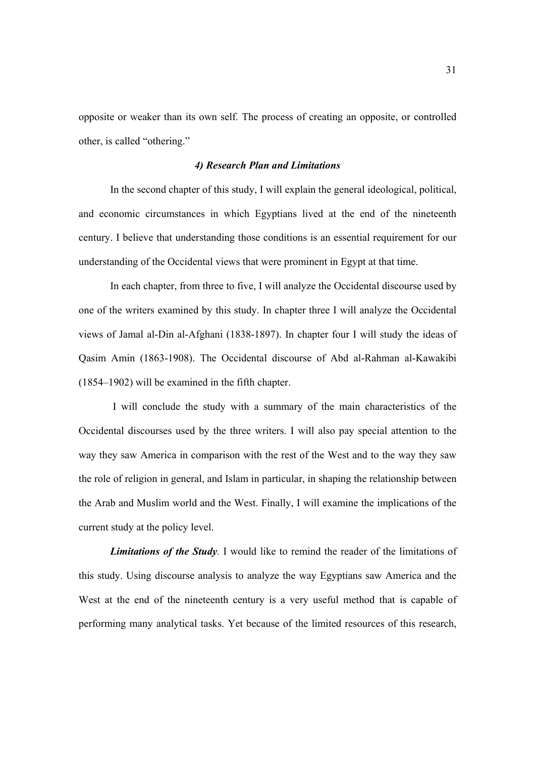opposite or weaker than its own self. The process of creating an opposite, or controlled other, is called "othering."

### *4) Research Plan and Limitations*

In the second chapter of this study, I will explain the general ideological, political, and economic circumstances in which Egyptians lived at the end of the nineteenth century. I believe that understanding those conditions is an essential requirement for our understanding of the Occidental views that were prominent in Egypt at that time.

In each chapter, from three to five, I will analyze the Occidental discourse used by one of the writers examined by this study. In chapter three I will analyze the Occidental views of Jamal al-Din al-Afghani (1838-1897). In chapter four I will study the ideas of Qasim Amin (1863-1908). The Occidental discourse of Abd al-Rahman al-Kawakibi (1854–1902) will be examined in the fifth chapter.

I will conclude the study with a summary of the main characteristics of the Occidental discourses used by the three writers. I will also pay special attention to the way they saw America in comparison with the rest of the West and to the way they saw the role of religion in general, and Islam in particular, in shaping the relationship between the Arab and Muslim world and the West. Finally, I will examine the implications of the current study at the policy level.

***Limitations of the Study*.** I would like to remind the reader of the limitations of this study. Using discourse analysis to analyze the way Egyptians saw America and the West at the end of the nineteenth century is a very useful method that is capable of performing many analytical tasks. Yet because of the limited resources of this research,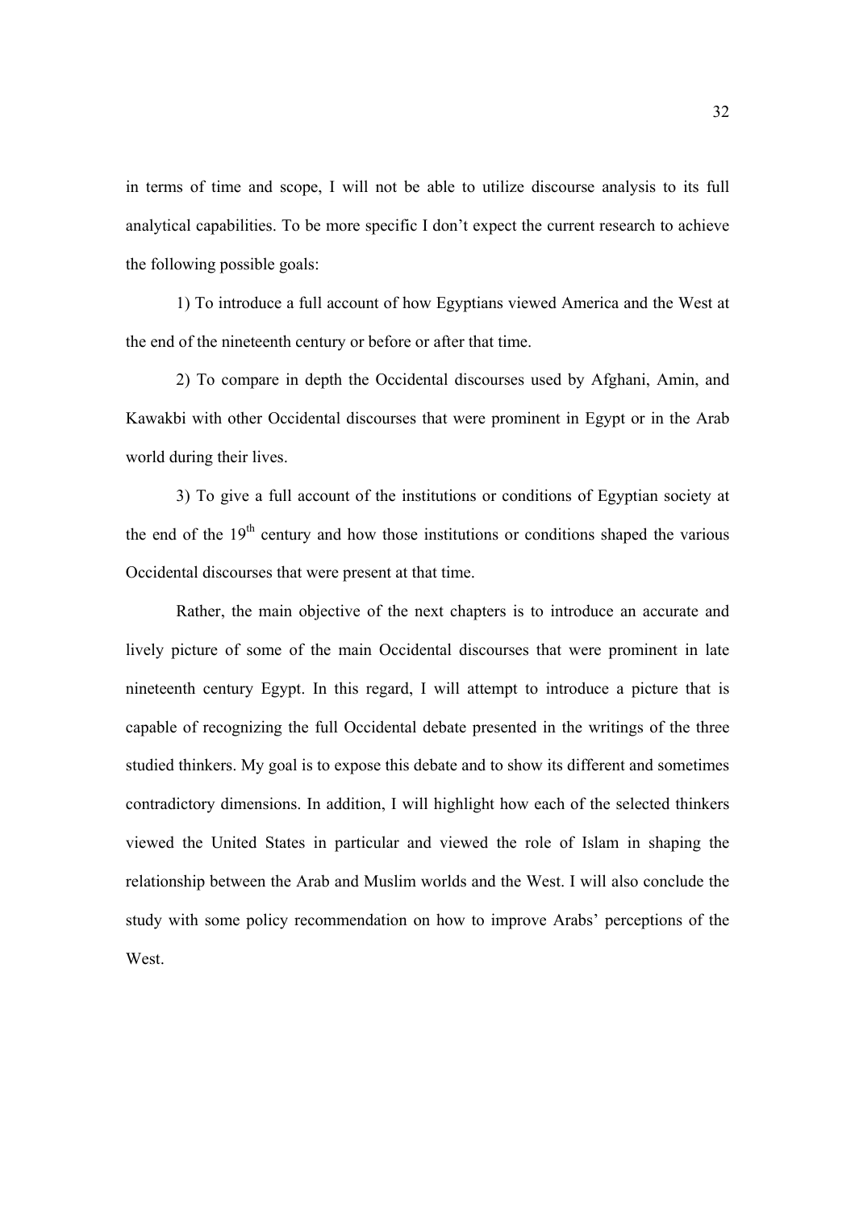in terms of time and scope, I will not be able to utilize discourse analysis to its full analytical capabilities. To be more specific I don't expect the current research to achieve the following possible goals:

1) To introduce a full account of how Egyptians viewed America and the West at the end of the nineteenth century or before or after that time.

2) To compare in depth the Occidental discourses used by Afghani, Amin, and Kawakbi with other Occidental discourses that were prominent in Egypt or in the Arab world during their lives.

3) To give a full account of the institutions or conditions of Egyptian society at the end of the 19th century and how those institutions or conditions shaped the various Occidental discourses that were present at that time.

Rather, the main objective of the next chapters is to introduce an accurate and lively picture of some of the main Occidental discourses that were prominent in late nineteenth century Egypt. In this regard, I will attempt to introduce a picture that is capable of recognizing the full Occidental debate presented in the writings of the three studied thinkers. My goal is to expose this debate and to show its different and sometimes contradictory dimensions. In addition, I will highlight how each of the selected thinkers viewed the United States in particular and viewed the role of Islam in shaping the relationship between the Arab and Muslim worlds and the West. I will also conclude the study with some policy recommendation on how to improve Arabs' perceptions of the West.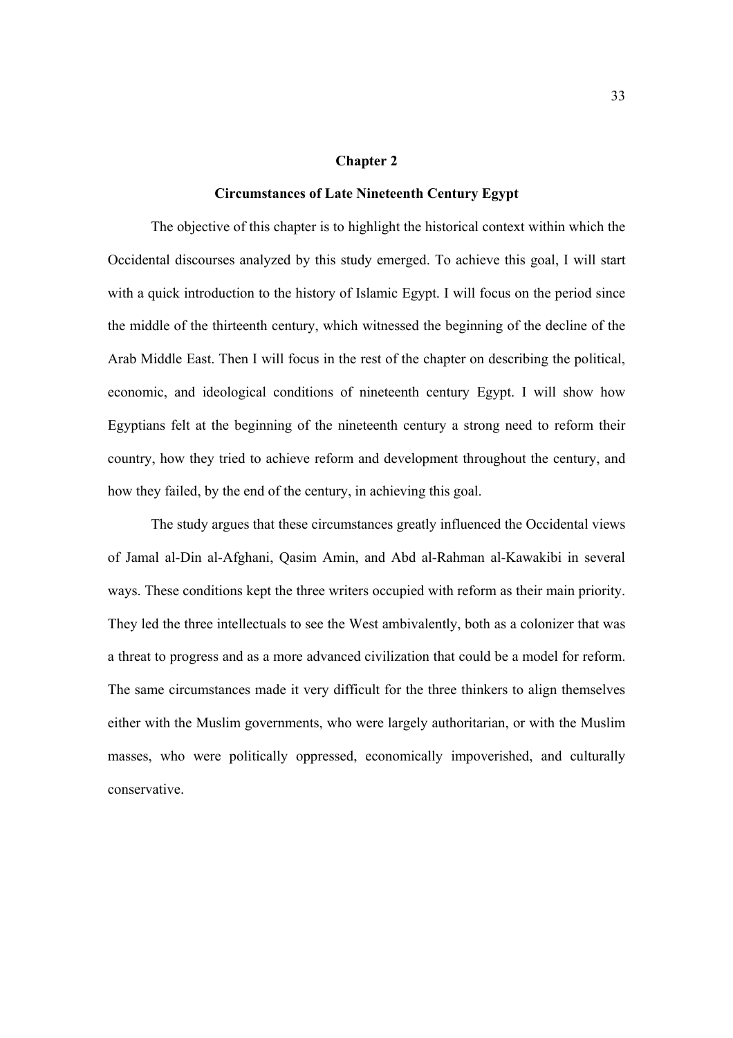# Chapter 2

## Circumstances of Late Nineteenth Century Egypt

The objective of this chapter is to highlight the historical context within which the Occidental discourses analyzed by this study emerged. To achieve this goal, I will start with a quick introduction to the history of Islamic Egypt. I will focus on the period since the middle of the thirteenth century, which witnessed the beginning of the decline of the Arab Middle East. Then I will focus in the rest of the chapter on describing the political, economic, and ideological conditions of nineteenth century Egypt. I will show how Egyptians felt at the beginning of the nineteenth century a strong need to reform their country, how they tried to achieve reform and development throughout the century, and how they failed, by the end of the century, in achieving this goal.

The study argues that these circumstances greatly influenced the Occidental views of Jamal al-Din al-Afghani, Qasim Amin, and Abd al-Rahman al-Kawakibi in several ways. These conditions kept the three writers occupied with reform as their main priority. They led the three intellectuals to see the West ambivalently, both as a colonizer that was a threat to progress and as a more advanced civilization that could be a model for reform. The same circumstances made it very difficult for the three thinkers to align themselves either with the Muslim governments, who were largely authoritarian, or with the Muslim masses, who were politically oppressed, economically impoverished, and culturally conservative.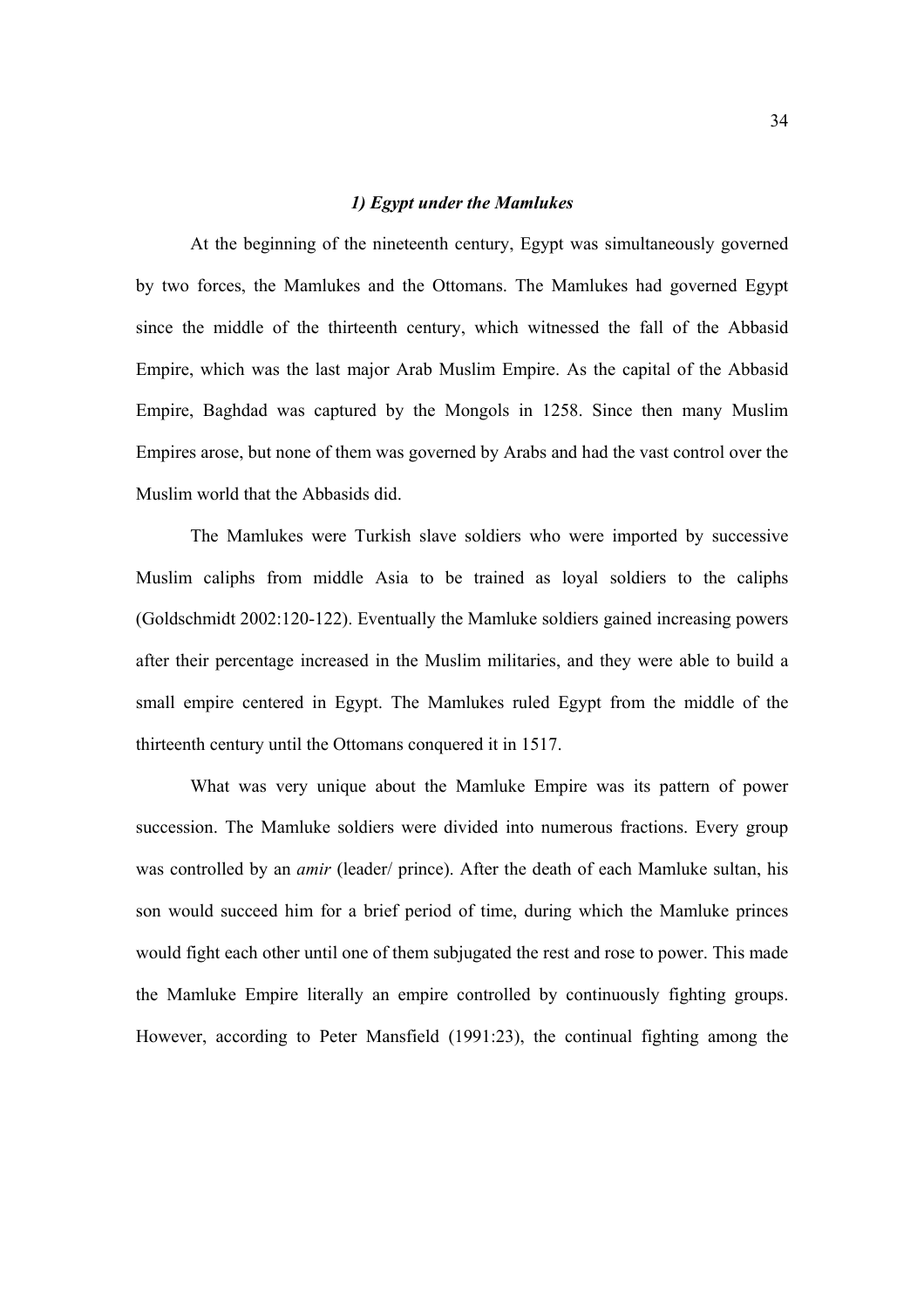### *1) Egypt under the Mamlukes*

At the beginning of the nineteenth century, Egypt was simultaneously governed by two forces, the Mamlukes and the Ottomans. The Mamlukes had governed Egypt since the middle of the thirteenth century, which witnessed the fall of the Abbasid Empire, which was the last major Arab Muslim Empire. As the capital of the Abbasid Empire, Baghdad was captured by the Mongols in 1258. Since then many Muslim Empires arose, but none of them was governed by Arabs and had the vast control over the Muslim world that the Abbasids did.

The Mamlukes were Turkish slave soldiers who were imported by successive Muslim caliphs from middle Asia to be trained as loyal soldiers to the caliphs (Goldschmidt 2002:120-122). Eventually the Mamluke soldiers gained increasing powers after their percentage increased in the Muslim militaries, and they were able to build a small empire centered in Egypt. The Mamlukes ruled Egypt from the middle of the thirteenth century until the Ottomans conquered it in 1517.

What was very unique about the Mamluke Empire was its pattern of power succession. The Mamluke soldiers were divided into numerous fractions. Every group was controlled by an *amir* (leader/ prince). After the death of each Mamluke sultan, his son would succeed him for a brief period of time, during which the Mamluke princes would fight each other until one of them subjugated the rest and rose to power. This made the Mamluke Empire literally an empire controlled by continuously fighting groups. However, according to Peter Mansfield (1991:23), the continual fighting among the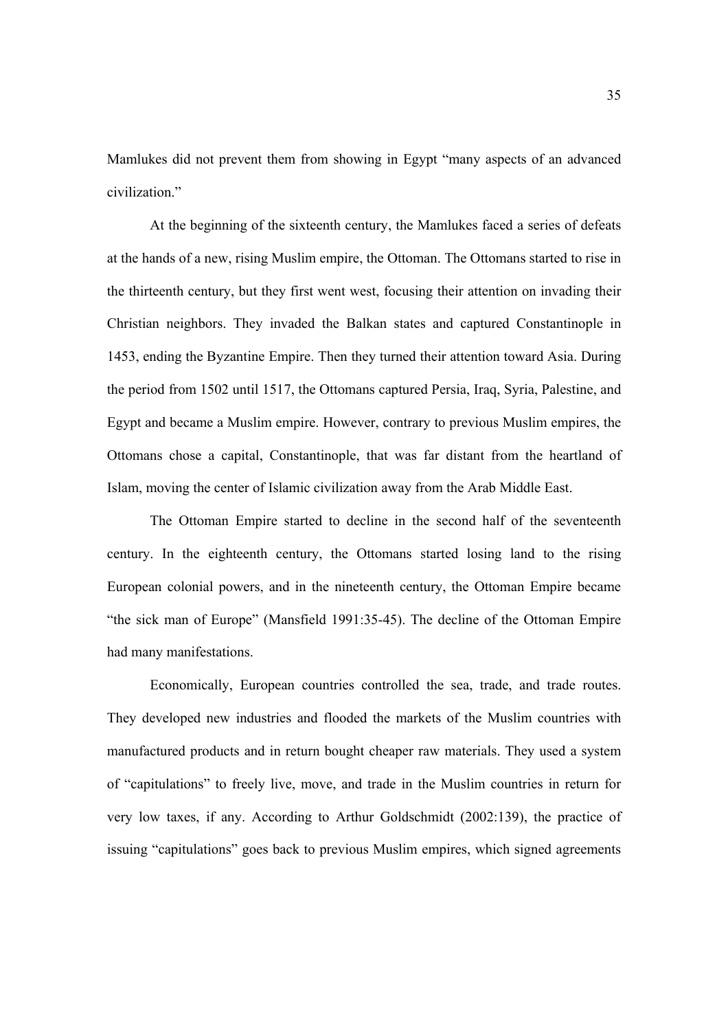Mamlukes did not prevent them from showing in Egypt "many aspects of an advanced civilization."

At the beginning of the sixteenth century, the Mamlukes faced a series of defeats at the hands of a new, rising Muslim empire, the Ottoman. The Ottomans started to rise in the thirteenth century, but they first went west, focusing their attention on invading their Christian neighbors. They invaded the Balkan states and captured Constantinople in 1453, ending the Byzantine Empire. Then they turned their attention toward Asia. During the period from 1502 until 1517, the Ottomans captured Persia, Iraq, Syria, Palestine, and Egypt and became a Muslim empire. However, contrary to previous Muslim empires, the Ottomans chose a capital, Constantinople, that was far distant from the heartland of Islam, moving the center of Islamic civilization away from the Arab Middle East.

The Ottoman Empire started to decline in the second half of the seventeenth century. In the eighteenth century, the Ottomans started losing land to the rising European colonial powers, and in the nineteenth century, the Ottoman Empire became "the sick man of Europe" (Mansfield 1991:35-45). The decline of the Ottoman Empire had many manifestations.

Economically, European countries controlled the sea, trade, and trade routes. They developed new industries and flooded the markets of the Muslim countries with manufactured products and in return bought cheaper raw materials. They used a system of "capitulations" to freely live, move, and trade in the Muslim countries in return for very low taxes, if any. According to Arthur Goldschmidt (2002:139), the practice of issuing "capitulations" goes back to previous Muslim empires, which signed agreements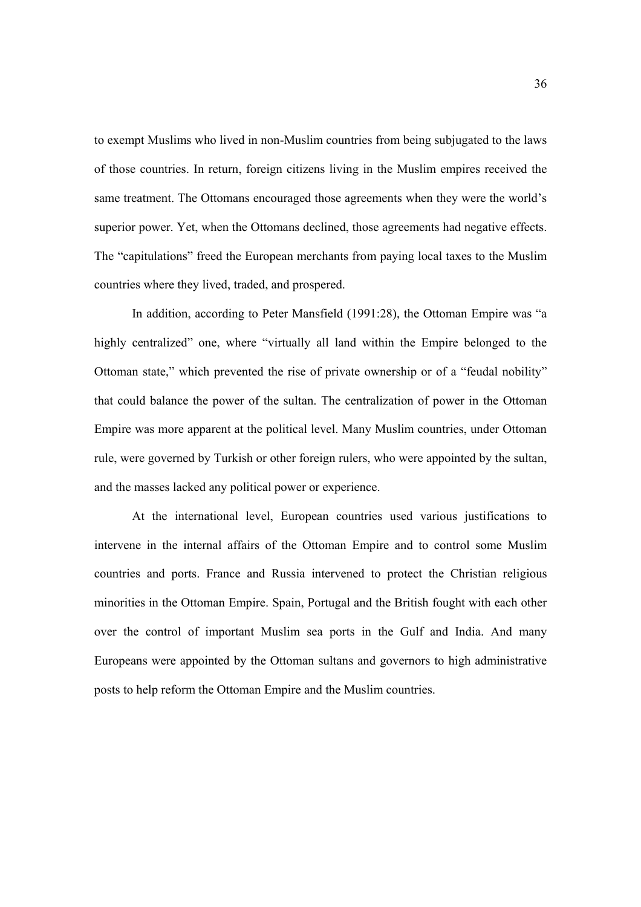to exempt Muslims who lived in non-Muslim countries from being subjugated to the laws of those countries. In return, foreign citizens living in the Muslim empires received the same treatment. The Ottomans encouraged those agreements when they were the world's superior power. Yet, when the Ottomans declined, those agreements had negative effects. The "capitulations" freed the European merchants from paying local taxes to the Muslim countries where they lived, traded, and prospered.

In addition, according to Peter Mansfield (1991:28), the Ottoman Empire was "a highly centralized" one, where "virtually all land within the Empire belonged to the Ottoman state," which prevented the rise of private ownership or of a "feudal nobility" that could balance the power of the sultan. The centralization of power in the Ottoman Empire was more apparent at the political level. Many Muslim countries, under Ottoman rule, were governed by Turkish or other foreign rulers, who were appointed by the sultan, and the masses lacked any political power or experience.

At the international level, European countries used various justifications to intervene in the internal affairs of the Ottoman Empire and to control some Muslim countries and ports. France and Russia intervened to protect the Christian religious minorities in the Ottoman Empire. Spain, Portugal and the British fought with each other over the control of important Muslim sea ports in the Gulf and India. And many Europeans were appointed by the Ottoman sultans and governors to high administrative posts to help reform the Ottoman Empire and the Muslim countries.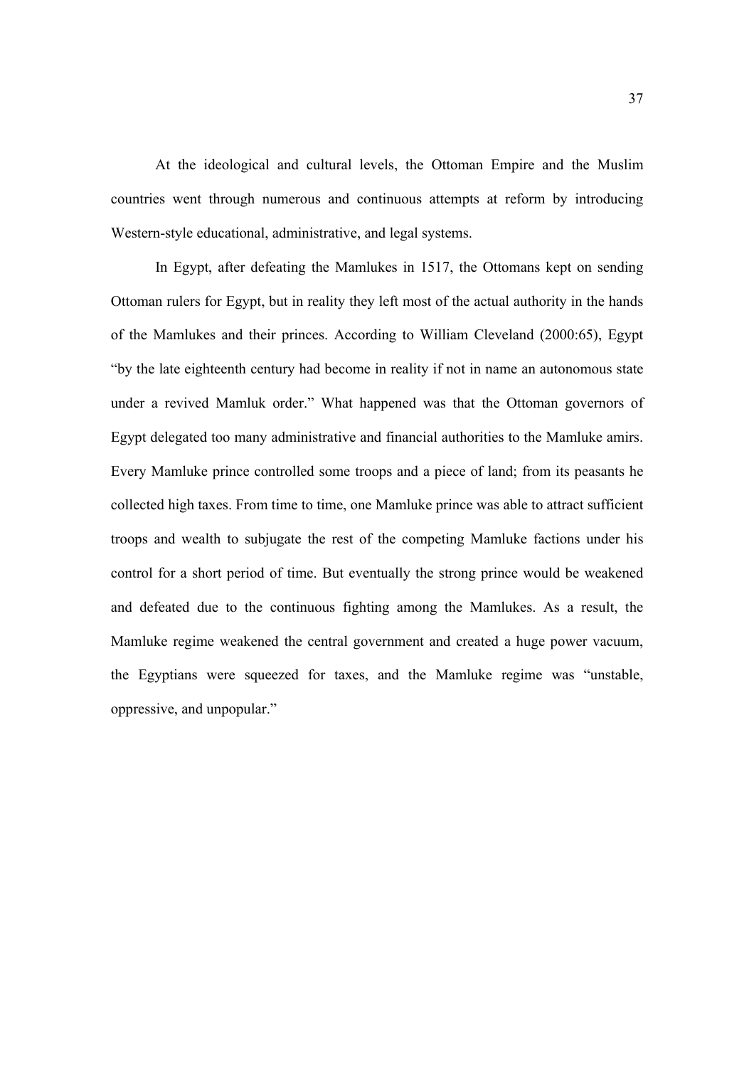At the ideological and cultural levels, the Ottoman Empire and the Muslim countries went through numerous and continuous attempts at reform by introducing Western-style educational, administrative, and legal systems.

In Egypt, after defeating the Mamlukes in 1517, the Ottomans kept on sending Ottoman rulers for Egypt, but in reality they left most of the actual authority in the hands of the Mamlukes and their princes. According to William Cleveland (2000:65), Egypt "by the late eighteenth century had become in reality if not in name an autonomous state under a revived Mamluk order." What happened was that the Ottoman governors of Egypt delegated too many administrative and financial authorities to the Mamluke amirs. Every Mamluke prince controlled some troops and a piece of land; from its peasants he collected high taxes. From time to time, one Mamluke prince was able to attract sufficient troops and wealth to subjugate the rest of the competing Mamluke factions under his control for a short period of time. But eventually the strong prince would be weakened and defeated due to the continuous fighting among the Mamlukes. As a result, the Mamluke regime weakened the central government and created a huge power vacuum, the Egyptians were squeezed for taxes, and the Mamluke regime was "unstable, oppressive, and unpopular."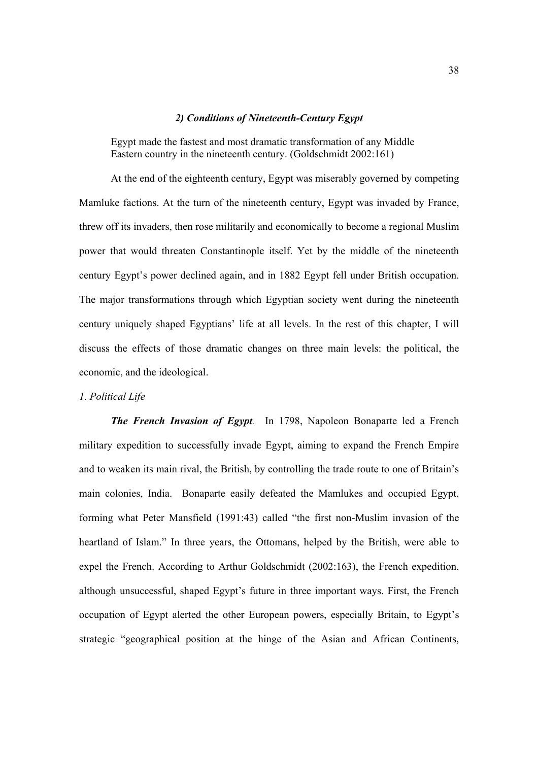### *2) Conditions of Nineteenth-Century Egypt*

> Egypt made the fastest and most dramatic transformation of any Middle Eastern country in the nineteenth century. (Goldschmidt 2002:161)

At the end of the eighteenth century, Egypt was miserably governed by competing Mamluke factions. At the turn of the nineteenth century, Egypt was invaded by France, threw off its invaders, then rose militarily and economically to become a regional Muslim power that would threaten Constantinople itself. Yet by the middle of the nineteenth century Egypt's power declined again, and in 1882 Egypt fell under British occupation. The major transformations through which Egyptian society went during the nineteenth century uniquely shaped Egyptians' life at all levels. In the rest of this chapter, I will discuss the effects of those dramatic changes on three main levels: the political, the economic, and the ideological.

*1. Political Life*

***The French Invasion of Egypt**.* In 1798, Napoleon Bonaparte led a French military expedition to successfully invade Egypt, aiming to expand the French Empire and to weaken its main rival, the British, by controlling the trade route to one of Britain's main colonies, India. Bonaparte easily defeated the Mamlukes and occupied Egypt, forming what Peter Mansfield (1991:43) called "the first non-Muslim invasion of the heartland of Islam." In three years, the Ottomans, helped by the British, were able to expel the French. According to Arthur Goldschmidt (2002:163), the French expedition, although unsuccessful, shaped Egypt's future in three important ways. First, the French occupation of Egypt alerted the other European powers, especially Britain, to Egypt's strategic "geographical position at the hinge of the Asian and African Continents,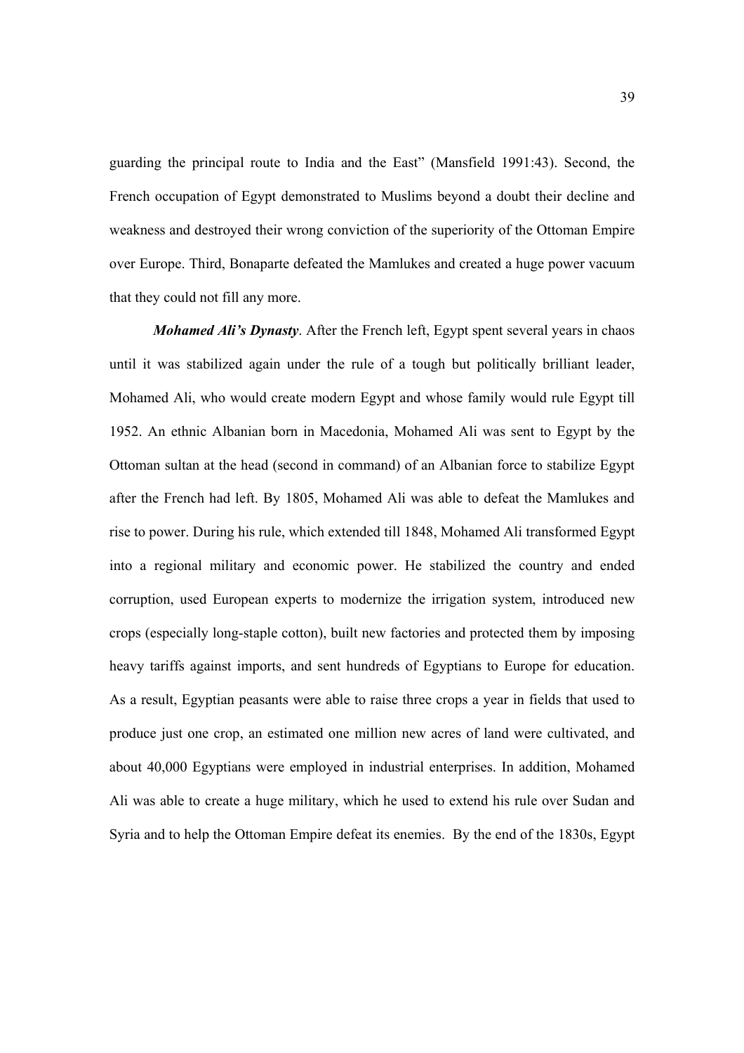guarding the principal route to India and the East" (Mansfield 1991:43). Second, the French occupation of Egypt demonstrated to Muslims beyond a doubt their decline and weakness and destroyed their wrong conviction of the superiority of the Ottoman Empire over Europe. Third, Bonaparte defeated the Mamlukes and created a huge power vacuum that they could not fill any more.

***Mohamed Ali's Dynasty***. After the French left, Egypt spent several years in chaos until it was stabilized again under the rule of a tough but politically brilliant leader, Mohamed Ali, who would create modern Egypt and whose family would rule Egypt till 1952. An ethnic Albanian born in Macedonia, Mohamed Ali was sent to Egypt by the Ottoman sultan at the head (second in command) of an Albanian force to stabilize Egypt after the French had left. By 1805, Mohamed Ali was able to defeat the Mamlukes and rise to power. During his rule, which extended till 1848, Mohamed Ali transformed Egypt into a regional military and economic power. He stabilized the country and ended corruption, used European experts to modernize the irrigation system, introduced new crops (especially long-staple cotton), built new factories and protected them by imposing heavy tariffs against imports, and sent hundreds of Egyptians to Europe for education. As a result, Egyptian peasants were able to raise three crops a year in fields that used to produce just one crop, an estimated one million new acres of land were cultivated, and about 40,000 Egyptians were employed in industrial enterprises. In addition, Mohamed Ali was able to create a huge military, which he used to extend his rule over Sudan and Syria and to help the Ottoman Empire defeat its enemies. By the end of the 1830s, Egypt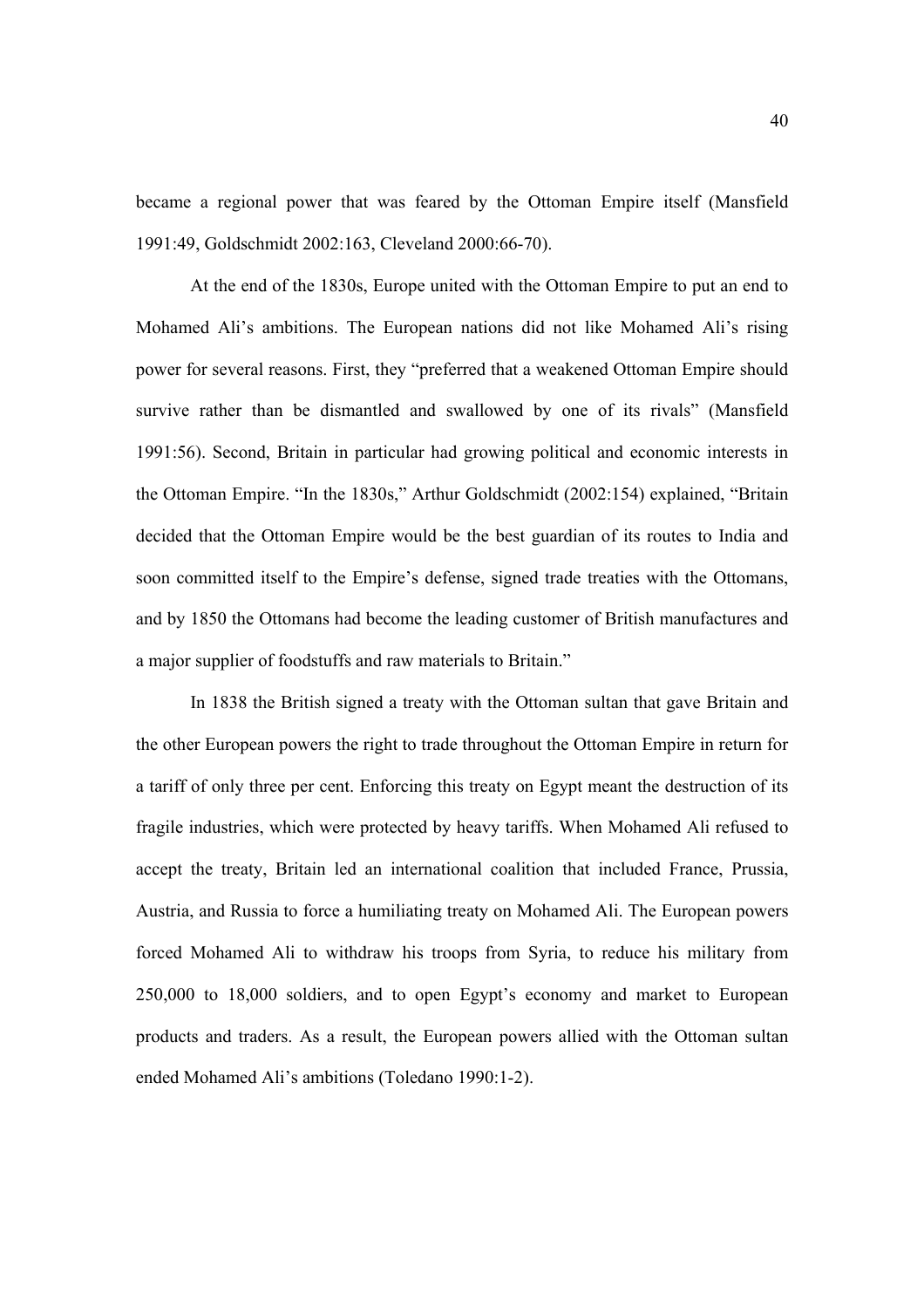became a regional power that was feared by the Ottoman Empire itself (Mansfield 1991:49, Goldschmidt 2002:163, Cleveland 2000:66-70).

At the end of the 1830s, Europe united with the Ottoman Empire to put an end to Mohamed Ali's ambitions. The European nations did not like Mohamed Ali's rising power for several reasons. First, they "preferred that a weakened Ottoman Empire should survive rather than be dismantled and swallowed by one of its rivals" (Mansfield 1991:56). Second, Britain in particular had growing political and economic interests in the Ottoman Empire. "In the 1830s," Arthur Goldschmidt (2002:154) explained, "Britain decided that the Ottoman Empire would be the best guardian of its routes to India and soon committed itself to the Empire's defense, signed trade treaties with the Ottomans, and by 1850 the Ottomans had become the leading customer of British manufactures and a major supplier of foodstuffs and raw materials to Britain."

In 1838 the British signed a treaty with the Ottoman sultan that gave Britain and the other European powers the right to trade throughout the Ottoman Empire in return for a tariff of only three per cent. Enforcing this treaty on Egypt meant the destruction of its fragile industries, which were protected by heavy tariffs. When Mohamed Ali refused to accept the treaty, Britain led an international coalition that included France, Prussia, Austria, and Russia to force a humiliating treaty on Mohamed Ali. The European powers forced Mohamed Ali to withdraw his troops from Syria, to reduce his military from 250,000 to 18,000 soldiers, and to open Egypt's economy and market to European products and traders. As a result, the European powers allied with the Ottoman sultan ended Mohamed Ali's ambitions (Toledano 1990:1-2).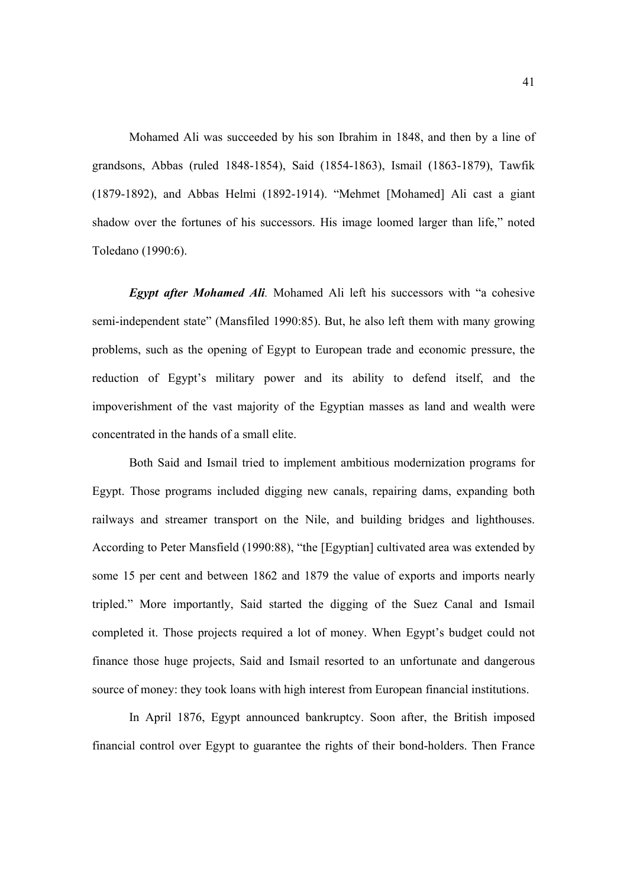Mohamed Ali was succeeded by his son Ibrahim in 1848, and then by a line of grandsons, Abbas (ruled 1848-1854), Said (1854-1863), Ismail (1863-1879), Tawfik (1879-1892), and Abbas Helmi (1892-1914). "Mehmet [Mohamed] Ali cast a giant shadow over the fortunes of his successors. His image loomed larger than life," noted Toledano (1990:6).

***Egypt after Mohamed Ali*.** Mohamed Ali left his successors with "a cohesive semi-independent state" (Mansfiled 1990:85). But, he also left them with many growing problems, such as the opening of Egypt to European trade and economic pressure, the reduction of Egypt's military power and its ability to defend itself, and the impoverishment of the vast majority of the Egyptian masses as land and wealth were concentrated in the hands of a small elite.

Both Said and Ismail tried to implement ambitious modernization programs for Egypt. Those programs included digging new canals, repairing dams, expanding both railways and streamer transport on the Nile, and building bridges and lighthouses. According to Peter Mansfield (1990:88), "the [Egyptian] cultivated area was extended by some 15 per cent and between 1862 and 1879 the value of exports and imports nearly tripled." More importantly, Said started the digging of the Suez Canal and Ismail completed it. Those projects required a lot of money. When Egypt's budget could not finance those huge projects, Said and Ismail resorted to an unfortunate and dangerous source of money: they took loans with high interest from European financial institutions.

In April 1876, Egypt announced bankruptcy. Soon after, the British imposed financial control over Egypt to guarantee the rights of their bond-holders. Then France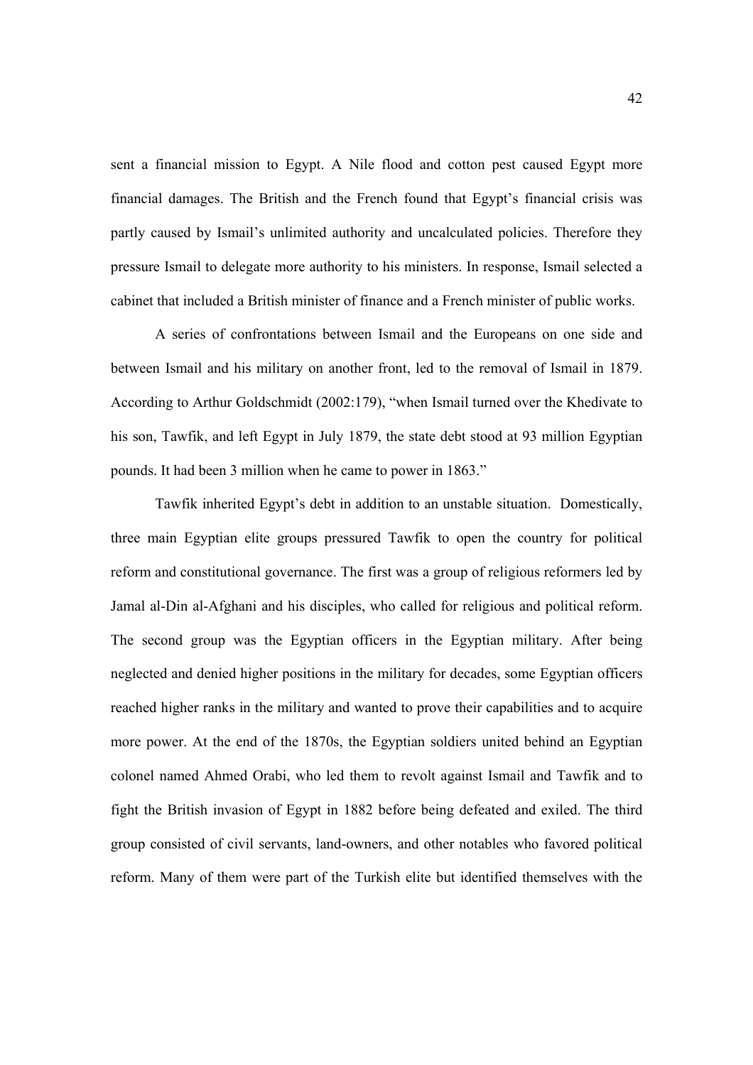sent a financial mission to Egypt. A Nile flood and cotton pest caused Egypt more financial damages. The British and the French found that Egypt's financial crisis was partly caused by Ismail's unlimited authority and uncalculated policies. Therefore they pressure Ismail to delegate more authority to his ministers. In response, Ismail selected a cabinet that included a British minister of finance and a French minister of public works.

A series of confrontations between Ismail and the Europeans on one side and between Ismail and his military on another front, led to the removal of Ismail in 1879. According to Arthur Goldschmidt (2002:179), "when Ismail turned over the Khedivate to his son, Tawfik, and left Egypt in July 1879, the state debt stood at 93 million Egyptian pounds. It had been 3 million when he came to power in 1863."

Tawfik inherited Egypt's debt in addition to an unstable situation. Domestically, three main Egyptian elite groups pressured Tawfik to open the country for political reform and constitutional governance. The first was a group of religious reformers led by Jamal al-Din al-Afghani and his disciples, who called for religious and political reform. The second group was the Egyptian officers in the Egyptian military. After being neglected and denied higher positions in the military for decades, some Egyptian officers reached higher ranks in the military and wanted to prove their capabilities and to acquire more power. At the end of the 1870s, the Egyptian soldiers united behind an Egyptian colonel named Ahmed Orabi, who led them to revolt against Ismail and Tawfik and to fight the British invasion of Egypt in 1882 before being defeated and exiled. The third group consisted of civil servants, land-owners, and other notables who favored political reform. Many of them were part of the Turkish elite but identified themselves with the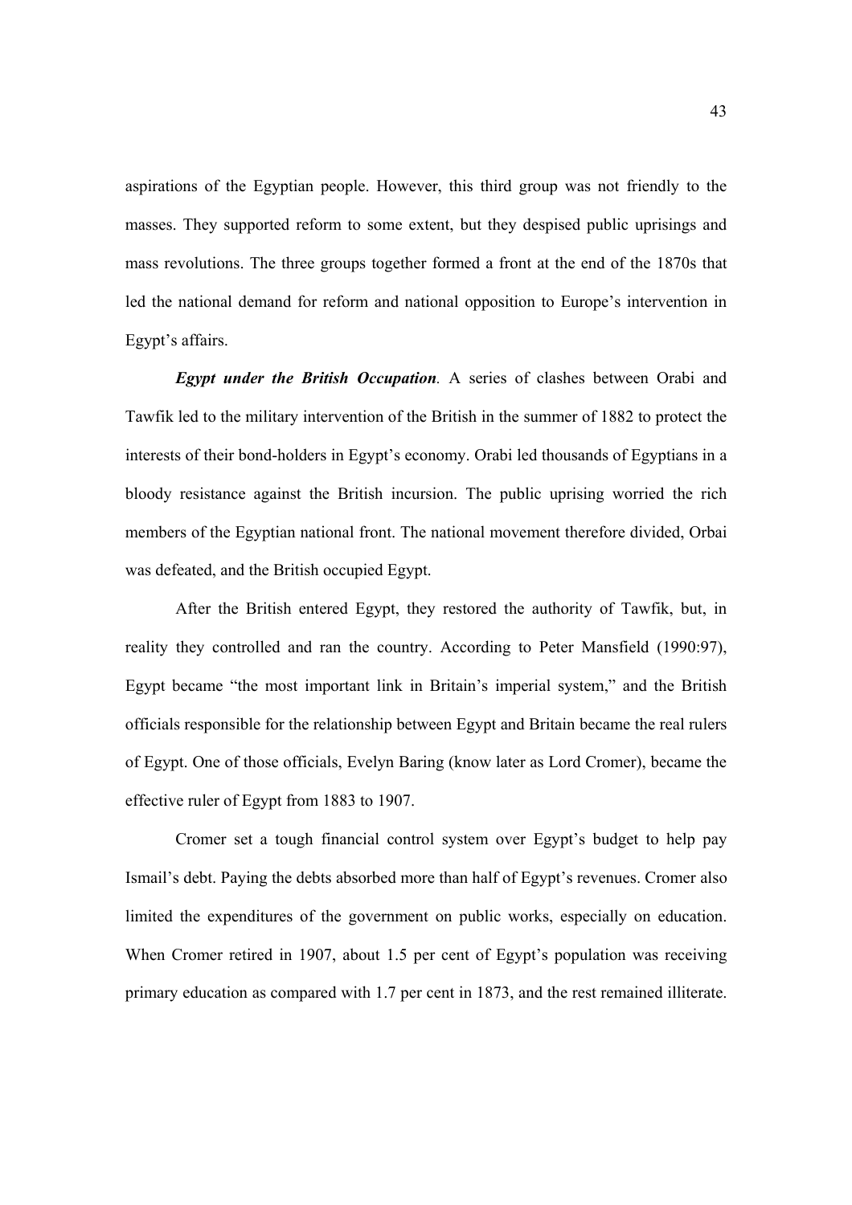aspirations of the Egyptian people. However, this third group was not friendly to the masses. They supported reform to some extent, but they despised public uprisings and mass revolutions. The three groups together formed a front at the end of the 1870s that led the national demand for reform and national opposition to Europe's intervention in Egypt's affairs.

***Egypt under the British Occupation*.** A series of clashes between Orabi and Tawfik led to the military intervention of the British in the summer of 1882 to protect the interests of their bond-holders in Egypt's economy. Orabi led thousands of Egyptians in a bloody resistance against the British incursion. The public uprising worried the rich members of the Egyptian national front. The national movement therefore divided, Orbai was defeated, and the British occupied Egypt.

After the British entered Egypt, they restored the authority of Tawfik, but, in reality they controlled and ran the country. According to Peter Mansfield (1990:97), Egypt became "the most important link in Britain's imperial system," and the British officials responsible for the relationship between Egypt and Britain became the real rulers of Egypt. One of those officials, Evelyn Baring (know later as Lord Cromer), became the effective ruler of Egypt from 1883 to 1907.

Cromer set a tough financial control system over Egypt's budget to help pay Ismail's debt. Paying the debts absorbed more than half of Egypt's revenues. Cromer also limited the expenditures of the government on public works, especially on education. When Cromer retired in 1907, about 1.5 per cent of Egypt's population was receiving primary education as compared with 1.7 per cent in 1873, and the rest remained illiterate.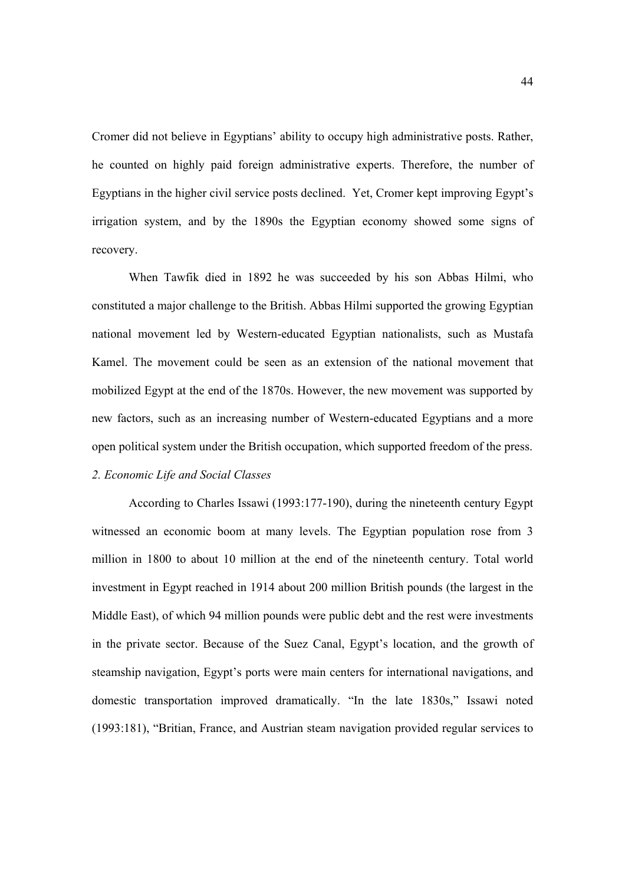Cromer did not believe in Egyptians' ability to occupy high administrative posts. Rather, he counted on highly paid foreign administrative experts. Therefore, the number of Egyptians in the higher civil service posts declined. Yet, Cromer kept improving Egypt's irrigation system, and by the 1890s the Egyptian economy showed some signs of recovery.

When Tawfik died in 1892 he was succeeded by his son Abbas Hilmi, who constituted a major challenge to the British. Abbas Hilmi supported the growing Egyptian national movement led by Western-educated Egyptian nationalists, such as Mustafa Kamel. The movement could be seen as an extension of the national movement that mobilized Egypt at the end of the 1870s. However, the new movement was supported by new factors, such as an increasing number of Western-educated Egyptians and a more open political system under the British occupation, which supported freedom of the press.

*2. Economic Life and Social Classes*

According to Charles Issawi (1993:177-190), during the nineteenth century Egypt witnessed an economic boom at many levels. The Egyptian population rose from 3 million in 1800 to about 10 million at the end of the nineteenth century. Total world investment in Egypt reached in 1914 about 200 million British pounds (the largest in the Middle East), of which 94 million pounds were public debt and the rest were investments in the private sector. Because of the Suez Canal, Egypt's location, and the growth of steamship navigation, Egypt's ports were main centers for international navigations, and domestic transportation improved dramatically. "In the late 1830s," Issawi noted (1993:181), "Britian, France, and Austrian steam navigation provided regular services to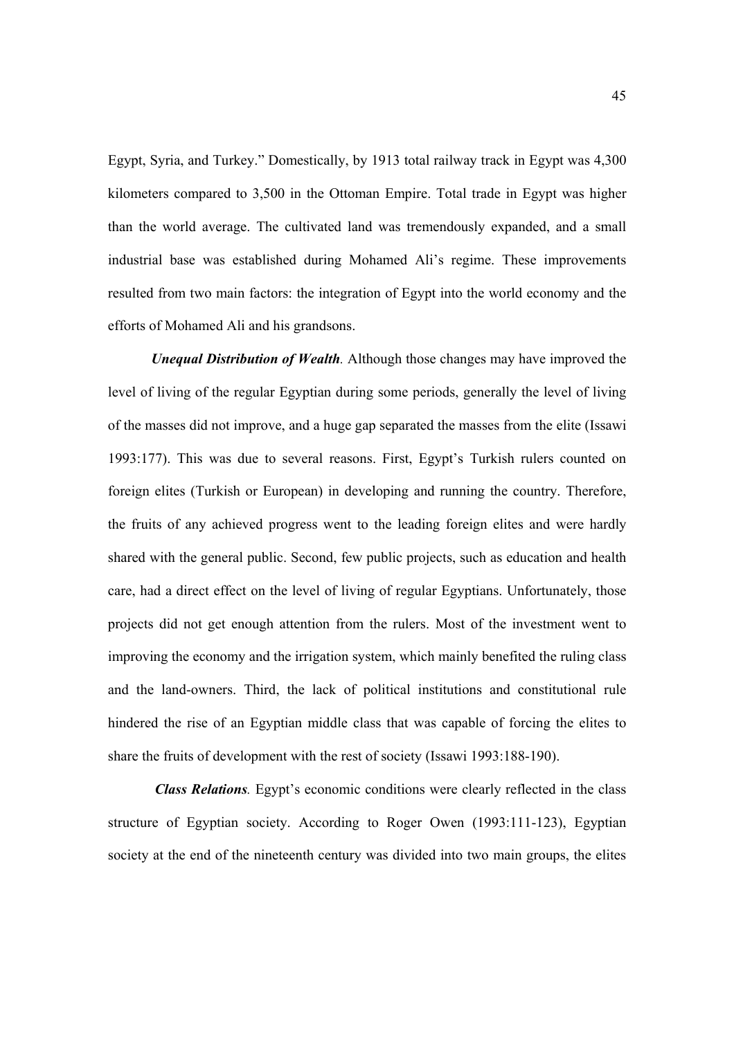Egypt, Syria, and Turkey." Domestically, by 1913 total railway track in Egypt was 4,300 kilometers compared to 3,500 in the Ottoman Empire. Total trade in Egypt was higher than the world average. The cultivated land was tremendously expanded, and a small industrial base was established during Mohamed Ali's regime. These improvements resulted from two main factors: the integration of Egypt into the world economy and the efforts of Mohamed Ali and his grandsons.

***Unequal Distribution of Wealth.*** Although those changes may have improved the level of living of the regular Egyptian during some periods, generally the level of living of the masses did not improve, and a huge gap separated the masses from the elite (Issawi 1993:177). This was due to several reasons. First, Egypt's Turkish rulers counted on foreign elites (Turkish or European) in developing and running the country. Therefore, the fruits of any achieved progress went to the leading foreign elites and were hardly shared with the general public. Second, few public projects, such as education and health care, had a direct effect on the level of living of regular Egyptians. Unfortunately, those projects did not get enough attention from the rulers. Most of the investment went to improving the economy and the irrigation system, which mainly benefited the ruling class and the land-owners. Third, the lack of political institutions and constitutional rule hindered the rise of an Egyptian middle class that was capable of forcing the elites to share the fruits of development with the rest of society (Issawi 1993:188-190).

***Class Relations.*** Egypt's economic conditions were clearly reflected in the class structure of Egyptian society. According to Roger Owen (1993:111-123), Egyptian society at the end of the nineteenth century was divided into two main groups, the elites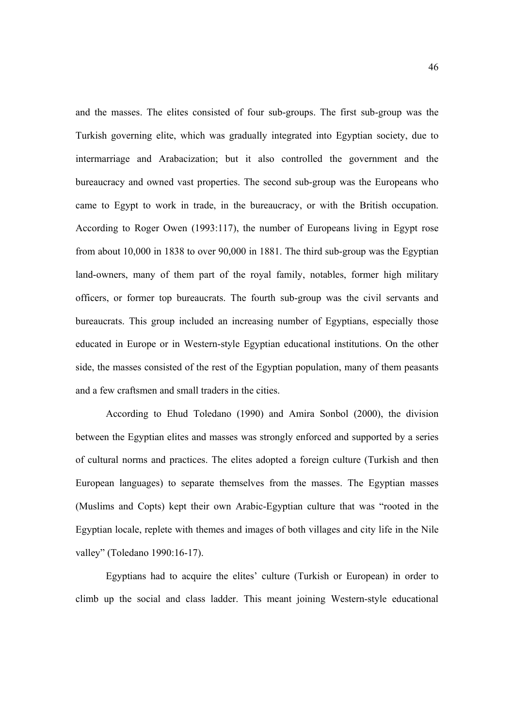and the masses. The elites consisted of four sub-groups. The first sub-group was the Turkish governing elite, which was gradually integrated into Egyptian society, due to intermarriage and Arabacization; but it also controlled the government and the bureaucracy and owned vast properties. The second sub-group was the Europeans who came to Egypt to work in trade, in the bureaucracy, or with the British occupation. According to Roger Owen (1993:117), the number of Europeans living in Egypt rose from about 10,000 in 1838 to over 90,000 in 1881. The third sub-group was the Egyptian land-owners, many of them part of the royal family, notables, former high military officers, or former top bureaucrats. The fourth sub-group was the civil servants and bureaucrats. This group included an increasing number of Egyptians, especially those educated in Europe or in Western-style Egyptian educational institutions. On the other side, the masses consisted of the rest of the Egyptian population, many of them peasants and a few craftsmen and small traders in the cities.

According to Ehud Toledano (1990) and Amira Sonbol (2000), the division between the Egyptian elites and masses was strongly enforced and supported by a series of cultural norms and practices. The elites adopted a foreign culture (Turkish and then European languages) to separate themselves from the masses. The Egyptian masses (Muslims and Copts) kept their own Arabic-Egyptian culture that was "rooted in the Egyptian locale, replete with themes and images of both villages and city life in the Nile valley" (Toledano 1990:16-17).

Egyptians had to acquire the elites' culture (Turkish or European) in order to climb up the social and class ladder. This meant joining Western-style educational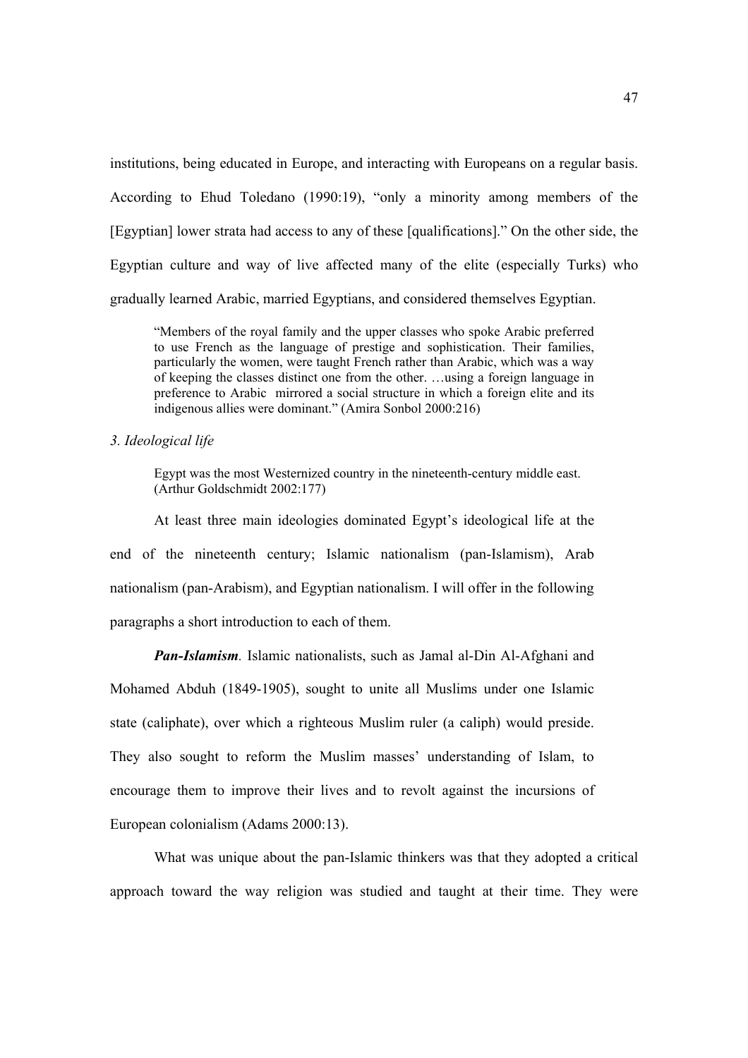institutions, being educated in Europe, and interacting with Europeans on a regular basis. According to Ehud Toledano (1990:19), "only a minority among members of the [Egyptian] lower strata had access to any of these [qualifications]." On the other side, the Egyptian culture and way of live affected many of the elite (especially Turks) who gradually learned Arabic, married Egyptians, and considered themselves Egyptian.

> "Members of the royal family and the upper classes who spoke Arabic preferred to use French as the language of prestige and sophistication. Their families, particularly the women, were taught French rather than Arabic, which was a way of keeping the classes distinct one from the other. …using a foreign language in preference to Arabic mirrored a social structure in which a foreign elite and its indigenous allies were dominant." (Amira Sonbol 2000:216)

*3. Ideological life*

> Egypt was the most Westernized country in the nineteenth-century middle east. (Arthur Goldschmidt 2002:177)

At least three main ideologies dominated Egypt's ideological life at the end of the nineteenth century; Islamic nationalism (pan-Islamism), Arab nationalism (pan-Arabism), and Egyptian nationalism. I will offer in the following paragraphs a short introduction to each of them.

***Pan-Islamism***. Islamic nationalists, such as Jamal al-Din Al-Afghani and Mohamed Abduh (1849-1905), sought to unite all Muslims under one Islamic state (caliphate), over which a righteous Muslim ruler (a caliph) would preside. They also sought to reform the Muslim masses' understanding of Islam, to encourage them to improve their lives and to revolt against the incursions of European colonialism (Adams 2000:13).

What was unique about the pan-Islamic thinkers was that they adopted a critical approach toward the way religion was studied and taught at their time. They were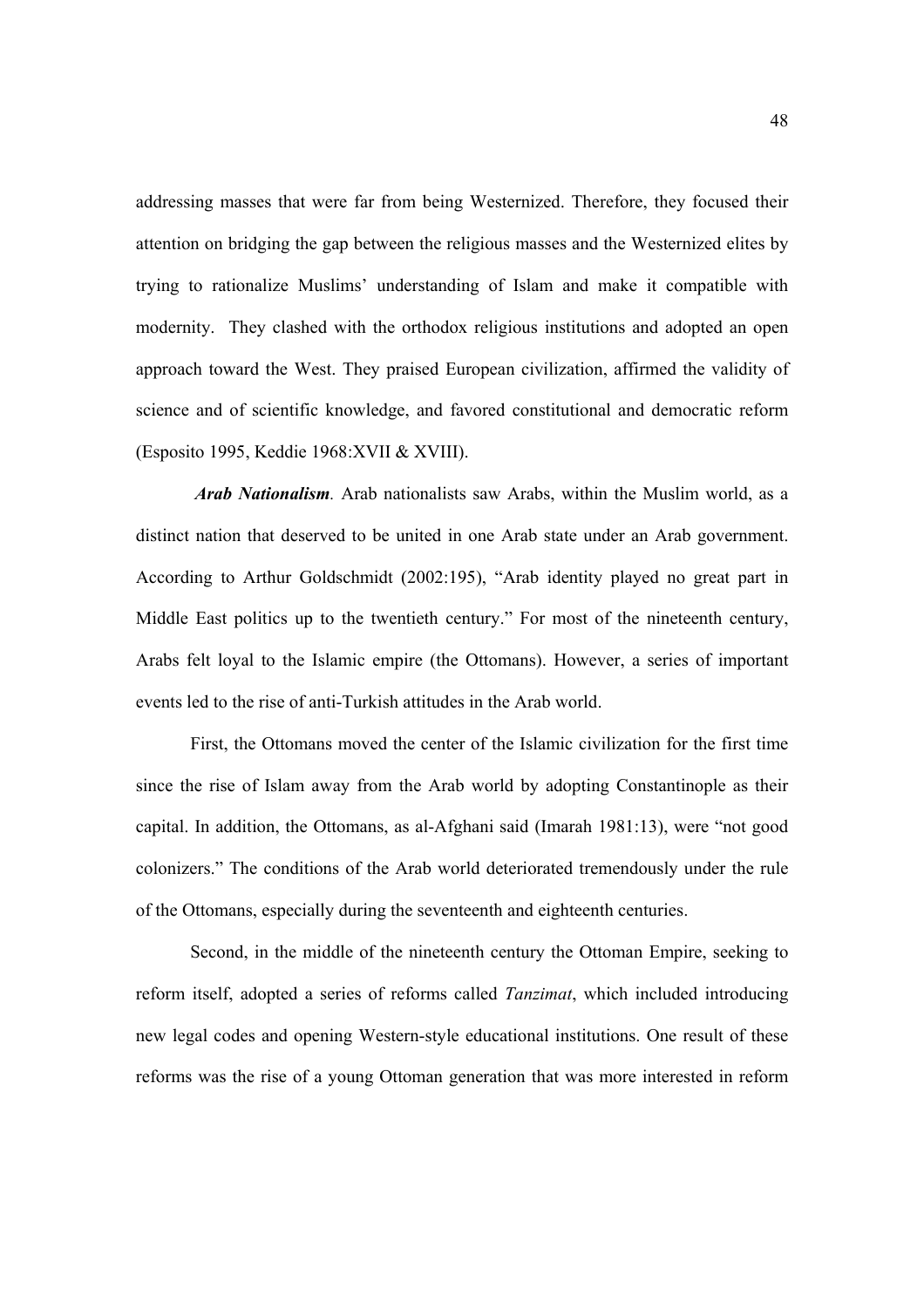addressing masses that were far from being Westernized. Therefore, they focused their attention on bridging the gap between the religious masses and the Westernized elites by trying to rationalize Muslims' understanding of Islam and make it compatible with modernity. They clashed with the orthodox religious institutions and adopted an open approach toward the West. They praised European civilization, affirmed the validity of science and of scientific knowledge, and favored constitutional and democratic reform (Esposito 1995, Keddie 1968:XVII & XVIII).

***Arab Nationalism*.** Arab nationalists saw Arabs, within the Muslim world, as a distinct nation that deserved to be united in one Arab state under an Arab government. According to Arthur Goldschmidt (2002:195), "Arab identity played no great part in Middle East politics up to the twentieth century." For most of the nineteenth century, Arabs felt loyal to the Islamic empire (the Ottomans). However, a series of important events led to the rise of anti-Turkish attitudes in the Arab world.

First, the Ottomans moved the center of the Islamic civilization for the first time since the rise of Islam away from the Arab world by adopting Constantinople as their capital. In addition, the Ottomans, as al-Afghani said (Imarah 1981:13), were "not good colonizers." The conditions of the Arab world deteriorated tremendously under the rule of the Ottomans, especially during the seventeenth and eighteenth centuries.

Second, in the middle of the nineteenth century the Ottoman Empire, seeking to reform itself, adopted a series of reforms called *Tanzimat*, which included introducing new legal codes and opening Western-style educational institutions. One result of these reforms was the rise of a young Ottoman generation that was more interested in reform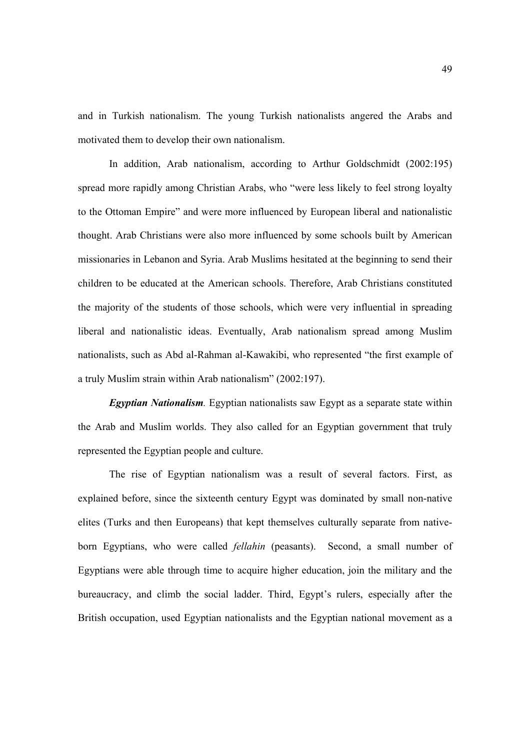and in Turkish nationalism. The young Turkish nationalists angered the Arabs and motivated them to develop their own nationalism.

In addition, Arab nationalism, according to Arthur Goldschmidt (2002:195) spread more rapidly among Christian Arabs, who "were less likely to feel strong loyalty to the Ottoman Empire" and were more influenced by European liberal and nationalistic thought. Arab Christians were also more influenced by some schools built by American missionaries in Lebanon and Syria. Arab Muslims hesitated at the beginning to send their children to be educated at the American schools. Therefore, Arab Christians constituted the majority of the students of those schools, which were very influential in spreading liberal and nationalistic ideas. Eventually, Arab nationalism spread among Muslim nationalists, such as Abd al-Rahman al-Kawakibi, who represented "the first example of a truly Muslim strain within Arab nationalism" (2002:197).

***Egyptian Nationalism.*** Egyptian nationalists saw Egypt as a separate state within the Arab and Muslim worlds. They also called for an Egyptian government that truly represented the Egyptian people and culture.

The rise of Egyptian nationalism was a result of several factors. First, as explained before, since the sixteenth century Egypt was dominated by small non-native elites (Turks and then Europeans) that kept themselves culturally separate from native-born Egyptians, who were called *fellahin* (peasants). Second, a small number of Egyptians were able through time to acquire higher education, join the military and the bureaucracy, and climb the social ladder. Third, Egypt's rulers, especially after the British occupation, used Egyptian nationalists and the Egyptian national movement as a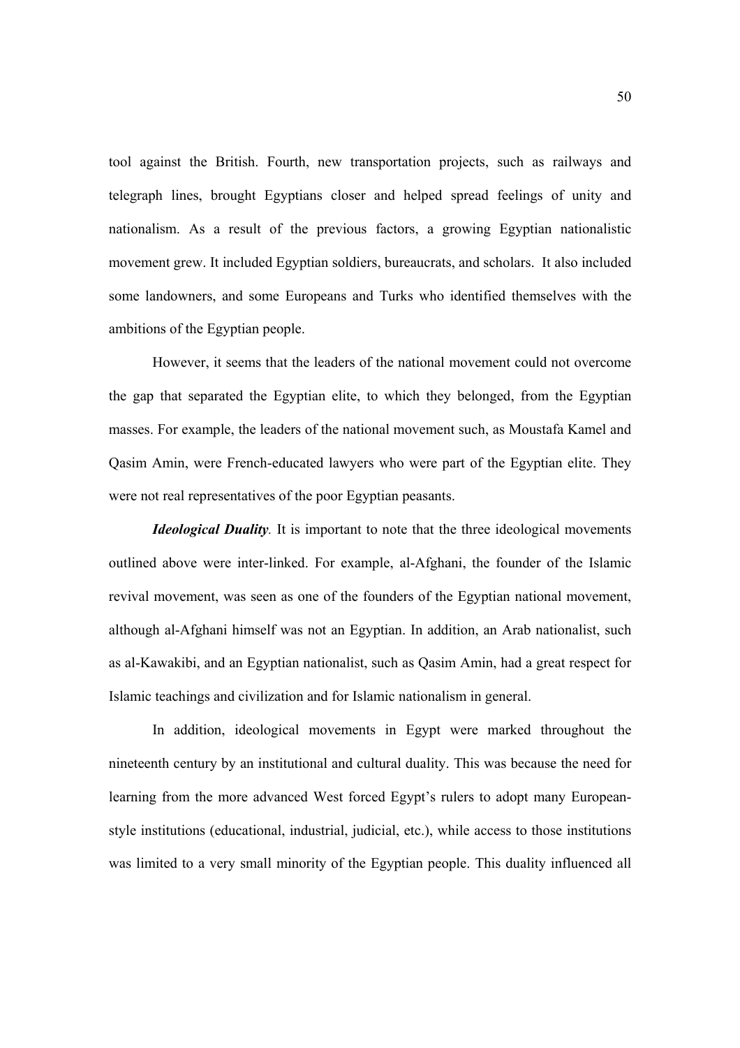tool against the British. Fourth, new transportation projects, such as railways and telegraph lines, brought Egyptians closer and helped spread feelings of unity and nationalism. As a result of the previous factors, a growing Egyptian nationalistic movement grew. It included Egyptian soldiers, bureaucrats, and scholars. It also included some landowners, and some Europeans and Turks who identified themselves with the ambitions of the Egyptian people.

However, it seems that the leaders of the national movement could not overcome the gap that separated the Egyptian elite, to which they belonged, from the Egyptian masses. For example, the leaders of the national movement such, as Moustafa Kamel and Qasim Amin, were French-educated lawyers who were part of the Egyptian elite. They were not real representatives of the poor Egyptian peasants.

***Ideological Duality*.** It is important to note that the three ideological movements outlined above were inter-linked. For example, al-Afghani, the founder of the Islamic revival movement, was seen as one of the founders of the Egyptian national movement, although al-Afghani himself was not an Egyptian. In addition, an Arab nationalist, such as al-Kawakibi, and an Egyptian nationalist, such as Qasim Amin, had a great respect for Islamic teachings and civilization and for Islamic nationalism in general.

In addition, ideological movements in Egypt were marked throughout the nineteenth century by an institutional and cultural duality. This was because the need for learning from the more advanced West forced Egypt's rulers to adopt many European-style institutions (educational, industrial, judicial, etc.), while access to those institutions was limited to a very small minority of the Egyptian people. This duality influenced all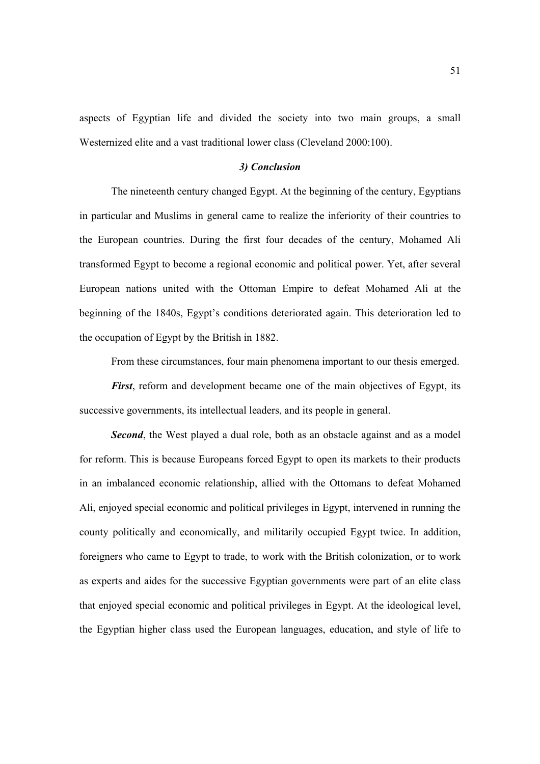aspects of Egyptian life and divided the society into two main groups, a small Westernized elite and a vast traditional lower class (Cleveland 2000:100).

### *3) Conclusion*

The nineteenth century changed Egypt. At the beginning of the century, Egyptians in particular and Muslims in general came to realize the inferiority of their countries to the European countries. During the first four decades of the century, Mohamed Ali transformed Egypt to become a regional economic and political power. Yet, after several European nations united with the Ottoman Empire to defeat Mohamed Ali at the beginning of the 1840s, Egypt's conditions deteriorated again. This deterioration led to the occupation of Egypt by the British in 1882.

From these circumstances, four main phenomena important to our thesis emerged.

***First***, reform and development became one of the main objectives of Egypt, its successive governments, its intellectual leaders, and its people in general.

***Second***, the West played a dual role, both as an obstacle against and as a model for reform. This is because Europeans forced Egypt to open its markets to their products in an imbalanced economic relationship, allied with the Ottomans to defeat Mohamed Ali, enjoyed special economic and political privileges in Egypt, intervened in running the county politically and economically, and militarily occupied Egypt twice. In addition, foreigners who came to Egypt to trade, to work with the British colonization, or to work as experts and aides for the successive Egyptian governments were part of an elite class that enjoyed special economic and political privileges in Egypt. At the ideological level, the Egyptian higher class used the European languages, education, and style of life to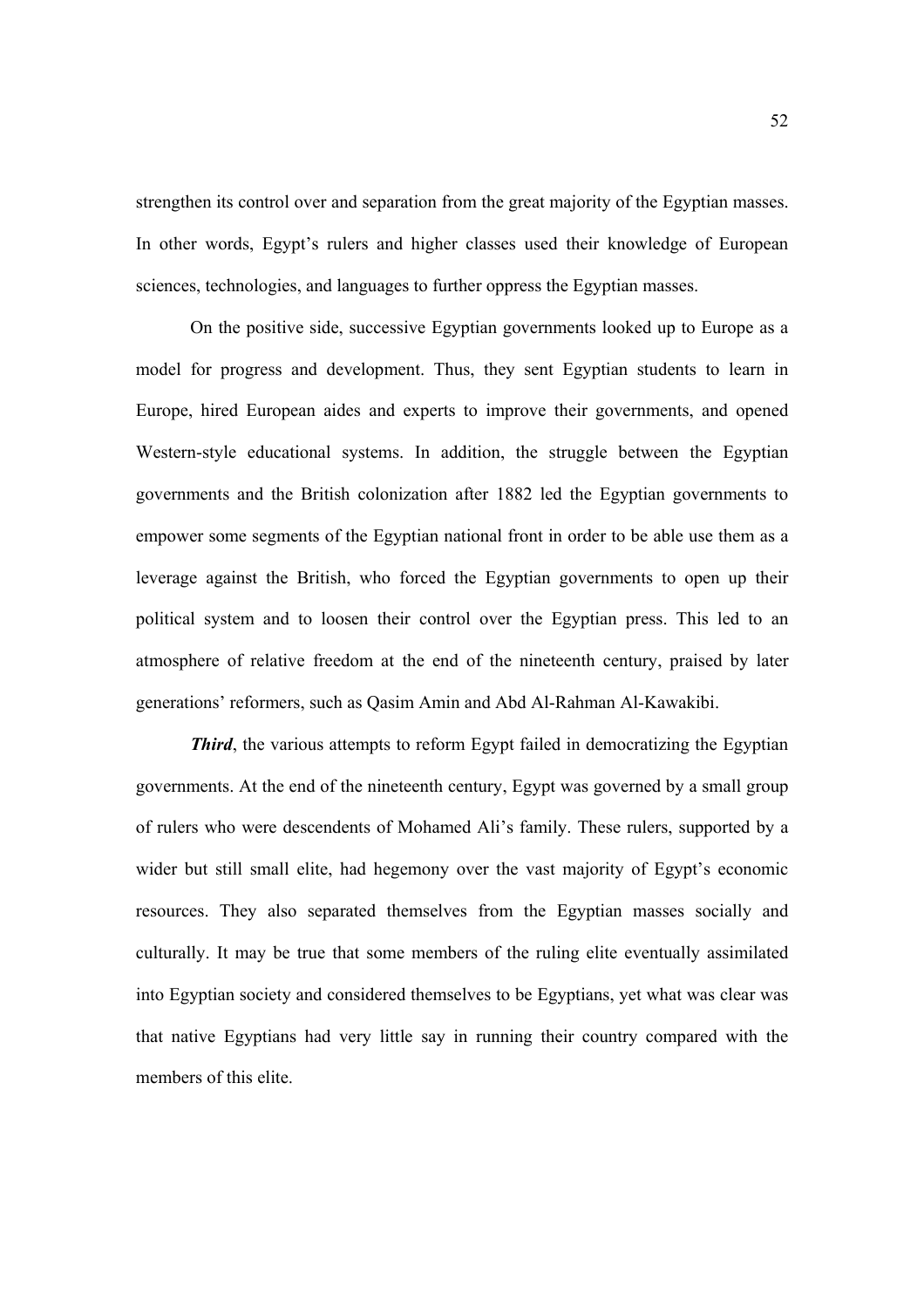strengthen its control over and separation from the great majority of the Egyptian masses. In other words, Egypt's rulers and higher classes used their knowledge of European sciences, technologies, and languages to further oppress the Egyptian masses.

On the positive side, successive Egyptian governments looked up to Europe as a model for progress and development. Thus, they sent Egyptian students to learn in Europe, hired European aides and experts to improve their governments, and opened Western-style educational systems. In addition, the struggle between the Egyptian governments and the British colonization after 1882 led the Egyptian governments to empower some segments of the Egyptian national front in order to be able use them as a leverage against the British, who forced the Egyptian governments to open up their political system and to loosen their control over the Egyptian press. This led to an atmosphere of relative freedom at the end of the nineteenth century, praised by later generations' reformers, such as Qasim Amin and Abd Al-Rahman Al-Kawakibi.

***Third***, the various attempts to reform Egypt failed in democratizing the Egyptian governments. At the end of the nineteenth century, Egypt was governed by a small group of rulers who were descendents of Mohamed Ali's family. These rulers, supported by a wider but still small elite, had hegemony over the vast majority of Egypt's economic resources. They also separated themselves from the Egyptian masses socially and culturally. It may be true that some members of the ruling elite eventually assimilated into Egyptian society and considered themselves to be Egyptians, yet what was clear was that native Egyptians had very little say in running their country compared with the members of this elite.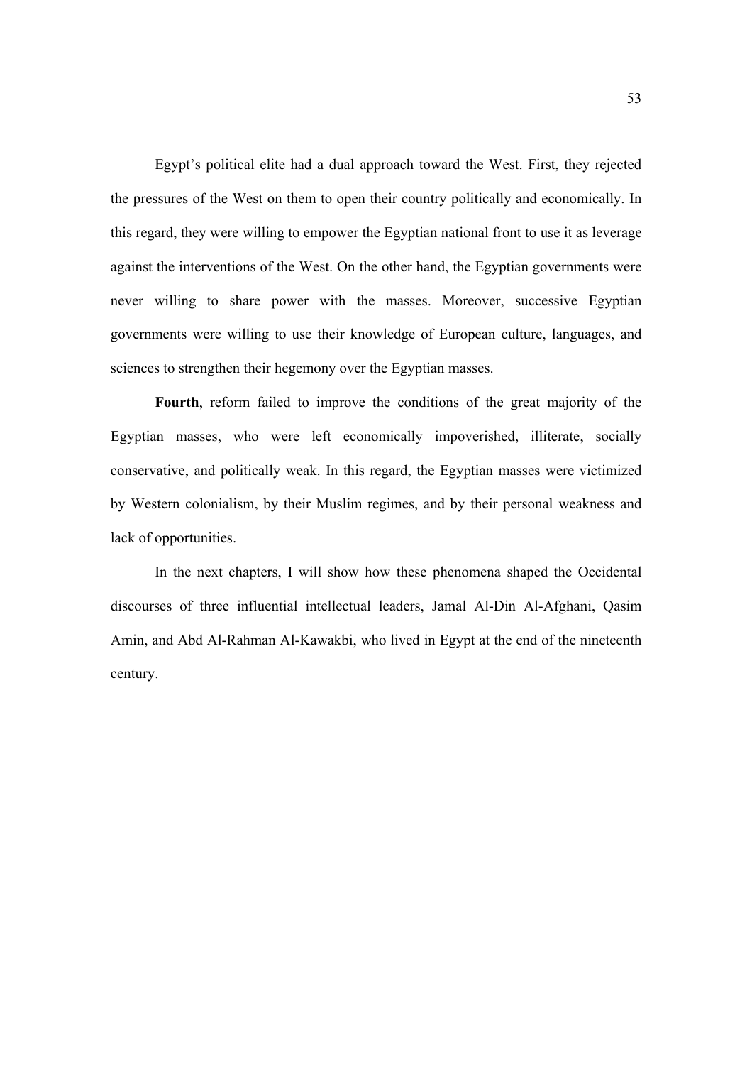Egypt's political elite had a dual approach toward the West. First, they rejected the pressures of the West on them to open their country politically and economically. In this regard, they were willing to empower the Egyptian national front to use it as leverage against the interventions of the West. On the other hand, the Egyptian governments were never willing to share power with the masses. Moreover, successive Egyptian governments were willing to use their knowledge of European culture, languages, and sciences to strengthen their hegemony over the Egyptian masses.

**Fourth**, reform failed to improve the conditions of the great majority of the Egyptian masses, who were left economically impoverished, illiterate, socially conservative, and politically weak. In this regard, the Egyptian masses were victimized by Western colonialism, by their Muslim regimes, and by their personal weakness and lack of opportunities.

In the next chapters, I will show how these phenomena shaped the Occidental discourses of three influential intellectual leaders, Jamal Al-Din Al-Afghani, Qasim Amin, and Abd Al-Rahman Al-Kawakbi, who lived in Egypt at the end of the nineteenth century.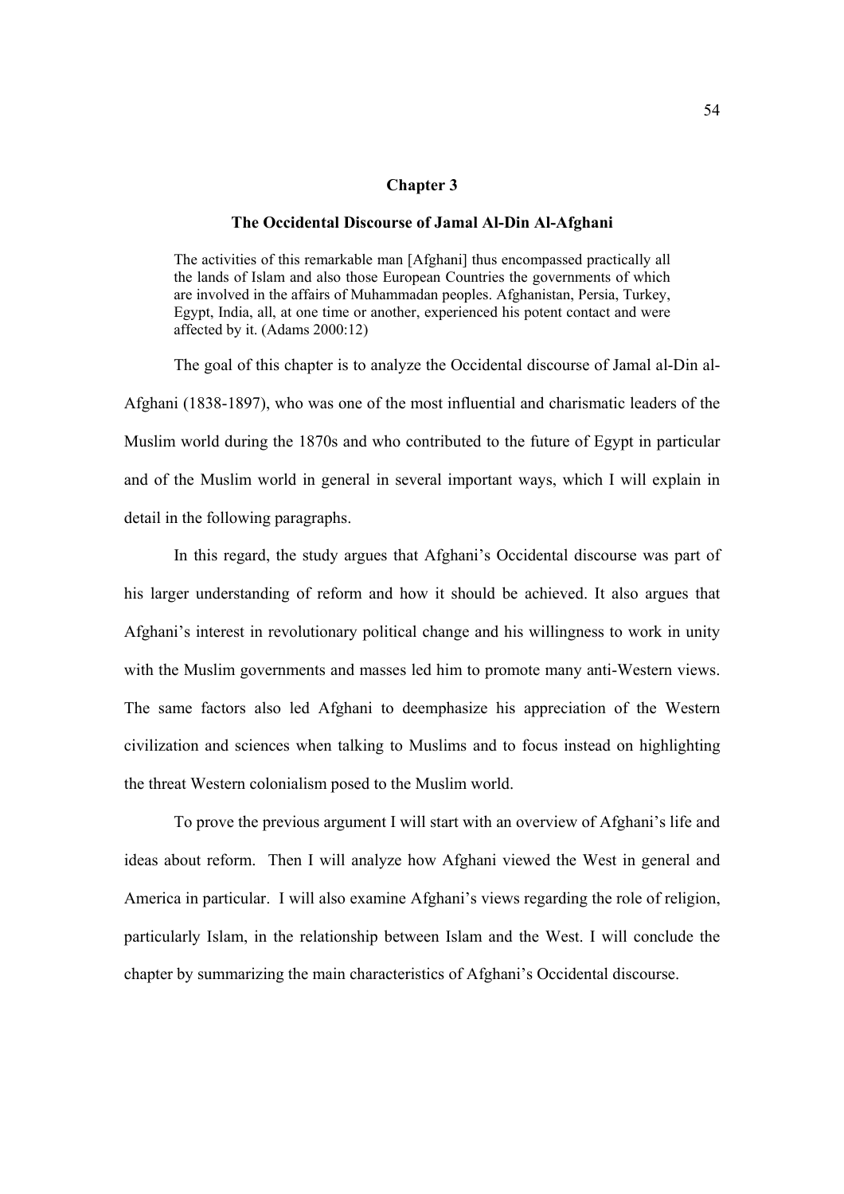# Chapter 3

## The Occidental Discourse of Jamal Al-Din Al-Afghani

> The activities of this remarkable man [Afghani] thus encompassed practically all the lands of Islam and also those European Countries the governments of which are involved in the affairs of Muhammadan peoples. Afghanistan, Persia, Turkey, Egypt, India, all, at one time or another, experienced his potent contact and were affected by it. (Adams 2000:12)

The goal of this chapter is to analyze the Occidental discourse of Jamal al-Din al-Afghani (1838-1897), who was one of the most influential and charismatic leaders of the Muslim world during the 1870s and who contributed to the future of Egypt in particular and of the Muslim world in general in several important ways, which I will explain in detail in the following paragraphs.

In this regard, the study argues that Afghani's Occidental discourse was part of his larger understanding of reform and how it should be achieved. It also argues that Afghani's interest in revolutionary political change and his willingness to work in unity with the Muslim governments and masses led him to promote many anti-Western views. The same factors also led Afghani to deemphasize his appreciation of the Western civilization and sciences when talking to Muslims and to focus instead on highlighting the threat Western colonialism posed to the Muslim world.

To prove the previous argument I will start with an overview of Afghani's life and ideas about reform. Then I will analyze how Afghani viewed the West in general and America in particular. I will also examine Afghani's views regarding the role of religion, particularly Islam, in the relationship between Islam and the West. I will conclude the chapter by summarizing the main characteristics of Afghani's Occidental discourse.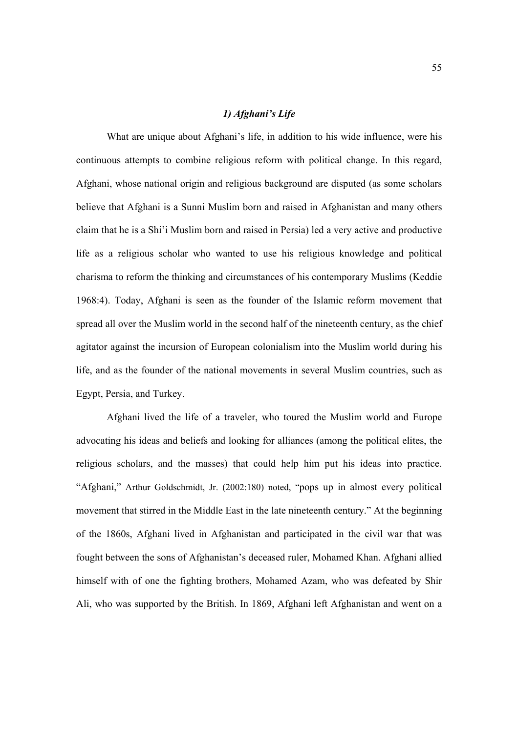### *1) Afghani's Life*

What are unique about Afghani's life, in addition to his wide influence, were his continuous attempts to combine religious reform with political change. In this regard, Afghani, whose national origin and religious background are disputed (as some scholars believe that Afghani is a Sunni Muslim born and raised in Afghanistan and many others claim that he is a Shi'i Muslim born and raised in Persia) led a very active and productive life as a religious scholar who wanted to use his religious knowledge and political charisma to reform the thinking and circumstances of his contemporary Muslims (Keddie 1968:4). Today, Afghani is seen as the founder of the Islamic reform movement that spread all over the Muslim world in the second half of the nineteenth century, as the chief agitator against the incursion of European colonialism into the Muslim world during his life, and as the founder of the national movements in several Muslim countries, such as Egypt, Persia, and Turkey.

Afghani lived the life of a traveler, who toured the Muslim world and Europe advocating his ideas and beliefs and looking for alliances (among the political elites, the religious scholars, and the masses) that could help him put his ideas into practice. "Afghani," Arthur Goldschmidt, Jr. (2002:180) noted, "pops up in almost every political movement that stirred in the Middle East in the late nineteenth century." At the beginning of the 1860s, Afghani lived in Afghanistan and participated in the civil war that was fought between the sons of Afghanistan's deceased ruler, Mohamed Khan. Afghani allied himself with of one the fighting brothers, Mohamed Azam, who was defeated by Shir Ali, who was supported by the British. In 1869, Afghani left Afghanistan and went on a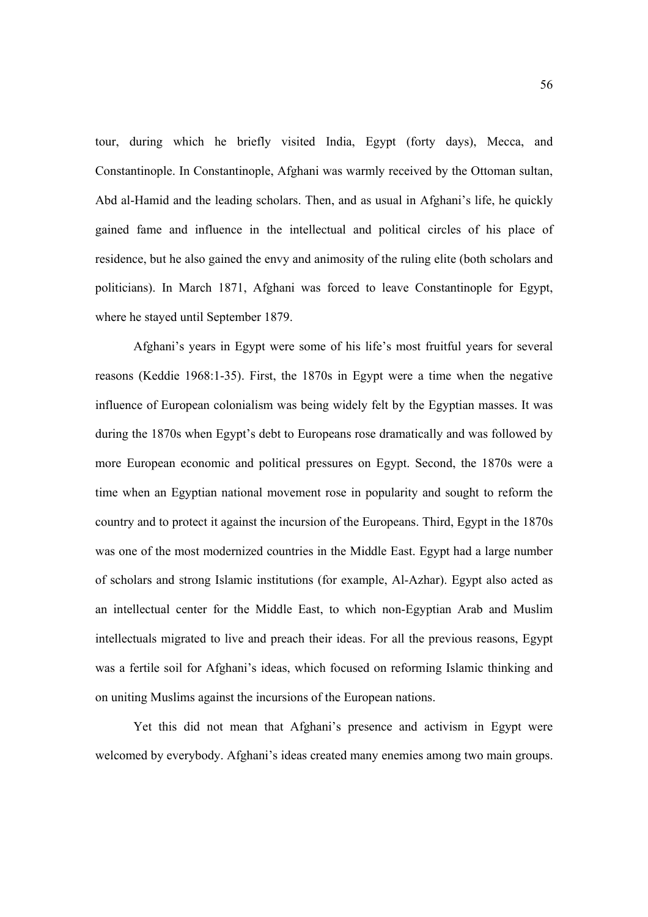tour, during which he briefly visited India, Egypt (forty days), Mecca, and Constantinople. In Constantinople, Afghani was warmly received by the Ottoman sultan, Abd al-Hamid and the leading scholars. Then, and as usual in Afghani's life, he quickly gained fame and influence in the intellectual and political circles of his place of residence, but he also gained the envy and animosity of the ruling elite (both scholars and politicians). In March 1871, Afghani was forced to leave Constantinople for Egypt, where he stayed until September 1879.

Afghani's years in Egypt were some of his life's most fruitful years for several reasons (Keddie 1968:1-35). First, the 1870s in Egypt were a time when the negative influence of European colonialism was being widely felt by the Egyptian masses. It was during the 1870s when Egypt's debt to Europeans rose dramatically and was followed by more European economic and political pressures on Egypt. Second, the 1870s were a time when an Egyptian national movement rose in popularity and sought to reform the country and to protect it against the incursion of the Europeans. Third, Egypt in the 1870s was one of the most modernized countries in the Middle East. Egypt had a large number of scholars and strong Islamic institutions (for example, Al-Azhar). Egypt also acted as an intellectual center for the Middle East, to which non-Egyptian Arab and Muslim intellectuals migrated to live and preach their ideas. For all the previous reasons, Egypt was a fertile soil for Afghani's ideas, which focused on reforming Islamic thinking and on uniting Muslims against the incursions of the European nations.

Yet this did not mean that Afghani's presence and activism in Egypt were welcomed by everybody. Afghani's ideas created many enemies among two main groups.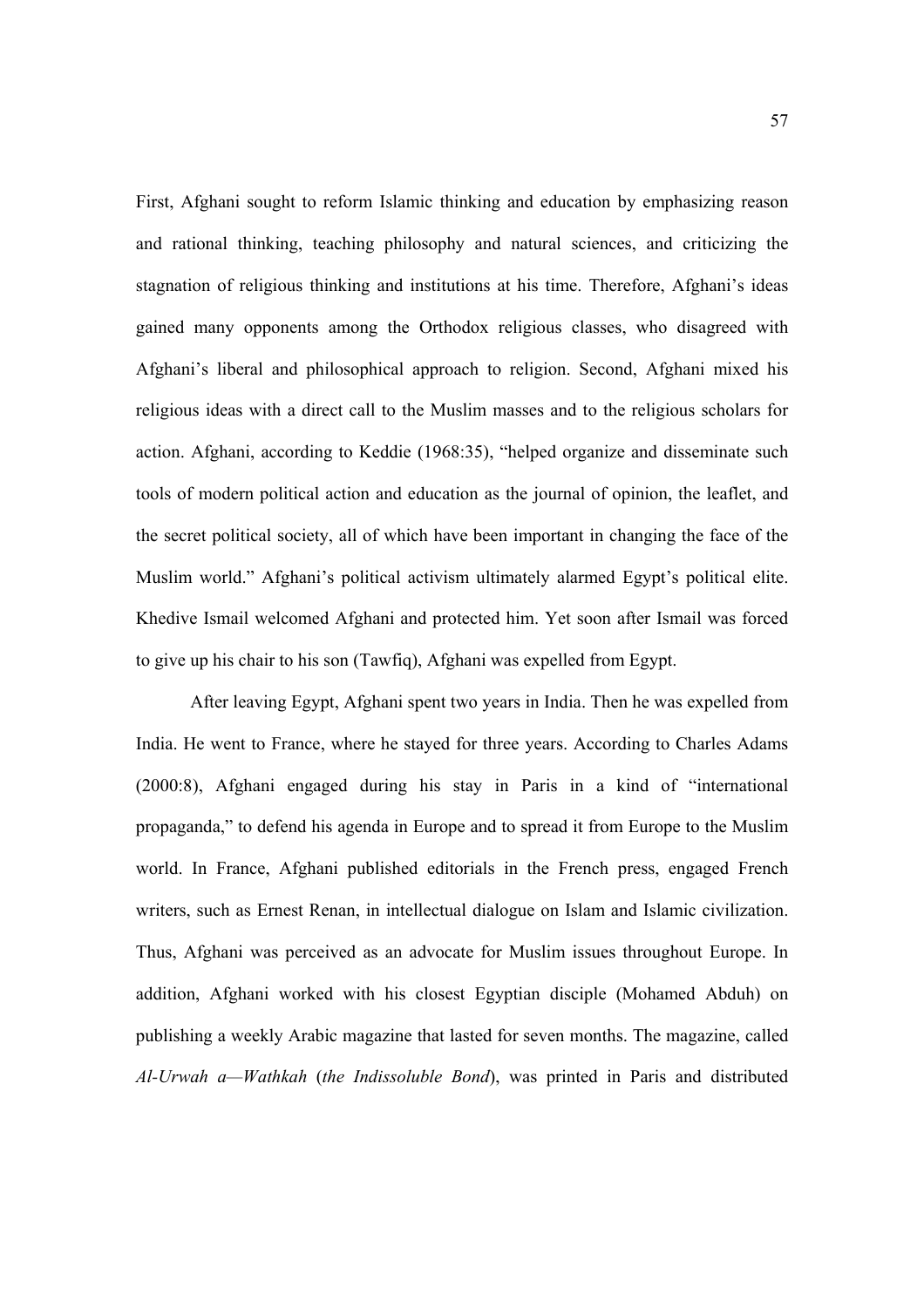First, Afghani sought to reform Islamic thinking and education by emphasizing reason and rational thinking, teaching philosophy and natural sciences, and criticizing the stagnation of religious thinking and institutions at his time. Therefore, Afghani's ideas gained many opponents among the Orthodox religious classes, who disagreed with Afghani's liberal and philosophical approach to religion. Second, Afghani mixed his religious ideas with a direct call to the Muslim masses and to the religious scholars for action. Afghani, according to Keddie (1968:35), "helped organize and disseminate such tools of modern political action and education as the journal of opinion, the leaflet, and the secret political society, all of which have been important in changing the face of the Muslim world." Afghani's political activism ultimately alarmed Egypt's political elite. Khedive Ismail welcomed Afghani and protected him. Yet soon after Ismail was forced to give up his chair to his son (Tawfiq), Afghani was expelled from Egypt.

After leaving Egypt, Afghani spent two years in India. Then he was expelled from India. He went to France, where he stayed for three years. According to Charles Adams (2000:8), Afghani engaged during his stay in Paris in a kind of "international propaganda," to defend his agenda in Europe and to spread it from Europe to the Muslim world. In France, Afghani published editorials in the French press, engaged French writers, such as Ernest Renan, in intellectual dialogue on Islam and Islamic civilization. Thus, Afghani was perceived as an advocate for Muslim issues throughout Europe. In addition, Afghani worked with his closest Egyptian disciple (Mohamed Abduh) on publishing a weekly Arabic magazine that lasted for seven months. The magazine, called *Al-Urwah a—Wathkah* (*the Indissoluble Bond*), was printed in Paris and distributed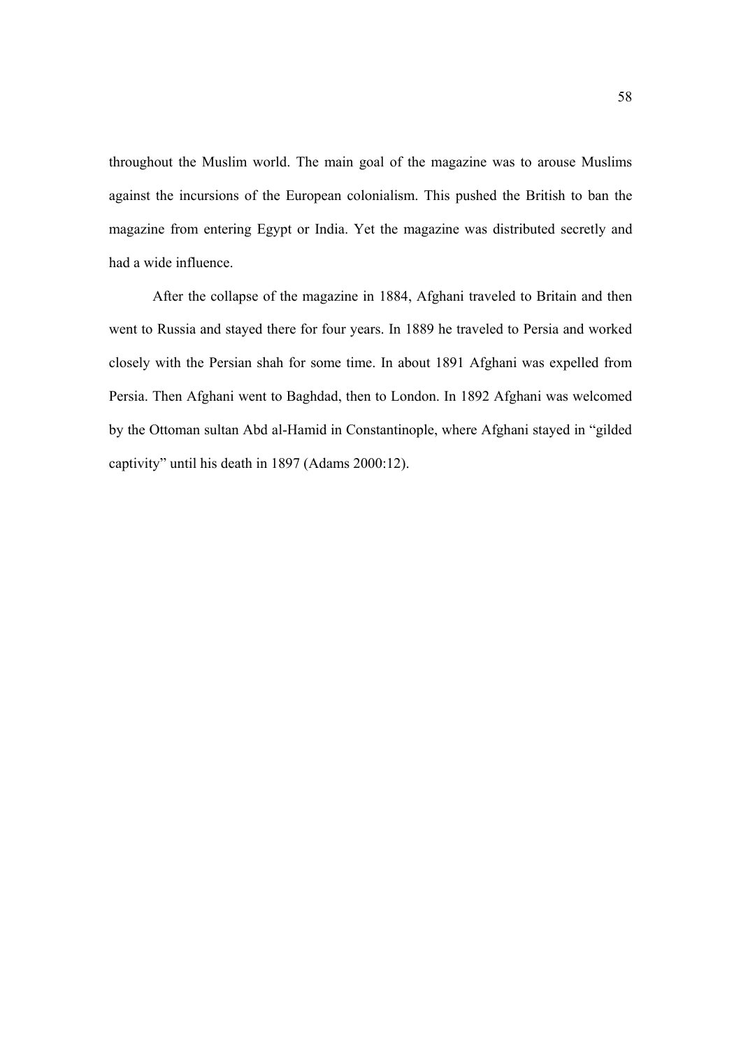throughout the Muslim world. The main goal of the magazine was to arouse Muslims against the incursions of the European colonialism. This pushed the British to ban the magazine from entering Egypt or India. Yet the magazine was distributed secretly and had a wide influence.

After the collapse of the magazine in 1884, Afghani traveled to Britain and then went to Russia and stayed there for four years. In 1889 he traveled to Persia and worked closely with the Persian shah for some time. In about 1891 Afghani was expelled from Persia. Then Afghani went to Baghdad, then to London. In 1892 Afghani was welcomed by the Ottoman sultan Abd al-Hamid in Constantinople, where Afghani stayed in "gilded captivity" until his death in 1897 (Adams 2000:12).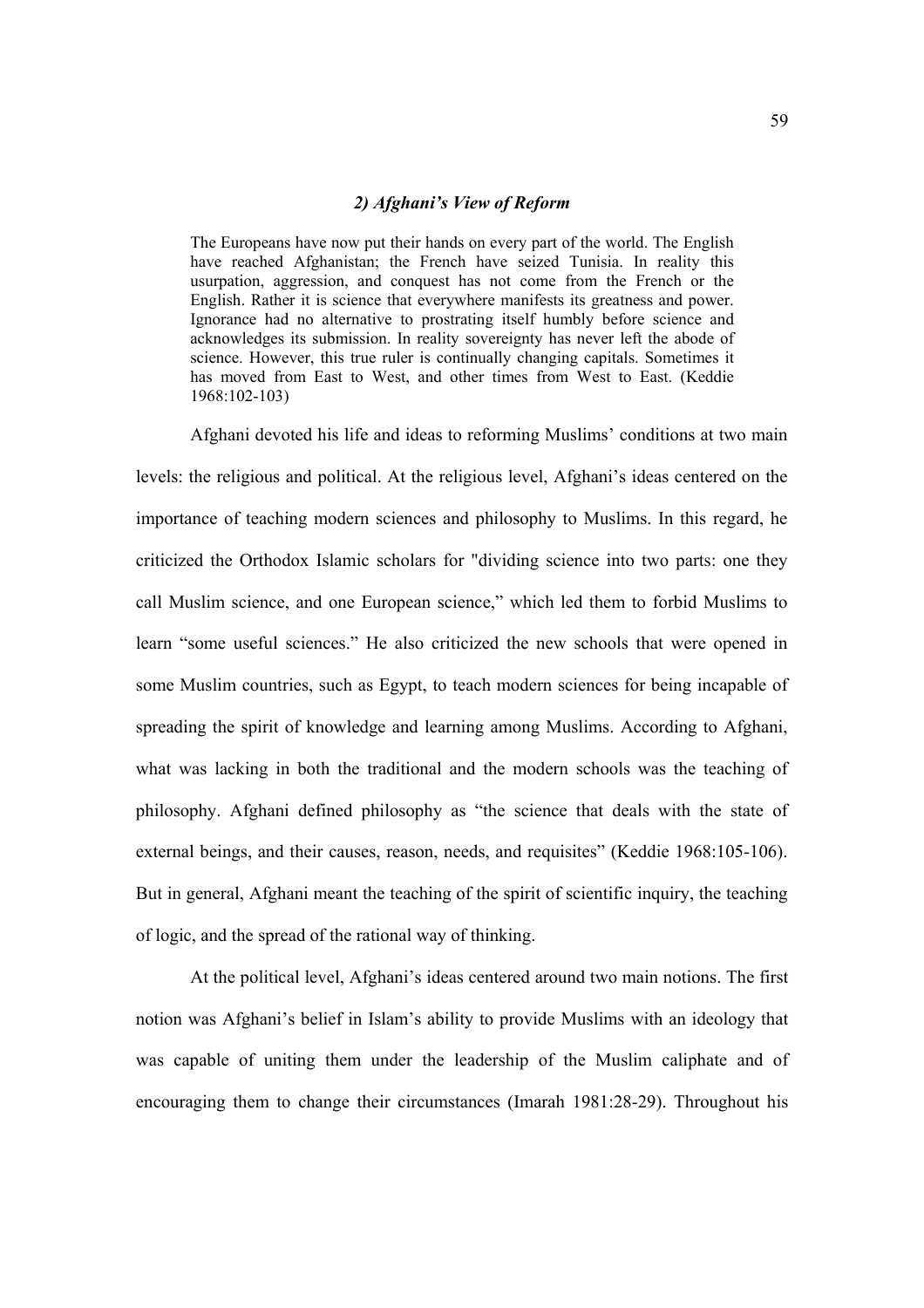### *2) Afghani's View of Reform*

> The Europeans have now put their hands on every part of the world. The English have reached Afghanistan; the French have seized Tunisia. In reality this usurpation, aggression, and conquest has not come from the French or the English. Rather it is science that everywhere manifests its greatness and power. Ignorance had no alternative to prostrating itself humbly before science and acknowledges its submission. In reality sovereignty has never left the abode of science. However, this true ruler is continually changing capitals. Sometimes it has moved from East to West, and other times from West to East. (Keddie 1968:102-103)

Afghani devoted his life and ideas to reforming Muslims' conditions at two main levels: the religious and political. At the religious level, Afghani's ideas centered on the importance of teaching modern sciences and philosophy to Muslims. In this regard, he criticized the Orthodox Islamic scholars for "dividing science into two parts: one they call Muslim science, and one European science," which led them to forbid Muslims to learn "some useful sciences." He also criticized the new schools that were opened in some Muslim countries, such as Egypt, to teach modern sciences for being incapable of spreading the spirit of knowledge and learning among Muslims. According to Afghani, what was lacking in both the traditional and the modern schools was the teaching of philosophy. Afghani defined philosophy as "the science that deals with the state of external beings, and their causes, reason, needs, and requisites" (Keddie 1968:105-106). But in general, Afghani meant the teaching of the spirit of scientific inquiry, the teaching of logic, and the spread of the rational way of thinking.

At the political level, Afghani's ideas centered around two main notions. The first notion was Afghani's belief in Islam's ability to provide Muslims with an ideology that was capable of uniting them under the leadership of the Muslim caliphate and of encouraging them to change their circumstances (Imarah 1981:28-29). Throughout his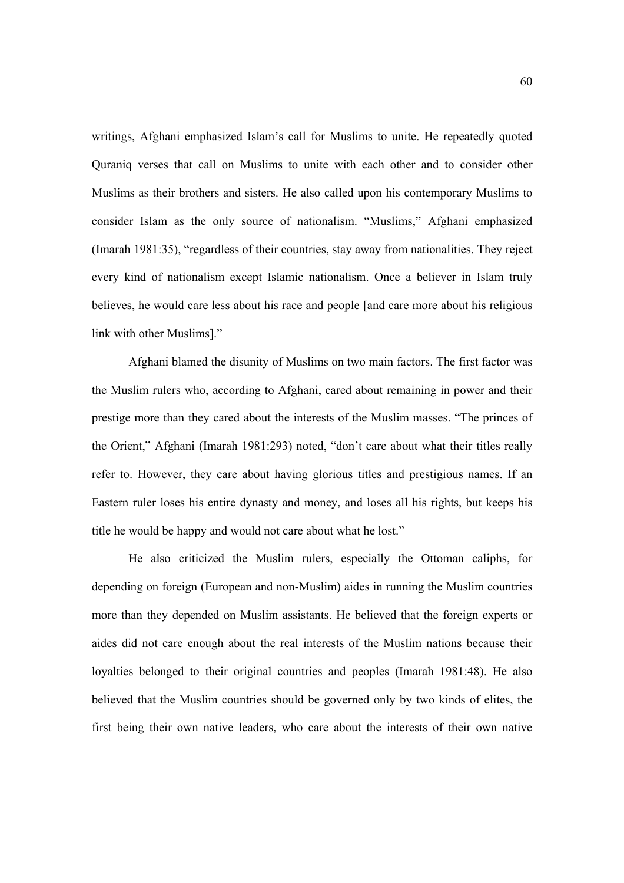writings, Afghani emphasized Islam's call for Muslims to unite. He repeatedly quoted Quraniq verses that call on Muslims to unite with each other and to consider other Muslims as their brothers and sisters. He also called upon his contemporary Muslims to consider Islam as the only source of nationalism. "Muslims," Afghani emphasized (Imarah 1981:35), "regardless of their countries, stay away from nationalities. They reject every kind of nationalism except Islamic nationalism. Once a believer in Islam truly believes, he would care less about his race and people [and care more about his religious link with other Muslims]."

Afghani blamed the disunity of Muslims on two main factors. The first factor was the Muslim rulers who, according to Afghani, cared about remaining in power and their prestige more than they cared about the interests of the Muslim masses. "The princes of the Orient," Afghani (Imarah 1981:293) noted, "don't care about what their titles really refer to. However, they care about having glorious titles and prestigious names. If an Eastern ruler loses his entire dynasty and money, and loses all his rights, but keeps his title he would be happy and would not care about what he lost."

He also criticized the Muslim rulers, especially the Ottoman caliphs, for depending on foreign (European and non-Muslim) aides in running the Muslim countries more than they depended on Muslim assistants. He believed that the foreign experts or aides did not care enough about the real interests of the Muslim nations because their loyalties belonged to their original countries and peoples (Imarah 1981:48). He also believed that the Muslim countries should be governed only by two kinds of elites, the first being their own native leaders, who care about the interests of their own native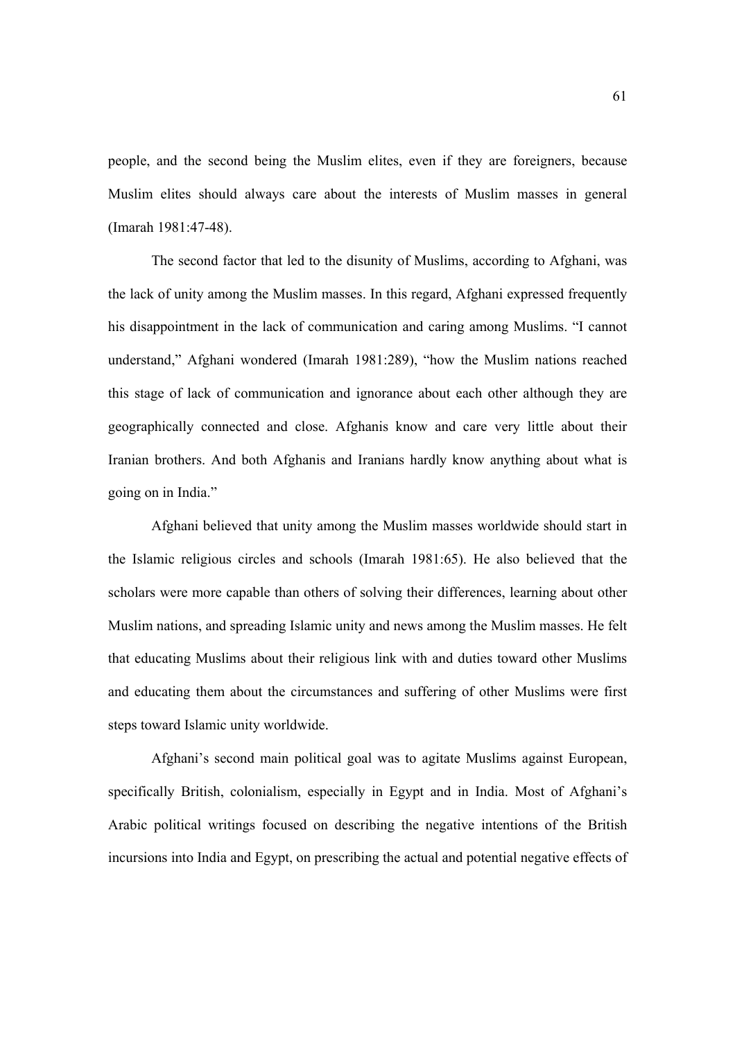people, and the second being the Muslim elites, even if they are foreigners, because Muslim elites should always care about the interests of Muslim masses in general (Imarah 1981:47-48).

The second factor that led to the disunity of Muslims, according to Afghani, was the lack of unity among the Muslim masses. In this regard, Afghani expressed frequently his disappointment in the lack of communication and caring among Muslims. "I cannot understand," Afghani wondered (Imarah 1981:289), "how the Muslim nations reached this stage of lack of communication and ignorance about each other although they are geographically connected and close. Afghanis know and care very little about their Iranian brothers. And both Afghanis and Iranians hardly know anything about what is going on in India."

Afghani believed that unity among the Muslim masses worldwide should start in the Islamic religious circles and schools (Imarah 1981:65). He also believed that the scholars were more capable than others of solving their differences, learning about other Muslim nations, and spreading Islamic unity and news among the Muslim masses. He felt that educating Muslims about their religious link with and duties toward other Muslims and educating them about the circumstances and suffering of other Muslims were first steps toward Islamic unity worldwide.

Afghani's second main political goal was to agitate Muslims against European, specifically British, colonialism, especially in Egypt and in India. Most of Afghani's Arabic political writings focused on describing the negative intentions of the British incursions into India and Egypt, on prescribing the actual and potential negative effects of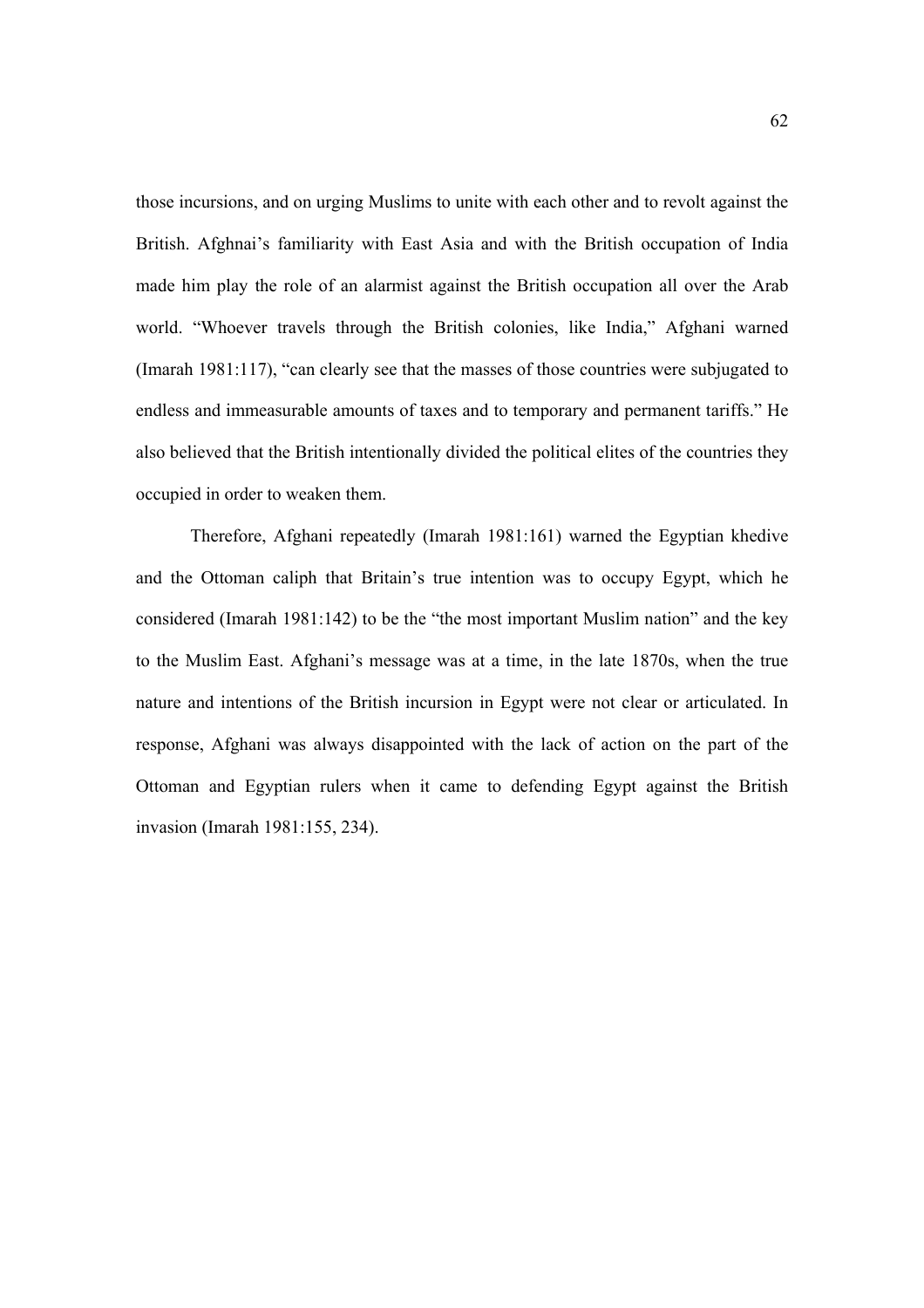those incursions, and on urging Muslims to unite with each other and to revolt against the British. Afghnai's familiarity with East Asia and with the British occupation of India made him play the role of an alarmist against the British occupation all over the Arab world. "Whoever travels through the British colonies, like India," Afghani warned (Imarah 1981:117), "can clearly see that the masses of those countries were subjugated to endless and immeasurable amounts of taxes and to temporary and permanent tariffs." He also believed that the British intentionally divided the political elites of the countries they occupied in order to weaken them.

Therefore, Afghani repeatedly (Imarah 1981:161) warned the Egyptian khedive and the Ottoman caliph that Britain's true intention was to occupy Egypt, which he considered (Imarah 1981:142) to be the "the most important Muslim nation" and the key to the Muslim East. Afghani's message was at a time, in the late 1870s, when the true nature and intentions of the British incursion in Egypt were not clear or articulated. In response, Afghani was always disappointed with the lack of action on the part of the Ottoman and Egyptian rulers when it came to defending Egypt against the British invasion (Imarah 1981:155, 234).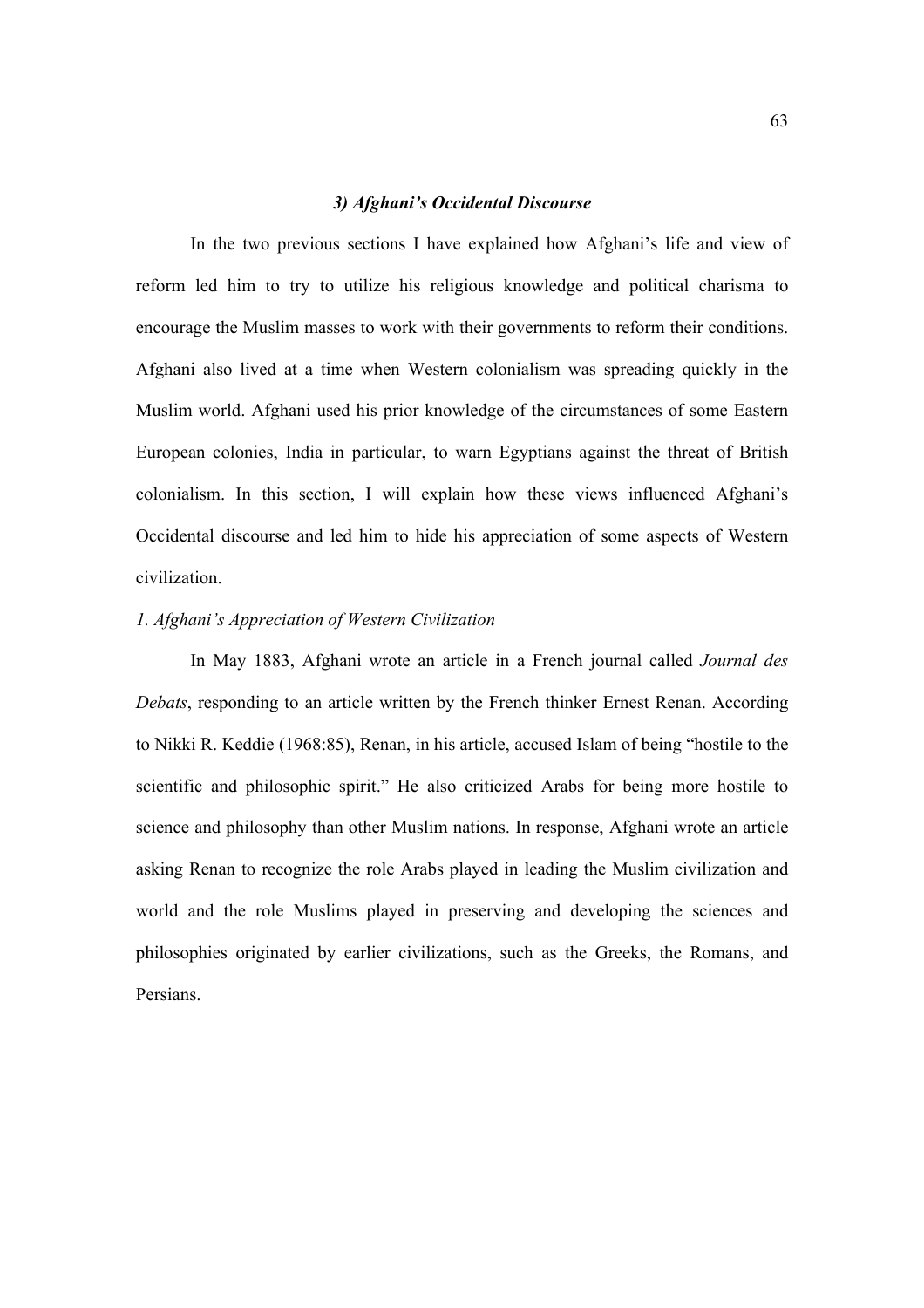### *3) Afghani's Occidental Discourse*

In the two previous sections I have explained how Afghani's life and view of reform led him to try to utilize his religious knowledge and political charisma to encourage the Muslim masses to work with their governments to reform their conditions. Afghani also lived at a time when Western colonialism was spreading quickly in the Muslim world. Afghani used his prior knowledge of the circumstances of some Eastern European colonies, India in particular, to warn Egyptians against the threat of British colonialism. In this section, I will explain how these views influenced Afghani's Occidental discourse and led him to hide his appreciation of some aspects of Western civilization.

*1. Afghani's Appreciation of Western Civilization*

In May 1883, Afghani wrote an article in a French journal called *Journal des Debats*, responding to an article written by the French thinker Ernest Renan. According to Nikki R. Keddie (1968:85), Renan, in his article, accused Islam of being "hostile to the scientific and philosophic spirit." He also criticized Arabs for being more hostile to science and philosophy than other Muslim nations. In response, Afghani wrote an article asking Renan to recognize the role Arabs played in leading the Muslim civilization and world and the role Muslims played in preserving and developing the sciences and philosophies originated by earlier civilizations, such as the Greeks, the Romans, and Persians.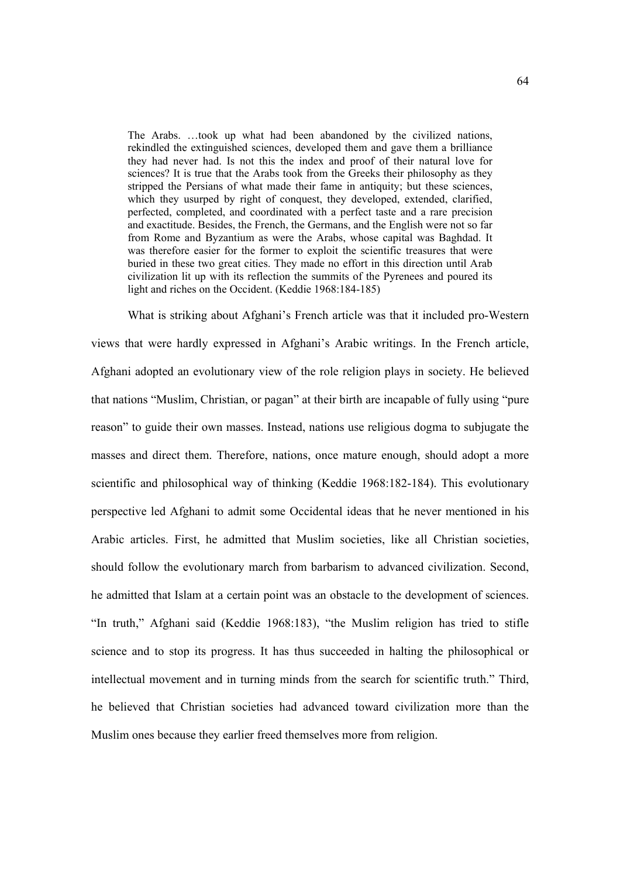> The Arabs. …took up what had been abandoned by the civilized nations, rekindled the extinguished sciences, developed them and gave them a brilliance they had never had. Is not this the index and proof of their natural love for sciences? It is true that the Arabs took from the Greeks their philosophy as they stripped the Persians of what made their fame in antiquity; but these sciences, which they usurped by right of conquest, they developed, extended, clarified, perfected, completed, and coordinated with a perfect taste and a rare precision and exactitude. Besides, the French, the Germans, and the English were not so far from Rome and Byzantium as were the Arabs, whose capital was Baghdad. It was therefore easier for the former to exploit the scientific treasures that were buried in these two great cities. They made no effort in this direction until Arab civilization lit up with its reflection the summits of the Pyrenees and poured its light and riches on the Occident. (Keddie 1968:184-185)

What is striking about Afghani's French article was that it included pro-Western views that were hardly expressed in Afghani's Arabic writings. In the French article, Afghani adopted an evolutionary view of the role religion plays in society. He believed that nations "Muslim, Christian, or pagan" at their birth are incapable of fully using "pure reason" to guide their own masses. Instead, nations use religious dogma to subjugate the masses and direct them. Therefore, nations, once mature enough, should adopt a more scientific and philosophical way of thinking (Keddie 1968:182-184). This evolutionary perspective led Afghani to admit some Occidental ideas that he never mentioned in his Arabic articles. First, he admitted that Muslim societies, like all Christian societies, should follow the evolutionary march from barbarism to advanced civilization. Second, he admitted that Islam at a certain point was an obstacle to the development of sciences. "In truth," Afghani said (Keddie 1968:183), "the Muslim religion has tried to stifle science and to stop its progress. It has thus succeeded in halting the philosophical or intellectual movement and in turning minds from the search for scientific truth." Third, he believed that Christian societies had advanced toward civilization more than the Muslim ones because they earlier freed themselves more from religion.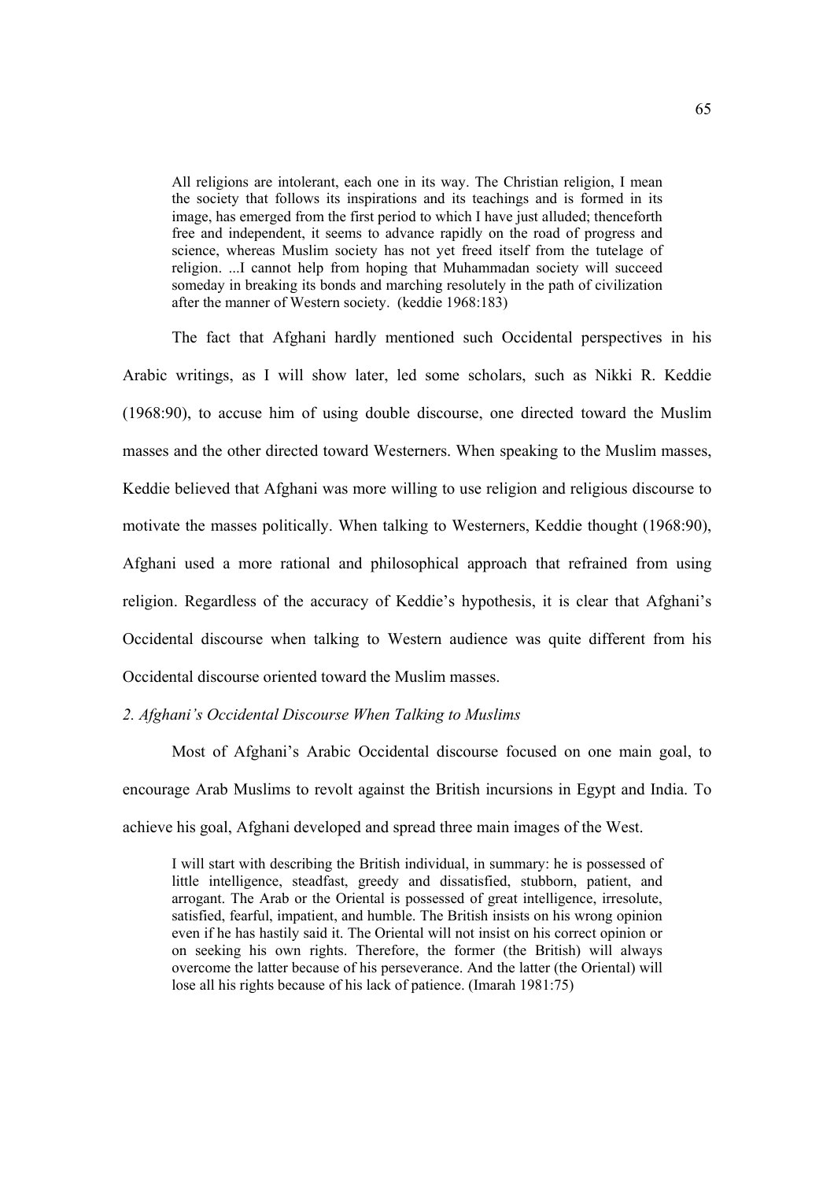> All religions are intolerant, each one in its way. The Christian religion, I mean the society that follows its inspirations and its teachings and is formed in its image, has emerged from the first period to which I have just alluded; thenceforth free and independent, it seems to advance rapidly on the road of progress and science, whereas Muslim society has not yet freed itself from the tutelage of religion. ...I cannot help from hoping that Muhammadan society will succeed someday in breaking its bonds and marching resolutely in the path of civilization after the manner of Western society. (keddie 1968:183)

The fact that Afghani hardly mentioned such Occidental perspectives in his Arabic writings, as I will show later, led some scholars, such as Nikki R. Keddie (1968:90), to accuse him of using double discourse, one directed toward the Muslim masses and the other directed toward Westerners. When speaking to the Muslim masses, Keddie believed that Afghani was more willing to use religion and religious discourse to motivate the masses politically. When talking to Westerners, Keddie thought (1968:90), Afghani used a more rational and philosophical approach that refrained from using religion. Regardless of the accuracy of Keddie's hypothesis, it is clear that Afghani's Occidental discourse when talking to Western audience was quite different from his Occidental discourse oriented toward the Muslim masses.

*2. Afghani's Occidental Discourse When Talking to Muslims*

Most of Afghani's Arabic Occidental discourse focused on one main goal, to encourage Arab Muslims to revolt against the British incursions in Egypt and India. To achieve his goal, Afghani developed and spread three main images of the West.

> I will start with describing the British individual, in summary: he is possessed of little intelligence, steadfast, greedy and dissatisfied, stubborn, patient, and arrogant. The Arab or the Oriental is possessed of great intelligence, irresolute, satisfied, fearful, impatient, and humble. The British insists on his wrong opinion even if he has hastily said it. The Oriental will not insist on his correct opinion or on seeking his own rights. Therefore, the former (the British) will always overcome the latter because of his perseverance. And the latter (the Oriental) will lose all his rights because of his lack of patience. (Imarah 1981:75)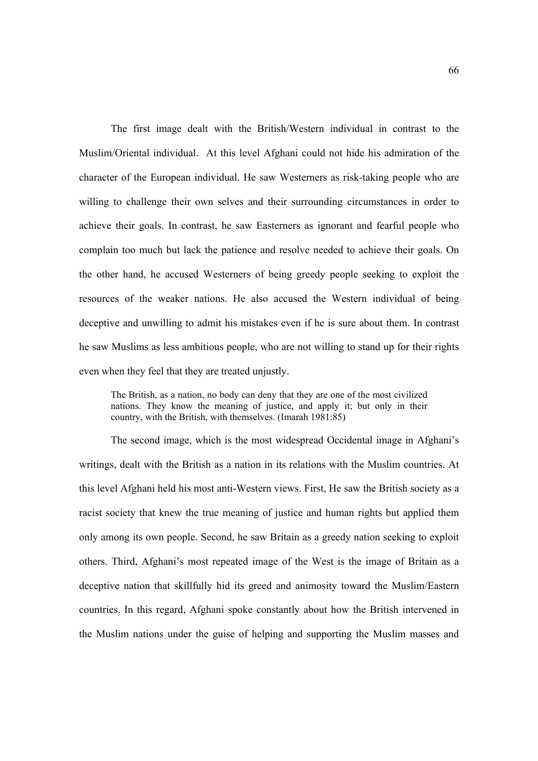The first image dealt with the British/Western individual in contrast to the Muslim/Oriental individual. At this level Afghani could not hide his admiration of the character of the European individual. He saw Westerners as risk-taking people who are willing to challenge their own selves and their surrounding circumstances in order to achieve their goals. In contrast, he saw Easterners as ignorant and fearful people who complain too much but lack the patience and resolve needed to achieve their goals. On the other hand, he accused Westerners of being greedy people seeking to exploit the resources of the weaker nations. He also accused the Western individual of being deceptive and unwilling to admit his mistakes even if he is sure about them. In contrast he saw Muslims as less ambitious people, who are not willing to stand up for their rights even when they feel that they are treated unjustly.

> The British, as a nation, no body can deny that they are one of the most civilized nations. They know the meaning of justice, and apply it; but only in their country, with the British, with themselves. (Imarah 1981:85)

The second image, which is the most widespread Occidental image in Afghani's writings, dealt with the British as a nation in its relations with the Muslim countries. At this level Afghani held his most anti-Western views. First, He saw the British society as a racist society that knew the true meaning of justice and human rights but applied them only among its own people. Second, he saw Britain as a greedy nation seeking to exploit others. Third, Afghani's most repeated image of the West is the image of Britain as a deceptive nation that skillfully hid its greed and animosity toward the Muslim/Eastern countries. In this regard, Afghani spoke constantly about how the British intervened in the Muslim nations under the guise of helping and supporting the Muslim masses and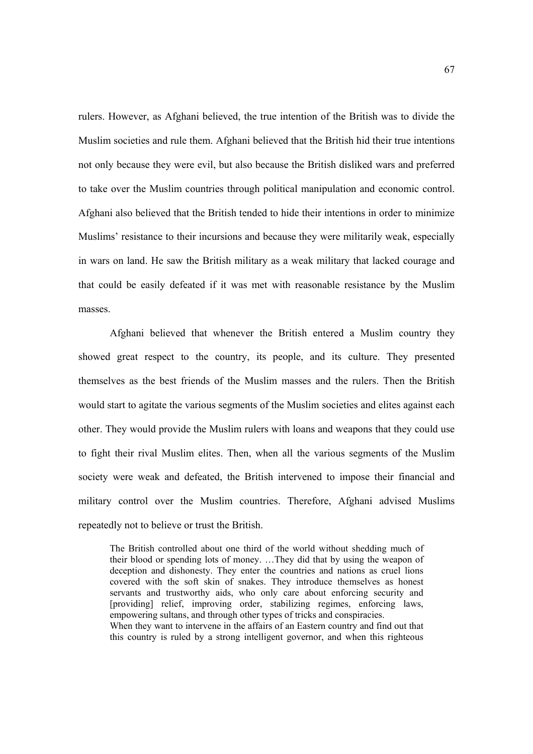rulers. However, as Afghani believed, the true intention of the British was to divide the Muslim societies and rule them. Afghani believed that the British hid their true intentions not only because they were evil, but also because the British disliked wars and preferred to take over the Muslim countries through political manipulation and economic control. Afghani also believed that the British tended to hide their intentions in order to minimize Muslims' resistance to their incursions and because they were militarily weak, especially in wars on land. He saw the British military as a weak military that lacked courage and that could be easily defeated if it was met with reasonable resistance by the Muslim masses.

Afghani believed that whenever the British entered a Muslim country they showed great respect to the country, its people, and its culture. They presented themselves as the best friends of the Muslim masses and the rulers. Then the British would start to agitate the various segments of the Muslim societies and elites against each other. They would provide the Muslim rulers with loans and weapons that they could use to fight their rival Muslim elites. Then, when all the various segments of the Muslim society were weak and defeated, the British intervened to impose their financial and military control over the Muslim countries. Therefore, Afghani advised Muslims repeatedly not to believe or trust the British.

> The British controlled about one third of the world without shedding much of their blood or spending lots of money. …They did that by using the weapon of deception and dishonesty. They enter the countries and nations as cruel lions covered with the soft skin of snakes. They introduce themselves as honest servants and trustworthy aids, who only care about enforcing security and [providing] relief, improving order, stabilizing regimes, enforcing laws, empowering sultans, and through other types of tricks and conspiracies.
> When they want to intervene in the affairs of an Eastern country and find out that this country is ruled by a strong intelligent governor, and when this righteous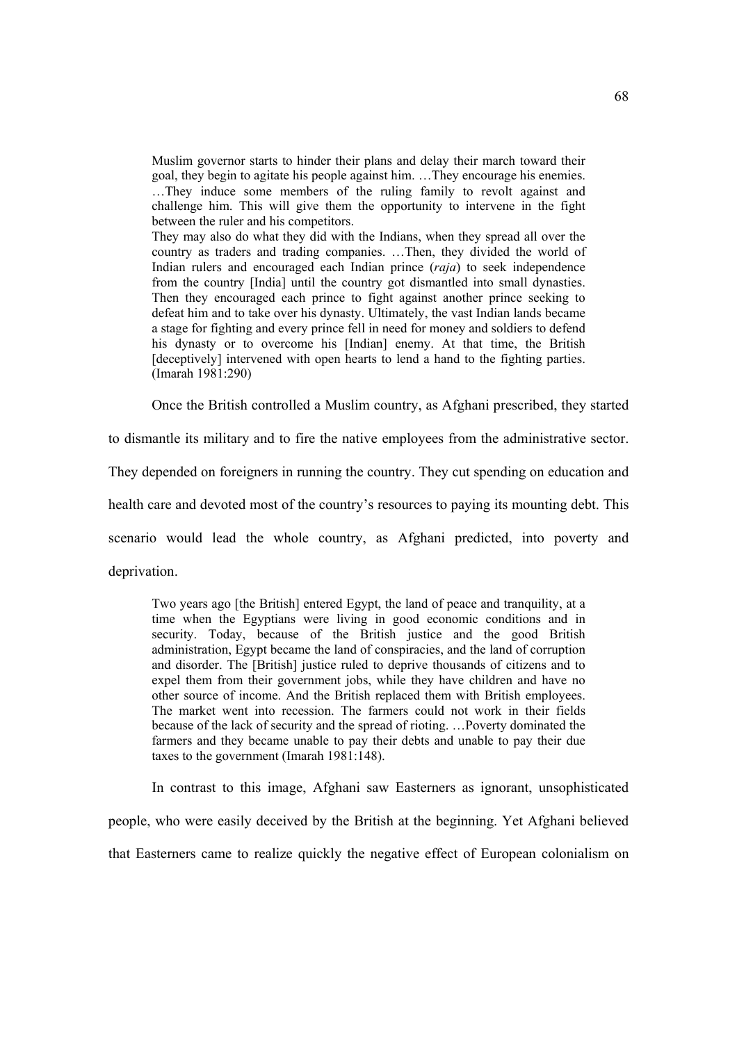> Muslim governor starts to hinder their plans and delay their march toward their goal, they begin to agitate his people against him. …They encourage his enemies. …They induce some members of the ruling family to revolt against and challenge him. This will give them the opportunity to intervene in the fight between the ruler and his competitors.
>
> They may also do what they did with the Indians, when they spread all over the country as traders and trading companies. …Then, they divided the world of Indian rulers and encouraged each Indian prince (*raja*) to seek independence from the country [India] until the country got dismantled into small dynasties. Then they encouraged each prince to fight against another prince seeking to defeat him and to take over his dynasty. Ultimately, the vast Indian lands became a stage for fighting and every prince fell in need for money and soldiers to defend his dynasty or to overcome his [Indian] enemy. At that time, the British [deceptively] intervened with open hearts to lend a hand to the fighting parties. (Imarah 1981:290)

Once the British controlled a Muslim country, as Afghani prescribed, they started to dismantle its military and to fire the native employees from the administrative sector. They depended on foreigners in running the country. They cut spending on education and health care and devoted most of the country's resources to paying its mounting debt. This scenario would lead the whole country, as Afghani predicted, into poverty and deprivation.

> Two years ago [the British] entered Egypt, the land of peace and tranquility, at a time when the Egyptians were living in good economic conditions and in security. Today, because of the British justice and the good British administration, Egypt became the land of conspiracies, and the land of corruption and disorder. The [British] justice ruled to deprive thousands of citizens and to expel them from their government jobs, while they have children and have no other source of income. And the British replaced them with British employees. The market went into recession. The farmers could not work in their fields because of the lack of security and the spread of rioting. …Poverty dominated the farmers and they became unable to pay their debts and unable to pay their due taxes to the government (Imarah 1981:148).

In contrast to this image, Afghani saw Easterners as ignorant, unsophisticated people, who were easily deceived by the British at the beginning. Yet Afghani believed that Easterners came to realize quickly the negative effect of European colonialism on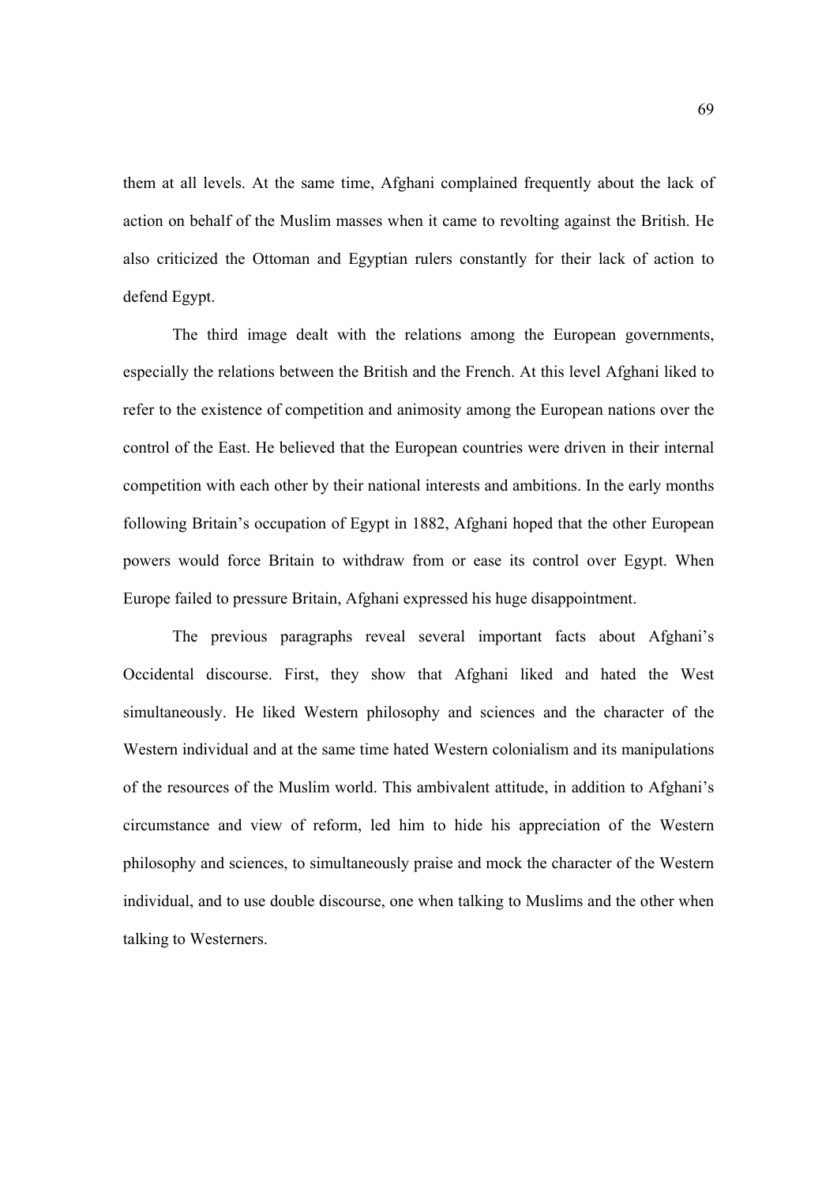them at all levels. At the same time, Afghani complained frequently about the lack of action on behalf of the Muslim masses when it came to revolting against the British. He also criticized the Ottoman and Egyptian rulers constantly for their lack of action to defend Egypt.

The third image dealt with the relations among the European governments, especially the relations between the British and the French. At this level Afghani liked to refer to the existence of competition and animosity among the European nations over the control of the East. He believed that the European countries were driven in their internal competition with each other by their national interests and ambitions. In the early months following Britain's occupation of Egypt in 1882, Afghani hoped that the other European powers would force Britain to withdraw from or ease its control over Egypt. When Europe failed to pressure Britain, Afghani expressed his huge disappointment.

The previous paragraphs reveal several important facts about Afghani's Occidental discourse. First, they show that Afghani liked and hated the West simultaneously. He liked Western philosophy and sciences and the character of the Western individual and at the same time hated Western colonialism and its manipulations of the resources of the Muslim world. This ambivalent attitude, in addition to Afghani's circumstance and view of reform, led him to hide his appreciation of the Western philosophy and sciences, to simultaneously praise and mock the character of the Western individual, and to use double discourse, one when talking to Muslims and the other when talking to Westerners.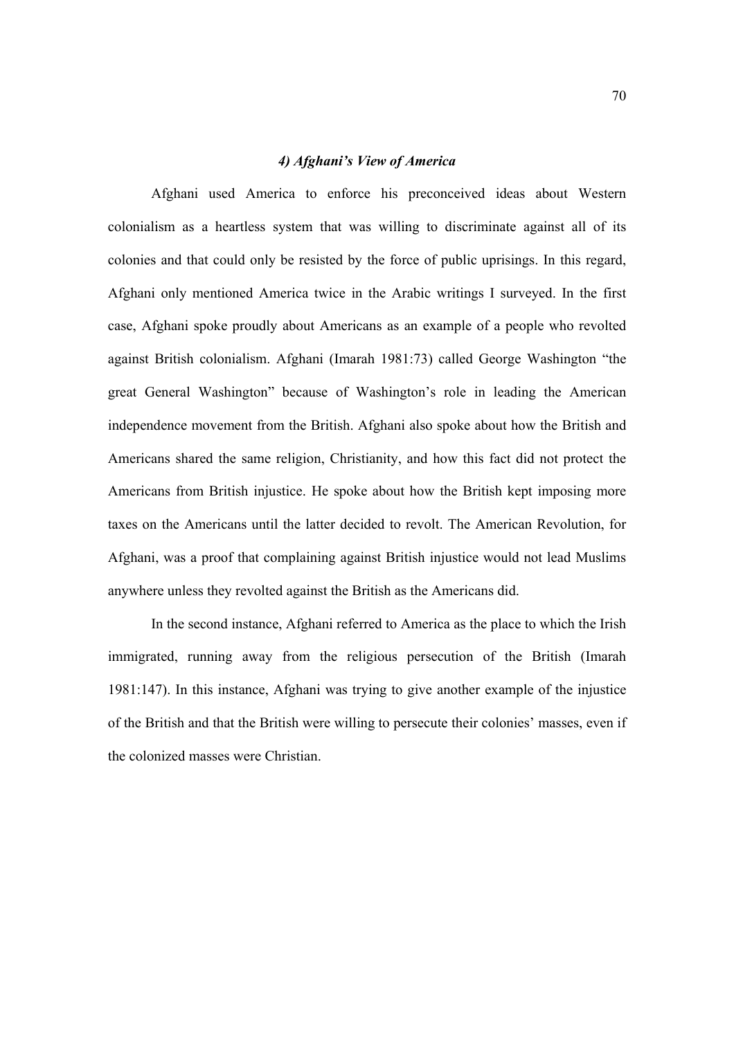#### *4) Afghani's View of America*

Afghani used America to enforce his preconceived ideas about Western colonialism as a heartless system that was willing to discriminate against all of its colonies and that could only be resisted by the force of public uprisings. In this regard, Afghani only mentioned America twice in the Arabic writings I surveyed. In the first case, Afghani spoke proudly about Americans as an example of a people who revolted against British colonialism. Afghani (Imarah 1981:73) called George Washington "the great General Washington" because of Washington's role in leading the American independence movement from the British. Afghani also spoke about how the British and Americans shared the same religion, Christianity, and how this fact did not protect the Americans from British injustice. He spoke about how the British kept imposing more taxes on the Americans until the latter decided to revolt. The American Revolution, for Afghani, was a proof that complaining against British injustice would not lead Muslims anywhere unless they revolted against the British as the Americans did.

In the second instance, Afghani referred to America as the place to which the Irish immigrated, running away from the religious persecution of the British (Imarah 1981:147). In this instance, Afghani was trying to give another example of the injustice of the British and that the British were willing to persecute their colonies' masses, even if the colonized masses were Christian.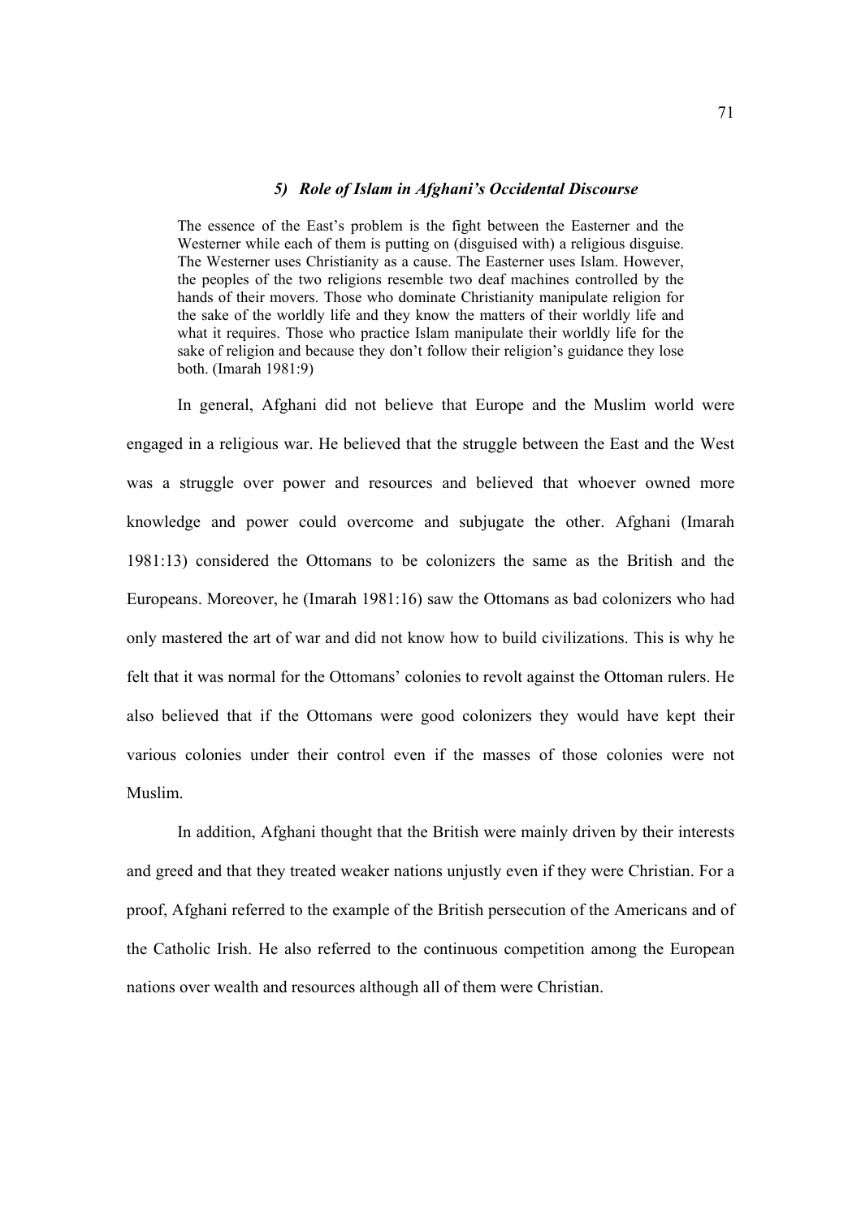### *5) Role of Islam in Afghani's Occidental Discourse*

> The essence of the East's problem is the fight between the Easterner and the Westerner while each of them is putting on (disguised with) a religious disguise. The Westerner uses Christianity as a cause. The Easterner uses Islam. However, the peoples of the two religions resemble two deaf machines controlled by the hands of their movers. Those who dominate Christianity manipulate religion for the sake of the worldly life and they know the matters of their worldly life and what it requires. Those who practice Islam manipulate their worldly life for the sake of religion and because they don't follow their religion's guidance they lose both. (Imarah 1981:9)

In general, Afghani did not believe that Europe and the Muslim world were engaged in a religious war. He believed that the struggle between the East and the West was a struggle over power and resources and believed that whoever owned more knowledge and power could overcome and subjugate the other. Afghani (Imarah 1981:13) considered the Ottomans to be colonizers the same as the British and the Europeans. Moreover, he (Imarah 1981:16) saw the Ottomans as bad colonizers who had only mastered the art of war and did not know how to build civilizations. This is why he felt that it was normal for the Ottomans' colonies to revolt against the Ottoman rulers. He also believed that if the Ottomans were good colonizers they would have kept their various colonies under their control even if the masses of those colonies were not Muslim.

In addition, Afghani thought that the British were mainly driven by their interests and greed and that they treated weaker nations unjustly even if they were Christian. For a proof, Afghani referred to the example of the British persecution of the Americans and of the Catholic Irish. He also referred to the continuous competition among the European nations over wealth and resources although all of them were Christian.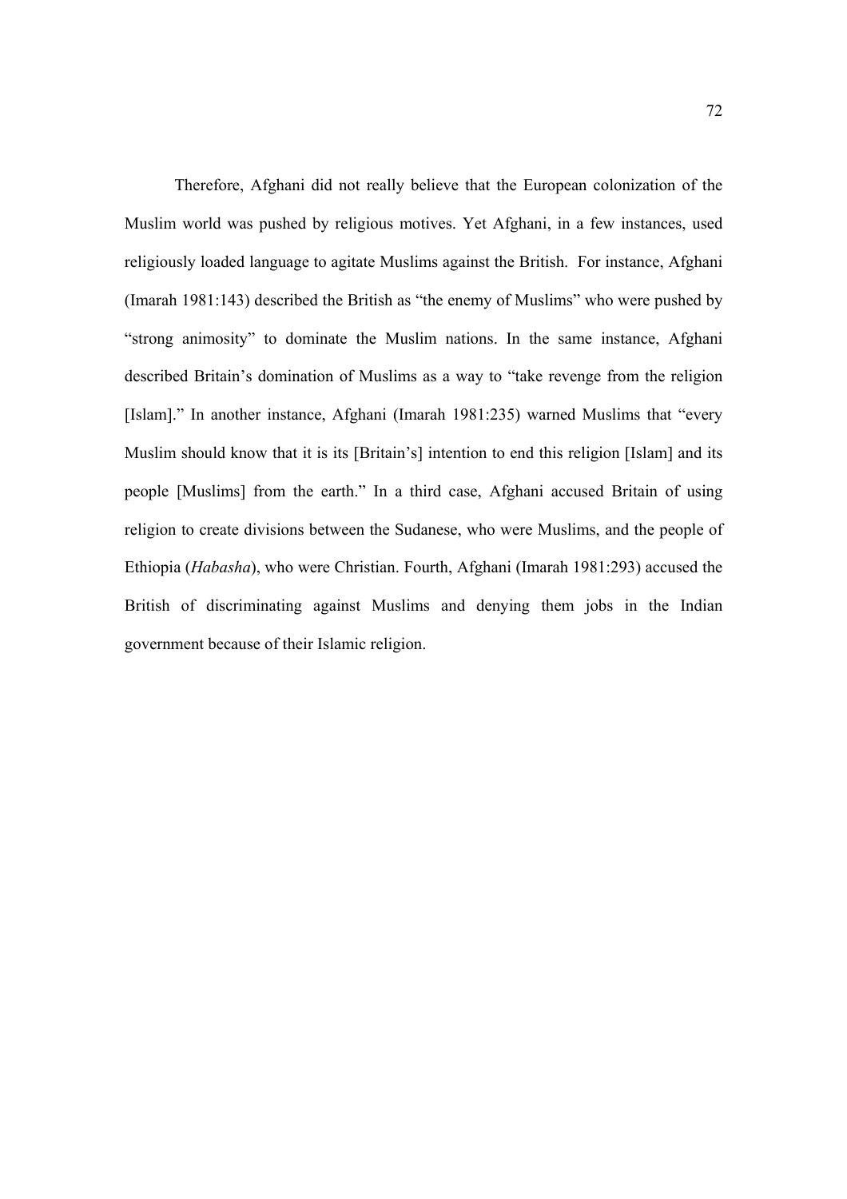Therefore, Afghani did not really believe that the European colonization of the Muslim world was pushed by religious motives. Yet Afghani, in a few instances, used religiously loaded language to agitate Muslims against the British. For instance, Afghani (Imarah 1981:143) described the British as "the enemy of Muslims" who were pushed by "strong animosity" to dominate the Muslim nations. In the same instance, Afghani described Britain's domination of Muslims as a way to "take revenge from the religion [Islam]." In another instance, Afghani (Imarah 1981:235) warned Muslims that "every Muslim should know that it is its [Britain's] intention to end this religion [Islam] and its people [Muslims] from the earth." In a third case, Afghani accused Britain of using religion to create divisions between the Sudanese, who were Muslims, and the people of Ethiopia (*Habasha*), who were Christian. Fourth, Afghani (Imarah 1981:293) accused the British of discriminating against Muslims and denying them jobs in the Indian government because of their Islamic religion.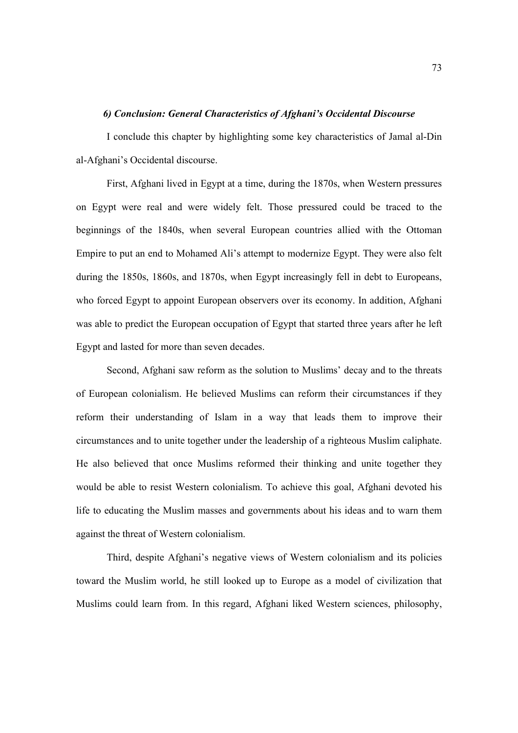### *6) Conclusion: General Characteristics of Afghani's Occidental Discourse*

I conclude this chapter by highlighting some key characteristics of Jamal al-Din al-Afghani's Occidental discourse.

First, Afghani lived in Egypt at a time, during the 1870s, when Western pressures on Egypt were real and were widely felt. Those pressured could be traced to the beginnings of the 1840s, when several European countries allied with the Ottoman Empire to put an end to Mohamed Ali's attempt to modernize Egypt. They were also felt during the 1850s, 1860s, and 1870s, when Egypt increasingly fell in debt to Europeans, who forced Egypt to appoint European observers over its economy. In addition, Afghani was able to predict the European occupation of Egypt that started three years after he left Egypt and lasted for more than seven decades.

Second, Afghani saw reform as the solution to Muslims' decay and to the threats of European colonialism. He believed Muslims can reform their circumstances if they reform their understanding of Islam in a way that leads them to improve their circumstances and to unite together under the leadership of a righteous Muslim caliphate. He also believed that once Muslims reformed their thinking and unite together they would be able to resist Western colonialism. To achieve this goal, Afghani devoted his life to educating the Muslim masses and governments about his ideas and to warn them against the threat of Western colonialism.

Third, despite Afghani's negative views of Western colonialism and its policies toward the Muslim world, he still looked up to Europe as a model of civilization that Muslims could learn from. In this regard, Afghani liked Western sciences, philosophy,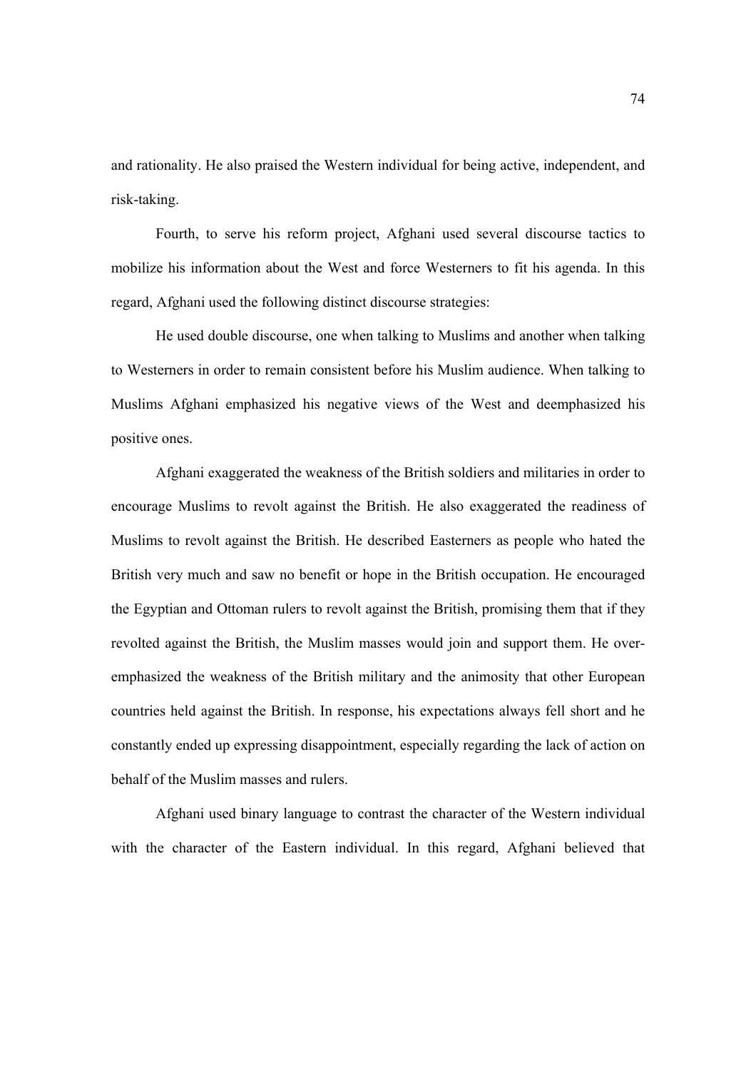and rationality. He also praised the Western individual for being active, independent, and risk-taking.

Fourth, to serve his reform project, Afghani used several discourse tactics to mobilize his information about the West and force Westerners to fit his agenda. In this regard, Afghani used the following distinct discourse strategies:

He used double discourse, one when talking to Muslims and another when talking to Westerners in order to remain consistent before his Muslim audience. When talking to Muslims Afghani emphasized his negative views of the West and deemphasized his positive ones.

Afghani exaggerated the weakness of the British soldiers and militaries in order to encourage Muslims to revolt against the British. He also exaggerated the readiness of Muslims to revolt against the British. He described Easterners as people who hated the British very much and saw no benefit or hope in the British occupation. He encouraged the Egyptian and Ottoman rulers to revolt against the British, promising them that if they revolted against the British, the Muslim masses would join and support them. He over-emphasized the weakness of the British military and the animosity that other European countries held against the British. In response, his expectations always fell short and he constantly ended up expressing disappointment, especially regarding the lack of action on behalf of the Muslim masses and rulers.

Afghani used binary language to contrast the character of the Western individual with the character of the Eastern individual. In this regard, Afghani believed that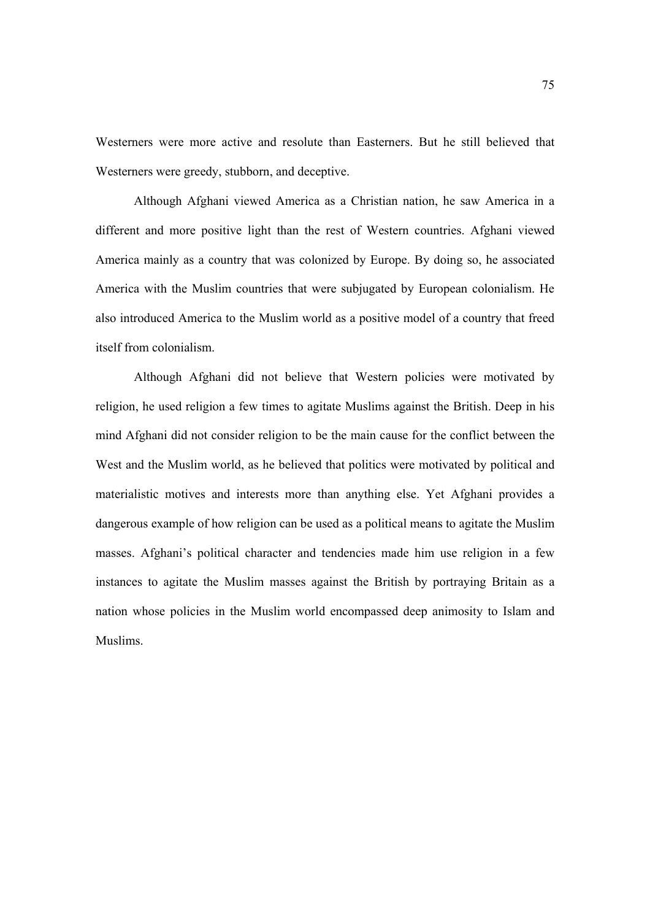Westerners were more active and resolute than Easterners. But he still believed that Westerners were greedy, stubborn, and deceptive.

Although Afghani viewed America as a Christian nation, he saw America in a different and more positive light than the rest of Western countries. Afghani viewed America mainly as a country that was colonized by Europe. By doing so, he associated America with the Muslim countries that were subjugated by European colonialism. He also introduced America to the Muslim world as a positive model of a country that freed itself from colonialism.

Although Afghani did not believe that Western policies were motivated by religion, he used religion a few times to agitate Muslims against the British. Deep in his mind Afghani did not consider religion to be the main cause for the conflict between the West and the Muslim world, as he believed that politics were motivated by political and materialistic motives and interests more than anything else. Yet Afghani provides a dangerous example of how religion can be used as a political means to agitate the Muslim masses. Afghani's political character and tendencies made him use religion in a few instances to agitate the Muslim masses against the British by portraying Britain as a nation whose policies in the Muslim world encompassed deep animosity to Islam and Muslims.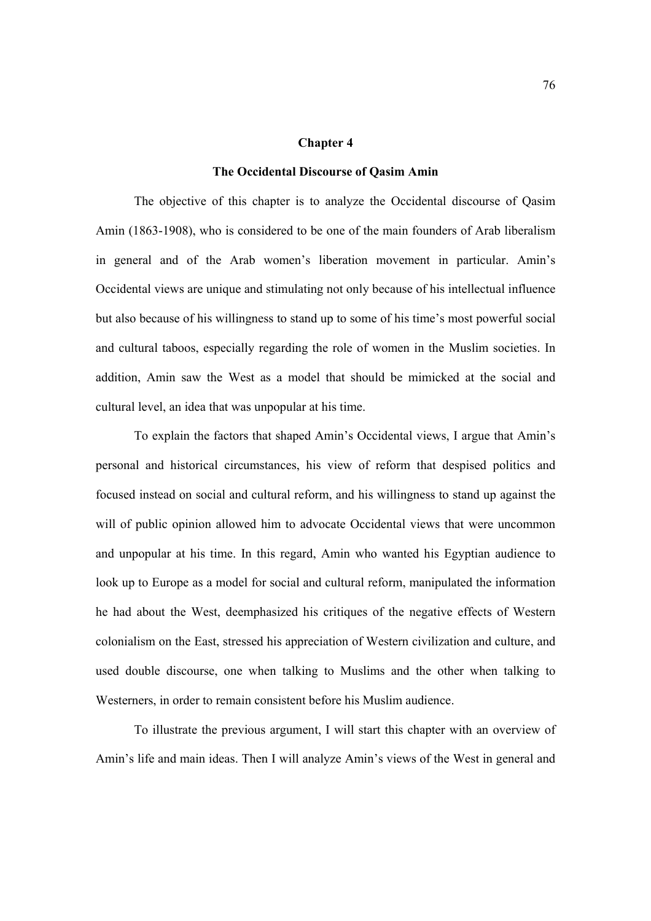# Chapter 4

## The Occidental Discourse of Qasim Amin

The objective of this chapter is to analyze the Occidental discourse of Qasim Amin (1863-1908), who is considered to be one of the main founders of Arab liberalism in general and of the Arab women's liberation movement in particular. Amin's Occidental views are unique and stimulating not only because of his intellectual influence but also because of his willingness to stand up to some of his time's most powerful social and cultural taboos, especially regarding the role of women in the Muslim societies. In addition, Amin saw the West as a model that should be mimicked at the social and cultural level, an idea that was unpopular at his time.

To explain the factors that shaped Amin's Occidental views, I argue that Amin's personal and historical circumstances, his view of reform that despised politics and focused instead on social and cultural reform, and his willingness to stand up against the will of public opinion allowed him to advocate Occidental views that were uncommon and unpopular at his time. In this regard, Amin who wanted his Egyptian audience to look up to Europe as a model for social and cultural reform, manipulated the information he had about the West, deemphasized his critiques of the negative effects of Western colonialism on the East, stressed his appreciation of Western civilization and culture, and used double discourse, one when talking to Muslims and the other when talking to Westerners, in order to remain consistent before his Muslim audience.

To illustrate the previous argument, I will start this chapter with an overview of Amin's life and main ideas. Then I will analyze Amin's views of the West in general and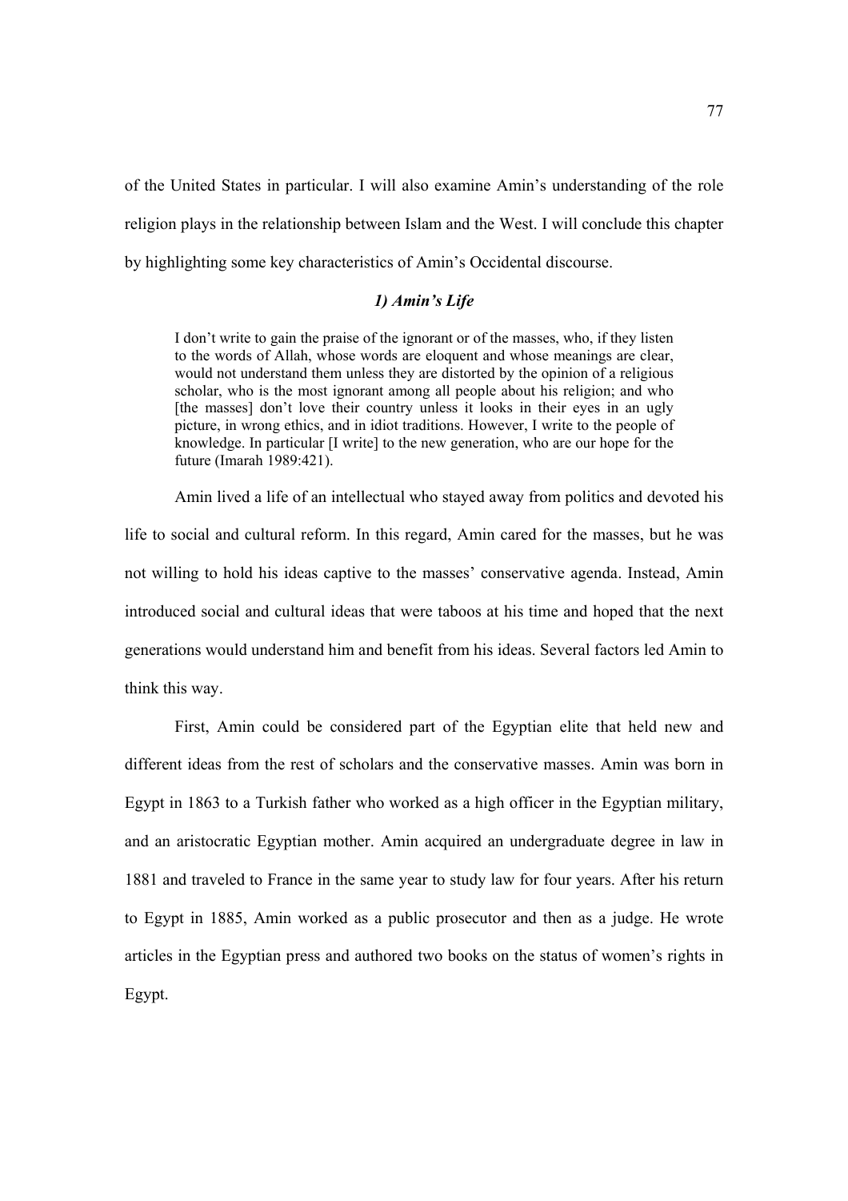of the United States in particular. I will also examine Amin's understanding of the role religion plays in the relationship between Islam and the West. I will conclude this chapter by highlighting some key characteristics of Amin's Occidental discourse.

### *1) Amin's Life*

> I don't write to gain the praise of the ignorant or of the masses, who, if they listen to the words of Allah, whose words are eloquent and whose meanings are clear, would not understand them unless they are distorted by the opinion of a religious scholar, who is the most ignorant among all people about his religion; and who [the masses] don't love their country unless it looks in their eyes in an ugly picture, in wrong ethics, and in idiot traditions. However, I write to the people of knowledge. In particular [I write] to the new generation, who are our hope for the future (Imarah 1989:421).

Amin lived a life of an intellectual who stayed away from politics and devoted his life to social and cultural reform. In this regard, Amin cared for the masses, but he was not willing to hold his ideas captive to the masses' conservative agenda. Instead, Amin introduced social and cultural ideas that were taboos at his time and hoped that the next generations would understand him and benefit from his ideas. Several factors led Amin to think this way.

First, Amin could be considered part of the Egyptian elite that held new and different ideas from the rest of scholars and the conservative masses. Amin was born in Egypt in 1863 to a Turkish father who worked as a high officer in the Egyptian military, and an aristocratic Egyptian mother. Amin acquired an undergraduate degree in law in 1881 and traveled to France in the same year to study law for four years. After his return to Egypt in 1885, Amin worked as a public prosecutor and then as a judge. He wrote articles in the Egyptian press and authored two books on the status of women's rights in Egypt.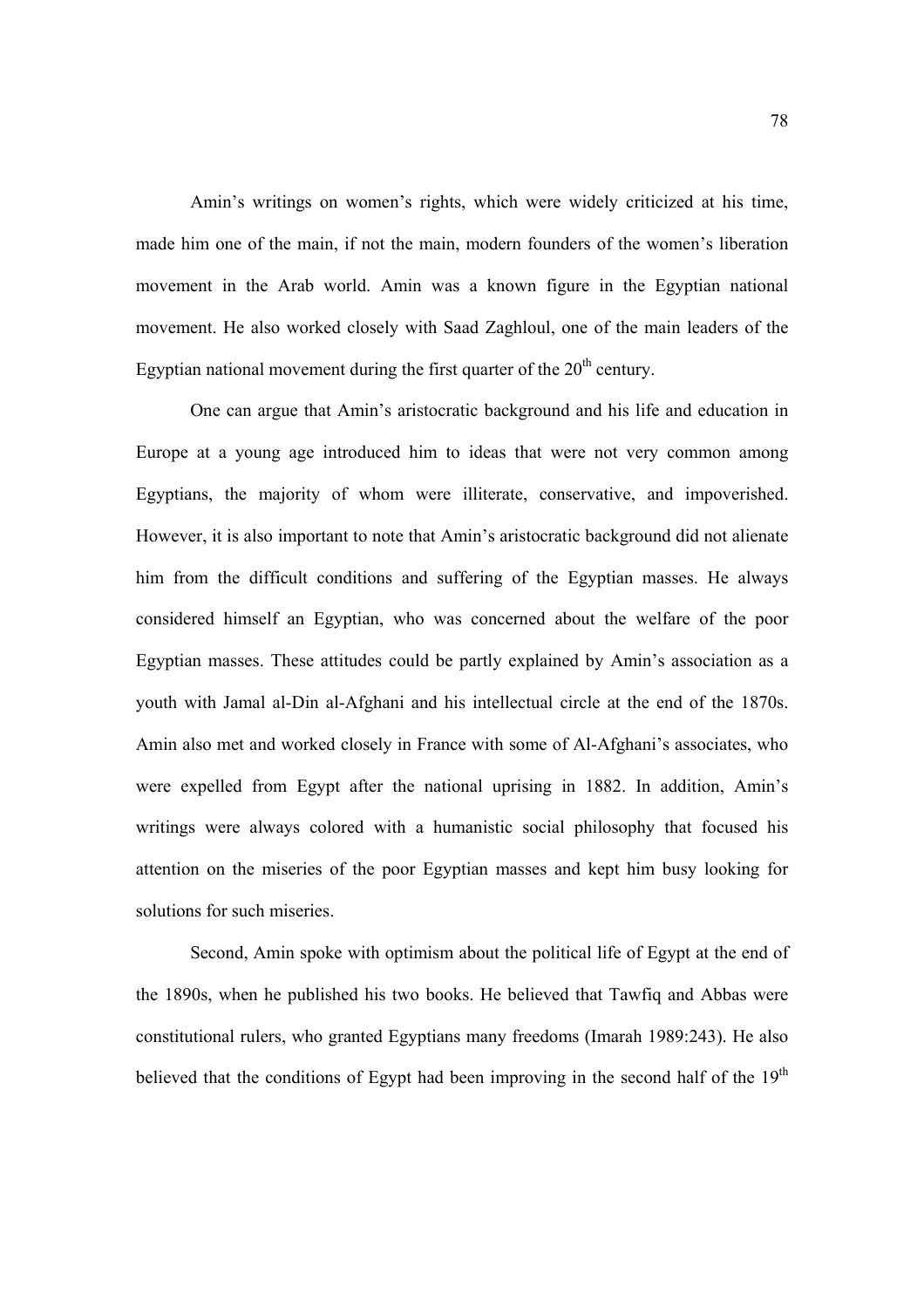Amin's writings on women's rights, which were widely criticized at his time, made him one of the main, if not the main, modern founders of the women's liberation movement in the Arab world. Amin was a known figure in the Egyptian national movement. He also worked closely with Saad Zaghloul, one of the main leaders of the Egyptian national movement during the first quarter of the 20th century.

One can argue that Amin's aristocratic background and his life and education in Europe at a young age introduced him to ideas that were not very common among Egyptians, the majority of whom were illiterate, conservative, and impoverished. However, it is also important to note that Amin's aristocratic background did not alienate him from the difficult conditions and suffering of the Egyptian masses. He always considered himself an Egyptian, who was concerned about the welfare of the poor Egyptian masses. These attitudes could be partly explained by Amin's association as a youth with Jamal al-Din al-Afghani and his intellectual circle at the end of the 1870s. Amin also met and worked closely in France with some of Al-Afghani's associates, who were expelled from Egypt after the national uprising in 1882. In addition, Amin's writings were always colored with a humanistic social philosophy that focused his attention on the miseries of the poor Egyptian masses and kept him busy looking for solutions for such miseries.

Second, Amin spoke with optimism about the political life of Egypt at the end of the 1890s, when he published his two books. He believed that Tawfiq and Abbas were constitutional rulers, who granted Egyptians many freedoms (Imarah 1989:243). He also believed that the conditions of Egypt had been improving in the second half of the 19th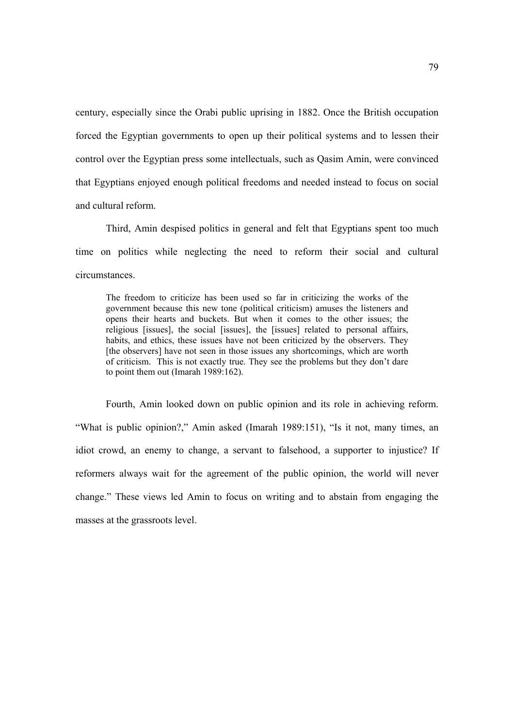century, especially since the Orabi public uprising in 1882. Once the British occupation forced the Egyptian governments to open up their political systems and to lessen their control over the Egyptian press some intellectuals, such as Qasim Amin, were convinced that Egyptians enjoyed enough political freedoms and needed instead to focus on social and cultural reform.

Third, Amin despised politics in general and felt that Egyptians spent too much time on politics while neglecting the need to reform their social and cultural circumstances.

> The freedom to criticize has been used so far in criticizing the works of the government because this new tone (political criticism) amuses the listeners and opens their hearts and buckets. But when it comes to the other issues; the religious [issues], the social [issues], the [issues] related to personal affairs, habits, and ethics, these issues have not been criticized by the observers. They [the observers] have not seen in those issues any shortcomings, which are worth of criticism. This is not exactly true. They see the problems but they don't dare to point them out (Imarah 1989:162).

Fourth, Amin looked down on public opinion and its role in achieving reform. "What is public opinion?," Amin asked (Imarah 1989:151), "Is it not, many times, an idiot crowd, an enemy to change, a servant to falsehood, a supporter to injustice? If reformers always wait for the agreement of the public opinion, the world will never change." These views led Amin to focus on writing and to abstain from engaging the masses at the grassroots level.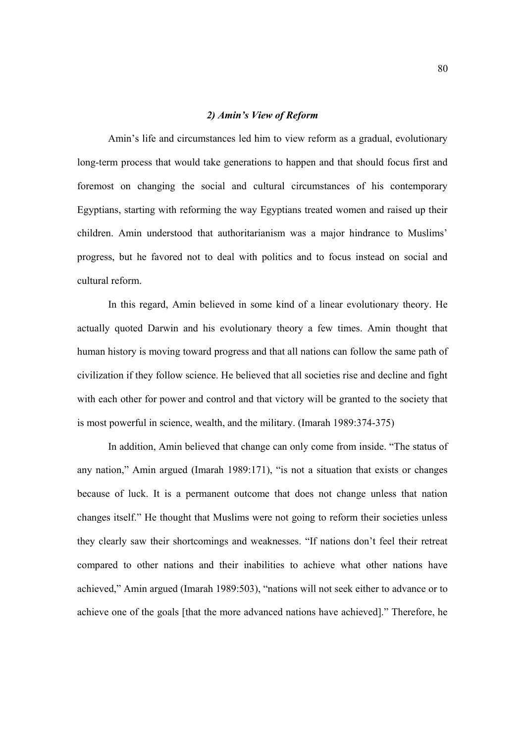### *2) Amin's View of Reform*

Amin's life and circumstances led him to view reform as a gradual, evolutionary long-term process that would take generations to happen and that should focus first and foremost on changing the social and cultural circumstances of his contemporary Egyptians, starting with reforming the way Egyptians treated women and raised up their children. Amin understood that authoritarianism was a major hindrance to Muslims' progress, but he favored not to deal with politics and to focus instead on social and cultural reform.

In this regard, Amin believed in some kind of a linear evolutionary theory. He actually quoted Darwin and his evolutionary theory a few times. Amin thought that human history is moving toward progress and that all nations can follow the same path of civilization if they follow science. He believed that all societies rise and decline and fight with each other for power and control and that victory will be granted to the society that is most powerful in science, wealth, and the military. (Imarah 1989:374-375)

In addition, Amin believed that change can only come from inside. "The status of any nation," Amin argued (Imarah 1989:171), "is not a situation that exists or changes because of luck. It is a permanent outcome that does not change unless that nation changes itself." He thought that Muslims were not going to reform their societies unless they clearly saw their shortcomings and weaknesses. "If nations don't feel their retreat compared to other nations and their inabilities to achieve what other nations have achieved," Amin argued (Imarah 1989:503), "nations will not seek either to advance or to achieve one of the goals [that the more advanced nations have achieved]." Therefore, he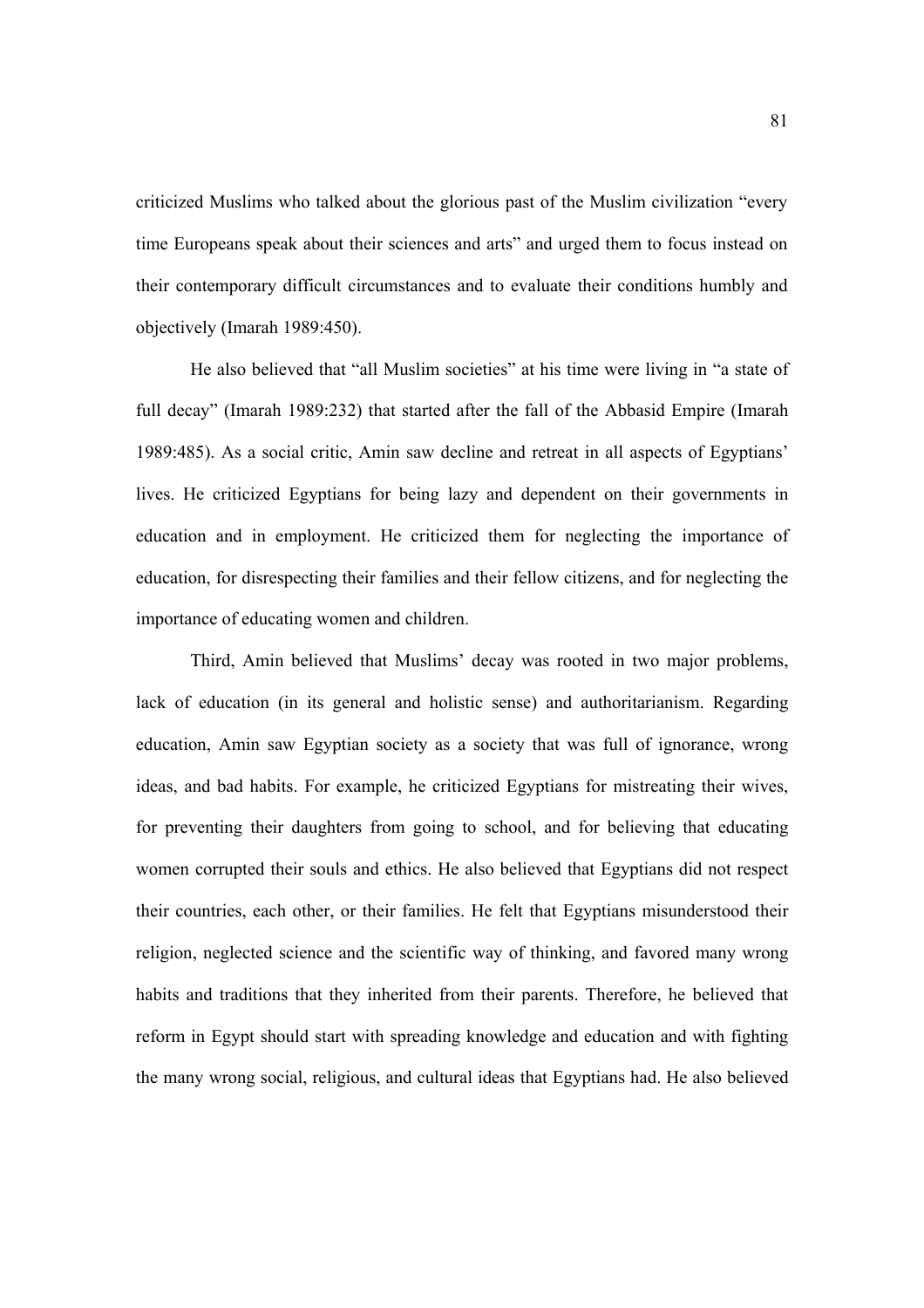criticized Muslims who talked about the glorious past of the Muslim civilization "every time Europeans speak about their sciences and arts" and urged them to focus instead on their contemporary difficult circumstances and to evaluate their conditions humbly and objectively (Imarah 1989:450).

He also believed that "all Muslim societies" at his time were living in "a state of full decay" (Imarah 1989:232) that started after the fall of the Abbasid Empire (Imarah 1989:485). As a social critic, Amin saw decline and retreat in all aspects of Egyptians' lives. He criticized Egyptians for being lazy and dependent on their governments in education and in employment. He criticized them for neglecting the importance of education, for disrespecting their families and their fellow citizens, and for neglecting the importance of educating women and children.

Third, Amin believed that Muslims' decay was rooted in two major problems, lack of education (in its general and holistic sense) and authoritarianism. Regarding education, Amin saw Egyptian society as a society that was full of ignorance, wrong ideas, and bad habits. For example, he criticized Egyptians for mistreating their wives, for preventing their daughters from going to school, and for believing that educating women corrupted their souls and ethics. He also believed that Egyptians did not respect their countries, each other, or their families. He felt that Egyptians misunderstood their religion, neglected science and the scientific way of thinking, and favored many wrong habits and traditions that they inherited from their parents. Therefore, he believed that reform in Egypt should start with spreading knowledge and education and with fighting the many wrong social, religious, and cultural ideas that Egyptians had. He also believed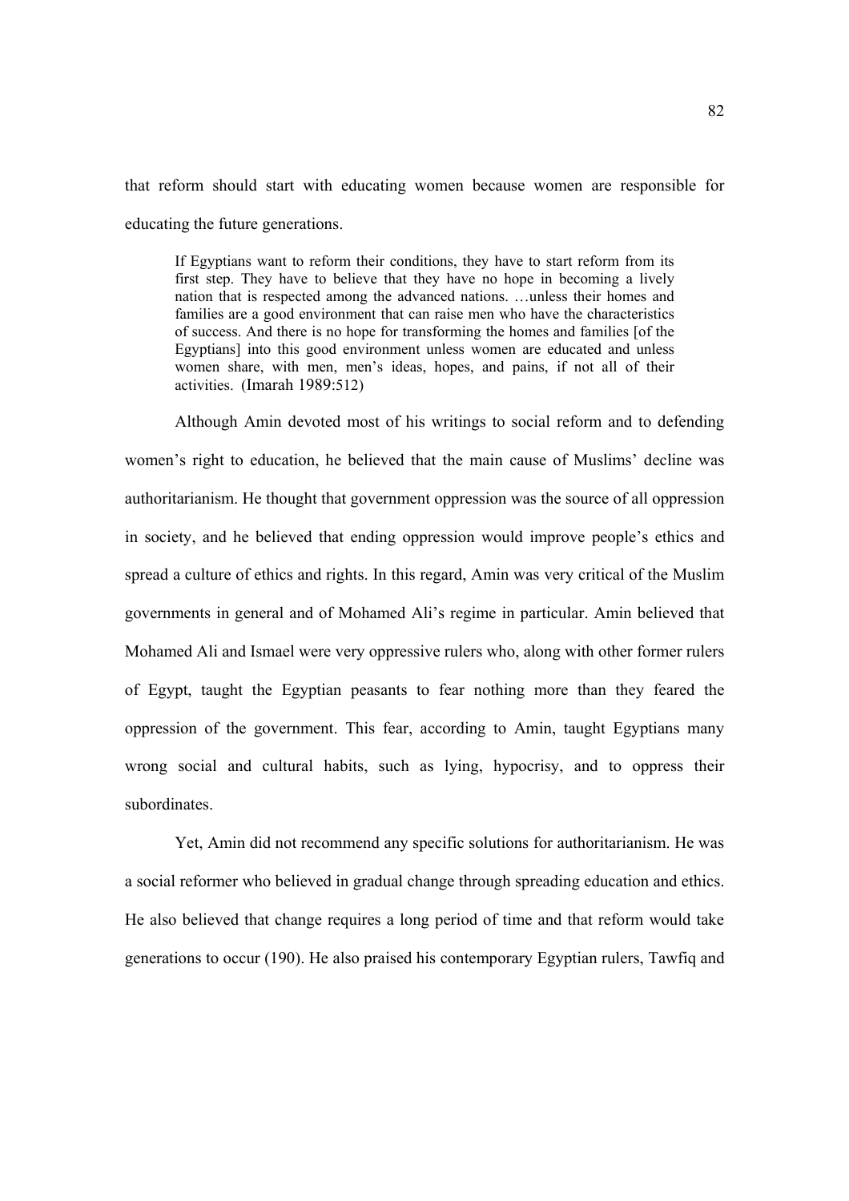that reform should start with educating women because women are responsible for educating the future generations.

> If Egyptians want to reform their conditions, they have to start reform from its first step. They have to believe that they have no hope in becoming a lively nation that is respected among the advanced nations. …unless their homes and families are a good environment that can raise men who have the characteristics of success. And there is no hope for transforming the homes and families [of the Egyptians] into this good environment unless women are educated and unless women share, with men, men's ideas, hopes, and pains, if not all of their activities. (Imarah 1989:512)

Although Amin devoted most of his writings to social reform and to defending women's right to education, he believed that the main cause of Muslims' decline was authoritarianism. He thought that government oppression was the source of all oppression in society, and he believed that ending oppression would improve people's ethics and spread a culture of ethics and rights. In this regard, Amin was very critical of the Muslim governments in general and of Mohamed Ali's regime in particular. Amin believed that Mohamed Ali and Ismael were very oppressive rulers who, along with other former rulers of Egypt, taught the Egyptian peasants to fear nothing more than they feared the oppression of the government. This fear, according to Amin, taught Egyptians many wrong social and cultural habits, such as lying, hypocrisy, and to oppress their subordinates.

Yet, Amin did not recommend any specific solutions for authoritarianism. He was a social reformer who believed in gradual change through spreading education and ethics. He also believed that change requires a long period of time and that reform would take generations to occur (190). He also praised his contemporary Egyptian rulers, Tawfiq and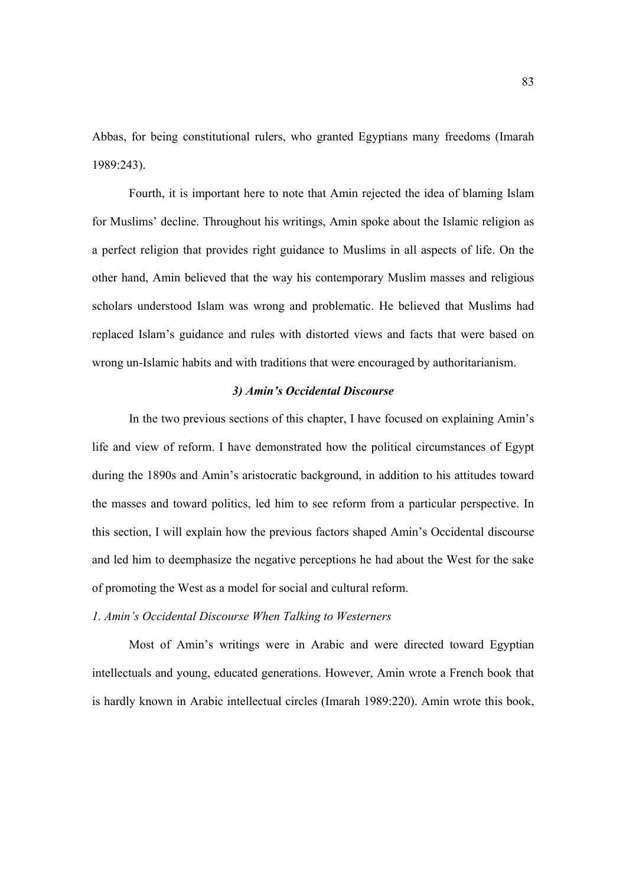Abbas, for being constitutional rulers, who granted Egyptians many freedoms (Imarah 1989:243).

Fourth, it is important here to note that Amin rejected the idea of blaming Islam for Muslims' decline. Throughout his writings, Amin spoke about the Islamic religion as a perfect religion that provides right guidance to Muslims in all aspects of life. On the other hand, Amin believed that the way his contemporary Muslim masses and religious scholars understood Islam was wrong and problematic. He believed that Muslims had replaced Islam's guidance and rules with distorted views and facts that were based on wrong un-Islamic habits and with traditions that were encouraged by authoritarianism.

### *3) Amin's Occidental Discourse*

In the two previous sections of this chapter, I have focused on explaining Amin's life and view of reform. I have demonstrated how the political circumstances of Egypt during the 1890s and Amin's aristocratic background, in addition to his attitudes toward the masses and toward politics, led him to see reform from a particular perspective. In this section, I will explain how the previous factors shaped Amin's Occidental discourse and led him to deemphasize the negative perceptions he had about the West for the sake of promoting the West as a model for social and cultural reform.

#### *1. Amin's Occidental Discourse When Talking to Westerners*

Most of Amin's writings were in Arabic and were directed toward Egyptian intellectuals and young, educated generations. However, Amin wrote a French book that is hardly known in Arabic intellectual circles (Imarah 1989:220). Amin wrote this book,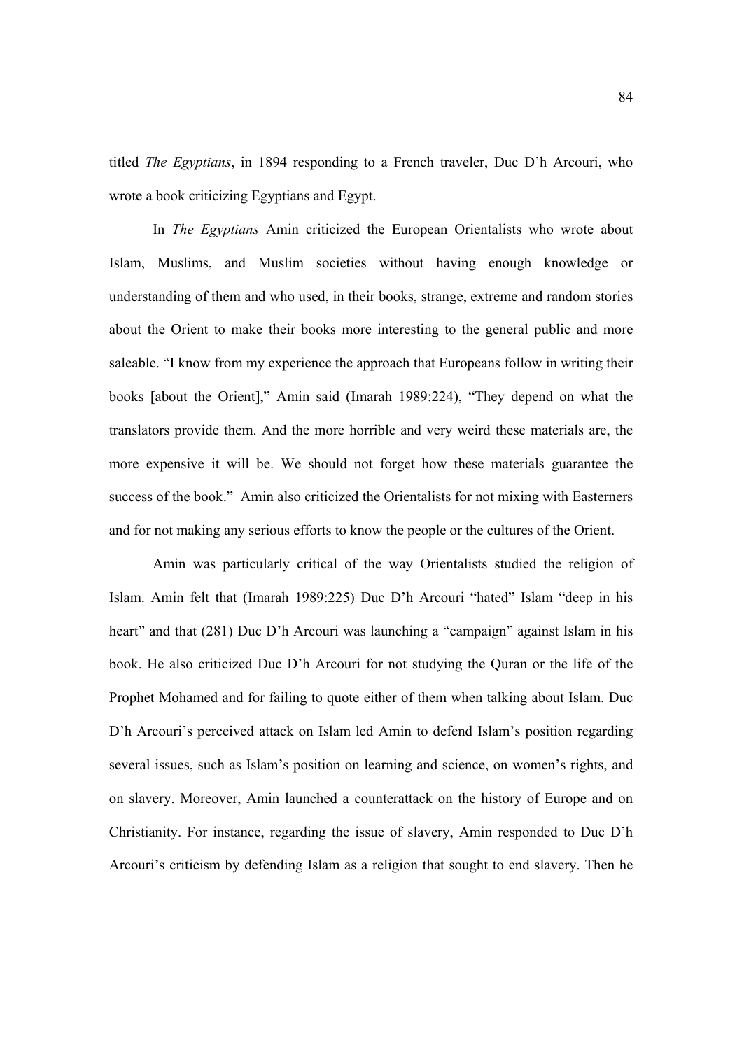titled *The Egyptians*, in 1894 responding to a French traveler, Duc D'h Arcouri, who wrote a book criticizing Egyptians and Egypt.

In *The Egyptians* Amin criticized the European Orientalists who wrote about Islam, Muslims, and Muslim societies without having enough knowledge or understanding of them and who used, in their books, strange, extreme and random stories about the Orient to make their books more interesting to the general public and more saleable. "I know from my experience the approach that Europeans follow in writing their books [about the Orient]," Amin said (Imarah 1989:224), "They depend on what the translators provide them. And the more horrible and very weird these materials are, the more expensive it will be. We should not forget how these materials guarantee the success of the book." Amin also criticized the Orientalists for not mixing with Easterners and for not making any serious efforts to know the people or the cultures of the Orient.

Amin was particularly critical of the way Orientalists studied the religion of Islam. Amin felt that (Imarah 1989:225) Duc D'h Arcouri "hated" Islam "deep in his heart" and that (281) Duc D'h Arcouri was launching a "campaign" against Islam in his book. He also criticized Duc D'h Arcouri for not studying the Quran or the life of the Prophet Mohamed and for failing to quote either of them when talking about Islam. Duc D'h Arcouri's perceived attack on Islam led Amin to defend Islam's position regarding several issues, such as Islam's position on learning and science, on women's rights, and on slavery. Moreover, Amin launched a counterattack on the history of Europe and on Christianity. For instance, regarding the issue of slavery, Amin responded to Duc D'h Arcouri's criticism by defending Islam as a religion that sought to end slavery. Then he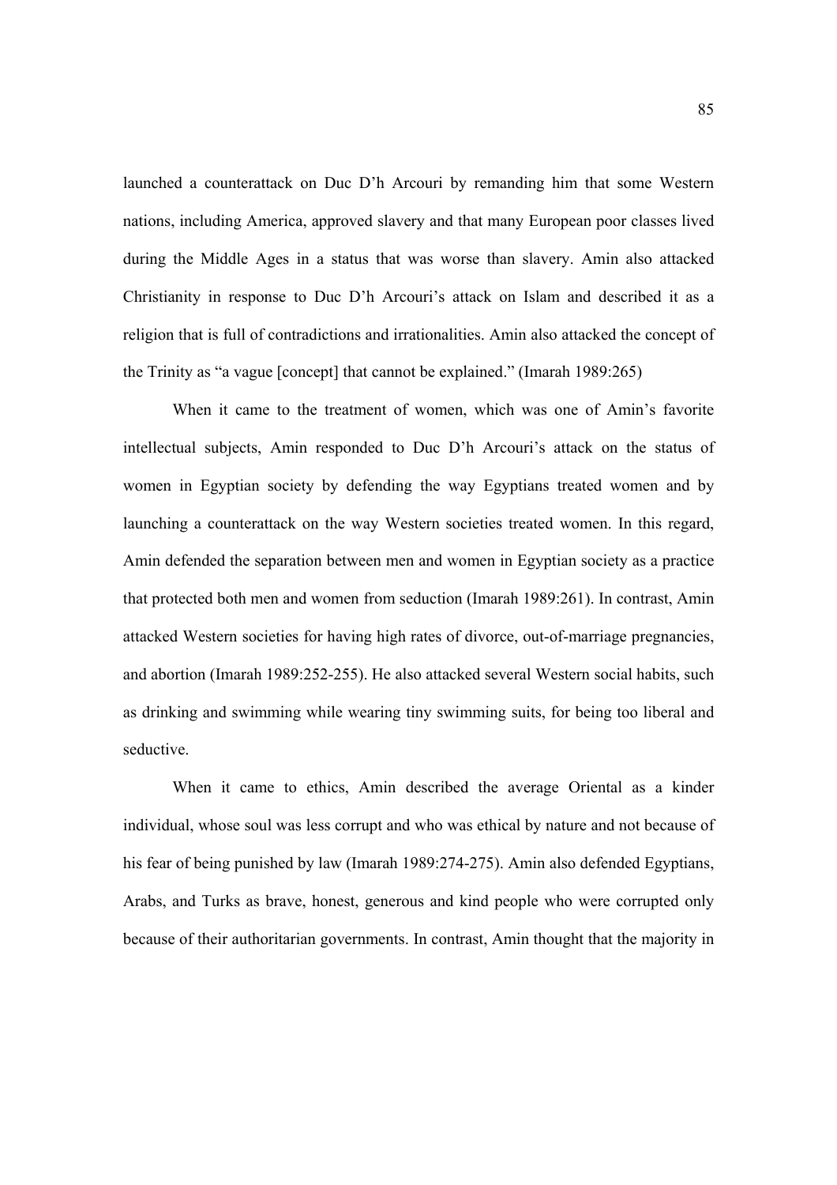launched a counterattack on Duc D'h Arcouri by remanding him that some Western nations, including America, approved slavery and that many European poor classes lived during the Middle Ages in a status that was worse than slavery. Amin also attacked Christianity in response to Duc D'h Arcouri's attack on Islam and described it as a religion that is full of contradictions and irrationalities. Amin also attacked the concept of the Trinity as "a vague [concept] that cannot be explained." (Imarah 1989:265)

When it came to the treatment of women, which was one of Amin's favorite intellectual subjects, Amin responded to Duc D'h Arcouri's attack on the status of women in Egyptian society by defending the way Egyptians treated women and by launching a counterattack on the way Western societies treated women. In this regard, Amin defended the separation between men and women in Egyptian society as a practice that protected both men and women from seduction (Imarah 1989:261). In contrast, Amin attacked Western societies for having high rates of divorce, out-of-marriage pregnancies, and abortion (Imarah 1989:252-255). He also attacked several Western social habits, such as drinking and swimming while wearing tiny swimming suits, for being too liberal and seductive.

When it came to ethics, Amin described the average Oriental as a kinder individual, whose soul was less corrupt and who was ethical by nature and not because of his fear of being punished by law (Imarah 1989:274-275). Amin also defended Egyptians, Arabs, and Turks as brave, honest, generous and kind people who were corrupted only because of their authoritarian governments. In contrast, Amin thought that the majority in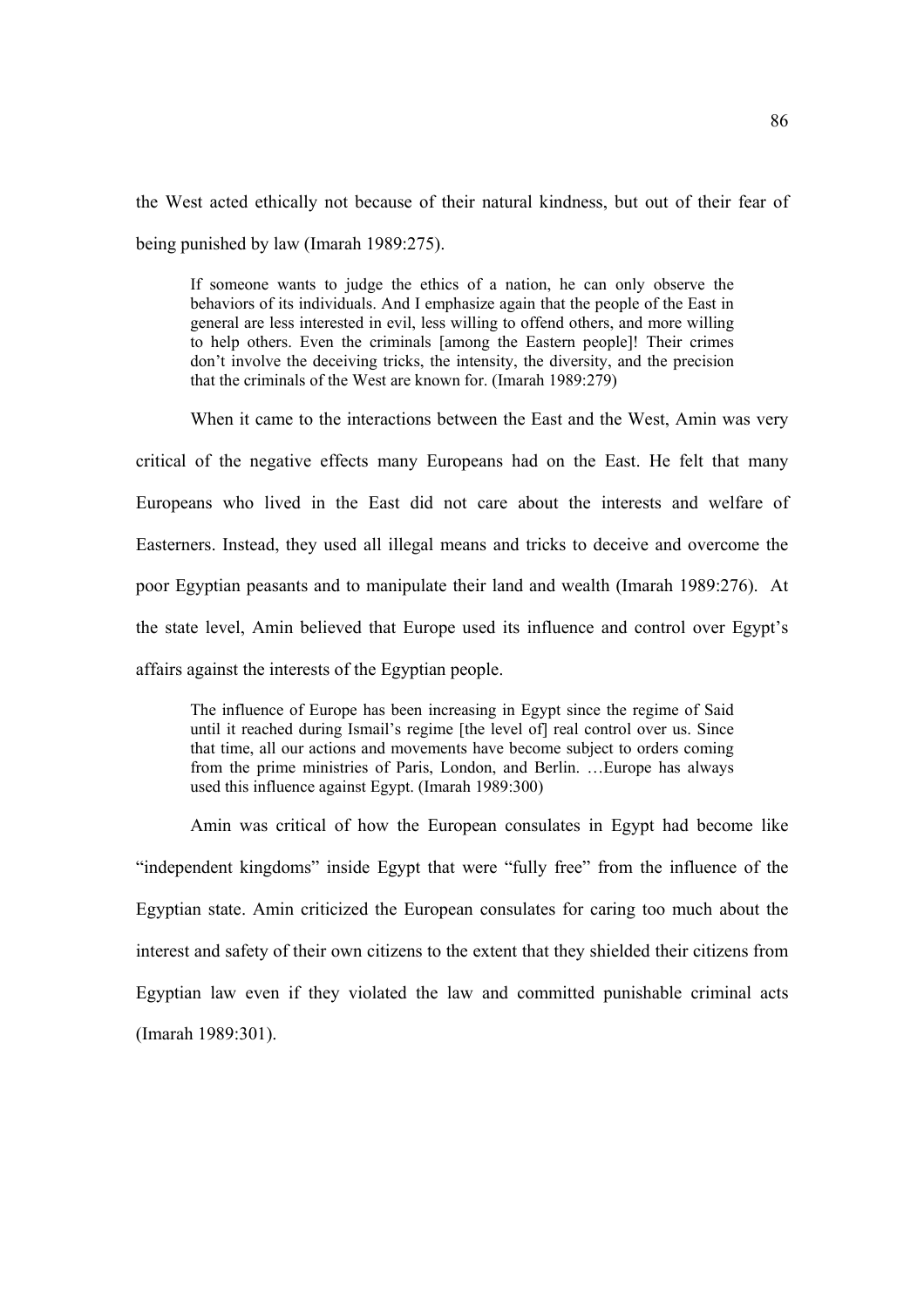the West acted ethically not because of their natural kindness, but out of their fear of being punished by law (Imarah 1989:275).

> If someone wants to judge the ethics of a nation, he can only observe the behaviors of its individuals. And I emphasize again that the people of the East in general are less interested in evil, less willing to offend others, and more willing to help others. Even the criminals [among the Eastern people]! Their crimes don't involve the deceiving tricks, the intensity, the diversity, and the precision that the criminals of the West are known for. (Imarah 1989:279)

When it came to the interactions between the East and the West, Amin was very critical of the negative effects many Europeans had on the East. He felt that many Europeans who lived in the East did not care about the interests and welfare of Easterners. Instead, they used all illegal means and tricks to deceive and overcome the poor Egyptian peasants and to manipulate their land and wealth (Imarah 1989:276). At the state level, Amin believed that Europe used its influence and control over Egypt's affairs against the interests of the Egyptian people.

> The influence of Europe has been increasing in Egypt since the regime of Said until it reached during Ismail's regime [the level of] real control over us. Since that time, all our actions and movements have become subject to orders coming from the prime ministries of Paris, London, and Berlin. …Europe has always used this influence against Egypt. (Imarah 1989:300)

Amin was critical of how the European consulates in Egypt had become like "independent kingdoms" inside Egypt that were "fully free" from the influence of the Egyptian state. Amin criticized the European consulates for caring too much about the interest and safety of their own citizens to the extent that they shielded their citizens from Egyptian law even if they violated the law and committed punishable criminal acts (Imarah 1989:301).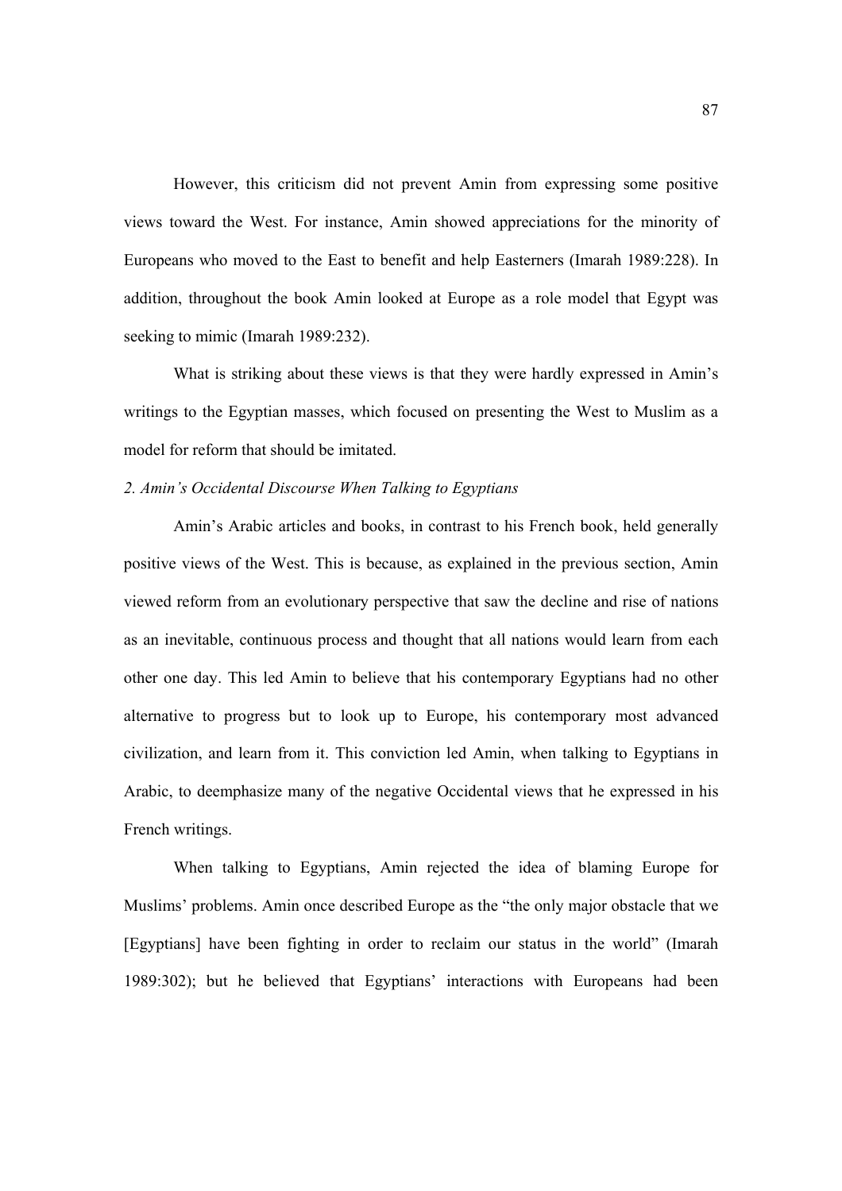However, this criticism did not prevent Amin from expressing some positive views toward the West. For instance, Amin showed appreciations for the minority of Europeans who moved to the East to benefit and help Easterners (Imarah 1989:228). In addition, throughout the book Amin looked at Europe as a role model that Egypt was seeking to mimic (Imarah 1989:232).

What is striking about these views is that they were hardly expressed in Amin's writings to the Egyptian masses, which focused on presenting the West to Muslim as a model for reform that should be imitated.

*2. Amin's Occidental Discourse When Talking to Egyptians*

Amin's Arabic articles and books, in contrast to his French book, held generally positive views of the West. This is because, as explained in the previous section, Amin viewed reform from an evolutionary perspective that saw the decline and rise of nations as an inevitable, continuous process and thought that all nations would learn from each other one day. This led Amin to believe that his contemporary Egyptians had no other alternative to progress but to look up to Europe, his contemporary most advanced civilization, and learn from it. This conviction led Amin, when talking to Egyptians in Arabic, to deemphasize many of the negative Occidental views that he expressed in his French writings.

When talking to Egyptians, Amin rejected the idea of blaming Europe for Muslims' problems. Amin once described Europe as the "the only major obstacle that we [Egyptians] have been fighting in order to reclaim our status in the world" (Imarah 1989:302); but he believed that Egyptians' interactions with Europeans had been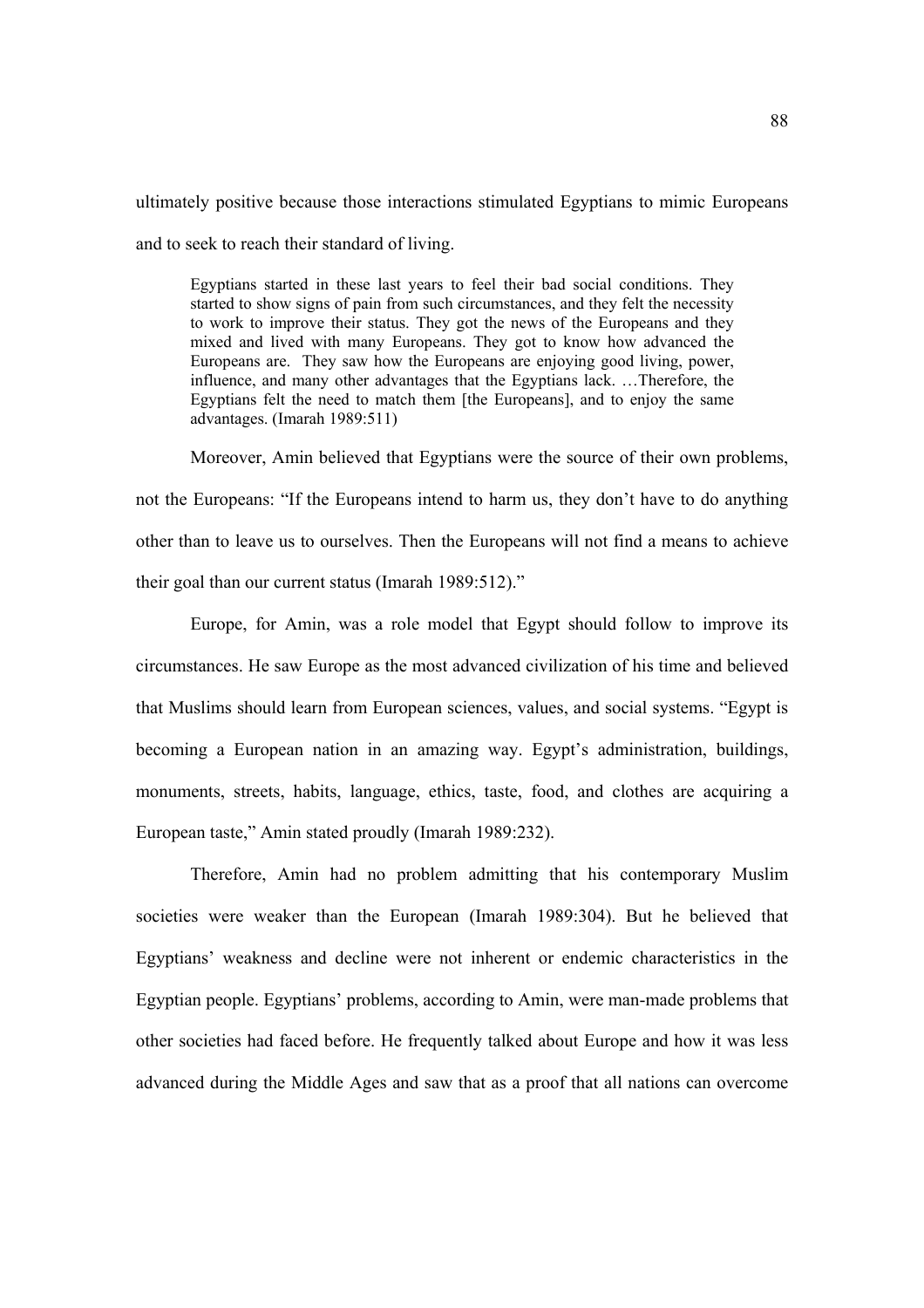ultimately positive because those interactions stimulated Egyptians to mimic Europeans and to seek to reach their standard of living.

> Egyptians started in these last years to feel their bad social conditions. They started to show signs of pain from such circumstances, and they felt the necessity to work to improve their status. They got the news of the Europeans and they mixed and lived with many Europeans. They got to know how advanced the Europeans are. They saw how the Europeans are enjoying good living, power, influence, and many other advantages that the Egyptians lack. …Therefore, the Egyptians felt the need to match them [the Europeans], and to enjoy the same advantages. (Imarah 1989:511)

Moreover, Amin believed that Egyptians were the source of their own problems, not the Europeans: "If the Europeans intend to harm us, they don't have to do anything other than to leave us to ourselves. Then the Europeans will not find a means to achieve their goal than our current status (Imarah 1989:512)."

Europe, for Amin, was a role model that Egypt should follow to improve its circumstances. He saw Europe as the most advanced civilization of his time and believed that Muslims should learn from European sciences, values, and social systems. "Egypt is becoming a European nation in an amazing way. Egypt's administration, buildings, monuments, streets, habits, language, ethics, taste, food, and clothes are acquiring a European taste," Amin stated proudly (Imarah 1989:232).

Therefore, Amin had no problem admitting that his contemporary Muslim societies were weaker than the European (Imarah 1989:304). But he believed that Egyptians' weakness and decline were not inherent or endemic characteristics in the Egyptian people. Egyptians' problems, according to Amin, were man-made problems that other societies had faced before. He frequently talked about Europe and how it was less advanced during the Middle Ages and saw that as a proof that all nations can overcome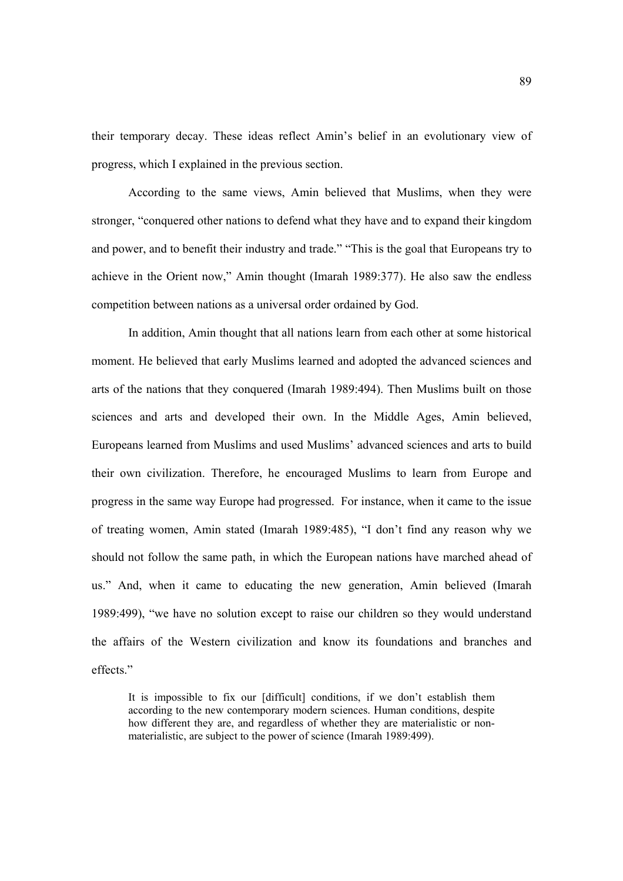their temporary decay. These ideas reflect Amin's belief in an evolutionary view of progress, which I explained in the previous section.

According to the same views, Amin believed that Muslims, when they were stronger, "conquered other nations to defend what they have and to expand their kingdom and power, and to benefit their industry and trade." "This is the goal that Europeans try to achieve in the Orient now," Amin thought (Imarah 1989:377). He also saw the endless competition between nations as a universal order ordained by God.

In addition, Amin thought that all nations learn from each other at some historical moment. He believed that early Muslims learned and adopted the advanced sciences and arts of the nations that they conquered (Imarah 1989:494). Then Muslims built on those sciences and arts and developed their own. In the Middle Ages, Amin believed, Europeans learned from Muslims and used Muslims' advanced sciences and arts to build their own civilization. Therefore, he encouraged Muslims to learn from Europe and progress in the same way Europe had progressed. For instance, when it came to the issue of treating women, Amin stated (Imarah 1989:485), "I don't find any reason why we should not follow the same path, in which the European nations have marched ahead of us." And, when it came to educating the new generation, Amin believed (Imarah 1989:499), "we have no solution except to raise our children so they would understand the affairs of the Western civilization and know its foundations and branches and effects."

> It is impossible to fix our [difficult] conditions, if we don't establish them according to the new contemporary modern sciences. Human conditions, despite how different they are, and regardless of whether they are materialistic or non-materialistic, are subject to the power of science (Imarah 1989:499).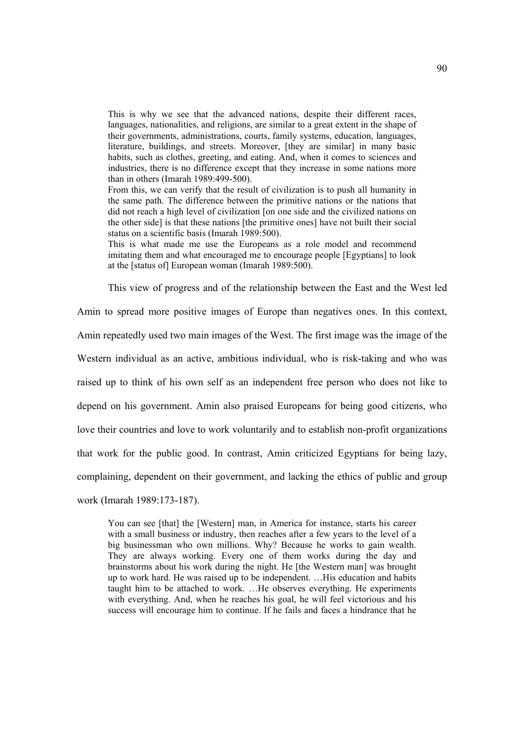> This is why we see that the advanced nations, despite their different races, languages, nationalities, and religions, are similar to a great extent in the shape of their governments, administrations, courts, family systems, education, languages, literature, buildings, and streets. Moreover, [they are similar] in many basic habits, such as clothes, greeting, and eating. And, when it comes to sciences and industries, there is no difference except that they increase in some nations more than in others (Imarah 1989:499-500).
>
> From this, we can verify that the result of civilization is to push all humanity in the same path. The difference between the primitive nations or the nations that did not reach a high level of civilization [on one side and the civilized nations on the other side] is that these nations [the primitive ones] have not built their social status on a scientific basis (Imarah 1989:500).
>
> This is what made me use the Europeans as a role model and recommend imitating them and what encouraged me to encourage people [Egyptians] to look at the [status of] European woman (Imarah 1989:500).

This view of progress and of the relationship between the East and the West led Amin to spread more positive images of Europe than negatives ones. In this context, Amin repeatedly used two main images of the West. The first image was the image of the Western individual as an active, ambitious individual, who is risk-taking and who was raised up to think of his own self as an independent free person who does not like to depend on his government. Amin also praised Europeans for being good citizens, who love their countries and love to work voluntarily and to establish non-profit organizations that work for the public good. In contrast, Amin criticized Egyptians for being lazy, complaining, dependent on their government, and lacking the ethics of public and group work (Imarah 1989:173-187).

> You can see [that] the [Western] man, in America for instance, starts his career with a small business or industry, then reaches after a few years to the level of a big businessman who own millions. Why? Because he works to gain wealth. They are always working. Every one of them works during the day and brainstorms about his work during the night. He [the Western man] was brought up to work hard. He was raised up to be independent. …His education and habits taught him to be attached to work. …He observes everything. He experiments with everything. And, when he reaches his goal, he will feel victorious and his success will encourage him to continue. If he fails and faces a hindrance that he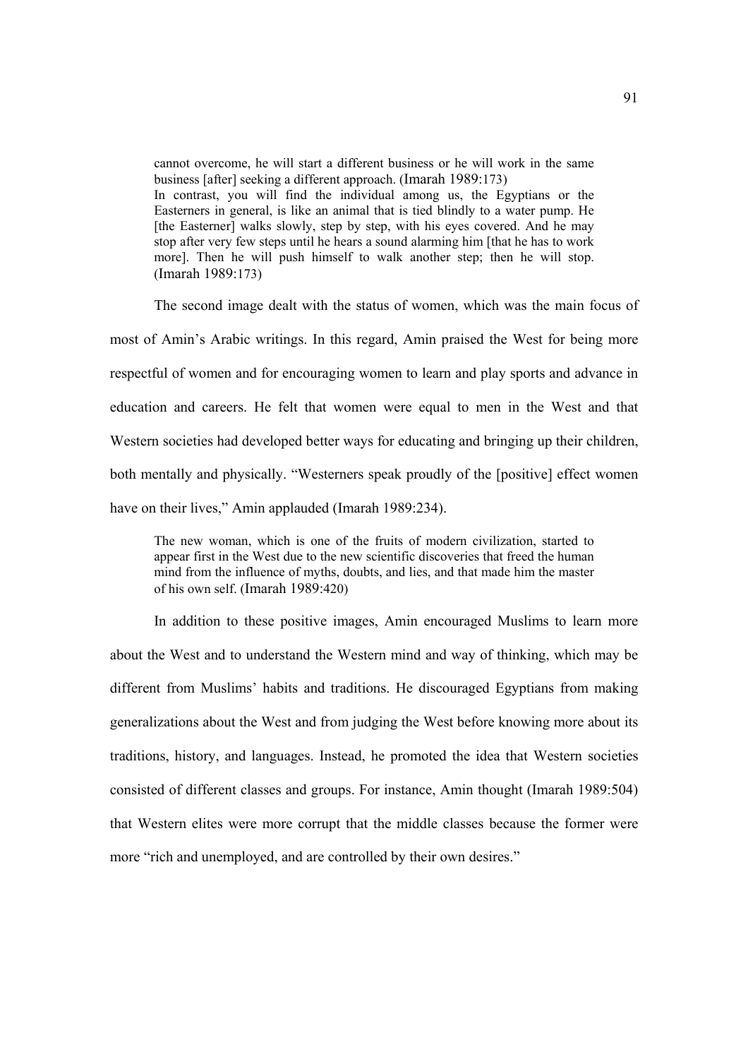> cannot overcome, he will start a different business or he will work in the same business [after] seeking a different approach. (Imarah 1989:173)
>
> In contrast, you will find the individual among us, the Egyptians or the Easterners in general, is like an animal that is tied blindly to a water pump. He [the Easterner] walks slowly, step by step, with his eyes covered. And he may stop after very few steps until he hears a sound alarming him [that he has to work more]. Then he will push himself to walk another step; then he will stop. (Imarah 1989:173)

The second image dealt with the status of women, which was the main focus of most of Amin's Arabic writings. In this regard, Amin praised the West for being more respectful of women and for encouraging women to learn and play sports and advance in education and careers. He felt that women were equal to men in the West and that Western societies had developed better ways for educating and bringing up their children, both mentally and physically. "Westerners speak proudly of the [positive] effect women have on their lives," Amin applauded (Imarah 1989:234).

> The new woman, which is one of the fruits of modern civilization, started to appear first in the West due to the new scientific discoveries that freed the human mind from the influence of myths, doubts, and lies, and that made him the master of his own self. (Imarah 1989:420)

In addition to these positive images, Amin encouraged Muslims to learn more about the West and to understand the Western mind and way of thinking, which may be different from Muslims' habits and traditions. He discouraged Egyptians from making generalizations about the West and from judging the West before knowing more about its traditions, history, and languages. Instead, he promoted the idea that Western societies consisted of different classes and groups. For instance, Amin thought (Imarah 1989:504) that Western elites were more corrupt that the middle classes because the former were more "rich and unemployed, and are controlled by their own desires."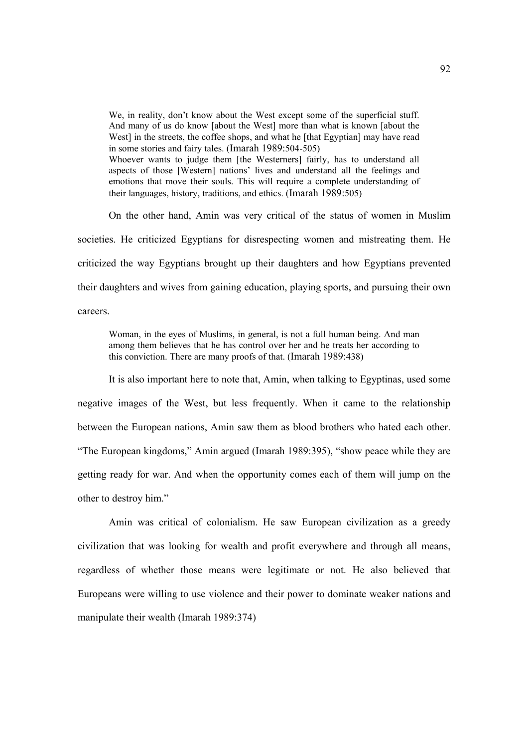> We, in reality, don't know about the West except some of the superficial stuff. And many of us do know [about the West] more than what is known [about the West] in the streets, the coffee shops, and what he [that Egyptian] may have read in some stories and fairy tales. (Imarah 1989:504-505)
>
> Whoever wants to judge them [the Westerners] fairly, has to understand all aspects of those [Western] nations' lives and understand all the feelings and emotions that move their souls. This will require a complete understanding of their languages, history, traditions, and ethics. (Imarah 1989:505)

On the other hand, Amin was very critical of the status of women in Muslim societies. He criticized Egyptians for disrespecting women and mistreating them. He criticized the way Egyptians brought up their daughters and how Egyptians prevented their daughters and wives from gaining education, playing sports, and pursuing their own careers.

> Woman, in the eyes of Muslims, in general, is not a full human being. And man among them believes that he has control over her and he treats her according to this conviction. There are many proofs of that. (Imarah 1989:438)

It is also important here to note that, Amin, when talking to Egyptinas, used some negative images of the West, but less frequently. When it came to the relationship between the European nations, Amin saw them as blood brothers who hated each other. "The European kingdoms," Amin argued (Imarah 1989:395), "show peace while they are getting ready for war. And when the opportunity comes each of them will jump on the other to destroy him."

Amin was critical of colonialism. He saw European civilization as a greedy civilization that was looking for wealth and profit everywhere and through all means, regardless of whether those means were legitimate or not. He also believed that Europeans were willing to use violence and their power to dominate weaker nations and manipulate their wealth (Imarah 1989:374)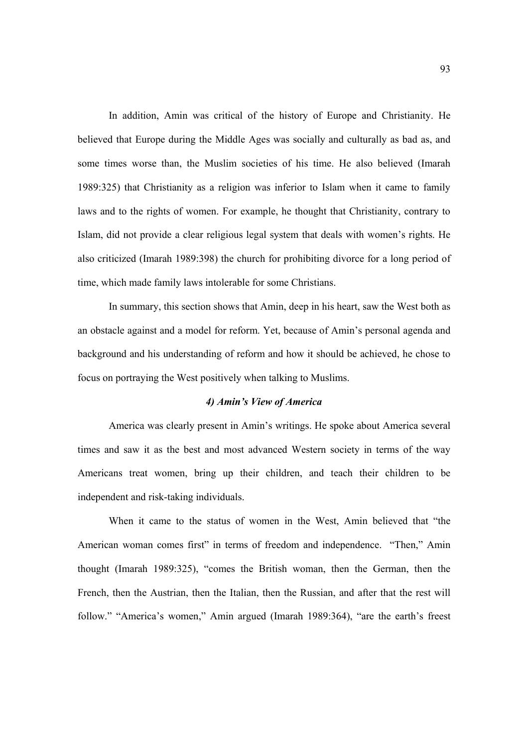In addition, Amin was critical of the history of Europe and Christianity. He believed that Europe during the Middle Ages was socially and culturally as bad as, and some times worse than, the Muslim societies of his time. He also believed (Imarah 1989:325) that Christianity as a religion was inferior to Islam when it came to family laws and to the rights of women. For example, he thought that Christianity, contrary to Islam, did not provide a clear religious legal system that deals with women's rights. He also criticized (Imarah 1989:398) the church for prohibiting divorce for a long period of time, which made family laws intolerable for some Christians.

In summary, this section shows that Amin, deep in his heart, saw the West both as an obstacle against and a model for reform. Yet, because of Amin's personal agenda and background and his understanding of reform and how it should be achieved, he chose to focus on portraying the West positively when talking to Muslims.

### *4) Amin's View of America*

America was clearly present in Amin's writings. He spoke about America several times and saw it as the best and most advanced Western society in terms of the way Americans treat women, bring up their children, and teach their children to be independent and risk-taking individuals.

When it came to the status of women in the West, Amin believed that "the American woman comes first" in terms of freedom and independence. "Then," Amin thought (Imarah 1989:325), "comes the British woman, then the German, then the French, then the Austrian, then the Italian, then the Russian, and after that the rest will follow." "America's women," Amin argued (Imarah 1989:364), "are the earth's freest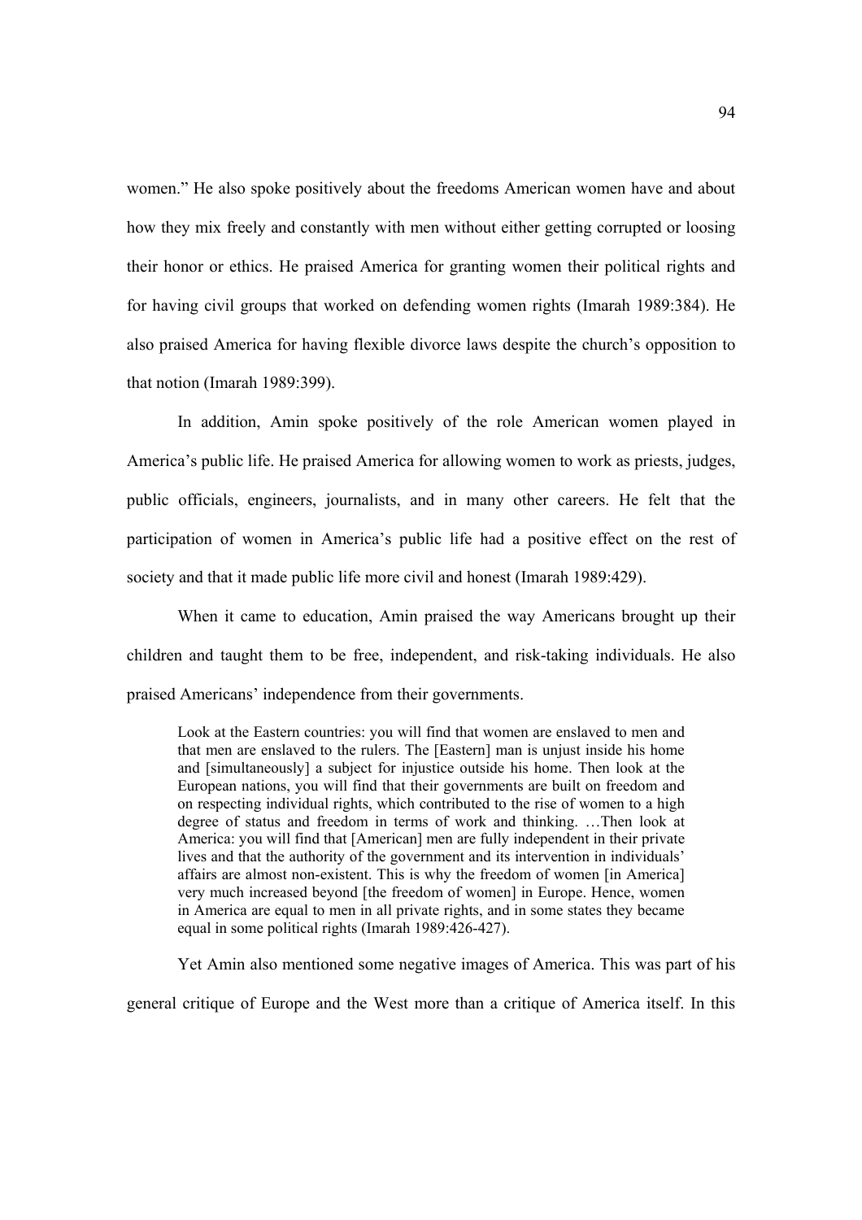women." He also spoke positively about the freedoms American women have and about how they mix freely and constantly with men without either getting corrupted or loosing their honor or ethics. He praised America for granting women their political rights and for having civil groups that worked on defending women rights (Imarah 1989:384). He also praised America for having flexible divorce laws despite the church's opposition to that notion (Imarah 1989:399).

In addition, Amin spoke positively of the role American women played in America's public life. He praised America for allowing women to work as priests, judges, public officials, engineers, journalists, and in many other careers. He felt that the participation of women in America's public life had a positive effect on the rest of society and that it made public life more civil and honest (Imarah 1989:429).

When it came to education, Amin praised the way Americans brought up their children and taught them to be free, independent, and risk-taking individuals. He also praised Americans' independence from their governments.

> Look at the Eastern countries: you will find that women are enslaved to men and that men are enslaved to the rulers. The [Eastern] man is unjust inside his home and [simultaneously] a subject for injustice outside his home. Then look at the European nations, you will find that their governments are built on freedom and on respecting individual rights, which contributed to the rise of women to a high degree of status and freedom in terms of work and thinking. …Then look at America: you will find that [American] men are fully independent in their private lives and that the authority of the government and its intervention in individuals' affairs are almost non-existent. This is why the freedom of women [in America] very much increased beyond [the freedom of women] in Europe. Hence, women in America are equal to men in all private rights, and in some states they became equal in some political rights (Imarah 1989:426-427).

Yet Amin also mentioned some negative images of America. This was part of his general critique of Europe and the West more than a critique of America itself. In this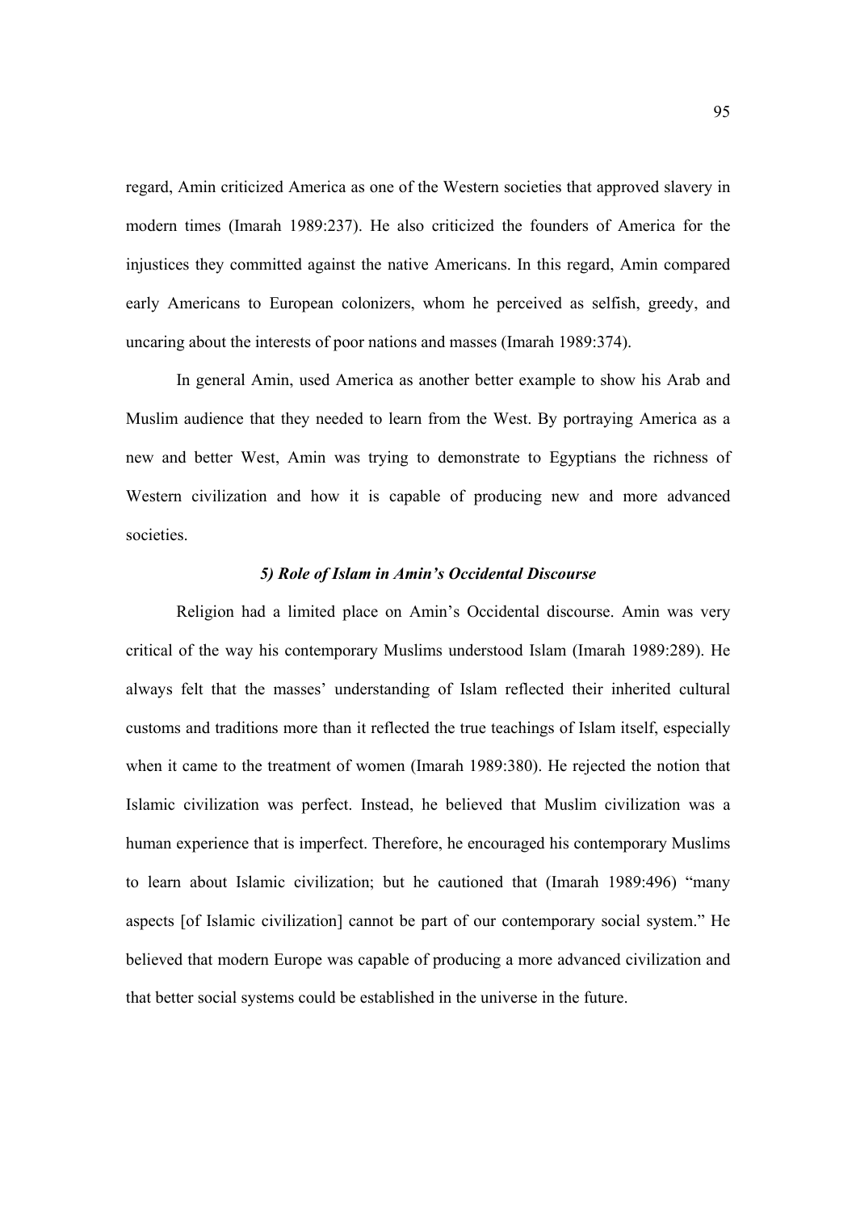regard, Amin criticized America as one of the Western societies that approved slavery in modern times (Imarah 1989:237). He also criticized the founders of America for the injustices they committed against the native Americans. In this regard, Amin compared early Americans to European colonizers, whom he perceived as selfish, greedy, and uncaring about the interests of poor nations and masses (Imarah 1989:374).

In general Amin, used America as another better example to show his Arab and Muslim audience that they needed to learn from the West. By portraying America as a new and better West, Amin was trying to demonstrate to Egyptians the richness of Western civilization and how it is capable of producing new and more advanced societies.

### *5) Role of Islam in Amin's Occidental Discourse*

Religion had a limited place on Amin's Occidental discourse. Amin was very critical of the way his contemporary Muslims understood Islam (Imarah 1989:289). He always felt that the masses' understanding of Islam reflected their inherited cultural customs and traditions more than it reflected the true teachings of Islam itself, especially when it came to the treatment of women (Imarah 1989:380). He rejected the notion that Islamic civilization was perfect. Instead, he believed that Muslim civilization was a human experience that is imperfect. Therefore, he encouraged his contemporary Muslims to learn about Islamic civilization; but he cautioned that (Imarah 1989:496) "many aspects [of Islamic civilization] cannot be part of our contemporary social system." He believed that modern Europe was capable of producing a more advanced civilization and that better social systems could be established in the universe in the future.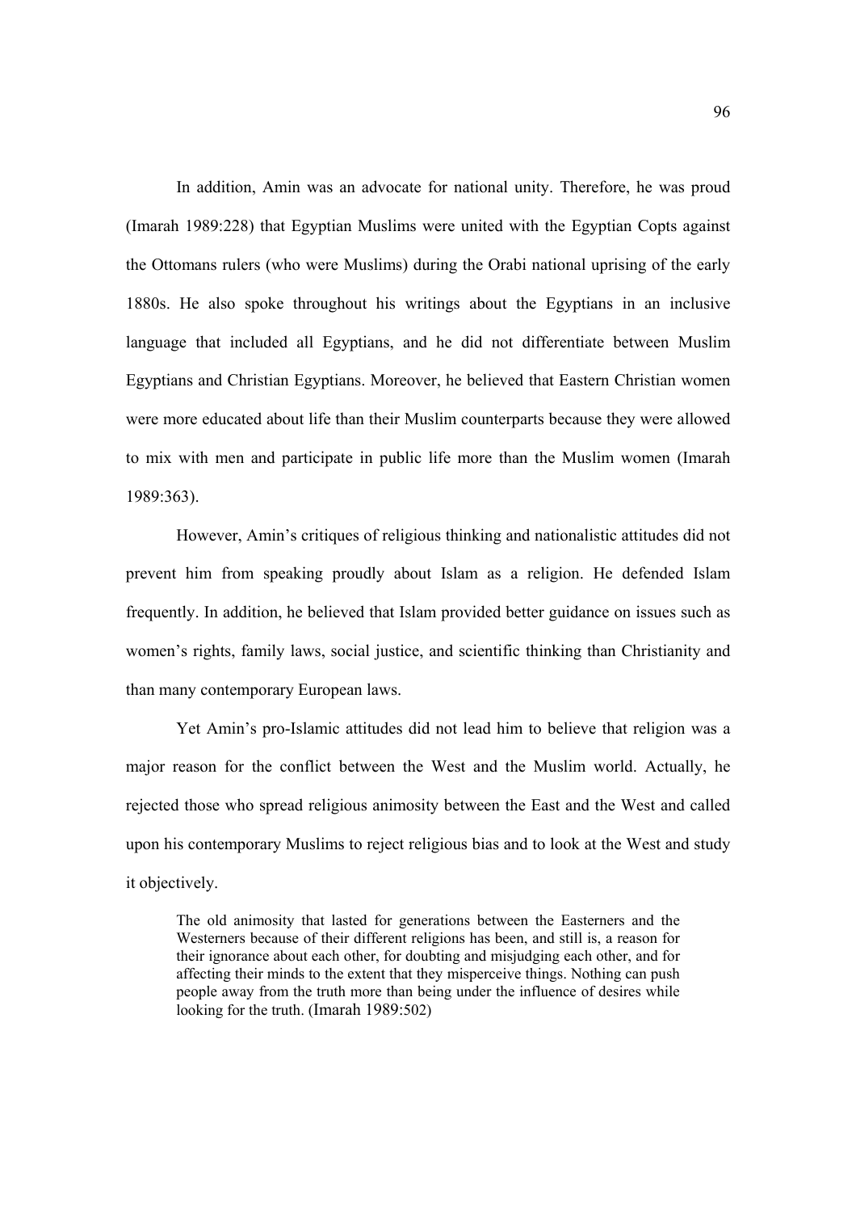In addition, Amin was an advocate for national unity. Therefore, he was proud (Imarah 1989:228) that Egyptian Muslims were united with the Egyptian Copts against the Ottomans rulers (who were Muslims) during the Orabi national uprising of the early 1880s. He also spoke throughout his writings about the Egyptians in an inclusive language that included all Egyptians, and he did not differentiate between Muslim Egyptians and Christian Egyptians. Moreover, he believed that Eastern Christian women were more educated about life than their Muslim counterparts because they were allowed to mix with men and participate in public life more than the Muslim women (Imarah 1989:363).

However, Amin's critiques of religious thinking and nationalistic attitudes did not prevent him from speaking proudly about Islam as a religion. He defended Islam frequently. In addition, he believed that Islam provided better guidance on issues such as women's rights, family laws, social justice, and scientific thinking than Christianity and than many contemporary European laws.

Yet Amin's pro-Islamic attitudes did not lead him to believe that religion was a major reason for the conflict between the West and the Muslim world. Actually, he rejected those who spread religious animosity between the East and the West and called upon his contemporary Muslims to reject religious bias and to look at the West and study it objectively.

> The old animosity that lasted for generations between the Easterners and the Westerners because of their different religions has been, and still is, a reason for their ignorance about each other, for doubting and misjudging each other, and for affecting their minds to the extent that they misperceive things. Nothing can push people away from the truth more than being under the influence of desires while looking for the truth. (Imarah 1989:502)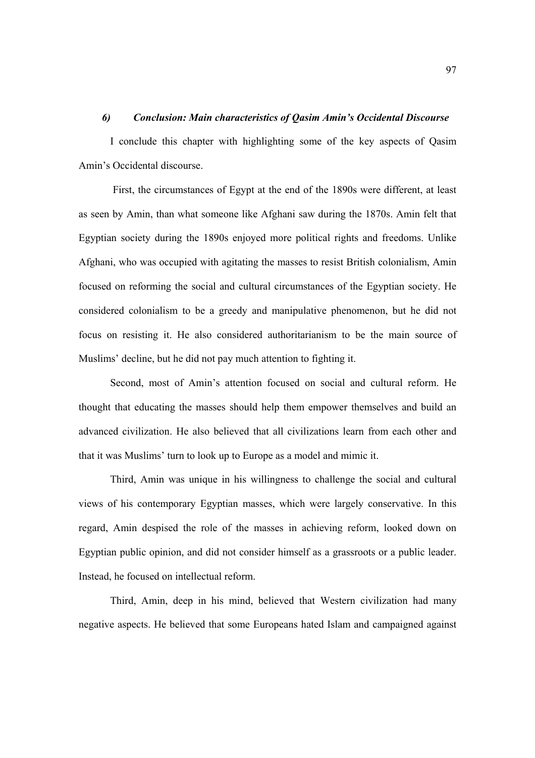### *6) Conclusion: Main characteristics of Qasim Amin's Occidental Discourse*

I conclude this chapter with highlighting some of the key aspects of Qasim Amin's Occidental discourse.

First, the circumstances of Egypt at the end of the 1890s were different, at least as seen by Amin, than what someone like Afghani saw during the 1870s. Amin felt that Egyptian society during the 1890s enjoyed more political rights and freedoms. Unlike Afghani, who was occupied with agitating the masses to resist British colonialism, Amin focused on reforming the social and cultural circumstances of the Egyptian society. He considered colonialism to be a greedy and manipulative phenomenon, but he did not focus on resisting it. He also considered authoritarianism to be the main source of Muslims' decline, but he did not pay much attention to fighting it.

Second, most of Amin's attention focused on social and cultural reform. He thought that educating the masses should help them empower themselves and build an advanced civilization. He also believed that all civilizations learn from each other and that it was Muslims' turn to look up to Europe as a model and mimic it.

Third, Amin was unique in his willingness to challenge the social and cultural views of his contemporary Egyptian masses, which were largely conservative. In this regard, Amin despised the role of the masses in achieving reform, looked down on Egyptian public opinion, and did not consider himself as a grassroots or a public leader. Instead, he focused on intellectual reform.

Third, Amin, deep in his mind, believed that Western civilization had many negative aspects. He believed that some Europeans hated Islam and campaigned against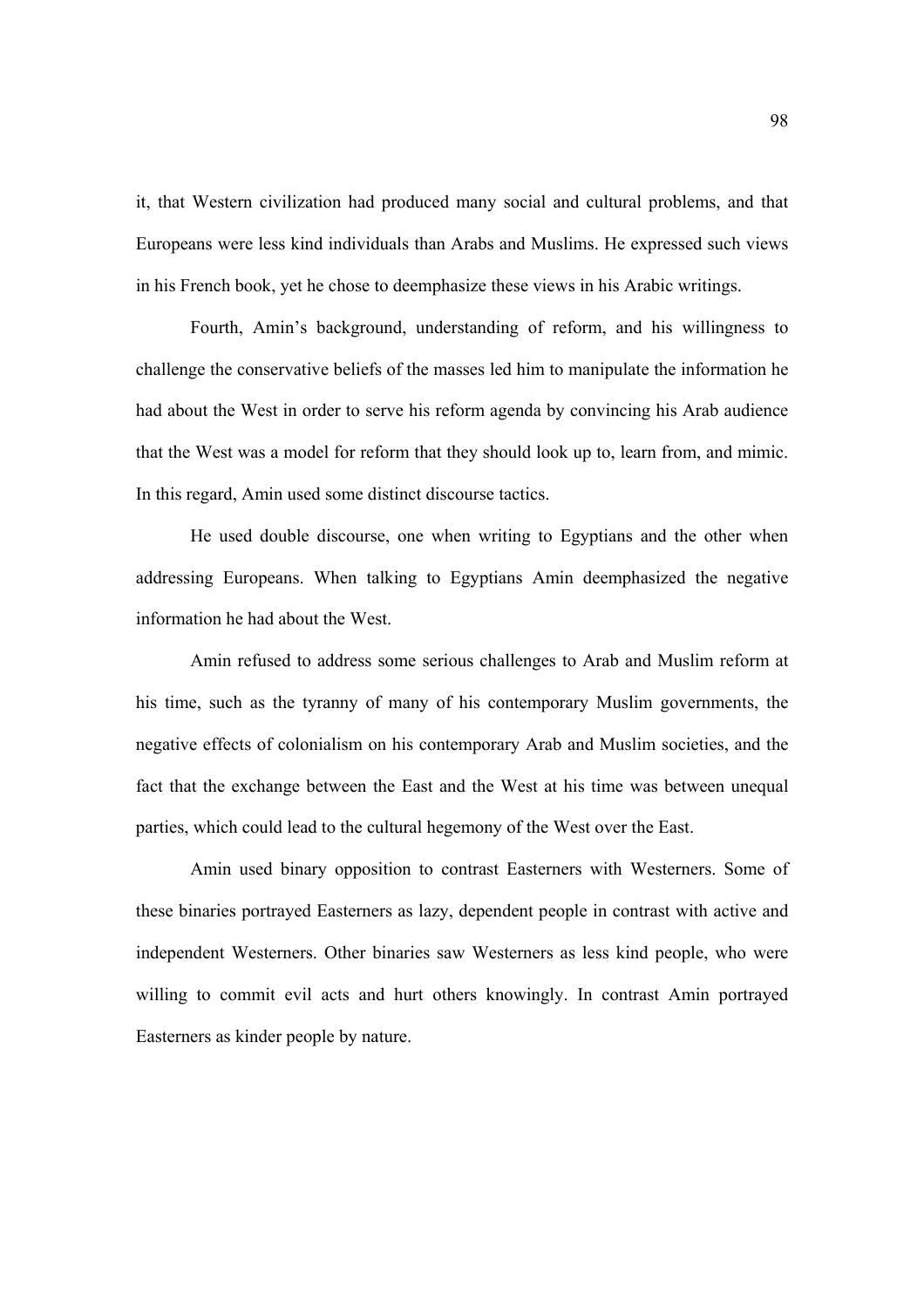it, that Western civilization had produced many social and cultural problems, and that Europeans were less kind individuals than Arabs and Muslims. He expressed such views in his French book, yet he chose to deemphasize these views in his Arabic writings.

Fourth, Amin's background, understanding of reform, and his willingness to challenge the conservative beliefs of the masses led him to manipulate the information he had about the West in order to serve his reform agenda by convincing his Arab audience that the West was a model for reform that they should look up to, learn from, and mimic. In this regard, Amin used some distinct discourse tactics.

He used double discourse, one when writing to Egyptians and the other when addressing Europeans. When talking to Egyptians Amin deemphasized the negative information he had about the West.

Amin refused to address some serious challenges to Arab and Muslim reform at his time, such as the tyranny of many of his contemporary Muslim governments, the negative effects of colonialism on his contemporary Arab and Muslim societies, and the fact that the exchange between the East and the West at his time was between unequal parties, which could lead to the cultural hegemony of the West over the East.

Amin used binary opposition to contrast Easterners with Westerners. Some of these binaries portrayed Easterners as lazy, dependent people in contrast with active and independent Westerners. Other binaries saw Westerners as less kind people, who were willing to commit evil acts and hurt others knowingly. In contrast Amin portrayed Easterners as kinder people by nature.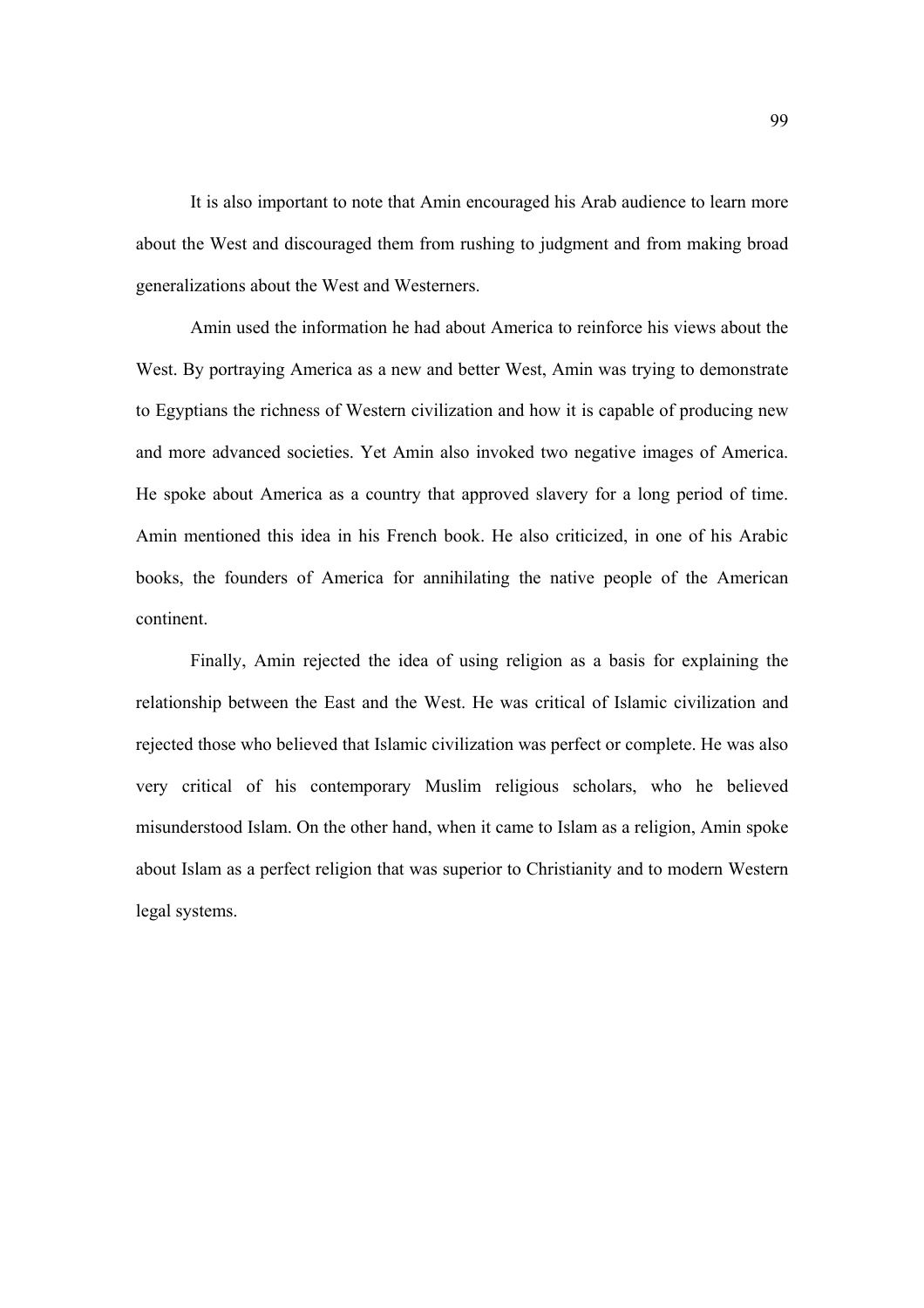It is also important to note that Amin encouraged his Arab audience to learn more about the West and discouraged them from rushing to judgment and from making broad generalizations about the West and Westerners.

Amin used the information he had about America to reinforce his views about the West. By portraying America as a new and better West, Amin was trying to demonstrate to Egyptians the richness of Western civilization and how it is capable of producing new and more advanced societies. Yet Amin also invoked two negative images of America. He spoke about America as a country that approved slavery for a long period of time. Amin mentioned this idea in his French book. He also criticized, in one of his Arabic books, the founders of America for annihilating the native people of the American continent.

Finally, Amin rejected the idea of using religion as a basis for explaining the relationship between the East and the West. He was critical of Islamic civilization and rejected those who believed that Islamic civilization was perfect or complete. He was also very critical of his contemporary Muslim religious scholars, who he believed misunderstood Islam. On the other hand, when it came to Islam as a religion, Amin spoke about Islam as a perfect religion that was superior to Christianity and to modern Western legal systems.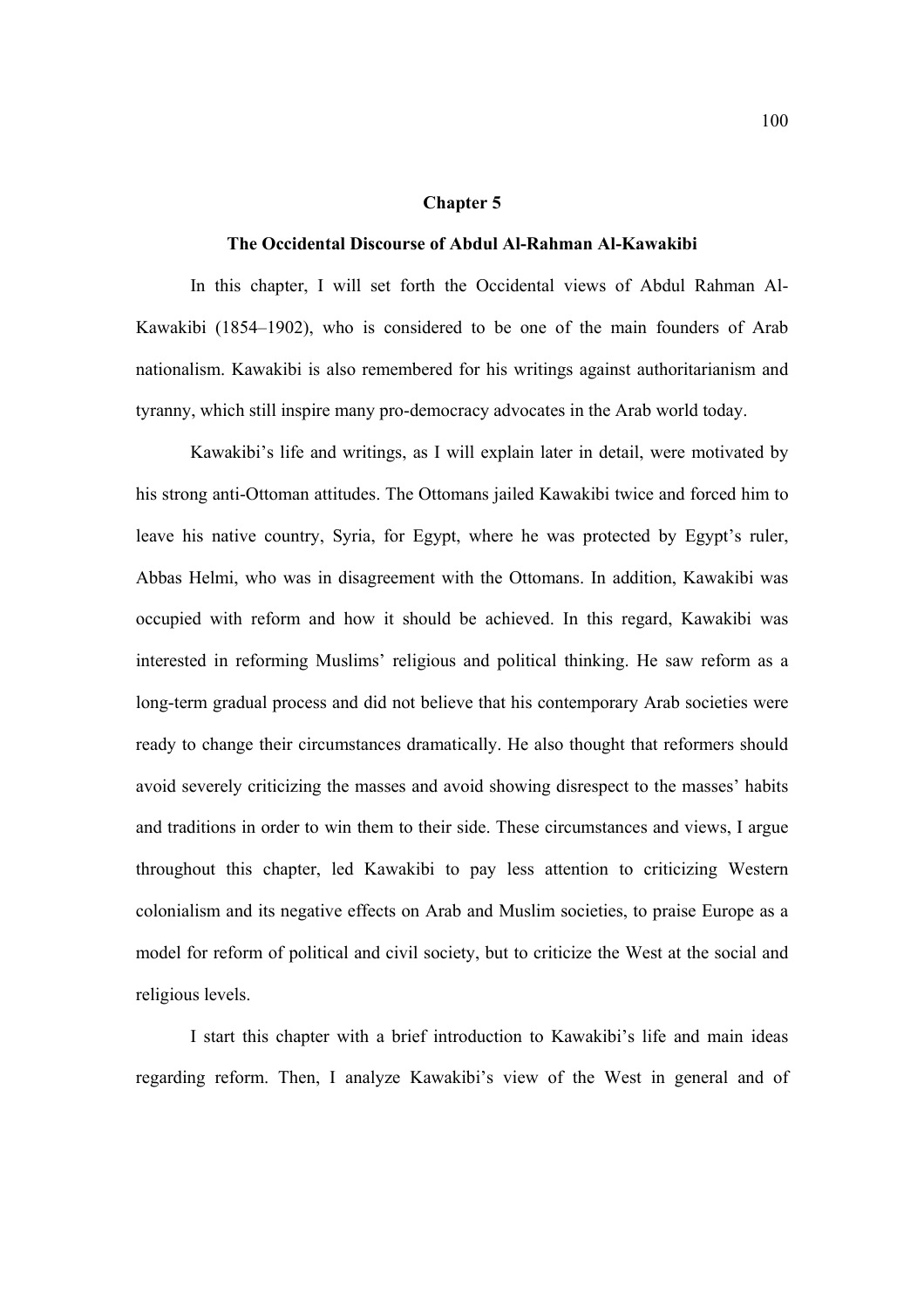## Chapter 5

### The Occidental Discourse of Abdul Al-Rahman Al-Kawakibi

In this chapter, I will set forth the Occidental views of Abdul Rahman Al-Kawakibi (1854–1902), who is considered to be one of the main founders of Arab nationalism. Kawakibi is also remembered for his writings against authoritarianism and tyranny, which still inspire many pro-democracy advocates in the Arab world today.

Kawakibi's life and writings, as I will explain later in detail, were motivated by his strong anti-Ottoman attitudes. The Ottomans jailed Kawakibi twice and forced him to leave his native country, Syria, for Egypt, where he was protected by Egypt's ruler, Abbas Helmi, who was in disagreement with the Ottomans. In addition, Kawakibi was occupied with reform and how it should be achieved. In this regard, Kawakibi was interested in reforming Muslims' religious and political thinking. He saw reform as a long-term gradual process and did not believe that his contemporary Arab societies were ready to change their circumstances dramatically. He also thought that reformers should avoid severely criticizing the masses and avoid showing disrespect to the masses' habits and traditions in order to win them to their side. These circumstances and views, I argue throughout this chapter, led Kawakibi to pay less attention to criticizing Western colonialism and its negative effects on Arab and Muslim societies, to praise Europe as a model for reform of political and civil society, but to criticize the West at the social and religious levels.

I start this chapter with a brief introduction to Kawakibi's life and main ideas regarding reform. Then, I analyze Kawakibi's view of the West in general and of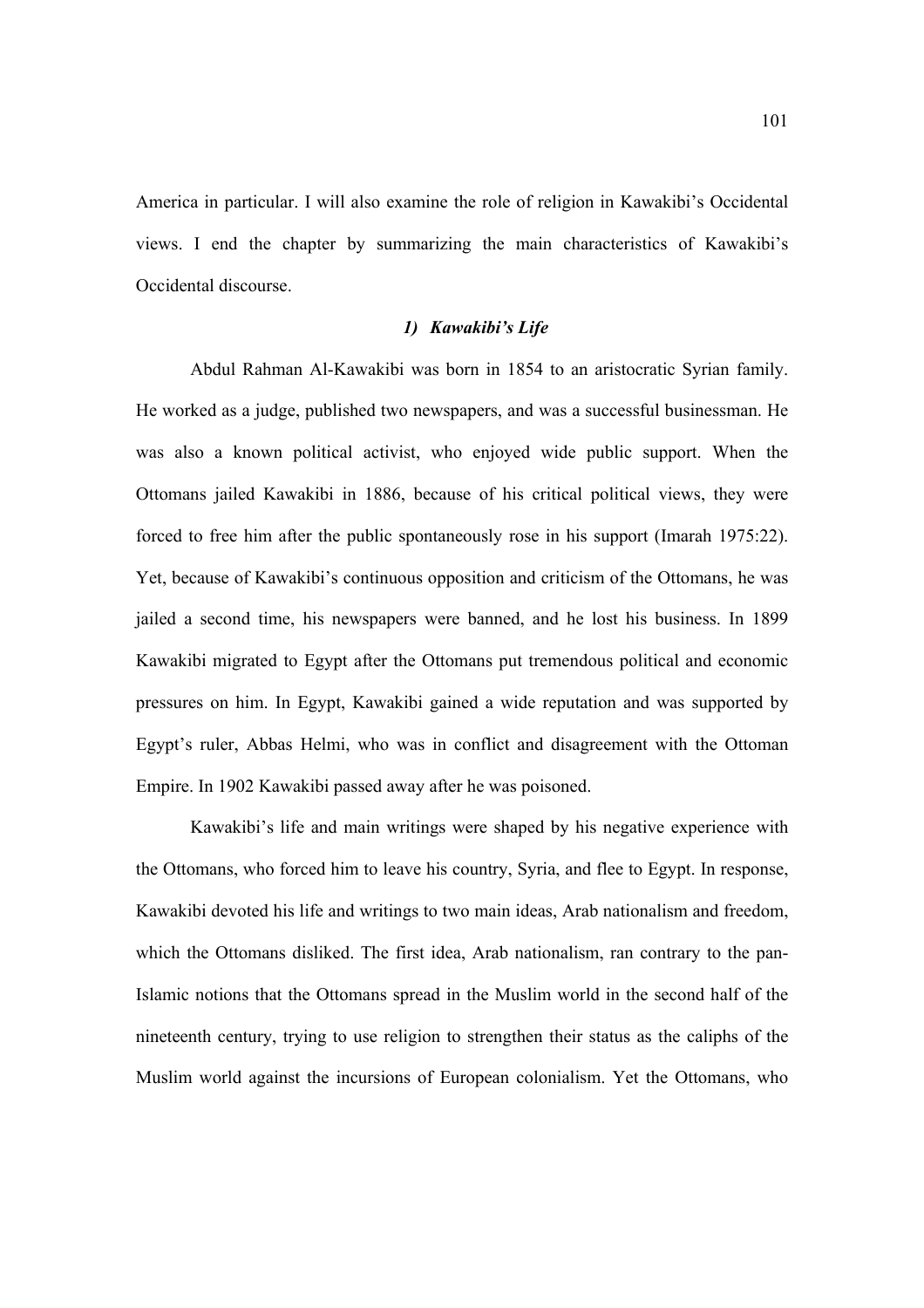America in particular. I will also examine the role of religion in Kawakibi's Occidental views. I end the chapter by summarizing the main characteristics of Kawakibi's Occidental discourse.

### *1) Kawakibi's Life*

Abdul Rahman Al-Kawakibi was born in 1854 to an aristocratic Syrian family. He worked as a judge, published two newspapers, and was a successful businessman. He was also a known political activist, who enjoyed wide public support. When the Ottomans jailed Kawakibi in 1886, because of his critical political views, they were forced to free him after the public spontaneously rose in his support (Imarah 1975:22). Yet, because of Kawakibi's continuous opposition and criticism of the Ottomans, he was jailed a second time, his newspapers were banned, and he lost his business. In 1899 Kawakibi migrated to Egypt after the Ottomans put tremendous political and economic pressures on him. In Egypt, Kawakibi gained a wide reputation and was supported by Egypt's ruler, Abbas Helmi, who was in conflict and disagreement with the Ottoman Empire. In 1902 Kawakibi passed away after he was poisoned.

Kawakibi's life and main writings were shaped by his negative experience with the Ottomans, who forced him to leave his country, Syria, and flee to Egypt. In response, Kawakibi devoted his life and writings to two main ideas, Arab nationalism and freedom, which the Ottomans disliked. The first idea, Arab nationalism, ran contrary to the pan-Islamic notions that the Ottomans spread in the Muslim world in the second half of the nineteenth century, trying to use religion to strengthen their status as the caliphs of the Muslim world against the incursions of European colonialism. Yet the Ottomans, who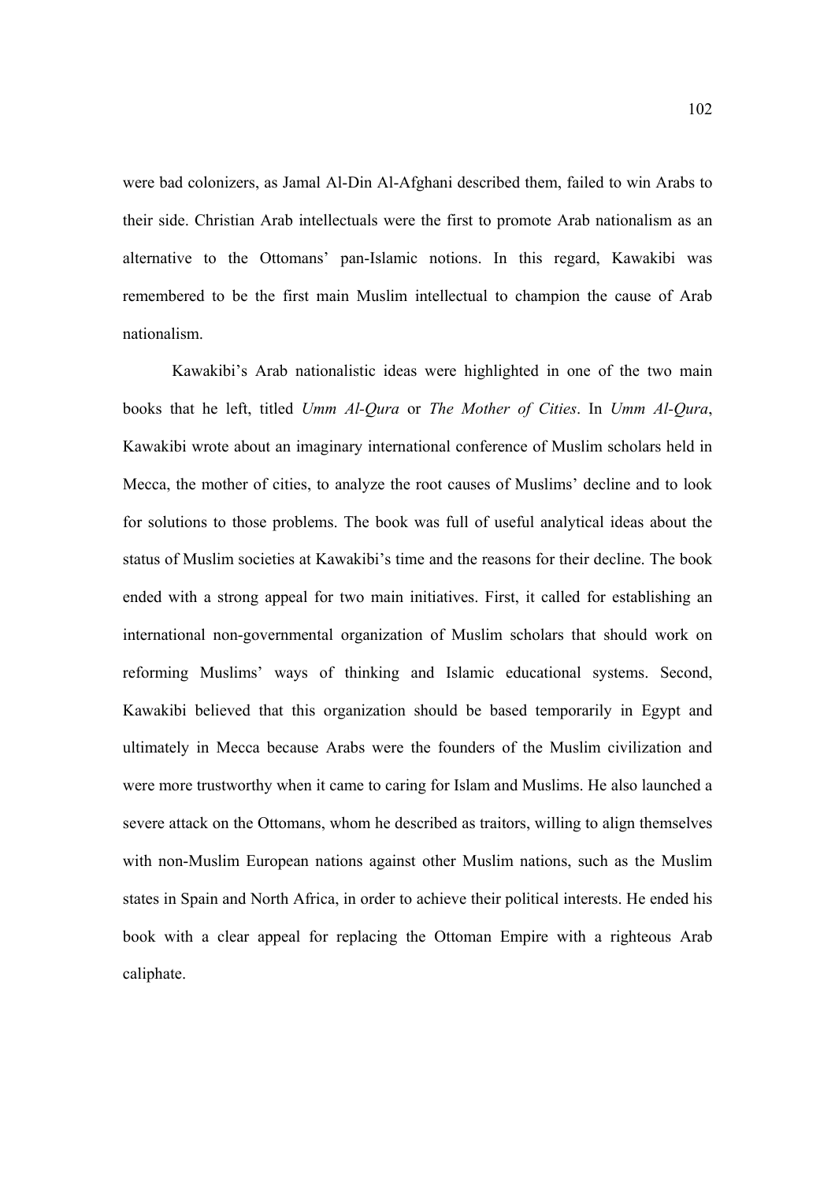were bad colonizers, as Jamal Al-Din Al-Afghani described them, failed to win Arabs to their side. Christian Arab intellectuals were the first to promote Arab nationalism as an alternative to the Ottomans' pan-Islamic notions. In this regard, Kawakibi was remembered to be the first main Muslim intellectual to champion the cause of Arab nationalism.

Kawakibi's Arab nationalistic ideas were highlighted in one of the two main books that he left, titled *Umm Al-Qura* or *The Mother of Cities*. In *Umm Al-Qura*, Kawakibi wrote about an imaginary international conference of Muslim scholars held in Mecca, the mother of cities, to analyze the root causes of Muslims' decline and to look for solutions to those problems. The book was full of useful analytical ideas about the status of Muslim societies at Kawakibi's time and the reasons for their decline. The book ended with a strong appeal for two main initiatives. First, it called for establishing an international non-governmental organization of Muslim scholars that should work on reforming Muslims' ways of thinking and Islamic educational systems. Second, Kawakibi believed that this organization should be based temporarily in Egypt and ultimately in Mecca because Arabs were the founders of the Muslim civilization and were more trustworthy when it came to caring for Islam and Muslims. He also launched a severe attack on the Ottomans, whom he described as traitors, willing to align themselves with non-Muslim European nations against other Muslim nations, such as the Muslim states in Spain and North Africa, in order to achieve their political interests. He ended his book with a clear appeal for replacing the Ottoman Empire with a righteous Arab caliphate.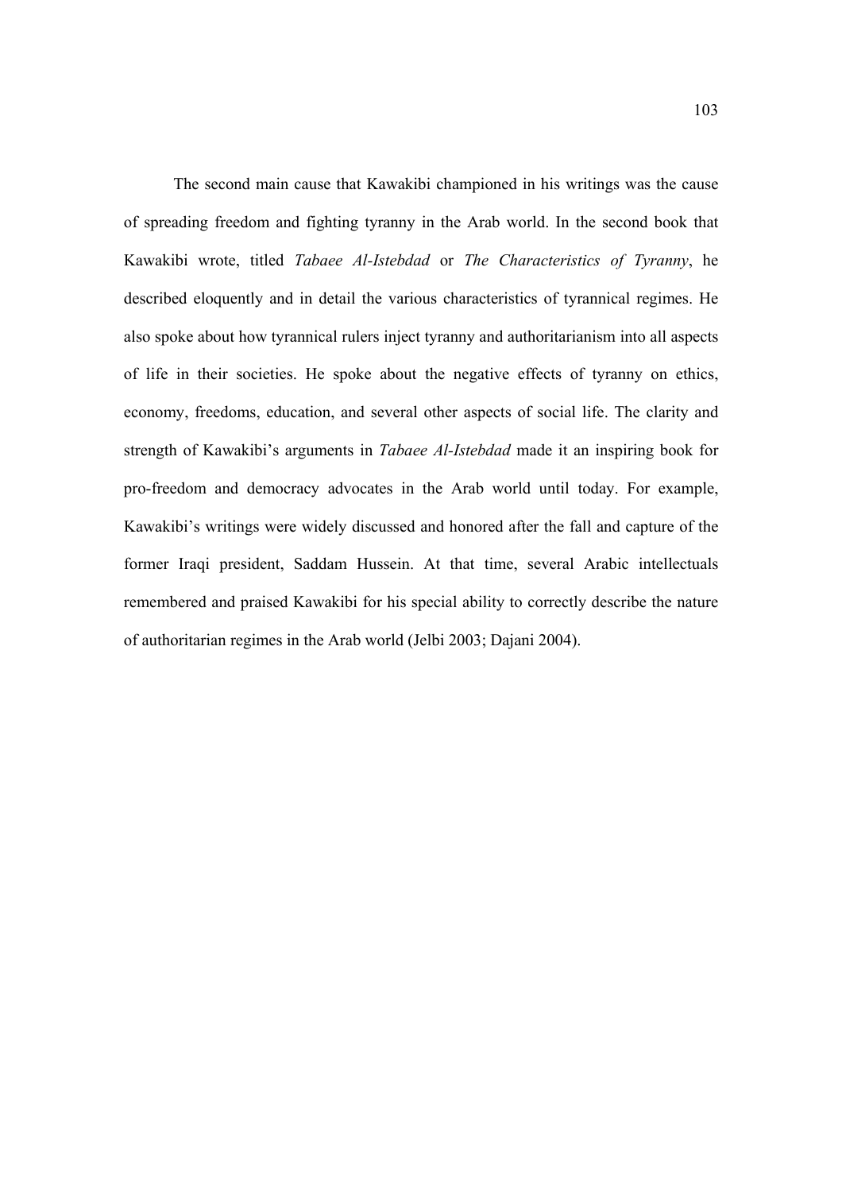The second main cause that Kawakibi championed in his writings was the cause of spreading freedom and fighting tyranny in the Arab world. In the second book that Kawakibi wrote, titled *Tabaee Al-Istebdad* or *The Characteristics of Tyranny*, he described eloquently and in detail the various characteristics of tyrannical regimes. He also spoke about how tyrannical rulers inject tyranny and authoritarianism into all aspects of life in their societies. He spoke about the negative effects of tyranny on ethics, economy, freedoms, education, and several other aspects of social life. The clarity and strength of Kawakibi's arguments in *Tabaee Al-Istebdad* made it an inspiring book for pro-freedom and democracy advocates in the Arab world until today. For example, Kawakibi's writings were widely discussed and honored after the fall and capture of the former Iraqi president, Saddam Hussein. At that time, several Arabic intellectuals remembered and praised Kawakibi for his special ability to correctly describe the nature of authoritarian regimes in the Arab world (Jelbi 2003; Dajani 2004).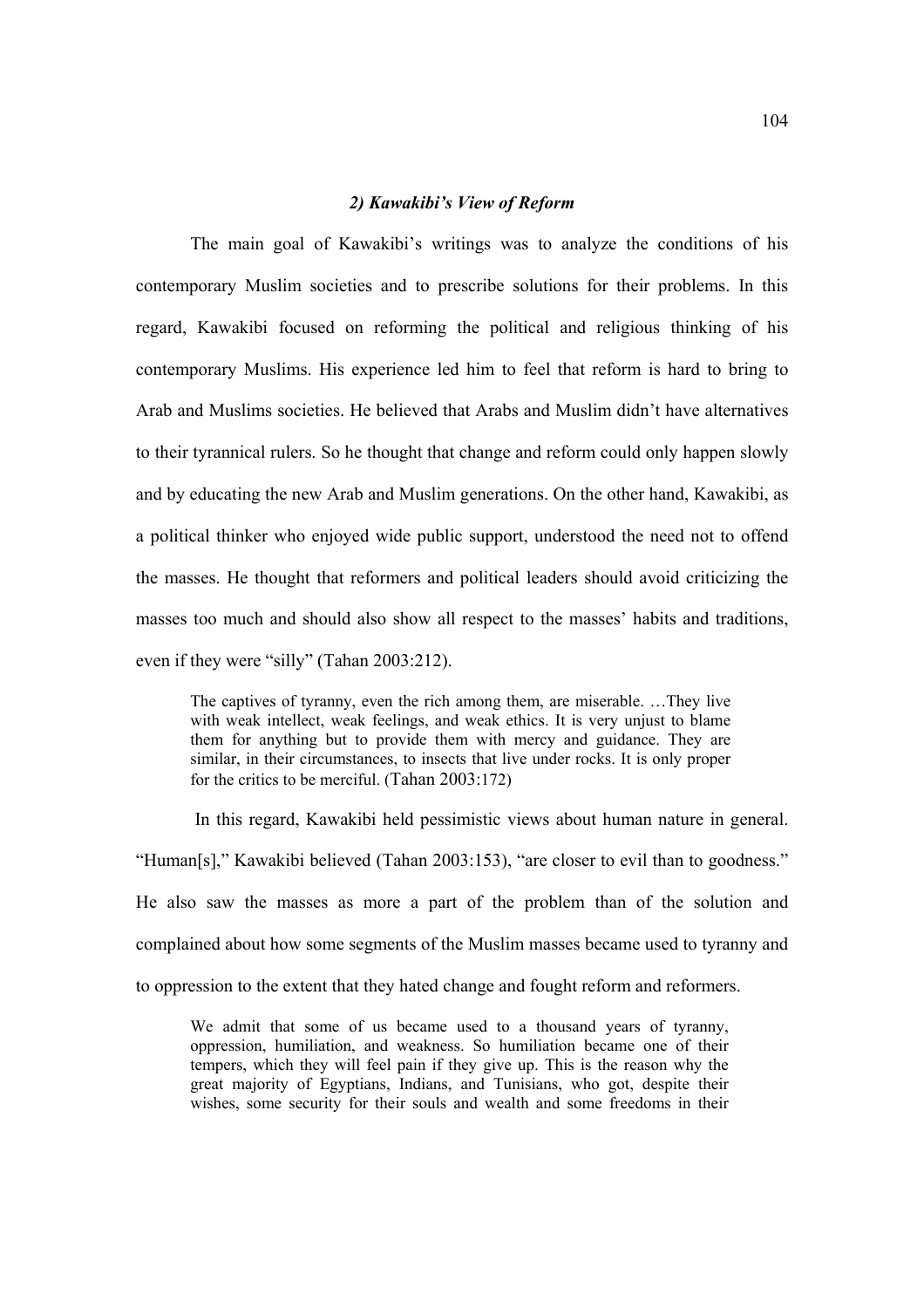### *2) Kawakibi's View of Reform*

The main goal of Kawakibi's writings was to analyze the conditions of his contemporary Muslim societies and to prescribe solutions for their problems. In this regard, Kawakibi focused on reforming the political and religious thinking of his contemporary Muslims. His experience led him to feel that reform is hard to bring to Arab and Muslims societies. He believed that Arabs and Muslim didn't have alternatives to their tyrannical rulers. So he thought that change and reform could only happen slowly and by educating the new Arab and Muslim generations. On the other hand, Kawakibi, as a political thinker who enjoyed wide public support, understood the need not to offend the masses. He thought that reformers and political leaders should avoid criticizing the masses too much and should also show all respect to the masses' habits and traditions, even if they were "silly" (Tahan 2003:212).

> The captives of tyranny, even the rich among them, are miserable. …They live with weak intellect, weak feelings, and weak ethics. It is very unjust to blame them for anything but to provide them with mercy and guidance. They are similar, in their circumstances, to insects that live under rocks. It is only proper for the critics to be merciful. (Tahan 2003:172)

In this regard, Kawakibi held pessimistic views about human nature in general. "Human[s]," Kawakibi believed (Tahan 2003:153), "are closer to evil than to goodness." He also saw the masses as more a part of the problem than of the solution and complained about how some segments of the Muslim masses became used to tyranny and to oppression to the extent that they hated change and fought reform and reformers.

> We admit that some of us became used to a thousand years of tyranny, oppression, humiliation, and weakness. So humiliation became one of their tempers, which they will feel pain if they give up. This is the reason why the great majority of Egyptians, Indians, and Tunisians, who got, despite their wishes, some security for their souls and wealth and some freedoms in their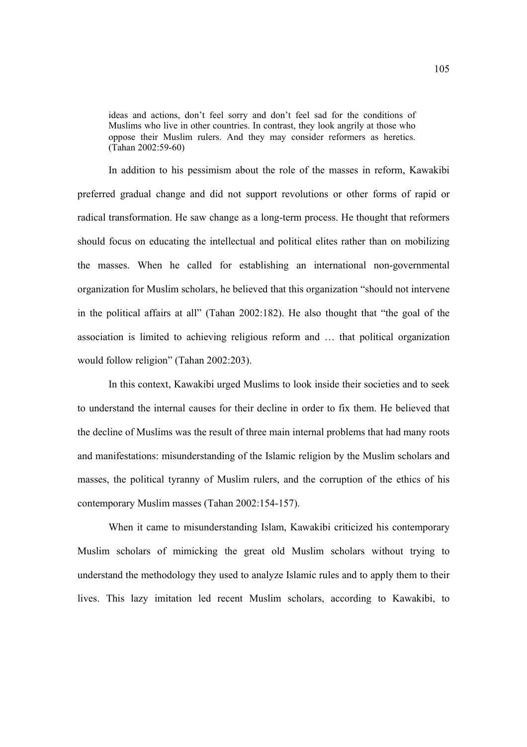> ideas and actions, don't feel sorry and don't feel sad for the conditions of Muslims who live in other countries. In contrast, they look angrily at those who oppose their Muslim rulers. And they may consider reformers as heretics. (Tahan 2002:59-60)

In addition to his pessimism about the role of the masses in reform, Kawakibi preferred gradual change and did not support revolutions or other forms of rapid or radical transformation. He saw change as a long-term process. He thought that reformers should focus on educating the intellectual and political elites rather than on mobilizing the masses. When he called for establishing an international non-governmental organization for Muslim scholars, he believed that this organization "should not intervene in the political affairs at all" (Tahan 2002:182). He also thought that "the goal of the association is limited to achieving religious reform and … that political organization would follow religion" (Tahan 2002:203).

In this context, Kawakibi urged Muslims to look inside their societies and to seek to understand the internal causes for their decline in order to fix them. He believed that the decline of Muslims was the result of three main internal problems that had many roots and manifestations: misunderstanding of the Islamic religion by the Muslim scholars and masses, the political tyranny of Muslim rulers, and the corruption of the ethics of his contemporary Muslim masses (Tahan 2002:154-157).

When it came to misunderstanding Islam, Kawakibi criticized his contemporary Muslim scholars of mimicking the great old Muslim scholars without trying to understand the methodology they used to analyze Islamic rules and to apply them to their lives. This lazy imitation led recent Muslim scholars, according to Kawakibi, to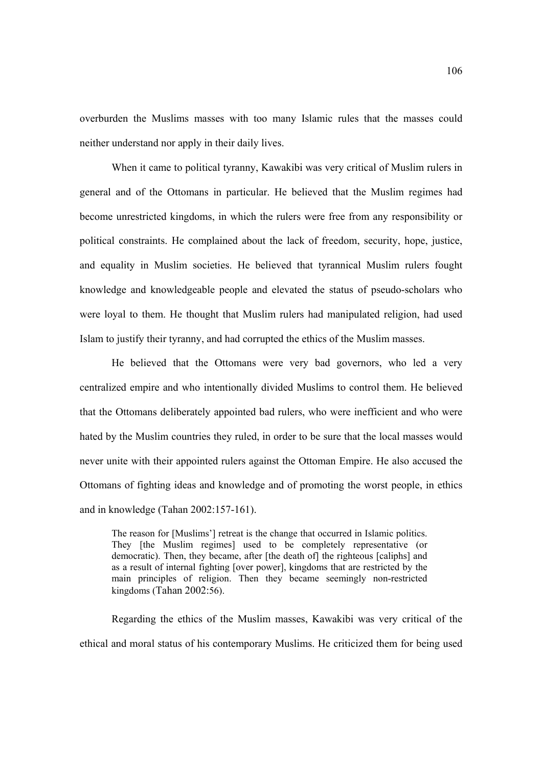overburden the Muslims masses with too many Islamic rules that the masses could neither understand nor apply in their daily lives.

When it came to political tyranny, Kawakibi was very critical of Muslim rulers in general and of the Ottomans in particular. He believed that the Muslim regimes had become unrestricted kingdoms, in which the rulers were free from any responsibility or political constraints. He complained about the lack of freedom, security, hope, justice, and equality in Muslim societies. He believed that tyrannical Muslim rulers fought knowledge and knowledgeable people and elevated the status of pseudo-scholars who were loyal to them. He thought that Muslim rulers had manipulated religion, had used Islam to justify their tyranny, and had corrupted the ethics of the Muslim masses.

He believed that the Ottomans were very bad governors, who led a very centralized empire and who intentionally divided Muslims to control them. He believed that the Ottomans deliberately appointed bad rulers, who were inefficient and who were hated by the Muslim countries they ruled, in order to be sure that the local masses would never unite with their appointed rulers against the Ottoman Empire. He also accused the Ottomans of fighting ideas and knowledge and of promoting the worst people, in ethics and in knowledge (Tahan 2002:157-161).

> The reason for [Muslims'] retreat is the change that occurred in Islamic politics. They [the Muslim regimes] used to be completely representative (or democratic). Then, they became, after [the death of] the righteous [caliphs] and as a result of internal fighting [over power], kingdoms that are restricted by the main principles of religion. Then they became seemingly non-restricted kingdoms (Tahan 2002:56).

Regarding the ethics of the Muslim masses, Kawakibi was very critical of the ethical and moral status of his contemporary Muslims. He criticized them for being used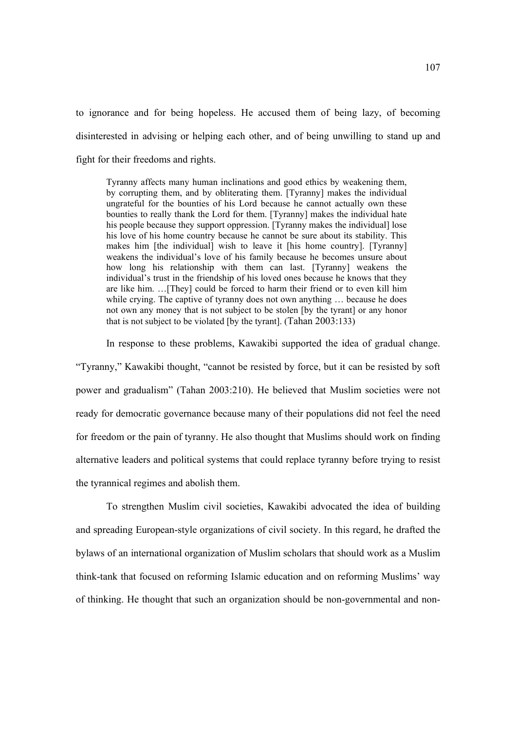to ignorance and for being hopeless. He accused them of being lazy, of becoming disinterested in advising or helping each other, and of being unwilling to stand up and fight for their freedoms and rights.

> Tyranny affects many human inclinations and good ethics by weakening them, by corrupting them, and by obliterating them. [Tyranny] makes the individual ungrateful for the bounties of his Lord because he cannot actually own these bounties to really thank the Lord for them. [Tyranny] makes the individual hate his people because they support oppression. [Tyranny makes the individual] lose his love of his home country because he cannot be sure about its stability. This makes him [the individual] wish to leave it [his home country]. [Tyranny] weakens the individual's love of his family because he becomes unsure about how long his relationship with them can last. [Tyranny] weakens the individual's trust in the friendship of his loved ones because he knows that they are like him. …[They] could be forced to harm their friend or to even kill him while crying. The captive of tyranny does not own anything … because he does not own any money that is not subject to be stolen [by the tyrant] or any honor that is not subject to be violated [by the tyrant]. (Tahan 2003:133)

In response to these problems, Kawakibi supported the idea of gradual change. "Tyranny," Kawakibi thought, "cannot be resisted by force, but it can be resisted by soft power and gradualism" (Tahan 2003:210). He believed that Muslim societies were not ready for democratic governance because many of their populations did not feel the need for freedom or the pain of tyranny. He also thought that Muslims should work on finding alternative leaders and political systems that could replace tyranny before trying to resist the tyrannical regimes and abolish them.

To strengthen Muslim civil societies, Kawakibi advocated the idea of building and spreading European-style organizations of civil society. In this regard, he drafted the bylaws of an international organization of Muslim scholars that should work as a Muslim think-tank that focused on reforming Islamic education and on reforming Muslims' way of thinking. He thought that such an organization should be non-governmental and non-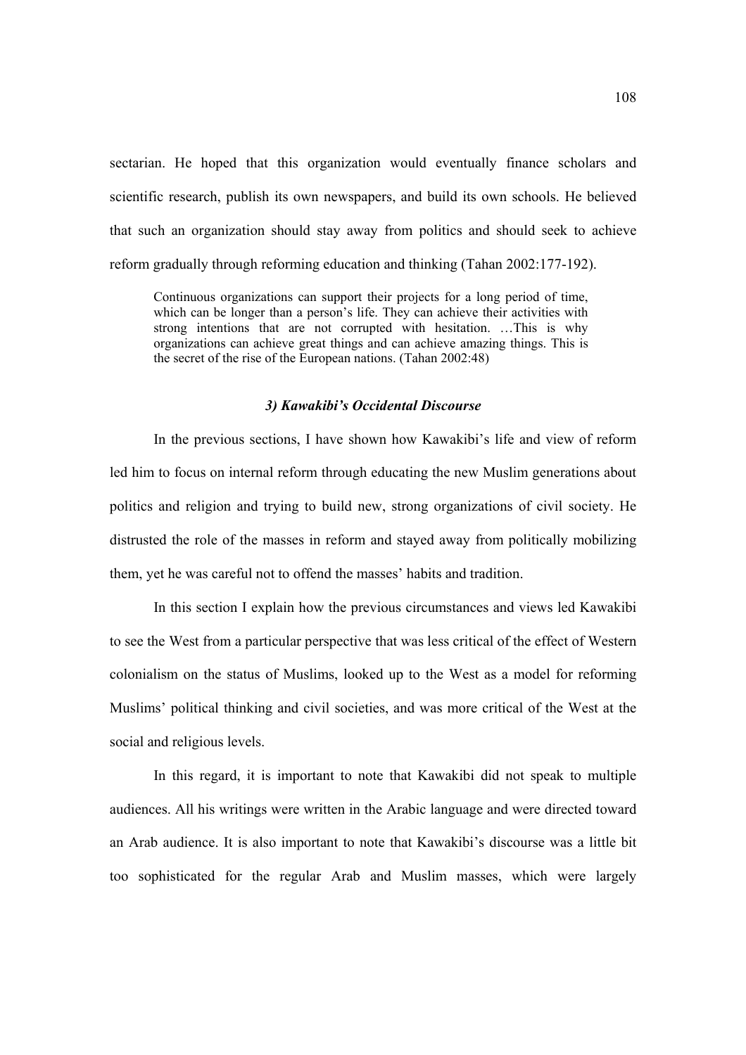sectarian. He hoped that this organization would eventually finance scholars and scientific research, publish its own newspapers, and build its own schools. He believed that such an organization should stay away from politics and should seek to achieve reform gradually through reforming education and thinking (Tahan 2002:177-192).

> Continuous organizations can support their projects for a long period of time, which can be longer than a person's life. They can achieve their activities with strong intentions that are not corrupted with hesitation. …This is why organizations can achieve great things and can achieve amazing things. This is the secret of the rise of the European nations. (Tahan 2002:48)

### *3) Kawakibi's Occidental Discourse*

In the previous sections, I have shown how Kawakibi's life and view of reform led him to focus on internal reform through educating the new Muslim generations about politics and religion and trying to build new, strong organizations of civil society. He distrusted the role of the masses in reform and stayed away from politically mobilizing them, yet he was careful not to offend the masses' habits and tradition.

In this section I explain how the previous circumstances and views led Kawakibi to see the West from a particular perspective that was less critical of the effect of Western colonialism on the status of Muslims, looked up to the West as a model for reforming Muslims' political thinking and civil societies, and was more critical of the West at the social and religious levels.

In this regard, it is important to note that Kawakibi did not speak to multiple audiences. All his writings were written in the Arabic language and were directed toward an Arab audience. It is also important to note that Kawakibi's discourse was a little bit too sophisticated for the regular Arab and Muslim masses, which were largely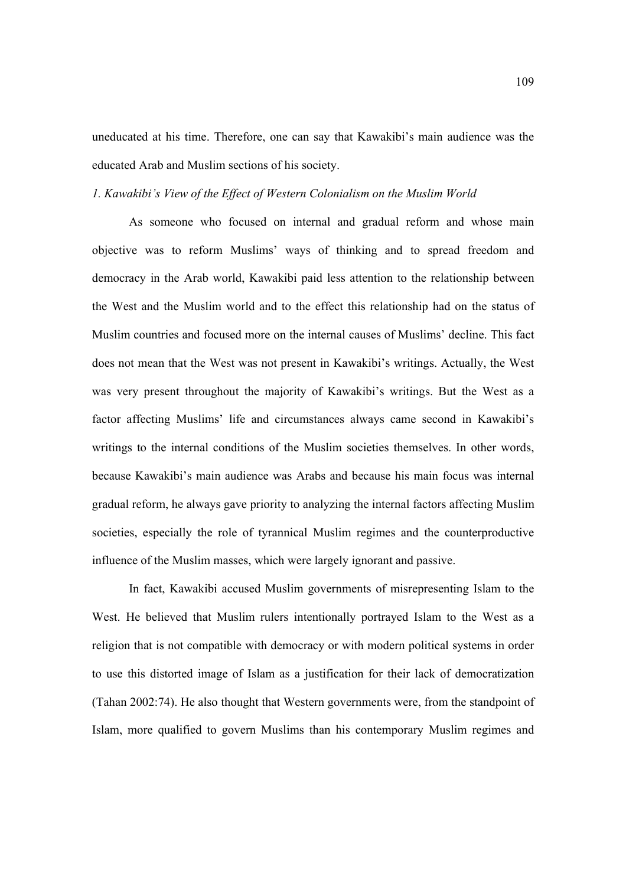uneducated at his time. Therefore, one can say that Kawakibi's main audience was the educated Arab and Muslim sections of his society.

*1. Kawakibi's View of the Effect of Western Colonialism on the Muslim World*

As someone who focused on internal and gradual reform and whose main objective was to reform Muslims' ways of thinking and to spread freedom and democracy in the Arab world, Kawakibi paid less attention to the relationship between the West and the Muslim world and to the effect this relationship had on the status of Muslim countries and focused more on the internal causes of Muslims' decline. This fact does not mean that the West was not present in Kawakibi's writings. Actually, the West was very present throughout the majority of Kawakibi's writings. But the West as a factor affecting Muslims' life and circumstances always came second in Kawakibi's writings to the internal conditions of the Muslim societies themselves. In other words, because Kawakibi's main audience was Arabs and because his main focus was internal gradual reform, he always gave priority to analyzing the internal factors affecting Muslim societies, especially the role of tyrannical Muslim regimes and the counterproductive influence of the Muslim masses, which were largely ignorant and passive.

In fact, Kawakibi accused Muslim governments of misrepresenting Islam to the West. He believed that Muslim rulers intentionally portrayed Islam to the West as a religion that is not compatible with democracy or with modern political systems in order to use this distorted image of Islam as a justification for their lack of democratization (Tahan 2002:74). He also thought that Western governments were, from the standpoint of Islam, more qualified to govern Muslims than his contemporary Muslim regimes and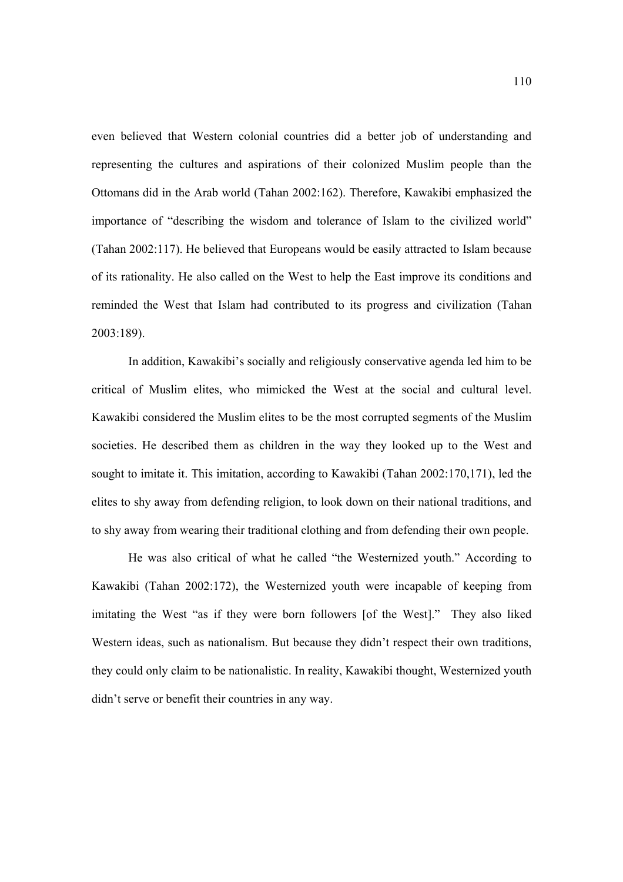even believed that Western colonial countries did a better job of understanding and representing the cultures and aspirations of their colonized Muslim people than the Ottomans did in the Arab world (Tahan 2002:162). Therefore, Kawakibi emphasized the importance of "describing the wisdom and tolerance of Islam to the civilized world" (Tahan 2002:117). He believed that Europeans would be easily attracted to Islam because of its rationality. He also called on the West to help the East improve its conditions and reminded the West that Islam had contributed to its progress and civilization (Tahan 2003:189).

In addition, Kawakibi's socially and religiously conservative agenda led him to be critical of Muslim elites, who mimicked the West at the social and cultural level. Kawakibi considered the Muslim elites to be the most corrupted segments of the Muslim societies. He described them as children in the way they looked up to the West and sought to imitate it. This imitation, according to Kawakibi (Tahan 2002:170,171), led the elites to shy away from defending religion, to look down on their national traditions, and to shy away from wearing their traditional clothing and from defending their own people.

He was also critical of what he called "the Westernized youth." According to Kawakibi (Tahan 2002:172), the Westernized youth were incapable of keeping from imitating the West "as if they were born followers [of the West]." They also liked Western ideas, such as nationalism. But because they didn't respect their own traditions, they could only claim to be nationalistic. In reality, Kawakibi thought, Westernized youth didn't serve or benefit their countries in any way.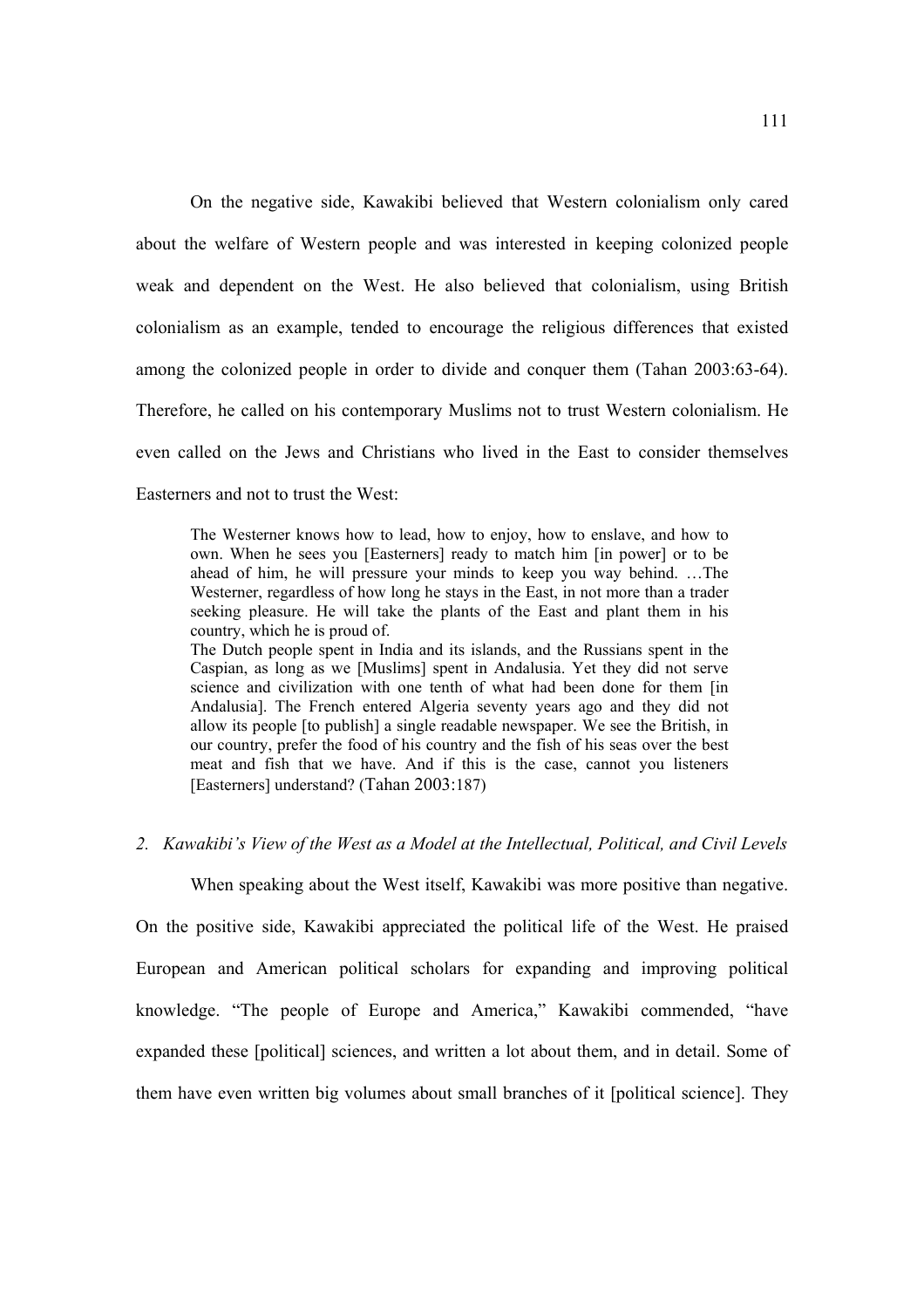On the negative side, Kawakibi believed that Western colonialism only cared about the welfare of Western people and was interested in keeping colonized people weak and dependent on the West. He also believed that colonialism, using British colonialism as an example, tended to encourage the religious differences that existed among the colonized people in order to divide and conquer them (Tahan 2003:63-64). Therefore, he called on his contemporary Muslims not to trust Western colonialism. He even called on the Jews and Christians who lived in the East to consider themselves Easterners and not to trust the West:

> The Westerner knows how to lead, how to enjoy, how to enslave, and how to own. When he sees you [Easterners] ready to match him [in power] or to be ahead of him, he will pressure your minds to keep you way behind. …The Westerner, regardless of how long he stays in the East, in not more than a trader seeking pleasure. He will take the plants of the East and plant them in his country, which he is proud of.
>
> The Dutch people spent in India and its islands, and the Russians spent in the Caspian, as long as we [Muslims] spent in Andalusia. Yet they did not serve science and civilization with one tenth of what had been done for them [in Andalusia]. The French entered Algeria seventy years ago and they did not allow its people [to publish] a single readable newspaper. We see the British, in our country, prefer the food of his country and the fish of his seas over the best meat and fish that we have. And if this is the case, cannot you listeners [Easterners] understand? (Tahan 2003:187)

### *2. Kawakibi's View of the West as a Model at the Intellectual, Political, and Civil Levels*

When speaking about the West itself, Kawakibi was more positive than negative. On the positive side, Kawakibi appreciated the political life of the West. He praised European and American political scholars for expanding and improving political knowledge. "The people of Europe and America," Kawakibi commended, "have expanded these [political] sciences, and written a lot about them, and in detail. Some of them have even written big volumes about small branches of it [political science]. They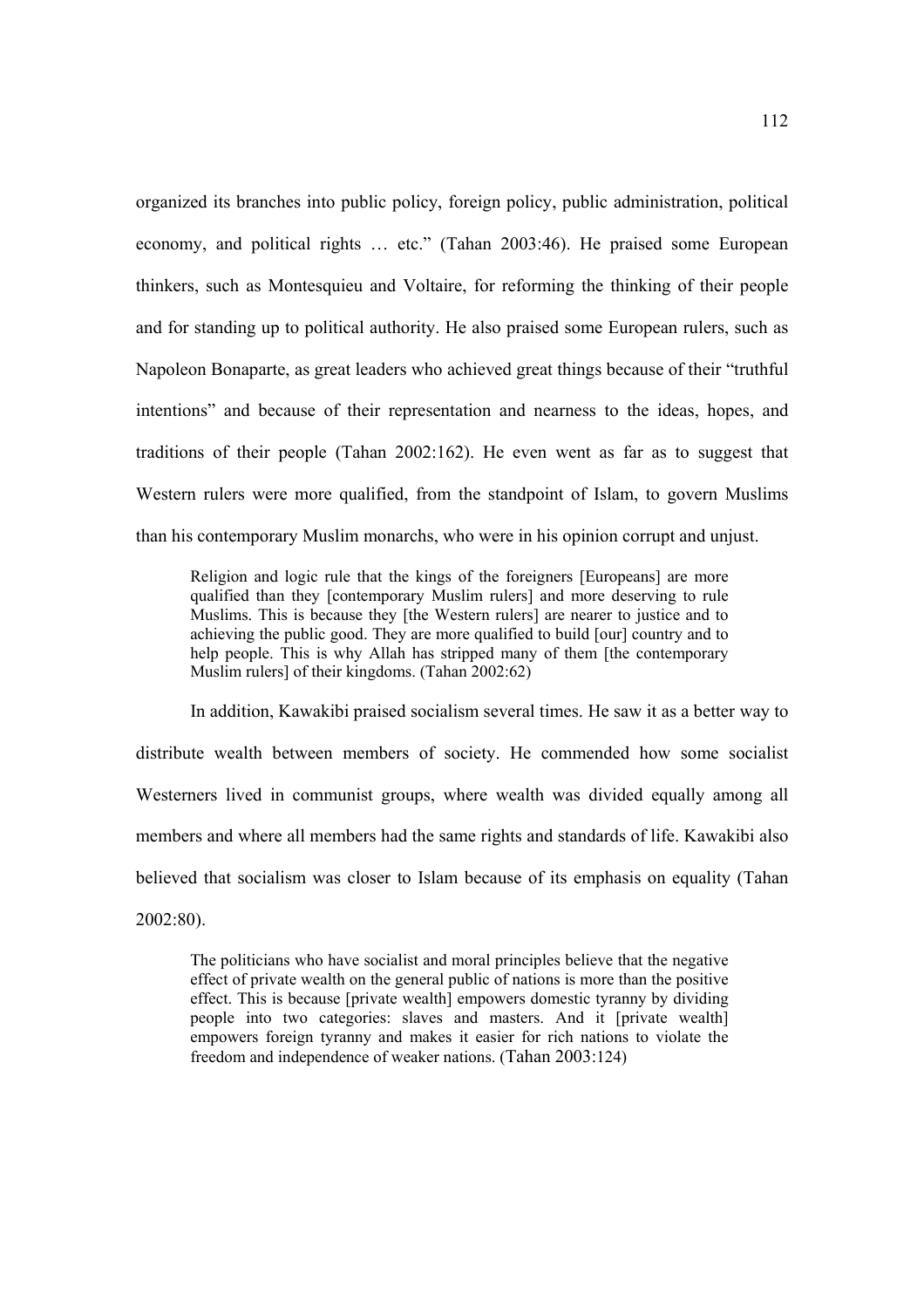organized its branches into public policy, foreign policy, public administration, political economy, and political rights … etc." (Tahan 2003:46). He praised some European thinkers, such as Montesquieu and Voltaire, for reforming the thinking of their people and for standing up to political authority. He also praised some European rulers, such as Napoleon Bonaparte, as great leaders who achieved great things because of their "truthful intentions" and because of their representation and nearness to the ideas, hopes, and traditions of their people (Tahan 2002:162). He even went as far as to suggest that Western rulers were more qualified, from the standpoint of Islam, to govern Muslims than his contemporary Muslim monarchs, who were in his opinion corrupt and unjust.

> Religion and logic rule that the kings of the foreigners [Europeans] are more qualified than they [contemporary Muslim rulers] and more deserving to rule Muslims. This is because they [the Western rulers] are nearer to justice and to achieving the public good. They are more qualified to build [our] country and to help people. This is why Allah has stripped many of them [the contemporary Muslim rulers] of their kingdoms. (Tahan 2002:62)

In addition, Kawakibi praised socialism several times. He saw it as a better way to distribute wealth between members of society. He commended how some socialist Westerners lived in communist groups, where wealth was divided equally among all members and where all members had the same rights and standards of life. Kawakibi also believed that socialism was closer to Islam because of its emphasis on equality (Tahan 2002:80).

> The politicians who have socialist and moral principles believe that the negative effect of private wealth on the general public of nations is more than the positive effect. This is because [private wealth] empowers domestic tyranny by dividing people into two categories: slaves and masters. And it [private wealth] empowers foreign tyranny and makes it easier for rich nations to violate the freedom and independence of weaker nations. (Tahan 2003:124)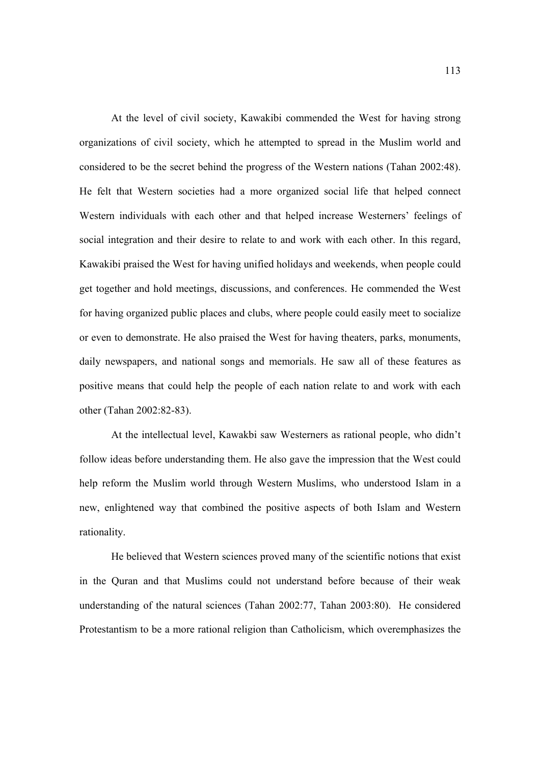At the level of civil society, Kawakibi commended the West for having strong organizations of civil society, which he attempted to spread in the Muslim world and considered to be the secret behind the progress of the Western nations (Tahan 2002:48). He felt that Western societies had a more organized social life that helped connect Western individuals with each other and that helped increase Westerners' feelings of social integration and their desire to relate to and work with each other. In this regard, Kawakibi praised the West for having unified holidays and weekends, when people could get together and hold meetings, discussions, and conferences. He commended the West for having organized public places and clubs, where people could easily meet to socialize or even to demonstrate. He also praised the West for having theaters, parks, monuments, daily newspapers, and national songs and memorials. He saw all of these features as positive means that could help the people of each nation relate to and work with each other (Tahan 2002:82-83).

At the intellectual level, Kawakbi saw Westerners as rational people, who didn't follow ideas before understanding them. He also gave the impression that the West could help reform the Muslim world through Western Muslims, who understood Islam in a new, enlightened way that combined the positive aspects of both Islam and Western rationality.

He believed that Western sciences proved many of the scientific notions that exist in the Quran and that Muslims could not understand before because of their weak understanding of the natural sciences (Tahan 2002:77, Tahan 2003:80). He considered Protestantism to be a more rational religion than Catholicism, which overemphasizes the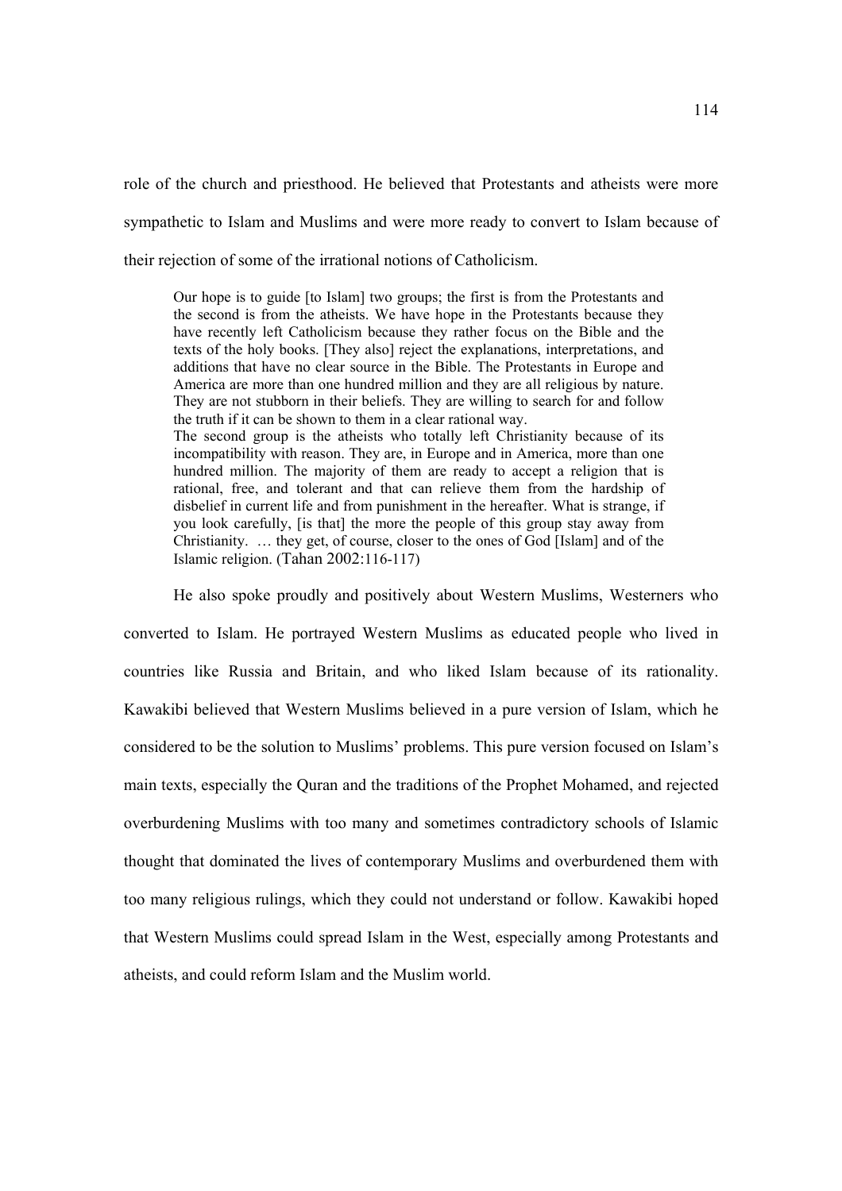role of the church and priesthood. He believed that Protestants and atheists were more sympathetic to Islam and Muslims and were more ready to convert to Islam because of their rejection of some of the irrational notions of Catholicism.

> Our hope is to guide [to Islam] two groups; the first is from the Protestants and the second is from the atheists. We have hope in the Protestants because they have recently left Catholicism because they rather focus on the Bible and the texts of the holy books. [They also] reject the explanations, interpretations, and additions that have no clear source in the Bible. The Protestants in Europe and America are more than one hundred million and they are all religious by nature. They are not stubborn in their beliefs. They are willing to search for and follow the truth if it can be shown to them in a clear rational way.
>
> The second group is the atheists who totally left Christianity because of its incompatibility with reason. They are, in Europe and in America, more than one hundred million. The majority of them are ready to accept a religion that is rational, free, and tolerant and that can relieve them from the hardship of disbelief in current life and from punishment in the hereafter. What is strange, if you look carefully, [is that] the more the people of this group stay away from Christianity. … they get, of course, closer to the ones of God [Islam] and of the Islamic religion. (Tahan 2002:116-117)

He also spoke proudly and positively about Western Muslims, Westerners who converted to Islam. He portrayed Western Muslims as educated people who lived in countries like Russia and Britain, and who liked Islam because of its rationality. Kawakibi believed that Western Muslims believed in a pure version of Islam, which he considered to be the solution to Muslims' problems. This pure version focused on Islam's main texts, especially the Quran and the traditions of the Prophet Mohamed, and rejected overburdening Muslims with too many and sometimes contradictory schools of Islamic thought that dominated the lives of contemporary Muslims and overburdened them with too many religious rulings, which they could not understand or follow. Kawakibi hoped that Western Muslims could spread Islam in the West, especially among Protestants and atheists, and could reform Islam and the Muslim world.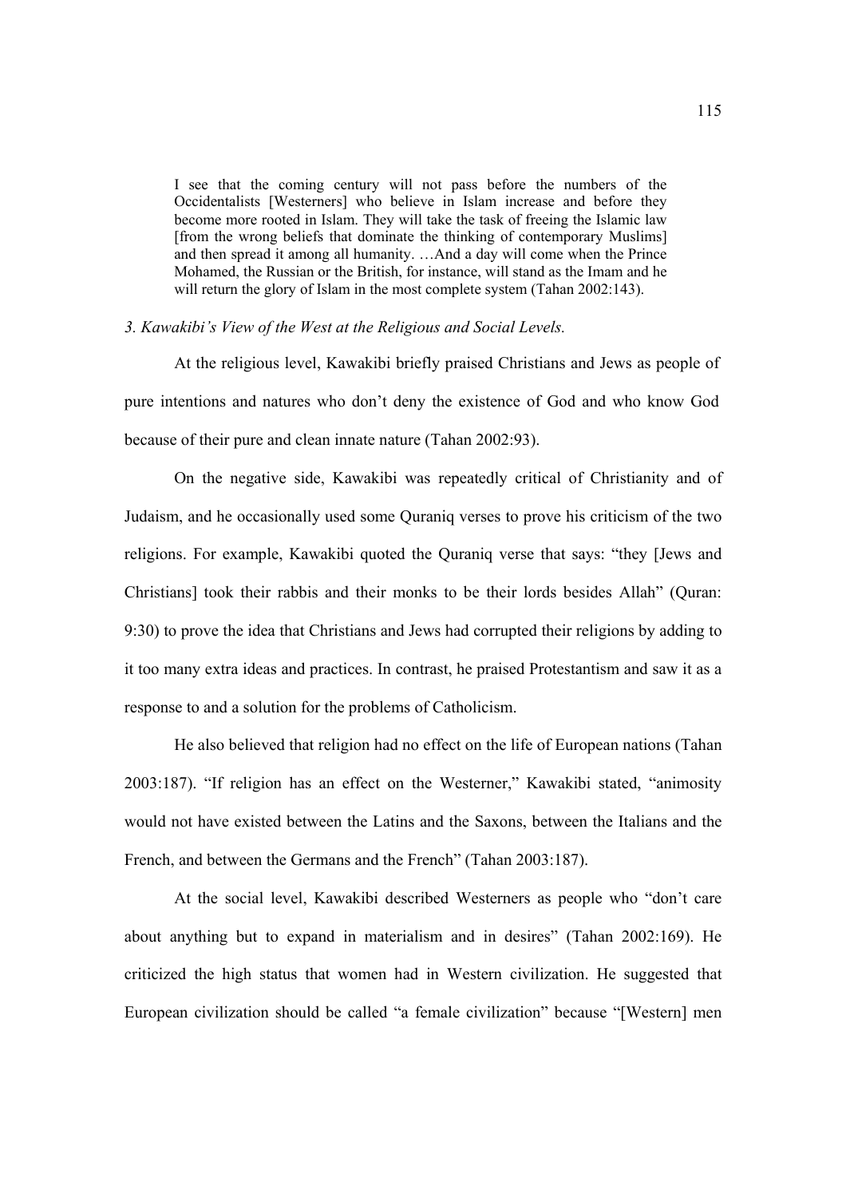> I see that the coming century will not pass before the numbers of the Occidentalists [Westerners] who believe in Islam increase and before they become more rooted in Islam. They will take the task of freeing the Islamic law [from the wrong beliefs that dominate the thinking of contemporary Muslims] and then spread it among all humanity. …And a day will come when the Prince Mohamed, the Russian or the British, for instance, will stand as the Imam and he will return the glory of Islam in the most complete system (Tahan 2002:143).

*3. Kawakibi's View of the West at the Religious and Social Levels.*

At the religious level, Kawakibi briefly praised Christians and Jews as people of pure intentions and natures who don't deny the existence of God and who know God because of their pure and clean innate nature (Tahan 2002:93).

On the negative side, Kawakibi was repeatedly critical of Christianity and of Judaism, and he occasionally used some Quraniq verses to prove his criticism of the two religions. For example, Kawakibi quoted the Quraniq verse that says: "they [Jews and Christians] took their rabbis and their monks to be their lords besides Allah" (Quran: 9:30) to prove the idea that Christians and Jews had corrupted their religions by adding to it too many extra ideas and practices. In contrast, he praised Protestantism and saw it as a response to and a solution for the problems of Catholicism.

He also believed that religion had no effect on the life of European nations (Tahan 2003:187). "If religion has an effect on the Westerner," Kawakibi stated, "animosity would not have existed between the Latins and the Saxons, between the Italians and the French, and between the Germans and the French" (Tahan 2003:187).

At the social level, Kawakibi described Westerners as people who "don't care about anything but to expand in materialism and in desires" (Tahan 2002:169). He criticized the high status that women had in Western civilization. He suggested that European civilization should be called "a female civilization" because "[Western] men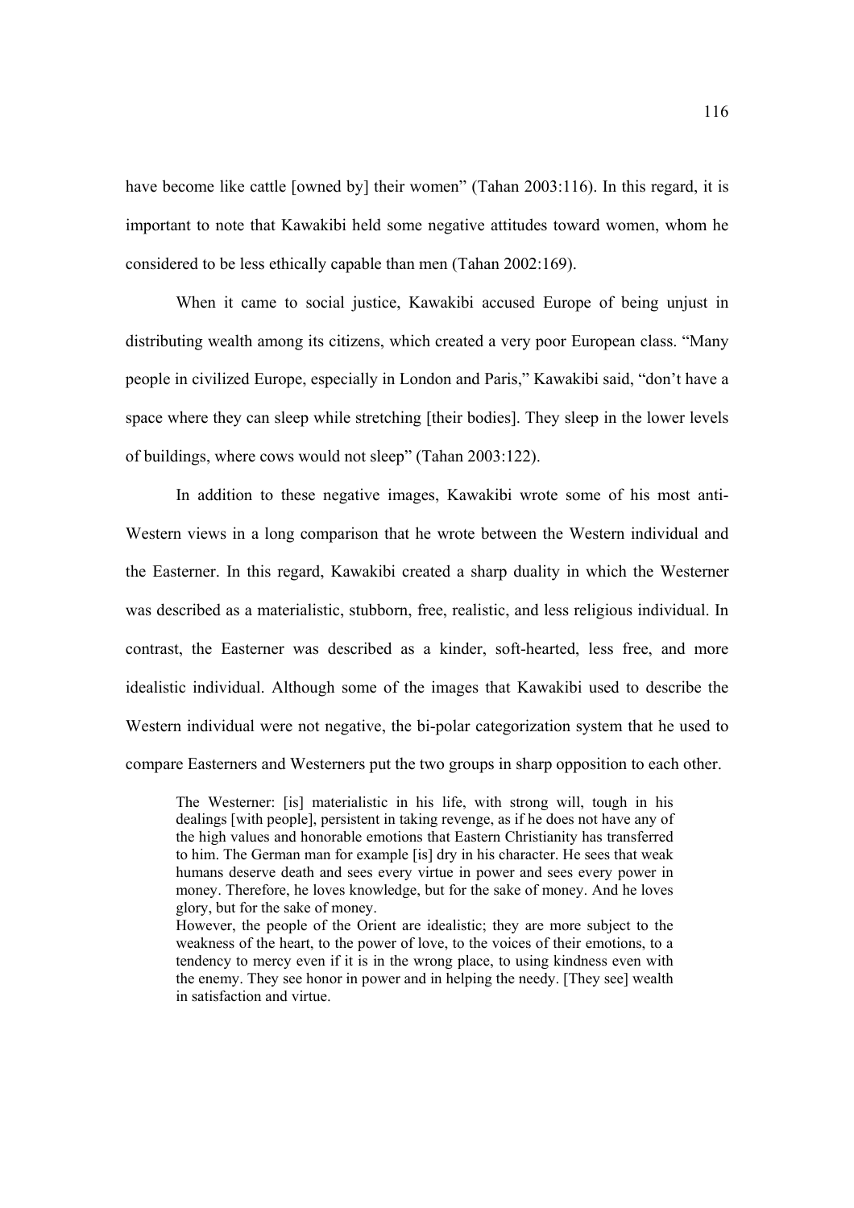have become like cattle [owned by] their women" (Tahan 2003:116). In this regard, it is important to note that Kawakibi held some negative attitudes toward women, whom he considered to be less ethically capable than men (Tahan 2002:169).

When it came to social justice, Kawakibi accused Europe of being unjust in distributing wealth among its citizens, which created a very poor European class. "Many people in civilized Europe, especially in London and Paris," Kawakibi said, "don't have a space where they can sleep while stretching [their bodies]. They sleep in the lower levels of buildings, where cows would not sleep" (Tahan 2003:122).

In addition to these negative images, Kawakibi wrote some of his most anti-Western views in a long comparison that he wrote between the Western individual and the Easterner. In this regard, Kawakibi created a sharp duality in which the Westerner was described as a materialistic, stubborn, free, realistic, and less religious individual. In contrast, the Easterner was described as a kinder, soft-hearted, less free, and more idealistic individual. Although some of the images that Kawakibi used to describe the Western individual were not negative, the bi-polar categorization system that he used to compare Easterners and Westerners put the two groups in sharp opposition to each other.

> The Westerner: [is] materialistic in his life, with strong will, tough in his dealings [with people], persistent in taking revenge, as if he does not have any of the high values and honorable emotions that Eastern Christianity has transferred to him. The German man for example [is] dry in his character. He sees that weak humans deserve death and sees every virtue in power and sees every power in money. Therefore, he loves knowledge, but for the sake of money. And he loves glory, but for the sake of money.
>
> However, the people of the Orient are idealistic; they are more subject to the weakness of the heart, to the power of love, to the voices of their emotions, to a tendency to mercy even if it is in the wrong place, to using kindness even with the enemy. They see honor in power and in helping the needy. [They see] wealth in satisfaction and virtue.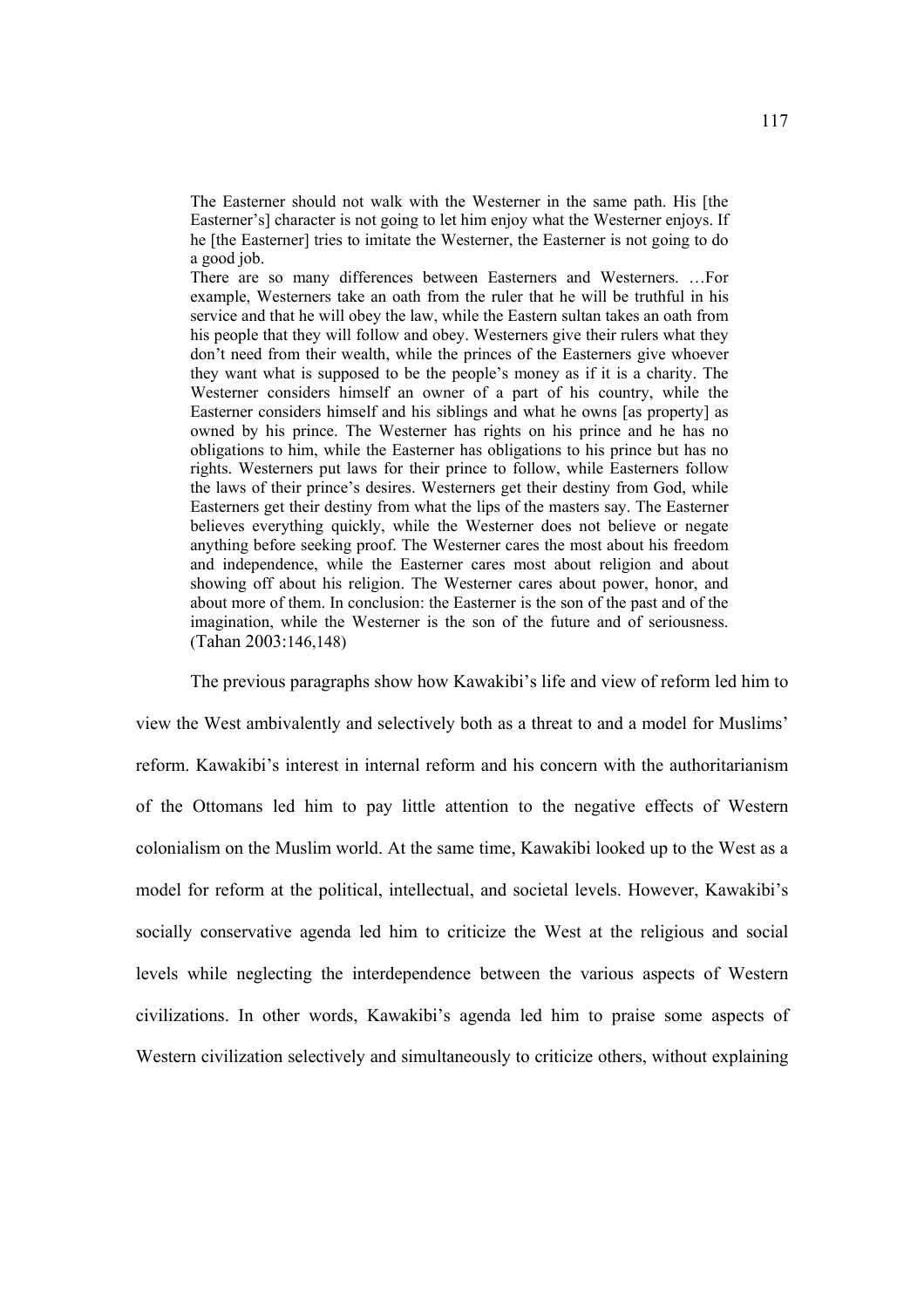> The Easterner should not walk with the Westerner in the same path. His [the Easterner's] character is not going to let him enjoy what the Westerner enjoys. If he [the Easterner] tries to imitate the Westerner, the Easterner is not going to do a good job.
>
> There are so many differences between Easterners and Westerners. …For example, Westerners take an oath from the ruler that he will be truthful in his service and that he will obey the law, while the Eastern sultan takes an oath from his people that they will follow and obey. Westerners give their rulers what they don't need from their wealth, while the princes of the Easterners give whoever they want what is supposed to be the people's money as if it is a charity. The Westerner considers himself an owner of a part of his country, while the Easterner considers himself and his siblings and what he owns [as property] as owned by his prince. The Westerner has rights on his prince and he has no obligations to him, while the Easterner has obligations to his prince but has no rights. Westerners put laws for their prince to follow, while Easterners follow the laws of their prince's desires. Westerners get their destiny from God, while Easterners get their destiny from what the lips of the masters say. The Easterner believes everything quickly, while the Westerner does not believe or negate anything before seeking proof. The Westerner cares the most about his freedom and independence, while the Easterner cares most about religion and about showing off about his religion. The Westerner cares about power, honor, and about more of them. In conclusion: the Easterner is the son of the past and of the imagination, while the Westerner is the son of the future and of seriousness. (Tahan 2003:146,148)

The previous paragraphs show how Kawakibi's life and view of reform led him to view the West ambivalently and selectively both as a threat to and a model for Muslims' reform. Kawakibi's interest in internal reform and his concern with the authoritarianism of the Ottomans led him to pay little attention to the negative effects of Western colonialism on the Muslim world. At the same time, Kawakibi looked up to the West as a model for reform at the political, intellectual, and societal levels. However, Kawakibi's socially conservative agenda led him to criticize the West at the religious and social levels while neglecting the interdependence between the various aspects of Western civilizations. In other words, Kawakibi's agenda led him to praise some aspects of Western civilization selectively and simultaneously to criticize others, without explaining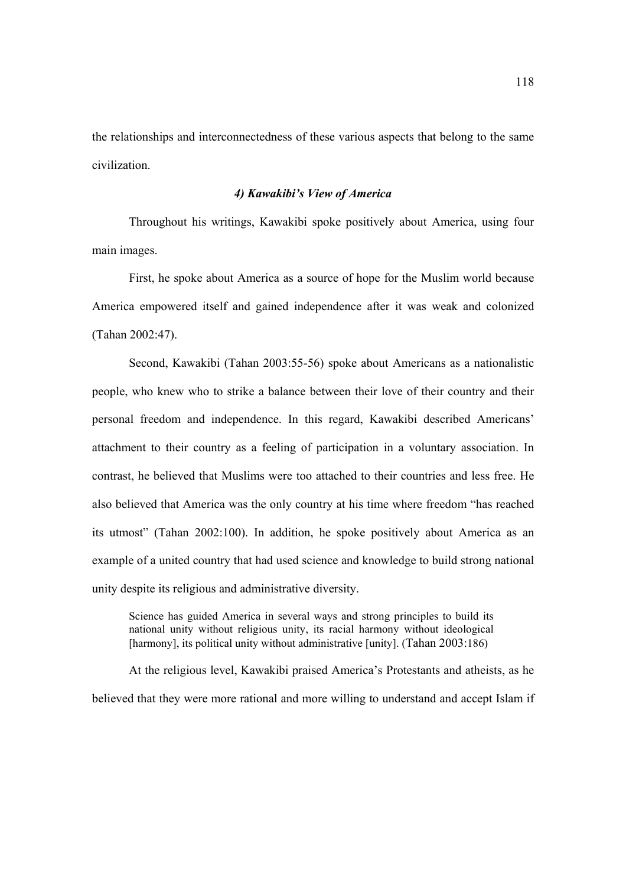the relationships and interconnectedness of these various aspects that belong to the same civilization.

### *4) Kawakibi's View of America*

Throughout his writings, Kawakibi spoke positively about America, using four main images.

First, he spoke about America as a source of hope for the Muslim world because America empowered itself and gained independence after it was weak and colonized (Tahan 2002:47).

Second, Kawakibi (Tahan 2003:55-56) spoke about Americans as a nationalistic people, who knew who to strike a balance between their love of their country and their personal freedom and independence. In this regard, Kawakibi described Americans' attachment to their country as a feeling of participation in a voluntary association. In contrast, he believed that Muslims were too attached to their countries and less free. He also believed that America was the only country at his time where freedom "has reached its utmost" (Tahan 2002:100). In addition, he spoke positively about America as an example of a united country that had used science and knowledge to build strong national unity despite its religious and administrative diversity.

> Science has guided America in several ways and strong principles to build its national unity without religious unity, its racial harmony without ideological [harmony], its political unity without administrative [unity]. (Tahan 2003:186)

At the religious level, Kawakibi praised America's Protestants and atheists, as he believed that they were more rational and more willing to understand and accept Islam if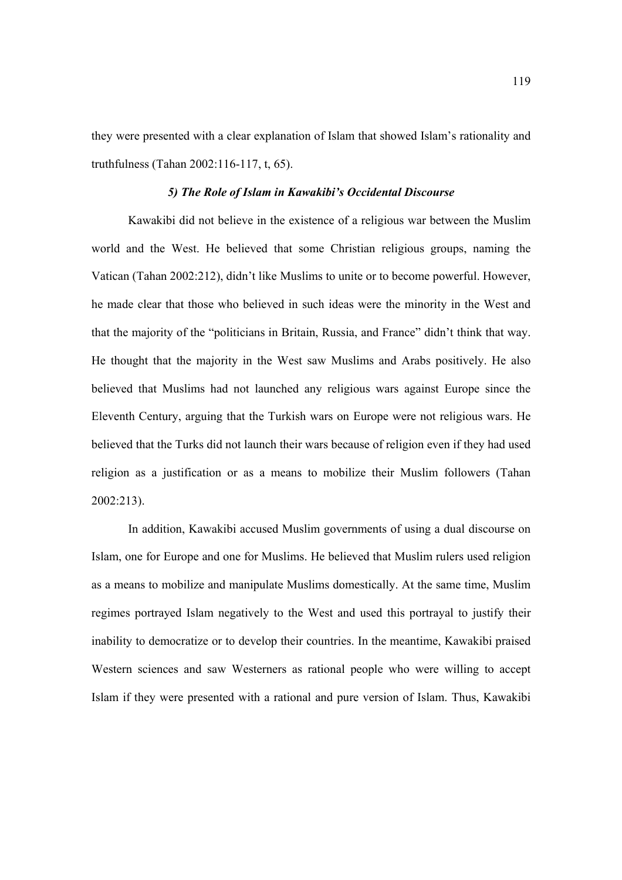they were presented with a clear explanation of Islam that showed Islam's rationality and truthfulness (Tahan 2002:116-117, t, 65).

### *5) The Role of Islam in Kawakibi's Occidental Discourse*

Kawakibi did not believe in the existence of a religious war between the Muslim world and the West. He believed that some Christian religious groups, naming the Vatican (Tahan 2002:212), didn't like Muslims to unite or to become powerful. However, he made clear that those who believed in such ideas were the minority in the West and that the majority of the "politicians in Britain, Russia, and France" didn't think that way. He thought that the majority in the West saw Muslims and Arabs positively. He also believed that Muslims had not launched any religious wars against Europe since the Eleventh Century, arguing that the Turkish wars on Europe were not religious wars. He believed that the Turks did not launch their wars because of religion even if they had used religion as a justification or as a means to mobilize their Muslim followers (Tahan 2002:213).

In addition, Kawakibi accused Muslim governments of using a dual discourse on Islam, one for Europe and one for Muslims. He believed that Muslim rulers used religion as a means to mobilize and manipulate Muslims domestically. At the same time, Muslim regimes portrayed Islam negatively to the West and used this portrayal to justify their inability to democratize or to develop their countries. In the meantime, Kawakibi praised Western sciences and saw Westerners as rational people who were willing to accept Islam if they were presented with a rational and pure version of Islam. Thus, Kawakibi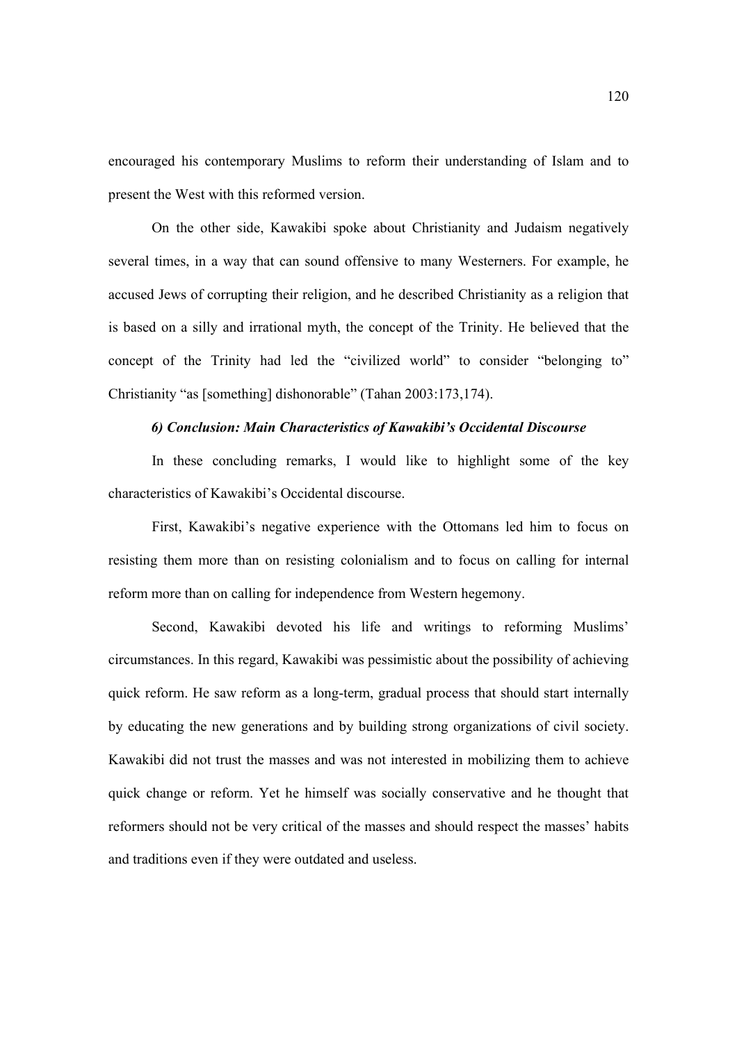encouraged his contemporary Muslims to reform their understanding of Islam and to present the West with this reformed version.

On the other side, Kawakibi spoke about Christianity and Judaism negatively several times, in a way that can sound offensive to many Westerners. For example, he accused Jews of corrupting their religion, and he described Christianity as a religion that is based on a silly and irrational myth, the concept of the Trinity. He believed that the concept of the Trinity had led the "civilized world" to consider "belonging to" Christianity "as [something] dishonorable" (Tahan 2003:173,174).

### *6) Conclusion: Main Characteristics of Kawakibi's Occidental Discourse*

In these concluding remarks, I would like to highlight some of the key characteristics of Kawakibi's Occidental discourse.

First, Kawakibi's negative experience with the Ottomans led him to focus on resisting them more than on resisting colonialism and to focus on calling for internal reform more than on calling for independence from Western hegemony.

Second, Kawakibi devoted his life and writings to reforming Muslims' circumstances. In this regard, Kawakibi was pessimistic about the possibility of achieving quick reform. He saw reform as a long-term, gradual process that should start internally by educating the new generations and by building strong organizations of civil society. Kawakibi did not trust the masses and was not interested in mobilizing them to achieve quick change or reform. Yet he himself was socially conservative and he thought that reformers should not be very critical of the masses and should respect the masses' habits and traditions even if they were outdated and useless.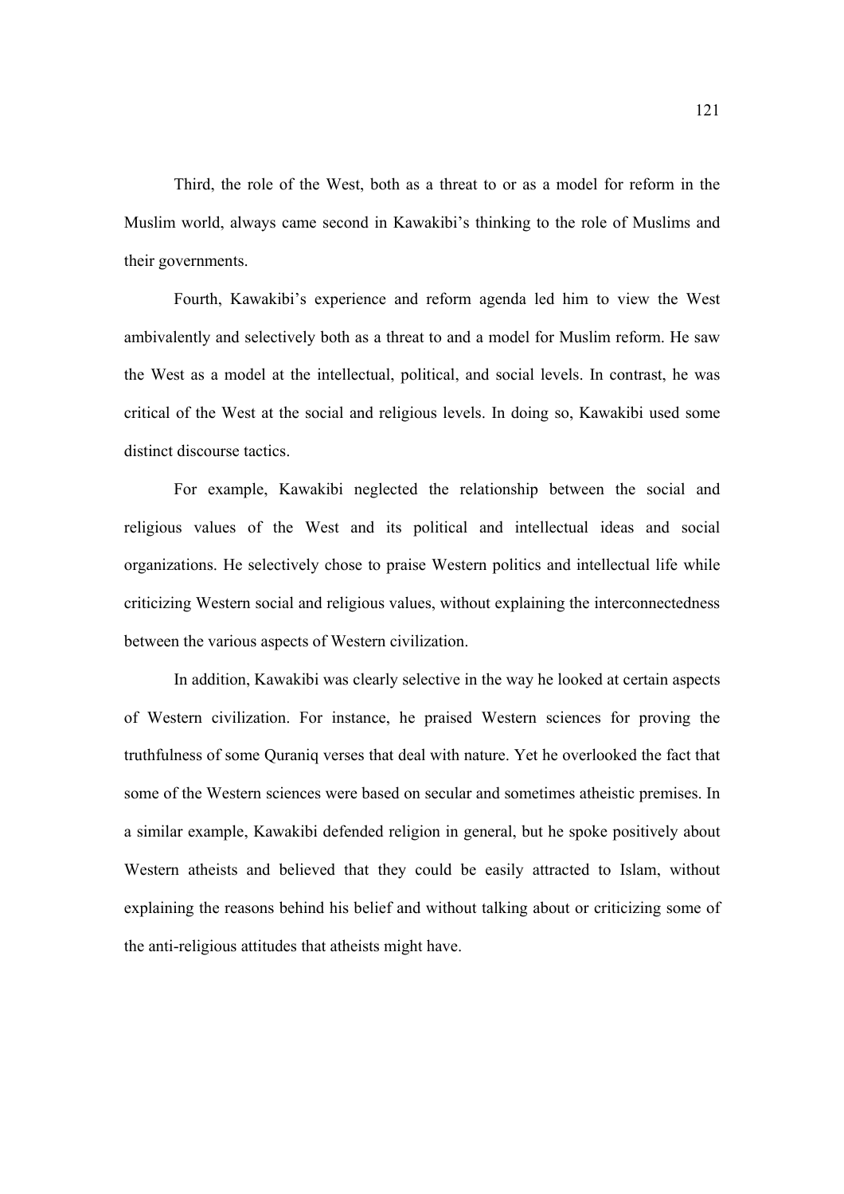Third, the role of the West, both as a threat to or as a model for reform in the Muslim world, always came second in Kawakibi's thinking to the role of Muslims and their governments.

Fourth, Kawakibi's experience and reform agenda led him to view the West ambivalently and selectively both as a threat to and a model for Muslim reform. He saw the West as a model at the intellectual, political, and social levels. In contrast, he was critical of the West at the social and religious levels. In doing so, Kawakibi used some distinct discourse tactics.

For example, Kawakibi neglected the relationship between the social and religious values of the West and its political and intellectual ideas and social organizations. He selectively chose to praise Western politics and intellectual life while criticizing Western social and religious values, without explaining the interconnectedness between the various aspects of Western civilization.

In addition, Kawakibi was clearly selective in the way he looked at certain aspects of Western civilization. For instance, he praised Western sciences for proving the truthfulness of some Quraniq verses that deal with nature. Yet he overlooked the fact that some of the Western sciences were based on secular and sometimes atheistic premises. In a similar example, Kawakibi defended religion in general, but he spoke positively about Western atheists and believed that they could be easily attracted to Islam, without explaining the reasons behind his belief and without talking about or criticizing some of the anti-religious attitudes that atheists might have.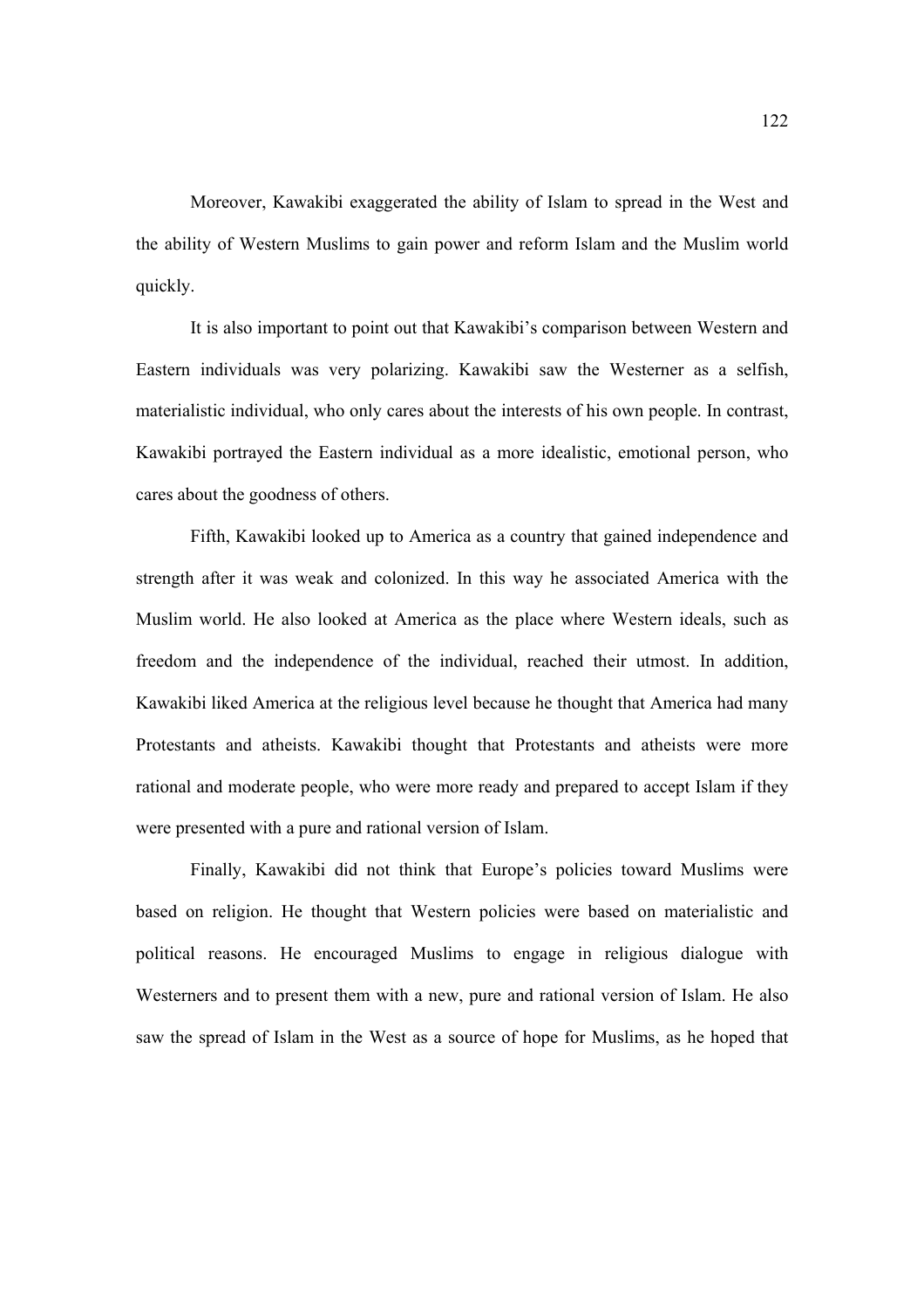Moreover, Kawakibi exaggerated the ability of Islam to spread in the West and the ability of Western Muslims to gain power and reform Islam and the Muslim world quickly.

It is also important to point out that Kawakibi's comparison between Western and Eastern individuals was very polarizing. Kawakibi saw the Westerner as a selfish, materialistic individual, who only cares about the interests of his own people. In contrast, Kawakibi portrayed the Eastern individual as a more idealistic, emotional person, who cares about the goodness of others.

Fifth, Kawakibi looked up to America as a country that gained independence and strength after it was weak and colonized. In this way he associated America with the Muslim world. He also looked at America as the place where Western ideals, such as freedom and the independence of the individual, reached their utmost. In addition, Kawakibi liked America at the religious level because he thought that America had many Protestants and atheists. Kawakibi thought that Protestants and atheists were more rational and moderate people, who were more ready and prepared to accept Islam if they were presented with a pure and rational version of Islam.

Finally, Kawakibi did not think that Europe's policies toward Muslims were based on religion. He thought that Western policies were based on materialistic and political reasons. He encouraged Muslims to engage in religious dialogue with Westerners and to present them with a new, pure and rational version of Islam. He also saw the spread of Islam in the West as a source of hope for Muslims, as he hoped that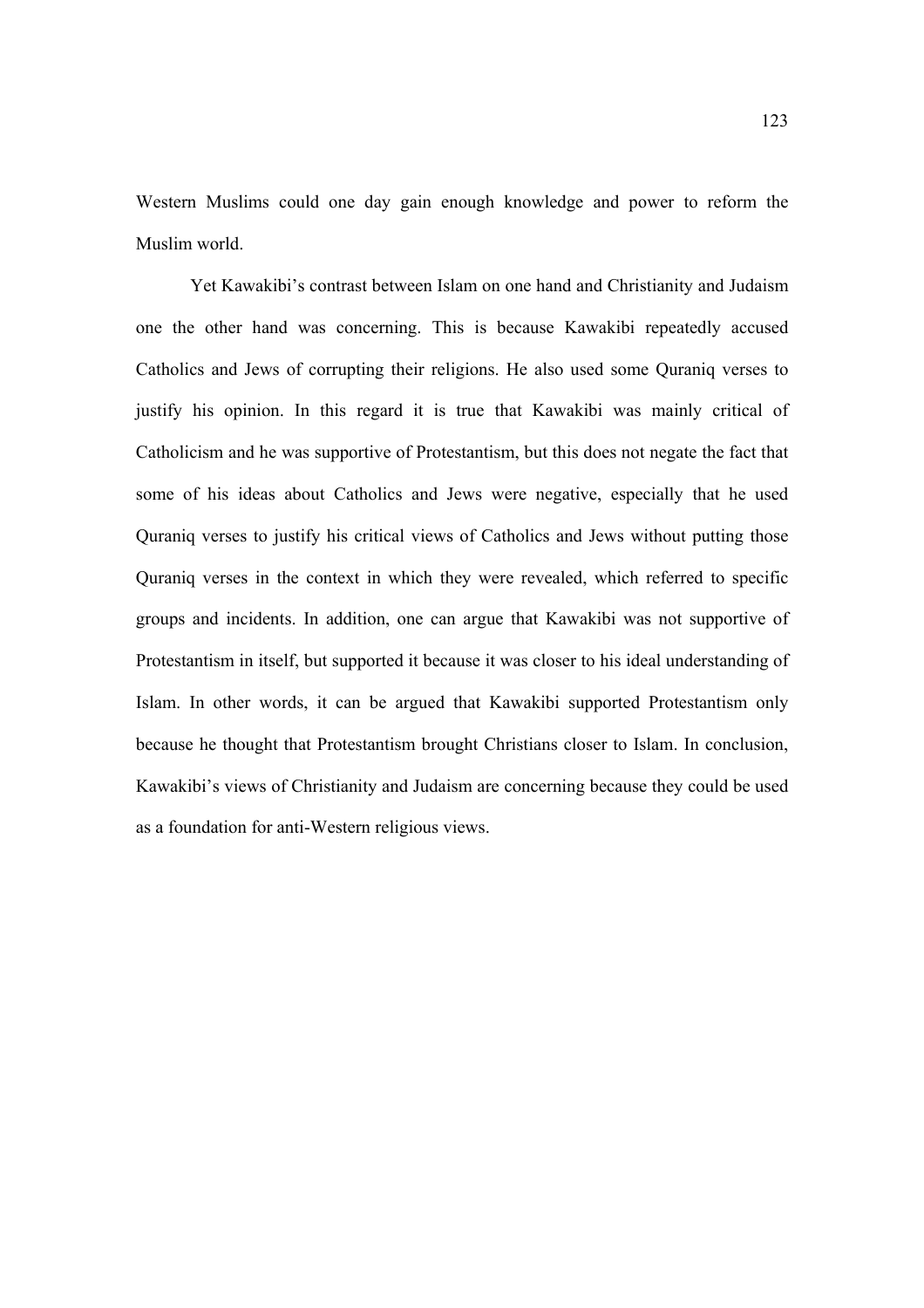Western Muslims could one day gain enough knowledge and power to reform the Muslim world.

Yet Kawakibi's contrast between Islam on one hand and Christianity and Judaism one the other hand was concerning. This is because Kawakibi repeatedly accused Catholics and Jews of corrupting their religions. He also used some Quraniq verses to justify his opinion. In this regard it is true that Kawakibi was mainly critical of Catholicism and he was supportive of Protestantism, but this does not negate the fact that some of his ideas about Catholics and Jews were negative, especially that he used Quraniq verses to justify his critical views of Catholics and Jews without putting those Quraniq verses in the context in which they were revealed, which referred to specific groups and incidents. In addition, one can argue that Kawakibi was not supportive of Protestantism in itself, but supported it because it was closer to his ideal understanding of Islam. In other words, it can be argued that Kawakibi supported Protestantism only because he thought that Protestantism brought Christians closer to Islam. In conclusion, Kawakibi's views of Christianity and Judaism are concerning because they could be used as a foundation for anti-Western religious views.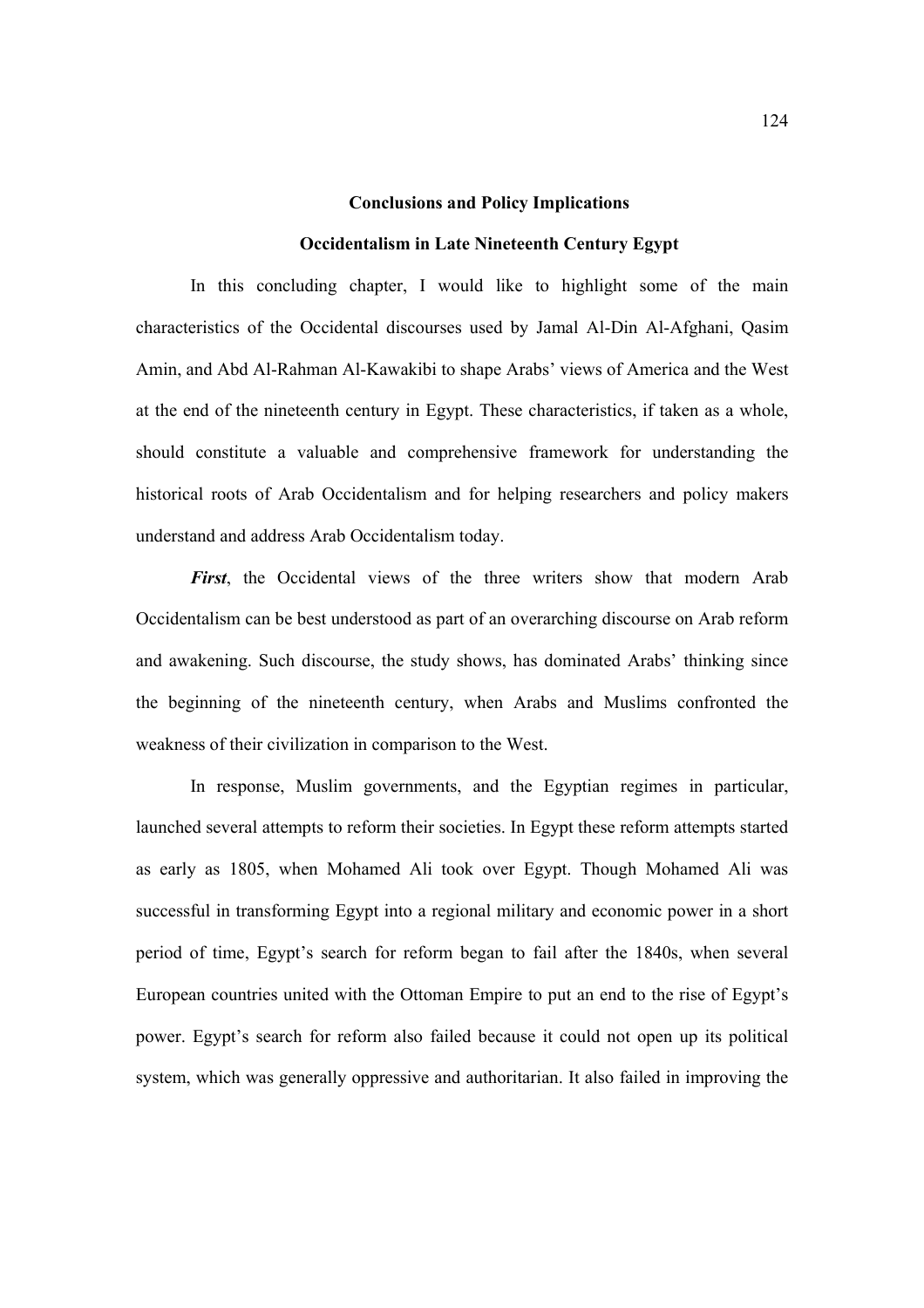## Conclusions and Policy Implications

### Occidentalism in Late Nineteenth Century Egypt

In this concluding chapter, I would like to highlight some of the main characteristics of the Occidental discourses used by Jamal Al-Din Al-Afghani, Qasim Amin, and Abd Al-Rahman Al-Kawakibi to shape Arabs' views of America and the West at the end of the nineteenth century in Egypt. These characteristics, if taken as a whole, should constitute a valuable and comprehensive framework for understanding the historical roots of Arab Occidentalism and for helping researchers and policy makers understand and address Arab Occidentalism today.

***First***, the Occidental views of the three writers show that modern Arab Occidentalism can be best understood as part of an overarching discourse on Arab reform and awakening. Such discourse, the study shows, has dominated Arabs' thinking since the beginning of the nineteenth century, when Arabs and Muslims confronted the weakness of their civilization in comparison to the West.

In response, Muslim governments, and the Egyptian regimes in particular, launched several attempts to reform their societies. In Egypt these reform attempts started as early as 1805, when Mohamed Ali took over Egypt. Though Mohamed Ali was successful in transforming Egypt into a regional military and economic power in a short period of time, Egypt's search for reform began to fail after the 1840s, when several European countries united with the Ottoman Empire to put an end to the rise of Egypt's power. Egypt's search for reform also failed because it could not open up its political system, which was generally oppressive and authoritarian. It also failed in improving the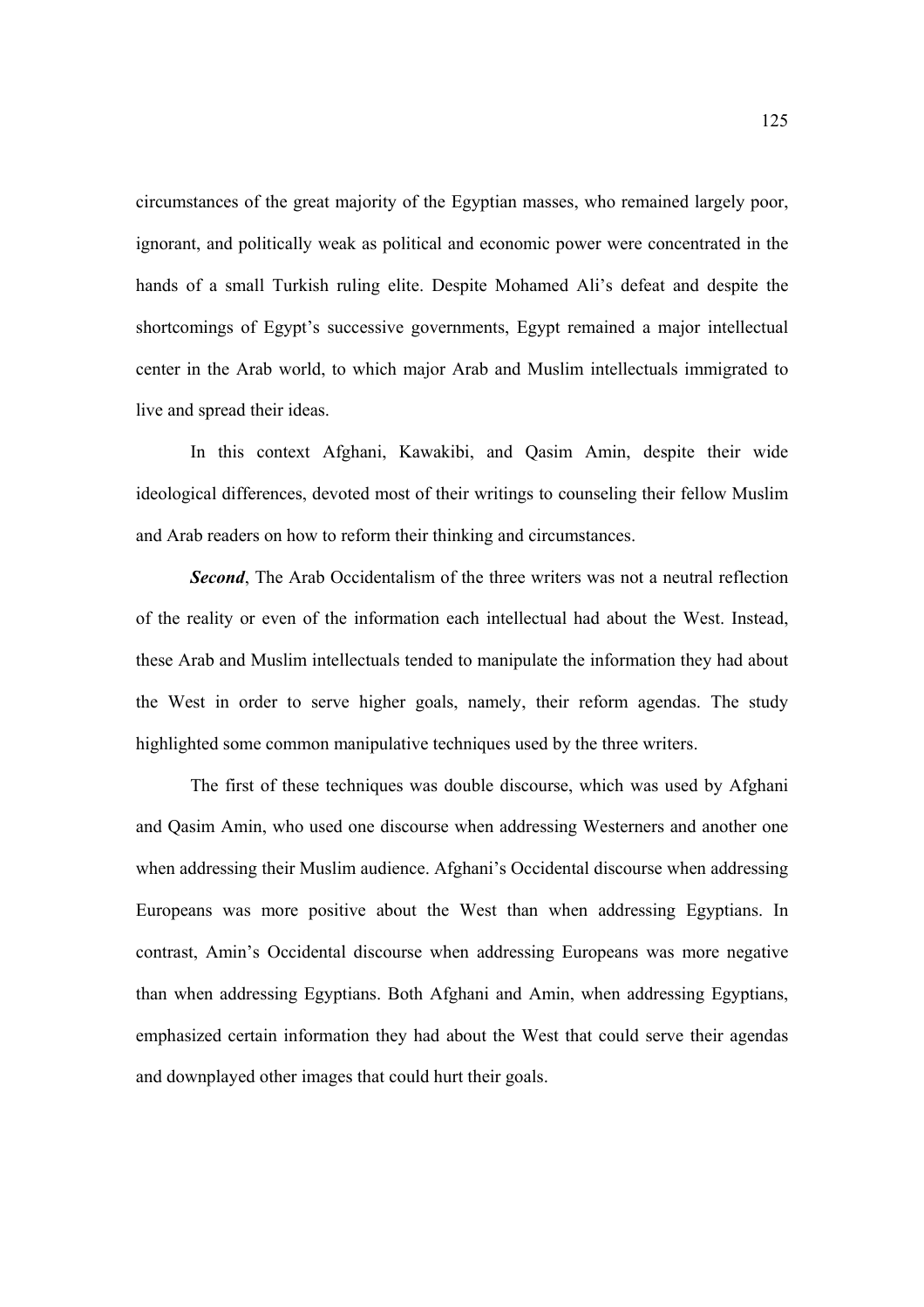circumstances of the great majority of the Egyptian masses, who remained largely poor, ignorant, and politically weak as political and economic power were concentrated in the hands of a small Turkish ruling elite. Despite Mohamed Ali's defeat and despite the shortcomings of Egypt's successive governments, Egypt remained a major intellectual center in the Arab world, to which major Arab and Muslim intellectuals immigrated to live and spread their ideas.

In this context Afghani, Kawakibi, and Qasim Amin, despite their wide ideological differences, devoted most of their writings to counseling their fellow Muslim and Arab readers on how to reform their thinking and circumstances.

***Second***, The Arab Occidentalism of the three writers was not a neutral reflection of the reality or even of the information each intellectual had about the West. Instead, these Arab and Muslim intellectuals tended to manipulate the information they had about the West in order to serve higher goals, namely, their reform agendas. The study highlighted some common manipulative techniques used by the three writers.

The first of these techniques was double discourse, which was used by Afghani and Qasim Amin, who used one discourse when addressing Westerners and another one when addressing their Muslim audience. Afghani's Occidental discourse when addressing Europeans was more positive about the West than when addressing Egyptians. In contrast, Amin's Occidental discourse when addressing Europeans was more negative than when addressing Egyptians. Both Afghani and Amin, when addressing Egyptians, emphasized certain information they had about the West that could serve their agendas and downplayed other images that could hurt their goals.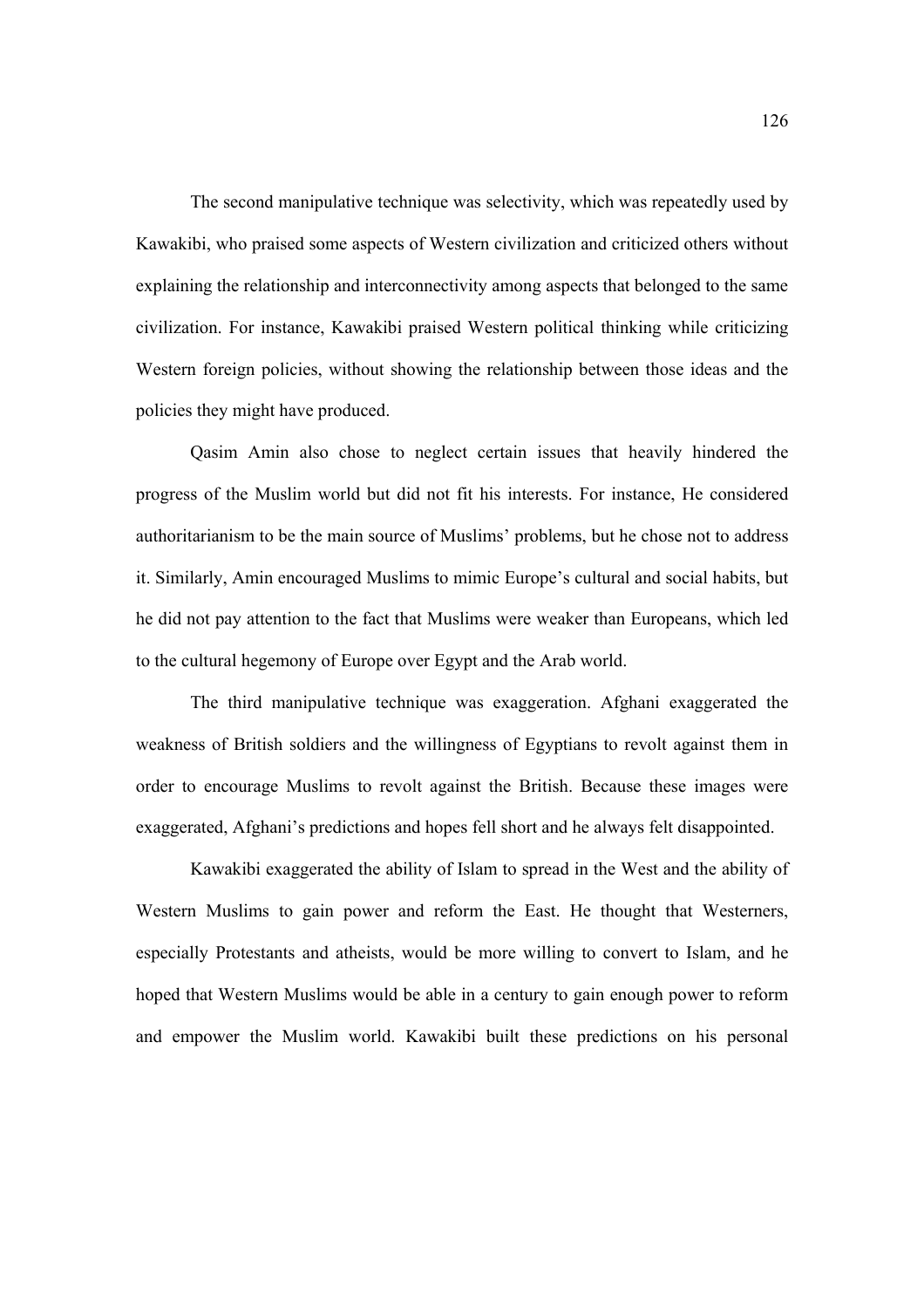The second manipulative technique was selectivity, which was repeatedly used by Kawakibi, who praised some aspects of Western civilization and criticized others without explaining the relationship and interconnectivity among aspects that belonged to the same civilization. For instance, Kawakibi praised Western political thinking while criticizing Western foreign policies, without showing the relationship between those ideas and the policies they might have produced.

Qasim Amin also chose to neglect certain issues that heavily hindered the progress of the Muslim world but did not fit his interests. For instance, He considered authoritarianism to be the main source of Muslims' problems, but he chose not to address it. Similarly, Amin encouraged Muslims to mimic Europe's cultural and social habits, but he did not pay attention to the fact that Muslims were weaker than Europeans, which led to the cultural hegemony of Europe over Egypt and the Arab world.

The third manipulative technique was exaggeration. Afghani exaggerated the weakness of British soldiers and the willingness of Egyptians to revolt against them in order to encourage Muslims to revolt against the British. Because these images were exaggerated, Afghani's predictions and hopes fell short and he always felt disappointed.

Kawakibi exaggerated the ability of Islam to spread in the West and the ability of Western Muslims to gain power and reform the East. He thought that Westerners, especially Protestants and atheists, would be more willing to convert to Islam, and he hoped that Western Muslims would be able in a century to gain enough power to reform and empower the Muslim world. Kawakibi built these predictions on his personal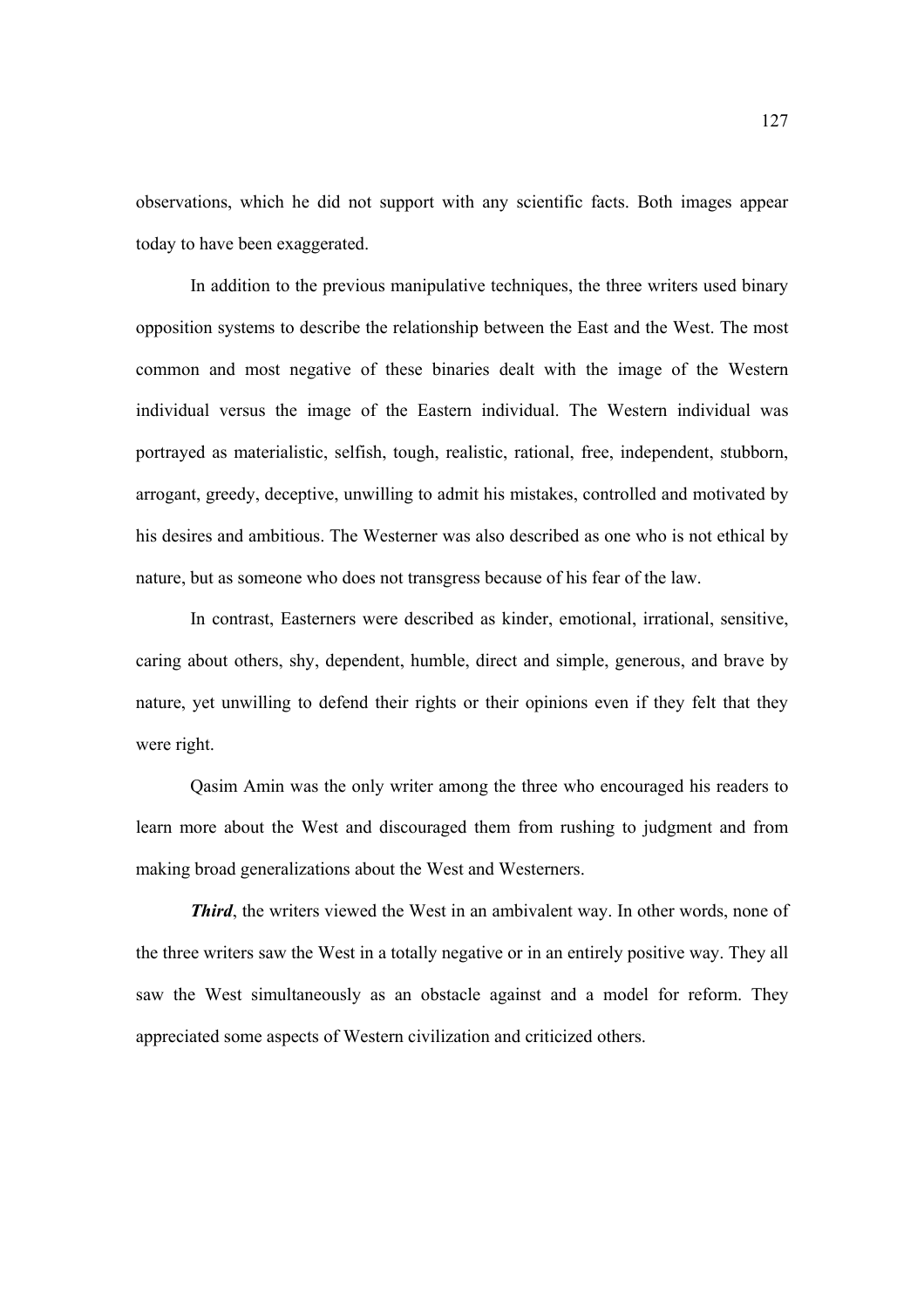observations, which he did not support with any scientific facts. Both images appear today to have been exaggerated.

In addition to the previous manipulative techniques, the three writers used binary opposition systems to describe the relationship between the East and the West. The most common and most negative of these binaries dealt with the image of the Western individual versus the image of the Eastern individual. The Western individual was portrayed as materialistic, selfish, tough, realistic, rational, free, independent, stubborn, arrogant, greedy, deceptive, unwilling to admit his mistakes, controlled and motivated by his desires and ambitious. The Westerner was also described as one who is not ethical by nature, but as someone who does not transgress because of his fear of the law.

In contrast, Easterners were described as kinder, emotional, irrational, sensitive, caring about others, shy, dependent, humble, direct and simple, generous, and brave by nature, yet unwilling to defend their rights or their opinions even if they felt that they were right.

Qasim Amin was the only writer among the three who encouraged his readers to learn more about the West and discouraged them from rushing to judgment and from making broad generalizations about the West and Westerners.

***Third***, the writers viewed the West in an ambivalent way. In other words, none of the three writers saw the West in a totally negative or in an entirely positive way. They all saw the West simultaneously as an obstacle against and a model for reform. They appreciated some aspects of Western civilization and criticized others.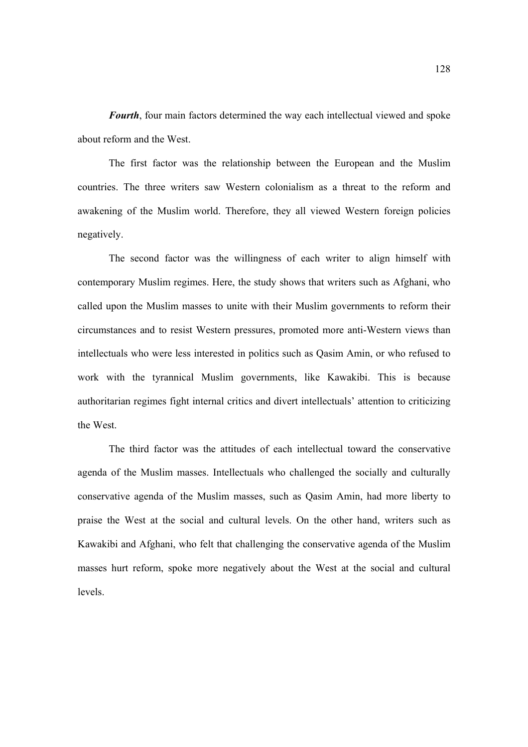***Fourth***, four main factors determined the way each intellectual viewed and spoke about reform and the West.

The first factor was the relationship between the European and the Muslim countries. The three writers saw Western colonialism as a threat to the reform and awakening of the Muslim world. Therefore, they all viewed Western foreign policies negatively.

The second factor was the willingness of each writer to align himself with contemporary Muslim regimes. Here, the study shows that writers such as Afghani, who called upon the Muslim masses to unite with their Muslim governments to reform their circumstances and to resist Western pressures, promoted more anti-Western views than intellectuals who were less interested in politics such as Qasim Amin, or who refused to work with the tyrannical Muslim governments, like Kawakibi. This is because authoritarian regimes fight internal critics and divert intellectuals' attention to criticizing the West.

The third factor was the attitudes of each intellectual toward the conservative agenda of the Muslim masses. Intellectuals who challenged the socially and culturally conservative agenda of the Muslim masses, such as Qasim Amin, had more liberty to praise the West at the social and cultural levels. On the other hand, writers such as Kawakibi and Afghani, who felt that challenging the conservative agenda of the Muslim masses hurt reform, spoke more negatively about the West at the social and cultural levels.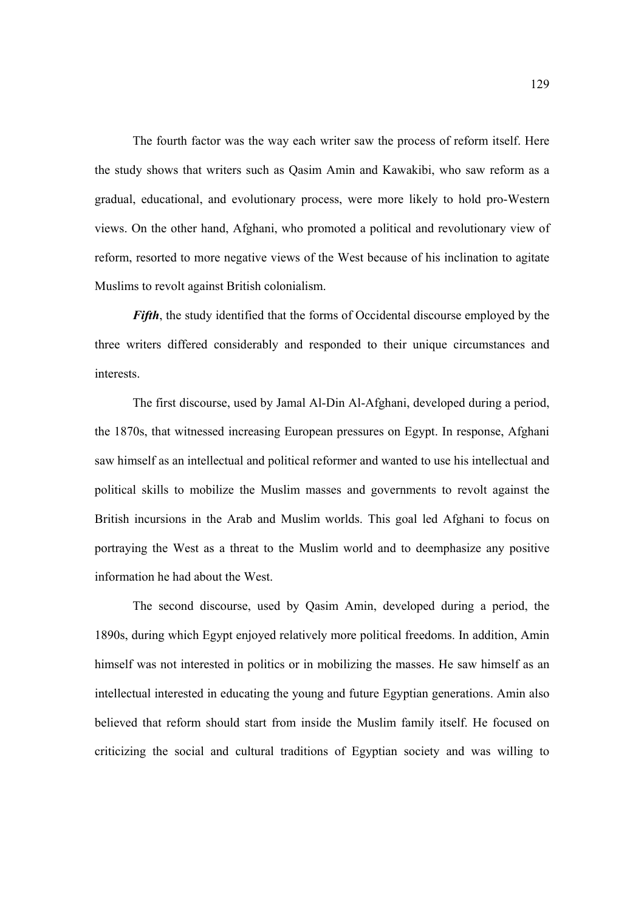The fourth factor was the way each writer saw the process of reform itself. Here the study shows that writers such as Qasim Amin and Kawakibi, who saw reform as a gradual, educational, and evolutionary process, were more likely to hold pro-Western views. On the other hand, Afghani, who promoted a political and revolutionary view of reform, resorted to more negative views of the West because of his inclination to agitate Muslims to revolt against British colonialism.

***Fifth***, the study identified that the forms of Occidental discourse employed by the three writers differed considerably and responded to their unique circumstances and interests.

The first discourse, used by Jamal Al-Din Al-Afghani, developed during a period, the 1870s, that witnessed increasing European pressures on Egypt. In response, Afghani saw himself as an intellectual and political reformer and wanted to use his intellectual and political skills to mobilize the Muslim masses and governments to revolt against the British incursions in the Arab and Muslim worlds. This goal led Afghani to focus on portraying the West as a threat to the Muslim world and to deemphasize any positive information he had about the West.

The second discourse, used by Qasim Amin, developed during a period, the 1890s, during which Egypt enjoyed relatively more political freedoms. In addition, Amin himself was not interested in politics or in mobilizing the masses. He saw himself as an intellectual interested in educating the young and future Egyptian generations. Amin also believed that reform should start from inside the Muslim family itself. He focused on criticizing the social and cultural traditions of Egyptian society and was willing to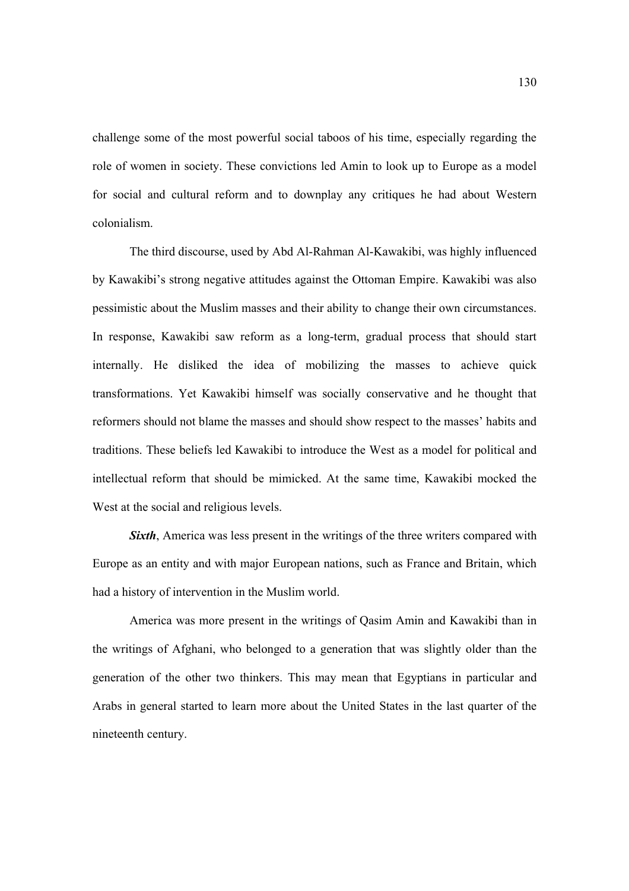challenge some of the most powerful social taboos of his time, especially regarding the role of women in society. These convictions led Amin to look up to Europe as a model for social and cultural reform and to downplay any critiques he had about Western colonialism.

The third discourse, used by Abd Al-Rahman Al-Kawakibi, was highly influenced by Kawakibi's strong negative attitudes against the Ottoman Empire. Kawakibi was also pessimistic about the Muslim masses and their ability to change their own circumstances. In response, Kawakibi saw reform as a long-term, gradual process that should start internally. He disliked the idea of mobilizing the masses to achieve quick transformations. Yet Kawakibi himself was socially conservative and he thought that reformers should not blame the masses and should show respect to the masses' habits and traditions. These beliefs led Kawakibi to introduce the West as a model for political and intellectual reform that should be mimicked. At the same time, Kawakibi mocked the West at the social and religious levels.

***Sixth***, America was less present in the writings of the three writers compared with Europe as an entity and with major European nations, such as France and Britain, which had a history of intervention in the Muslim world.

America was more present in the writings of Qasim Amin and Kawakibi than in the writings of Afghani, who belonged to a generation that was slightly older than the generation of the other two thinkers. This may mean that Egyptians in particular and Arabs in general started to learn more about the United States in the last quarter of the nineteenth century.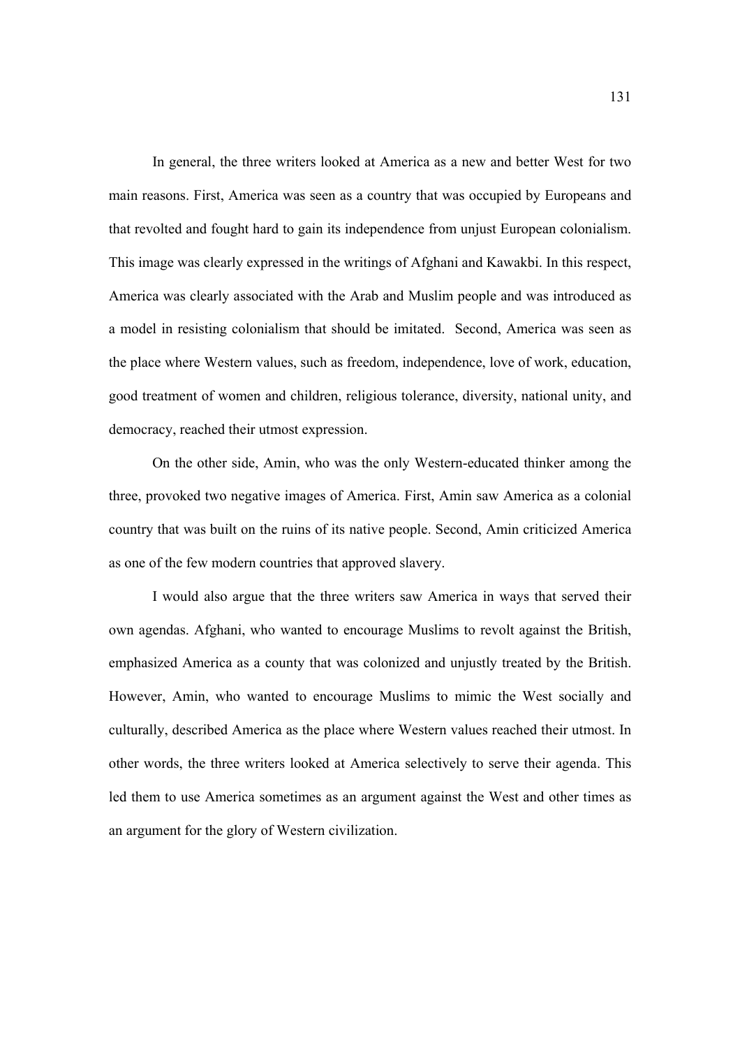In general, the three writers looked at America as a new and better West for two main reasons. First, America was seen as a country that was occupied by Europeans and that revolted and fought hard to gain its independence from unjust European colonialism. This image was clearly expressed in the writings of Afghani and Kawakbi. In this respect, America was clearly associated with the Arab and Muslim people and was introduced as a model in resisting colonialism that should be imitated.  Second, America was seen as the place where Western values, such as freedom, independence, love of work, education, good treatment of women and children, religious tolerance, diversity, national unity, and democracy, reached their utmost expression.

On the other side, Amin, who was the only Western-educated thinker among the three, provoked two negative images of America. First, Amin saw America as a colonial country that was built on the ruins of its native people. Second, Amin criticized America as one of the few modern countries that approved slavery.

I would also argue that the three writers saw America in ways that served their own agendas. Afghani, who wanted to encourage Muslims to revolt against the British, emphasized America as a county that was colonized and unjustly treated by the British. However, Amin, who wanted to encourage Muslims to mimic the West socially and culturally, described America as the place where Western values reached their utmost. In other words, the three writers looked at America selectively to serve their agenda. This led them to use America sometimes as an argument against the West and other times as an argument for the glory of Western civilization.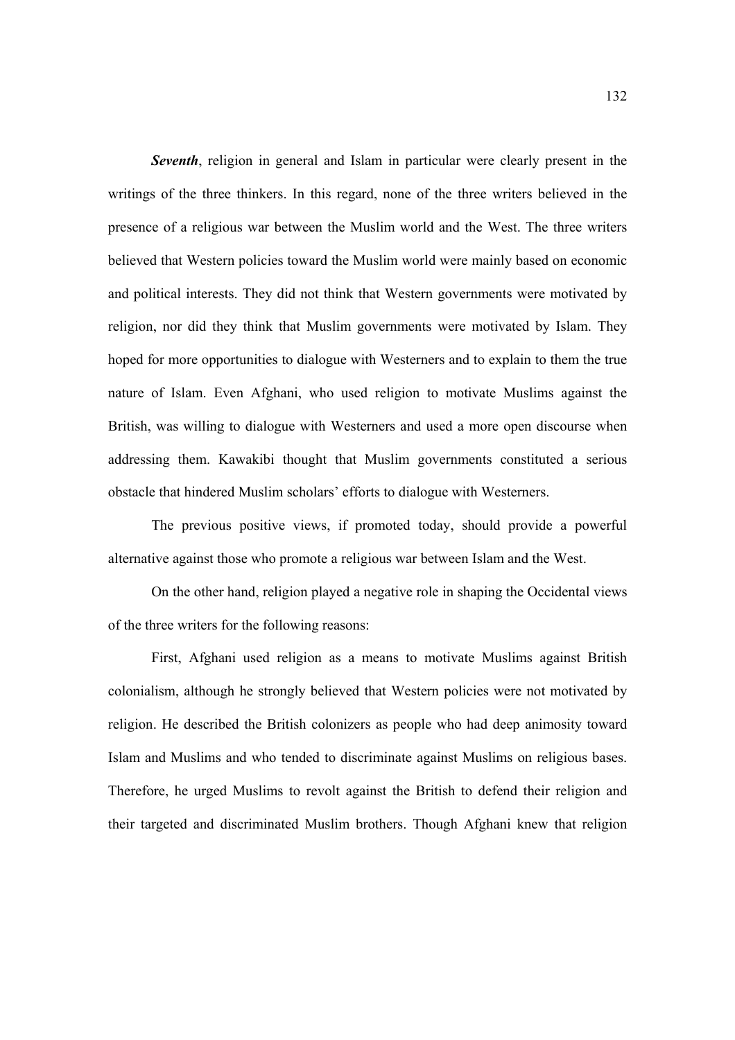***Seventh***, religion in general and Islam in particular were clearly present in the writings of the three thinkers. In this regard, none of the three writers believed in the presence of a religious war between the Muslim world and the West. The three writers believed that Western policies toward the Muslim world were mainly based on economic and political interests. They did not think that Western governments were motivated by religion, nor did they think that Muslim governments were motivated by Islam. They hoped for more opportunities to dialogue with Westerners and to explain to them the true nature of Islam. Even Afghani, who used religion to motivate Muslims against the British, was willing to dialogue with Westerners and used a more open discourse when addressing them. Kawakibi thought that Muslim governments constituted a serious obstacle that hindered Muslim scholars' efforts to dialogue with Westerners.

The previous positive views, if promoted today, should provide a powerful alternative against those who promote a religious war between Islam and the West.

On the other hand, religion played a negative role in shaping the Occidental views of the three writers for the following reasons:

First, Afghani used religion as a means to motivate Muslims against British colonialism, although he strongly believed that Western policies were not motivated by religion. He described the British colonizers as people who had deep animosity toward Islam and Muslims and who tended to discriminate against Muslims on religious bases. Therefore, he urged Muslims to revolt against the British to defend their religion and their targeted and discriminated Muslim brothers. Though Afghani knew that religion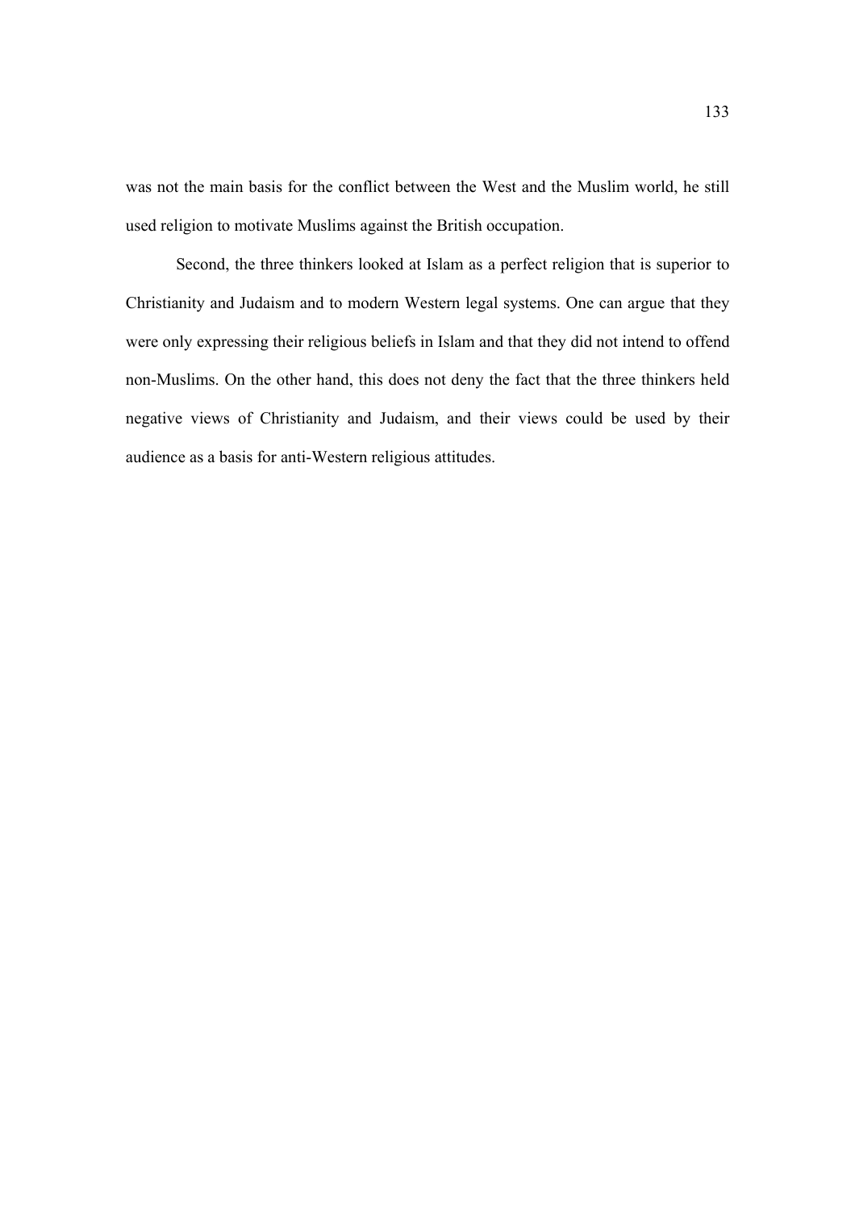was not the main basis for the conflict between the West and the Muslim world, he still used religion to motivate Muslims against the British occupation.

Second, the three thinkers looked at Islam as a perfect religion that is superior to Christianity and Judaism and to modern Western legal systems. One can argue that they were only expressing their religious beliefs in Islam and that they did not intend to offend non-Muslims. On the other hand, this does not deny the fact that the three thinkers held negative views of Christianity and Judaism, and their views could be used by their audience as a basis for anti-Western religious attitudes.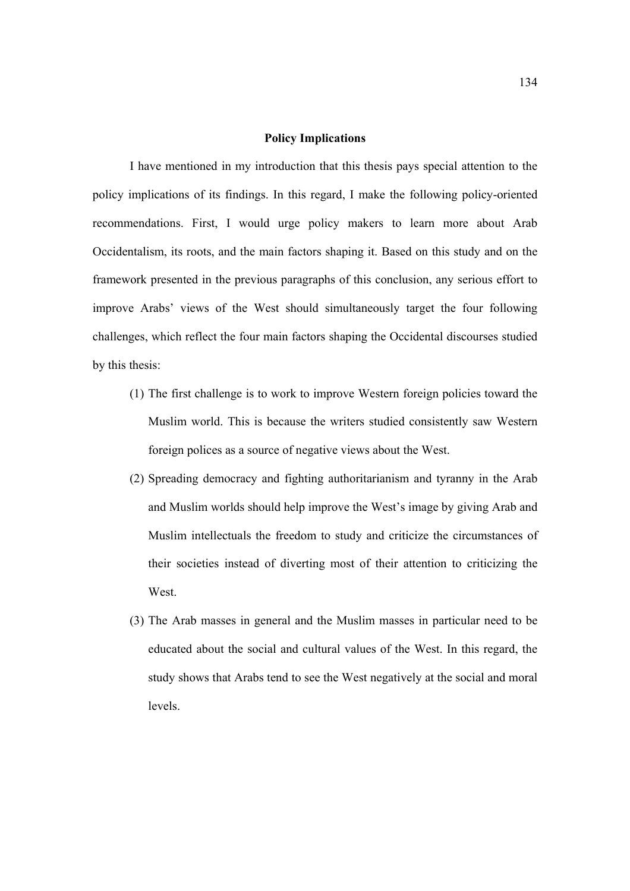## Policy Implications

I have mentioned in my introduction that this thesis pays special attention to the policy implications of its findings. In this regard, I make the following policy-oriented recommendations. First, I would urge policy makers to learn more about Arab Occidentalism, its roots, and the main factors shaping it. Based on this study and on the framework presented in the previous paragraphs of this conclusion, any serious effort to improve Arabs' views of the West should simultaneously target the four following challenges, which reflect the four main factors shaping the Occidental discourses studied by this thesis:

(1) The first challenge is to work to improve Western foreign policies toward the Muslim world. This is because the writers studied consistently saw Western foreign polices as a source of negative views about the West.

(2) Spreading democracy and fighting authoritarianism and tyranny in the Arab and Muslim worlds should help improve the West's image by giving Arab and Muslim intellectuals the freedom to study and criticize the circumstances of their societies instead of diverting most of their attention to criticizing the West.

(3) The Arab masses in general and the Muslim masses in particular need to be educated about the social and cultural values of the West. In this regard, the study shows that Arabs tend to see the West negatively at the social and moral levels.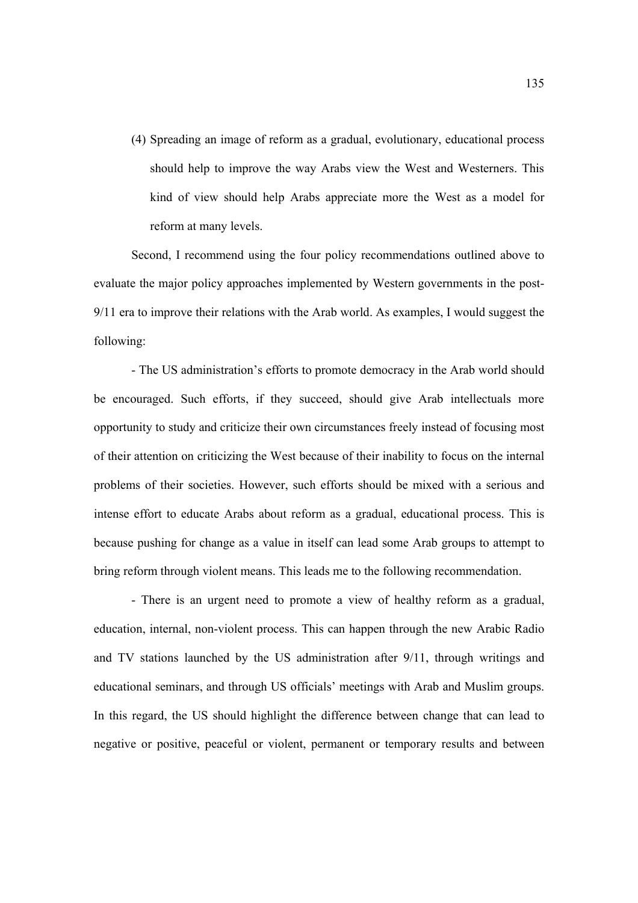(4) Spreading an image of reform as a gradual, evolutionary, educational process should help to improve the way Arabs view the West and Westerners. This kind of view should help Arabs appreciate more the West as a model for reform at many levels.

Second, I recommend using the four policy recommendations outlined above to evaluate the major policy approaches implemented by Western governments in the post-9/11 era to improve their relations with the Arab world. As examples, I would suggest the following:

- The US administration's efforts to promote democracy in the Arab world should be encouraged. Such efforts, if they succeed, should give Arab intellectuals more opportunity to study and criticize their own circumstances freely instead of focusing most of their attention on criticizing the West because of their inability to focus on the internal problems of their societies. However, such efforts should be mixed with a serious and intense effort to educate Arabs about reform as a gradual, educational process. This is because pushing for change as a value in itself can lead some Arab groups to attempt to bring reform through violent means. This leads me to the following recommendation.

- There is an urgent need to promote a view of healthy reform as a gradual, education, internal, non-violent process. This can happen through the new Arabic Radio and TV stations launched by the US administration after 9/11, through writings and educational seminars, and through US officials' meetings with Arab and Muslim groups. In this regard, the US should highlight the difference between change that can lead to negative or positive, peaceful or violent, permanent or temporary results and between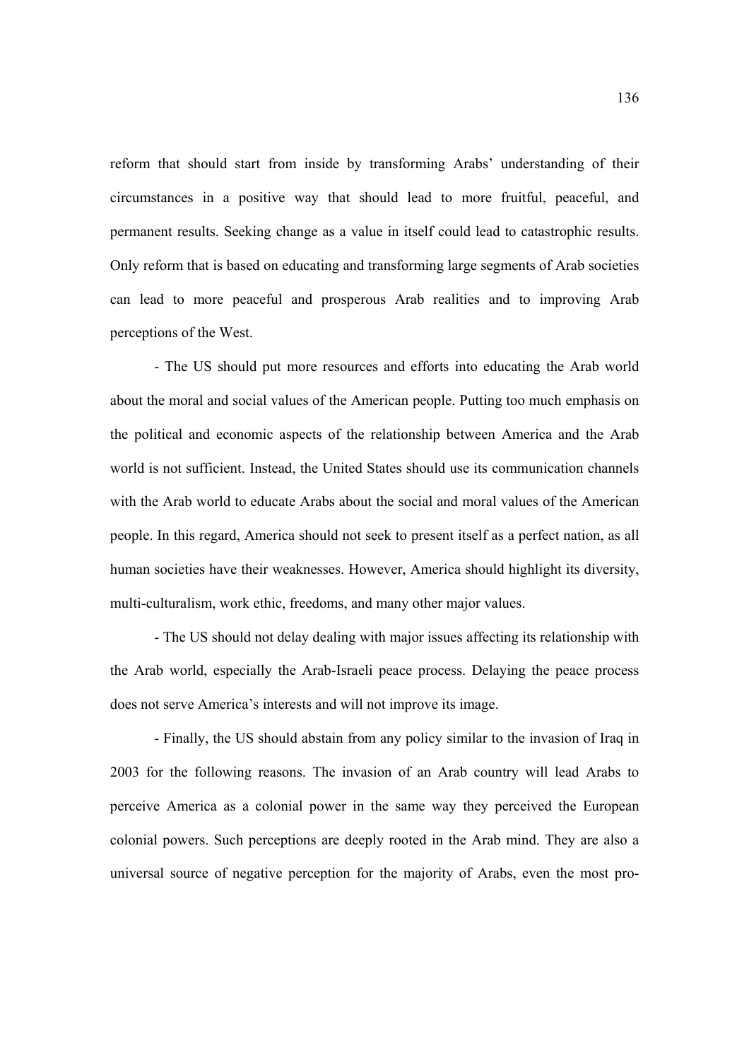reform that should start from inside by transforming Arabs' understanding of their circumstances in a positive way that should lead to more fruitful, peaceful, and permanent results. Seeking change as a value in itself could lead to catastrophic results. Only reform that is based on educating and transforming large segments of Arab societies can lead to more peaceful and prosperous Arab realities and to improving Arab perceptions of the West.

- The US should put more resources and efforts into educating the Arab world about the moral and social values of the American people. Putting too much emphasis on the political and economic aspects of the relationship between America and the Arab world is not sufficient. Instead, the United States should use its communication channels with the Arab world to educate Arabs about the social and moral values of the American people. In this regard, America should not seek to present itself as a perfect nation, as all human societies have their weaknesses. However, America should highlight its diversity, multi-culturalism, work ethic, freedoms, and many other major values.

- The US should not delay dealing with major issues affecting its relationship with the Arab world, especially the Arab-Israeli peace process. Delaying the peace process does not serve America's interests and will not improve its image.

- Finally, the US should abstain from any policy similar to the invasion of Iraq in 2003 for the following reasons. The invasion of an Arab country will lead Arabs to perceive America as a colonial power in the same way they perceived the European colonial powers. Such perceptions are deeply rooted in the Arab mind. They are also a universal source of negative perception for the majority of Arabs, even the most pro-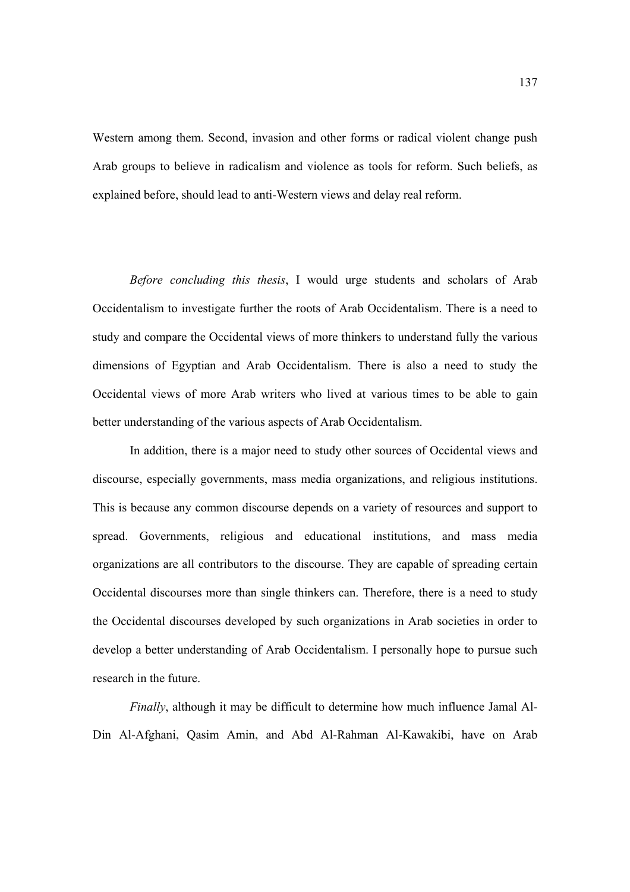Western among them. Second, invasion and other forms or radical violent change push Arab groups to believe in radicalism and violence as tools for reform. Such beliefs, as explained before, should lead to anti-Western views and delay real reform.

*Before concluding this thesis*, I would urge students and scholars of Arab Occidentalism to investigate further the roots of Arab Occidentalism. There is a need to study and compare the Occidental views of more thinkers to understand fully the various dimensions of Egyptian and Arab Occidentalism. There is also a need to study the Occidental views of more Arab writers who lived at various times to be able to gain better understanding of the various aspects of Arab Occidentalism.

In addition, there is a major need to study other sources of Occidental views and discourse, especially governments, mass media organizations, and religious institutions. This is because any common discourse depends on a variety of resources and support to spread. Governments, religious and educational institutions, and mass media organizations are all contributors to the discourse. They are capable of spreading certain Occidental discourses more than single thinkers can. Therefore, there is a need to study the Occidental discourses developed by such organizations in Arab societies in order to develop a better understanding of Arab Occidentalism. I personally hope to pursue such research in the future.

*Finally*, although it may be difficult to determine how much influence Jamal Al-Din Al-Afghani, Qasim Amin, and Abd Al-Rahman Al-Kawakibi, have on Arab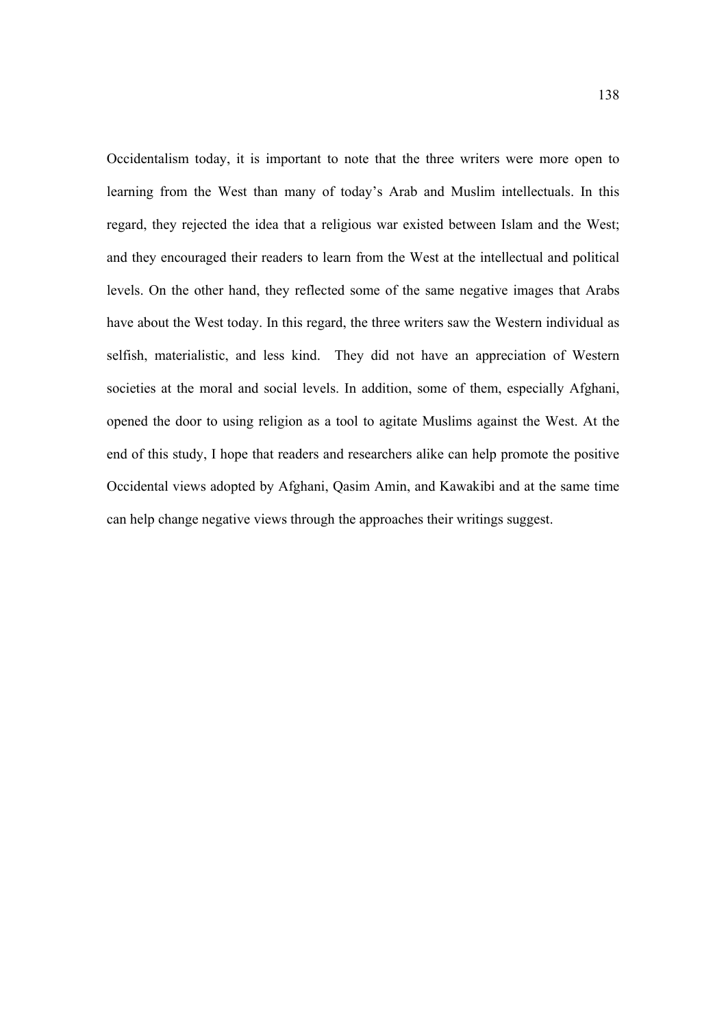Occidentalism today, it is important to note that the three writers were more open to learning from the West than many of today's Arab and Muslim intellectuals. In this regard, they rejected the idea that a religious war existed between Islam and the West; and they encouraged their readers to learn from the West at the intellectual and political levels. On the other hand, they reflected some of the same negative images that Arabs have about the West today. In this regard, the three writers saw the Western individual as selfish, materialistic, and less kind. They did not have an appreciation of Western societies at the moral and social levels. In addition, some of them, especially Afghani, opened the door to using religion as a tool to agitate Muslims against the West. At the end of this study, I hope that readers and researchers alike can help promote the positive Occidental views adopted by Afghani, Qasim Amin, and Kawakibi and at the same time can help change negative views through the approaches their writings suggest.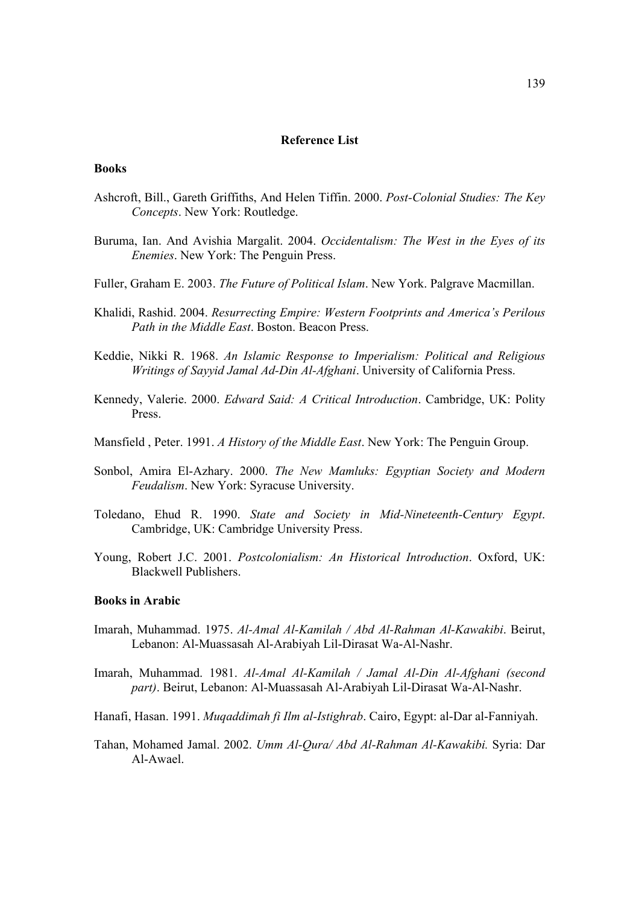## Reference List

### Books

Ashcroft, Bill., Gareth Griffiths, And Helen Tiffin. 2000. *Post-Colonial Studies: The Key Concepts*. New York: Routledge.

Buruma, Ian. And Avishia Margalit. 2004. *Occidentalism: The West in the Eyes of its Enemies*. New York: The Penguin Press.

Fuller, Graham E. 2003. *The Future of Political Islam*. New York. Palgrave Macmillan.

Khalidi, Rashid. 2004. *Resurrecting Empire: Western Footprints and America's Perilous Path in the Middle East*. Boston. Beacon Press.

Keddie, Nikki R. 1968. *An Islamic Response to Imperialism: Political and Religious Writings of Sayyid Jamal Ad-Din Al-Afghani*. University of California Press.

Kennedy, Valerie. 2000. *Edward Said: A Critical Introduction*. Cambridge, UK: Polity Press.

Mansfield , Peter. 1991. *A History of the Middle East*. New York: The Penguin Group.

Sonbol, Amira El-Azhary. 2000. *The New Mamluks: Egyptian Society and Modern Feudalism*. New York: Syracuse University.

Toledano, Ehud R. 1990. *State and Society in Mid-Nineteenth-Century Egypt*. Cambridge, UK: Cambridge University Press.

Young, Robert J.C. 2001. *Postcolonialism: An Historical Introduction*. Oxford, UK: Blackwell Publishers.

### Books in Arabic

Imarah, Muhammad. 1975. *Al-Amal Al-Kamilah / Abd Al-Rahman Al-Kawakibi*. Beirut, Lebanon: Al-Muassasah Al-Arabiyah Lil-Dirasat Wa-Al-Nashr.

Imarah, Muhammad. 1981. *Al-Amal Al-Kamilah / Jamal Al-Din Al-Afghani (second part)*. Beirut, Lebanon: Al-Muassasah Al-Arabiyah Lil-Dirasat Wa-Al-Nashr.

Hanafi, Hasan. 1991. *Muqaddimah fi Ilm al-Istighrab*. Cairo, Egypt: al-Dar al-Fanniyah.

Tahan, Mohamed Jamal. 2002. *Umm Al-Qura/ Abd Al-Rahman Al-Kawakibi.* Syria: Dar Al-Awael.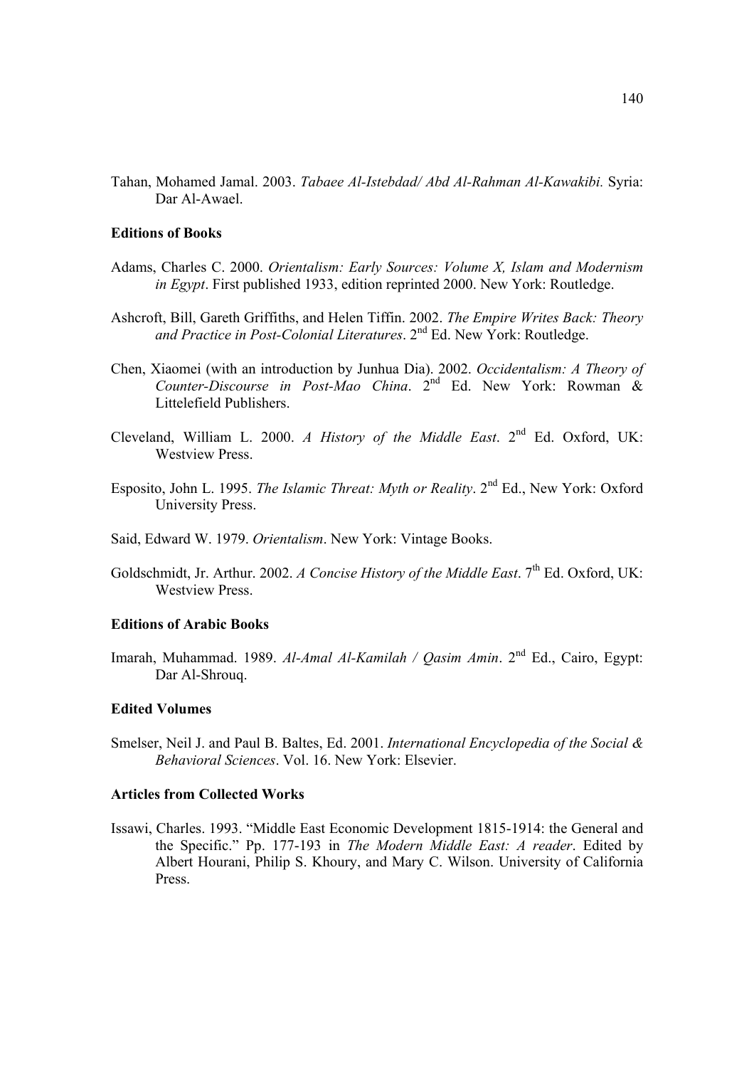Tahan, Mohamed Jamal. 2003. *Tabaee Al-Istebdad/ Abd Al-Rahman Al-Kawakibi.* Syria: Dar Al-Awael.

**Editions of Books**

Adams, Charles C. 2000. *Orientalism: Early Sources: Volume X, Islam and Modernism in Egypt*. First published 1933, edition reprinted 2000. New York: Routledge.

Ashcroft, Bill, Gareth Griffiths, and Helen Tiffin. 2002. *The Empire Writes Back: Theory and Practice in Post-Colonial Literatures*. 2nd Ed. New York: Routledge.

Chen, Xiaomei (with an introduction by Junhua Dia). 2002. *Occidentalism: A Theory of Counter-Discourse in Post-Mao China*. 2nd Ed. New York: Rowman & Littelefield Publishers.

Cleveland, William L. 2000. *A History of the Middle East*. 2nd Ed. Oxford, UK: Westview Press.

Esposito, John L. 1995. *The Islamic Threat: Myth or Reality*. 2nd Ed., New York: Oxford University Press.

Said, Edward W. 1979. *Orientalism*. New York: Vintage Books.

Goldschmidt, Jr. Arthur. 2002. *A Concise History of the Middle East*. 7th Ed. Oxford, UK: Westview Press.

**Editions of Arabic Books**

Imarah, Muhammad. 1989. *Al-Amal Al-Kamilah / Qasim Amin*. 2nd Ed., Cairo, Egypt: Dar Al-Shrouq.

**Edited Volumes**

Smelser, Neil J. and Paul B. Baltes, Ed. 2001. *International Encyclopedia of the Social & Behavioral Sciences*. Vol. 16. New York: Elsevier.

**Articles from Collected Works**

Issawi, Charles. 1993. "Middle East Economic Development 1815-1914: the General and the Specific." Pp. 177-193 in *The Modern Middle East: A reader*. Edited by Albert Hourani, Philip S. Khoury, and Mary C. Wilson. University of California Press.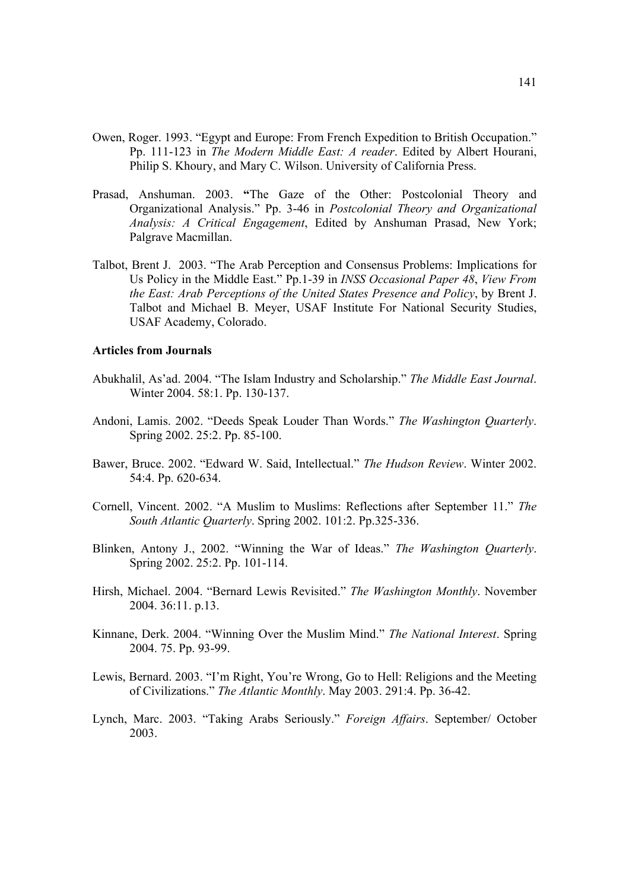Owen, Roger. 1993. "Egypt and Europe: From French Expedition to British Occupation." Pp. 111-123 in *The Modern Middle East: A reader*. Edited by Albert Hourani, Philip S. Khoury, and Mary C. Wilson. University of California Press.

Prasad, Anshuman. 2003. **"**The Gaze of the Other: Postcolonial Theory and Organizational Analysis." Pp. 3-46 in *Postcolonial Theory and Organizational Analysis: A Critical Engagement*, Edited by Anshuman Prasad, New York; Palgrave Macmillan.

Talbot, Brent J. 2003. "The Arab Perception and Consensus Problems: Implications for Us Policy in the Middle East." Pp.1-39 in *INSS Occasional Paper 48*, *View From the East: Arab Perceptions of the United States Presence and Policy*, by Brent J. Talbot and Michael B. Meyer, USAF Institute For National Security Studies, USAF Academy, Colorado.

**Articles from Journals**

Abukhalil, As'ad. 2004. "The Islam Industry and Scholarship." *The Middle East Journal*. Winter 2004. 58:1. Pp. 130-137.

Andoni, Lamis. 2002. "Deeds Speak Louder Than Words." *The Washington Quarterly*. Spring 2002. 25:2. Pp. 85-100.

Bawer, Bruce. 2002. "Edward W. Said, Intellectual." *The Hudson Review*. Winter 2002. 54:4. Pp. 620-634.

Cornell, Vincent. 2002. "A Muslim to Muslims: Reflections after September 11." *The South Atlantic Quarterly*. Spring 2002. 101:2. Pp.325-336.

Blinken, Antony J., 2002. "Winning the War of Ideas." *The Washington Quarterly*. Spring 2002. 25:2. Pp. 101-114.

Hirsh, Michael. 2004. "Bernard Lewis Revisited." *The Washington Monthly*. November 2004. 36:11. p.13.

Kinnane, Derk. 2004. "Winning Over the Muslim Mind." *The National Interest*. Spring 2004. 75. Pp. 93-99.

Lewis, Bernard. 2003. "I'm Right, You're Wrong, Go to Hell: Religions and the Meeting of Civilizations." *The Atlantic Monthly*. May 2003. 291:4. Pp. 36-42.

Lynch, Marc. 2003. "Taking Arabs Seriously." *Foreign Affairs*. September/ October 2003.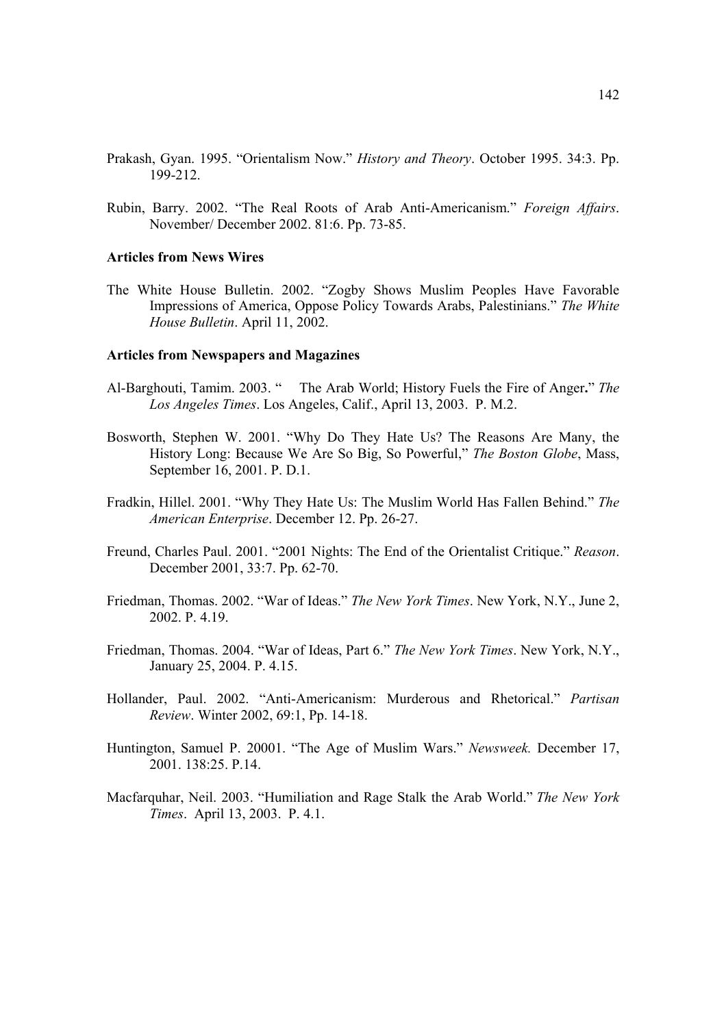Prakash, Gyan. 1995. "Orientalism Now." *History and Theory*. October 1995. 34:3. Pp. 199-212.

Rubin, Barry. 2002. "The Real Roots of Arab Anti-Americanism." *Foreign Affairs*. November/ December 2002. 81:6. Pp. 73-85.

**Articles from News Wires**

The White House Bulletin. 2002. "Zogby Shows Muslim Peoples Have Favorable Impressions of America, Oppose Policy Towards Arabs, Palestinians." *The White House Bulletin*. April 11, 2002.

**Articles from Newspapers and Magazines**

Al-Barghouti, Tamim. 2003. " The Arab World; History Fuels the Fire of Anger**.**" *The Los Angeles Times*. Los Angeles, Calif., April 13, 2003. P. M.2.

Bosworth, Stephen W. 2001. "Why Do They Hate Us? The Reasons Are Many, the History Long: Because We Are So Big, So Powerful," *The Boston Globe*, Mass, September 16, 2001. P. D.1.

Fradkin, Hillel. 2001. "Why They Hate Us: The Muslim World Has Fallen Behind." *The American Enterprise*. December 12. Pp. 26-27.

Freund, Charles Paul. 2001. "2001 Nights: The End of the Orientalist Critique." *Reason*. December 2001, 33:7. Pp. 62-70.

Friedman, Thomas. 2002. "War of Ideas." *The New York Times*. New York, N.Y., June 2, 2002. P. 4.19.

Friedman, Thomas. 2004. "War of Ideas, Part 6." *The New York Times*. New York, N.Y., January 25, 2004. P. 4.15.

Hollander, Paul. 2002. "Anti-Americanism: Murderous and Rhetorical." *Partisan Review*. Winter 2002, 69:1, Pp. 14-18.

Huntington, Samuel P. 20001. "The Age of Muslim Wars." *Newsweek.* December 17, 2001. 138:25. P.14.

Macfarquhar, Neil. 2003. "Humiliation and Rage Stalk the Arab World." *The New York Times*. April 13, 2003. P. 4.1.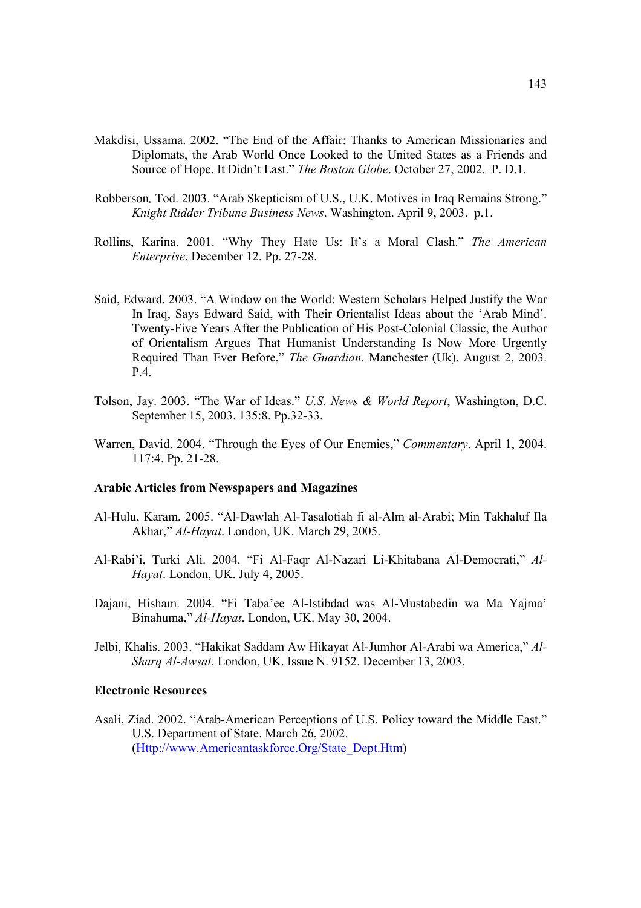Makdisi, Ussama. 2002. "The End of the Affair: Thanks to American Missionaries and Diplomats, the Arab World Once Looked to the United States as a Friends and Source of Hope. It Didn't Last." *The Boston Globe*. October 27, 2002. P. D.1.

Robberson, Tod. 2003. "Arab Skepticism of U.S., U.K. Motives in Iraq Remains Strong." *Knight Ridder Tribune Business News*. Washington. April 9, 2003. p.1.

Rollins, Karina. 2001. "Why They Hate Us: It's a Moral Clash." *The American Enterprise*, December 12. Pp. 27-28.

Said, Edward. 2003. "A Window on the World: Western Scholars Helped Justify the War In Iraq, Says Edward Said, with Their Orientalist Ideas about the 'Arab Mind'. Twenty-Five Years After the Publication of His Post-Colonial Classic, the Author of Orientalism Argues That Humanist Understanding Is Now More Urgently Required Than Ever Before," *The Guardian*. Manchester (Uk), August 2, 2003. P.4.

Tolson, Jay. 2003. "The War of Ideas." *U.S. News & World Report*, Washington, D.C. September 15, 2003. 135:8. Pp.32-33.

Warren, David. 2004. "Through the Eyes of Our Enemies," *Commentary*. April 1, 2004. 117:4. Pp. 21-28.

**Arabic Articles from Newspapers and Magazines**

Al-Hulu, Karam. 2005. "Al-Dawlah Al-Tasalotiah fi al-Alm al-Arabi; Min Takhaluf Ila Akhar," *Al-Hayat*. London, UK. March 29, 2005.

Al-Rabi'i, Turki Ali. 2004. "Fi Al-Faqr Al-Nazari Li-Khitabana Al-Democrati," *Al-Hayat*. London, UK. July 4, 2005.

Dajani, Hisham. 2004. "Fi Taba'ee Al-Istibdad was Al-Mustabedin wa Ma Yajma' Binahuma," *Al-Hayat*. London, UK. May 30, 2004.

Jelbi, Khalis. 2003. "Hakikat Saddam Aw Hikayat Al-Jumhor Al-Arabi wa America," *Al-Sharq Al-Awsat*. London, UK. Issue N. 9152. December 13, 2003.

**Electronic Resources**

Asali, Ziad. 2002. "Arab-American Perceptions of U.S. Policy toward the Middle East." U.S. Department of State. March 26, 2002. (Http://www.Americantaskforce.Org/State_Dept.Htm)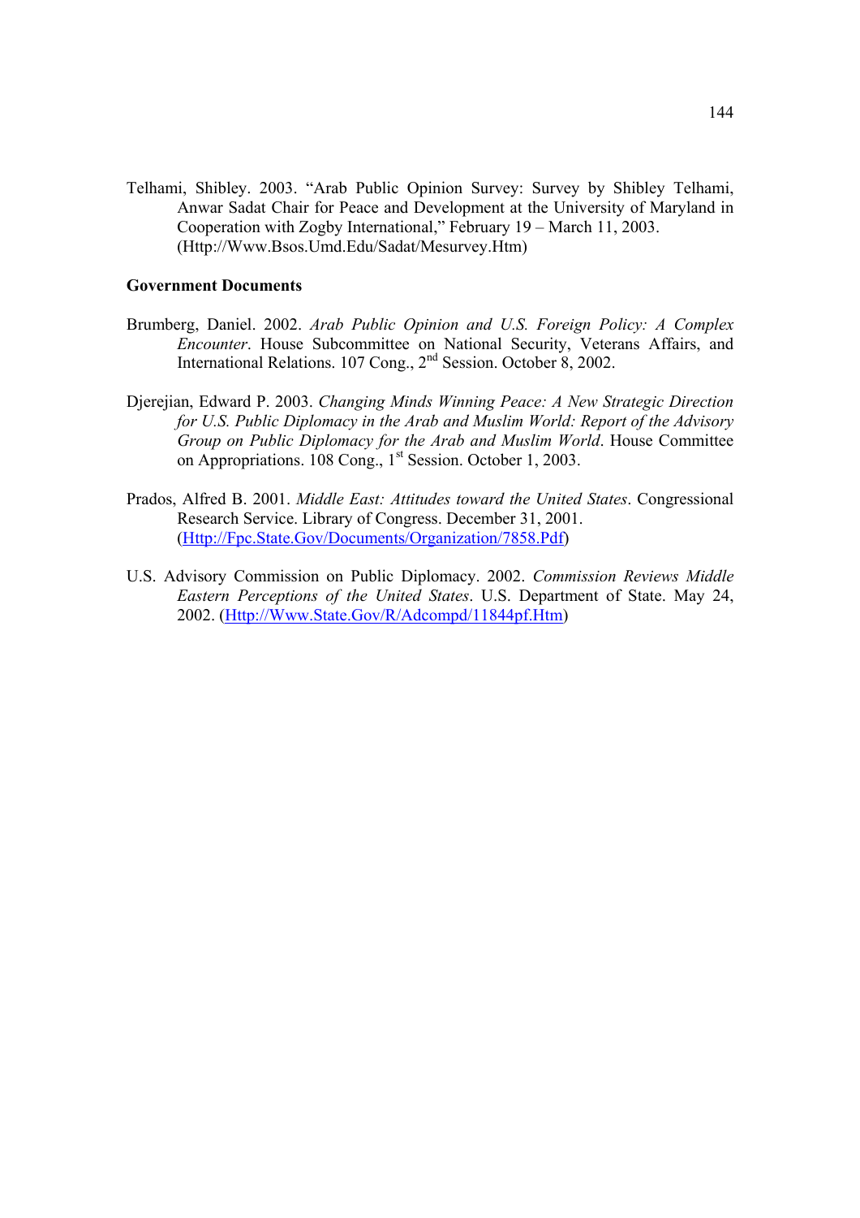Telhami, Shibley. 2003. "Arab Public Opinion Survey: Survey by Shibley Telhami, Anwar Sadat Chair for Peace and Development at the University of Maryland in Cooperation with Zogby International," February 19 – March 11, 2003. (Http://Www.Bsos.Umd.Edu/Sadat/Mesurvey.Htm)

**Government Documents**

Brumberg, Daniel. 2002. *Arab Public Opinion and U.S. Foreign Policy: A Complex Encounter*. House Subcommittee on National Security, Veterans Affairs, and International Relations. 107 Cong., 2nd Session. October 8, 2002.

Djerejian, Edward P. 2003. *Changing Minds Winning Peace: A New Strategic Direction for U.S. Public Diplomacy in the Arab and Muslim World: Report of the Advisory Group on Public Diplomacy for the Arab and Muslim World*. House Committee on Appropriations. 108 Cong., 1st Session. October 1, 2003.

Prados, Alfred B. 2001. *Middle East: Attitudes toward the United States*. Congressional Research Service. Library of Congress. December 31, 2001. (Http://Fpc.State.Gov/Documents/Organization/7858.Pdf)

U.S. Advisory Commission on Public Diplomacy. 2002. *Commission Reviews Middle Eastern Perceptions of the United States*. U.S. Department of State. May 24, 2002. (Http://Www.State.Gov/R/Adcompd/11844pf.Htm)